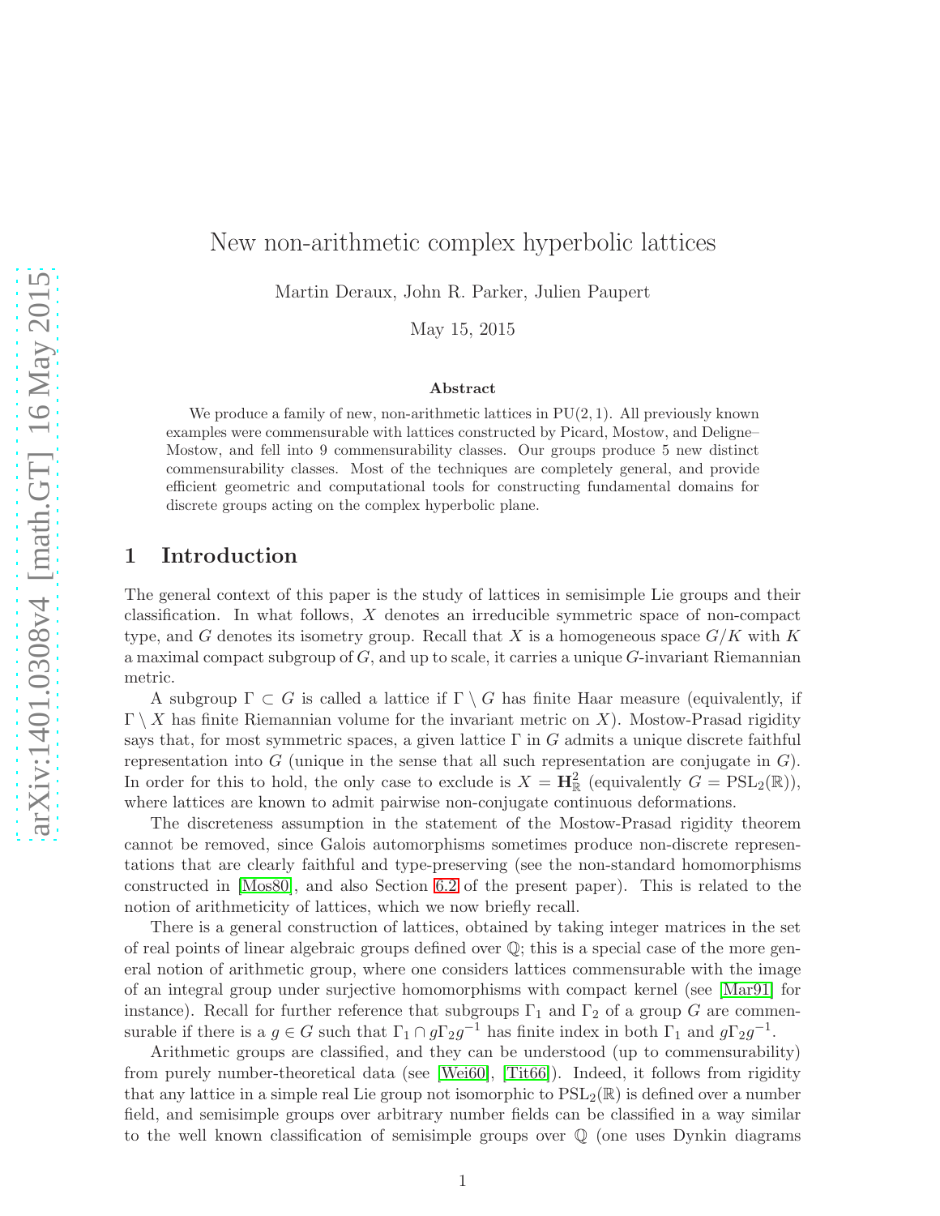# New non-arithmetic complex hyperbolic lattices

Martin Deraux, John R. Parker, Julien Paupert

May 15, 2015

### Abstract

We produce a family of new, non-arithmetic lattices in $\mathrm{PU}(2,1)$. All previously known examples were commensurable with lattices constructed by Picard, Mostow, and Deligne–Mostow, and fell into 9 commensurability classes. Our groups produce 5 new distinct commensurability classes. Most of the techniques are completely general, and provide efficient geometric and computational tools for constructing fundamental domains for discrete groups acting on the complex hyperbolic plane.

## 1 Introduction

The general context of this paper is the study of lattices in semisimple Lie groups and their classification. In what follows, $X$ denotes an irreducible symmetric space of non-compact type, and $G$ denotes its isometry group. Recall that $X$ is a homogeneous space $G/K$ with $K$ a maximal compact subgroup of $G$, and up to scale, it carries a unique $G$-invariant Riemannian metric.

A subgroup $\Gamma \subset G$ is called a lattice if $\Gamma \setminus G$ has finite Haar measure (equivalently, if $\Gamma \setminus X$ has finite Riemannian volume for the invariant metric on $X$). Mostow-Prasad rigidity says that, for most symmetric spaces, a given lattice $\Gamma$ in $G$ admits a unique discrete faithful representation into $G$ (unique in the sense that all such representation are conjugate in $G$). In order for this to hold, the only case to exclude is $X = \mathbf{H}^2_{\mathbb{R}}$ (equivalently $G = \mathrm{PSL}_2(\mathbb{R})$), where lattices are known to admit pairwise non-conjugate continuous deformations.

The discreteness assumption in the statement of the Mostow-Prasad rigidity theorem cannot be removed, since Galois automorphisms sometimes produce non-discrete representations that are clearly faithful and type-preserving (see the non-standard homomorphisms constructed in [Mos80], and also Section 6.2 of the present paper). This is related to the notion of arithmeticity of lattices, which we now briefly recall.

There is a general construction of lattices, obtained by taking integer matrices in the set of real points of linear algebraic groups defined over $\mathbb{Q}$; this is a special case of the more general notion of arithmetic group, where one considers lattices commensurable with the image of an integral group under surjective homomorphisms with compact kernel (see [Mar91] for instance). Recall for further reference that subgroups $\Gamma_1$ and $\Gamma_2$ of a group $G$ are commensurable if there is a $g \in G$ such that $\Gamma_1 \cap g\Gamma_2 g^{-1}$ has finite index in both $\Gamma_1$ and $g\Gamma_2 g^{-1}$.

Arithmetic groups are classified, and they can be understood (up to commensurability) from purely number-theoretical data (see [Wei60], [Tit66]). Indeed, it follows from rigidity that any lattice in a simple real Lie group not isomorphic to $\mathrm{PSL}_2(\mathbb{R})$ is defined over a number field, and semisimple groups over arbitrary number fields can be classified in a way similar to the well known classification of semisimple groups over $\mathbb{Q}$ (one uses Dynkin diagrams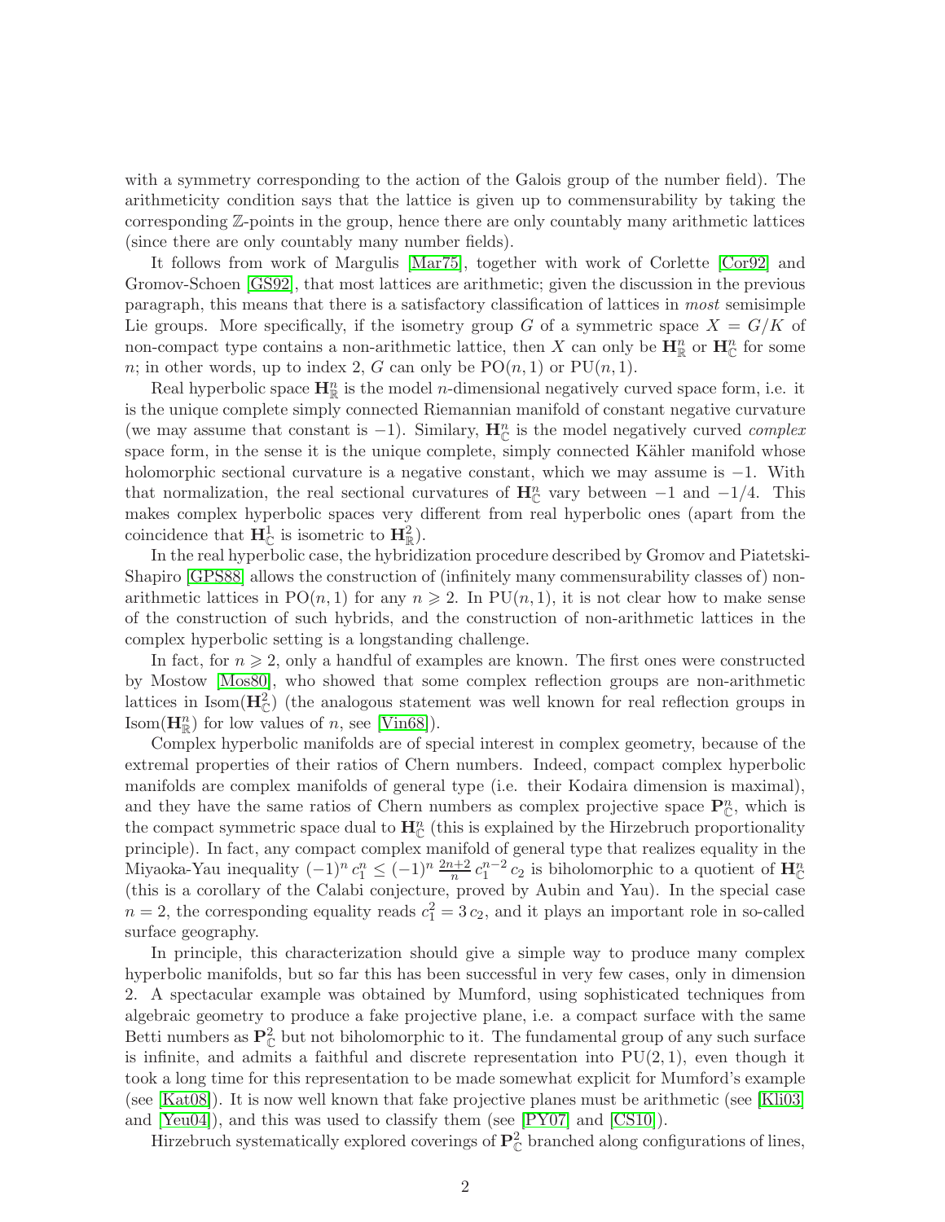with a symmetry corresponding to the action of the Galois group of the number field). The arithmeticity condition says that the lattice is given up to commensurability by taking the corresponding $\mathbb{Z}$-points in the group, hence there are only countably many arithmetic lattices (since there are only countably many number fields).

It follows from work of Margulis [Mar75], together with work of Corlette [Cor92] and Gromov-Schoen [GS92], that most lattices are arithmetic; given the discussion in the previous paragraph, this means that there is a satisfactory classification of lattices in *most* semisimple Lie groups. More specifically, if the isometry group $G$ of a symmetric space $X = G/K$ of non-compact type contains a non-arithmetic lattice, then $X$ can only be $\mathbf{H}^n_{\mathbb{R}}$ or $\mathbf{H}^n_{\mathbb{C}}$ for some $n$; in other words, up to index 2, $G$ can only be $\mathrm{PO}(n,1)$ or $\mathrm{PU}(n,1)$.

Real hyperbolic space $\mathbf{H}^n_{\mathbb{R}}$ is the model $n$-dimensional negatively curved space form, i.e. it is the unique complete simply connected Riemannian manifold of constant negative curvature (we may assume that constant is $-1$). Similary, $\mathbf{H}^n_{\mathbb{C}}$ is the model negatively curved *complex* space form, in the sense it is the unique complete, simply connected Kähler manifold whose holomorphic sectional curvature is a negative constant, which we may assume is $-1$. With that normalization, the real sectional curvatures of $\mathbf{H}^n_{\mathbb{C}}$ vary between $-1$ and $-1/4$. This makes complex hyperbolic spaces very different from real hyperbolic ones (apart from the coincidence that $\mathbf{H}^1_{\mathbb{C}}$ is isometric to $\mathbf{H}^2_{\mathbb{R}}$).

In the real hyperbolic case, the hybridization procedure described by Gromov and Piatetski-Shapiro [GPS88] allows the construction of (infinitely many commensurability classes of) non-arithmetic lattices in $\mathrm{PO}(n,1)$ for any $n \geqslant 2$. In $\mathrm{PU}(n,1)$, it is not clear how to make sense of the construction of such hybrids, and the construction of non-arithmetic lattices in the complex hyperbolic setting is a longstanding challenge.

In fact, for $n \geqslant 2$, only a handful of examples are known. The first ones were constructed by Mostow [Mos80], who showed that some complex reflection groups are non-arithmetic lattices in $\mathrm{Isom}(\mathbf{H}^2_{\mathbb{C}})$ (the analogous statement was well known for real reflection groups in $\mathrm{Isom}(\mathbf{H}^n_{\mathbb{R}})$ for low values of $n$, see [Vin68]).

Complex hyperbolic manifolds are of special interest in complex geometry, because of the extremal properties of their ratios of Chern numbers. Indeed, compact complex hyperbolic manifolds are complex manifolds of general type (i.e. their Kodaira dimension is maximal), and they have the same ratios of Chern numbers as complex projective space $\mathbf{P}^n_{\mathbb{C}}$, which is the compact symmetric space dual to $\mathbf{H}^n_{\mathbb{C}}$ (this is explained by the Hirzebruch proportionality principle). In fact, any compact complex manifold of general type that realizes equality in the Miyaoka-Yau inequality $(-1)^n c_1^n \leq (-1)^n \frac{2n+2}{n} c_1^{n-2} c_2$ is biholomorphic to a quotient of $\mathbf{H}^n_{\mathbb{C}}$ (this is a corollary of the Calabi conjecture, proved by Aubin and Yau). In the special case $n = 2$, the corresponding equality reads $c_1^2 = 3\, c_2$, and it plays an important role in so-called surface geography.

In principle, this characterization should give a simple way to produce many complex hyperbolic manifolds, but so far this has been successful in very few cases, only in dimension 2. A spectacular example was obtained by Mumford, using sophisticated techniques from algebraic geometry to produce a fake projective plane, i.e. a compact surface with the same Betti numbers as $\mathbf{P}^2_{\mathbb{C}}$ but not biholomorphic to it. The fundamental group of any such surface is infinite, and admits a faithful and discrete representation into $\mathrm{PU}(2,1)$, even though it took a long time for this representation to be made somewhat explicit for Mumford's example (see [Kat08]). It is now well known that fake projective planes must be arithmetic (see [Kli03] and [Yeu04]), and this was used to classify them (see [PY07] and [CS10]).

Hirzebruch systematically explored coverings of $\mathbf{P}^2_{\mathbb{C}}$ branched along configurations of lines,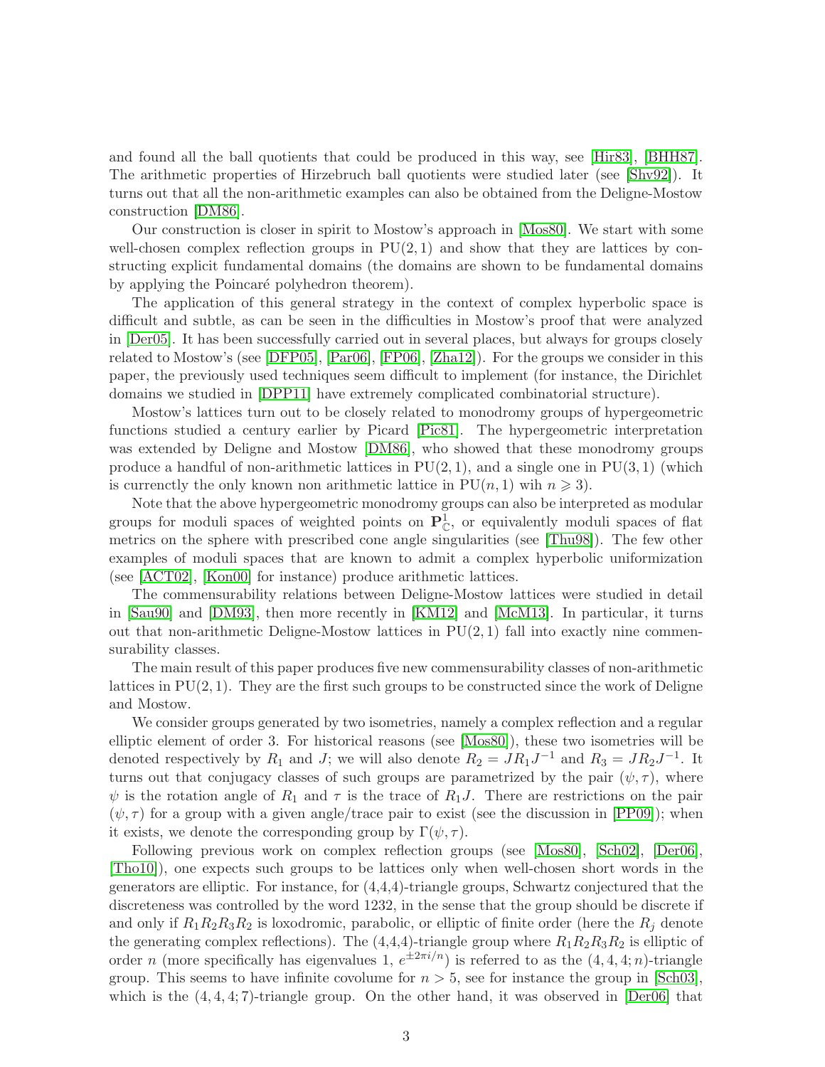and found all the ball quotients that could be produced in this way, see [Hir83], [BHH87]. The arithmetic properties of Hirzebruch ball quotients were studied later (see [Shv92]). It turns out that all the non-arithmetic examples can also be obtained from the Deligne-Mostow construction [DM86].

Our construction is closer in spirit to Mostow's approach in [Mos80]. We start with some well-chosen complex reflection groups in $\mathrm{PU}(2,1)$ and show that they are lattices by constructing explicit fundamental domains (the domains are shown to be fundamental domains by applying the Poincaré polyhedron theorem).

The application of this general strategy in the context of complex hyperbolic space is difficult and subtle, as can be seen in the difficulties in Mostow's proof that were analyzed in [Der05]. It has been successfully carried out in several places, but always for groups closely related to Mostow's (see [DFP05], [Par06], [FP06], [Zha12]). For the groups we consider in this paper, the previously used techniques seem difficult to implement (for instance, the Dirichlet domains we studied in [DPP11] have extremely complicated combinatorial structure).

Mostow's lattices turn out to be closely related to monodromy groups of hypergeometric functions studied a century earlier by Picard [Pic81]. The hypergeometric interpretation was extended by Deligne and Mostow [DM86], who showed that these monodromy groups produce a handful of non-arithmetic lattices in $\mathrm{PU}(2,1)$, and a single one in $\mathrm{PU}(3,1)$ (which is currenctly the only known non arithmetic lattice in $\mathrm{PU}(n,1)$ wih $n \geqslant 3$).

Note that the above hypergeometric monodromy groups can also be interpreted as modular groups for moduli spaces of weighted points on $\mathbf{P}^1_{\mathbb{C}}$, or equivalently moduli spaces of flat metrics on the sphere with prescribed cone angle singularities (see [Thu98]). The few other examples of moduli spaces that are known to admit a complex hyperbolic uniformization (see [ACT02], [Kon00] for instance) produce arithmetic lattices.

The commensurability relations between Deligne-Mostow lattices were studied in detail in [Sau90] and [DM93], then more recently in [KM12] and [McM13]. In particular, it turns out that non-arithmetic Deligne-Mostow lattices in $\mathrm{PU}(2,1)$ fall into exactly nine commensurability classes.

The main result of this paper produces five new commensurability classes of non-arithmetic lattices in $\mathrm{PU}(2,1)$. They are the first such groups to be constructed since the work of Deligne and Mostow.

We consider groups generated by two isometries, namely a complex reflection and a regular elliptic element of order 3. For historical reasons (see [Mos80]), these two isometries will be denoted respectively by $R_1$ and $J$; we will also denote $R_2 = JR_1J^{-1}$ and $R_3 = JR_2J^{-1}$. It turns out that conjugacy classes of such groups are parametrized by the pair $(\psi, \tau)$, where $\psi$ is the rotation angle of $R_1$ and $\tau$ is the trace of $R_1J$. There are restrictions on the pair $(\psi, \tau)$ for a group with a given angle/trace pair to exist (see the discussion in [PP09]); when it exists, we denote the corresponding group by $\Gamma(\psi, \tau)$.

Following previous work on complex reflection groups (see [Mos80], [Sch02], [Der06], [Tho10]), one expects such groups to be lattices only when well-chosen short words in the generators are elliptic. For instance, for (4,4,4)-triangle groups, Schwartz conjectured that the discreteness was controlled by the word 1232, in the sense that the group should be discrete if and only if $R_1R_2R_3R_2$ is loxodromic, parabolic, or elliptic of finite order (here the $R_j$ denote the generating complex reflections). The (4,4,4)-triangle group where $R_1R_2R_3R_2$ is elliptic of order $n$ (more specifically has eigenvalues 1, $e^{\pm 2\pi i/n}$) is referred to as the $(4, 4, 4; n)$-triangle group. This seems to have infinite covolume for $n > 5$, see for instance the group in [Sch03], which is the $(4, 4, 4; 7)$-triangle group. On the other hand, it was observed in [Der06] that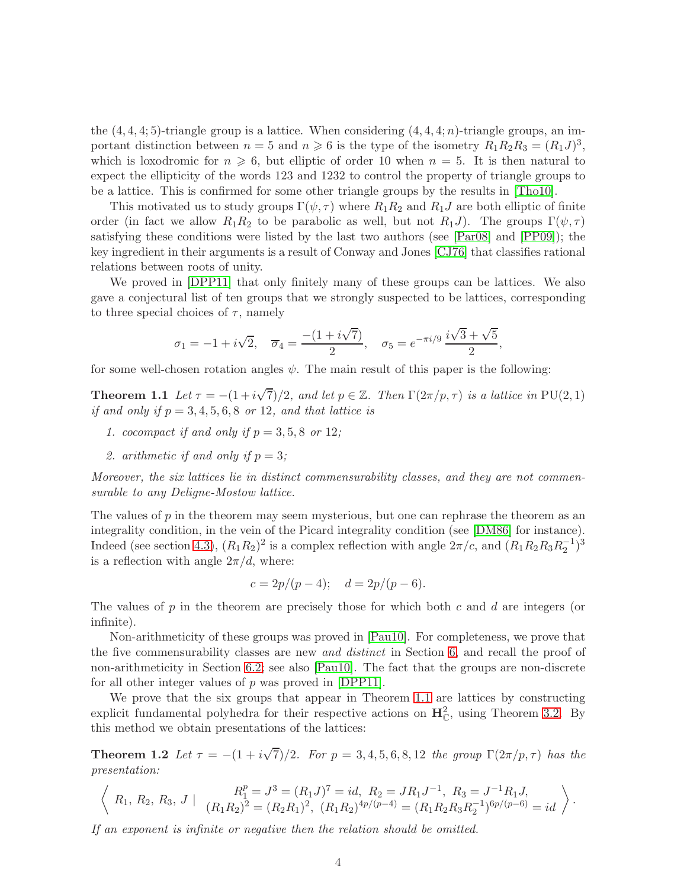the $(4,4,4;5)$-triangle group is a lattice. When considering $(4,4,4;n)$-triangle groups, an important distinction between $n=5$ and $n \geqslant 6$ is the type of the isometry $R_1R_2R_3 = (R_1J)^3$, which is loxodromic for $n \geqslant 6$, but elliptic of order 10 when $n=5$. It is then natural to expect the ellipticity of the words 123 and 1232 to control the property of triangle groups to be a lattice. This is confirmed for some other triangle groups by the results in [Tho10].

This motivated us to study groups $\Gamma(\psi,\tau)$ where $R_1R_2$ and $R_1J$ are both elliptic of finite order (in fact we allow $R_1R_2$ to be parabolic as well, but not $R_1J$). The groups $\Gamma(\psi,\tau)$ satisfying these conditions were listed by the last two authors (see [Par08] and [PP09]); the key ingredient in their arguments is a result of Conway and Jones [CJ76] that classifies rational relations between roots of unity.

We proved in [DPP11] that only finitely many of these groups can be lattices. We also gave a conjectural list of ten groups that we strongly suspected to be lattices, corresponding to three special choices of $\tau$, namely

$$\sigma_1 = -1 + i\sqrt{2}, \quad \overline{\sigma}_4 = \frac{-(1+i\sqrt{7})}{2}, \quad \sigma_5 = e^{-\pi i/9}\,\frac{i\sqrt{3}+\sqrt{5}}{2},$$

for some well-chosen rotation angles $\psi$. The main result of this paper is the following:

**Theorem 1.1** *Let $\tau = -(1+i\sqrt{7})/2$, and let $p \in \mathbb{Z}$. Then $\Gamma(2\pi/p,\tau)$ is a lattice in $\mathrm{PU}(2,1)$ if and only if $p = 3,4,5,6,8$ or $12$, and that lattice is*

1. *cocompact if and only if $p = 3,5,8$ or $12$;*
2. *arithmetic if and only if $p = 3$;*

*Moreover, the six lattices lie in distinct commensurability classes, and they are not commensurable to any Deligne-Mostow lattice.*

The values of $p$ in the theorem may seem mysterious, but one can rephrase the theorem as an integrality condition, in the vein of the Picard integrality condition (see [DM86] for instance). Indeed (see section 4.3), $(R_1R_2)^2$ is a complex reflection with angle $2\pi/c$, and $(R_1R_2R_3R_2^{-1})^3$ is a reflection with angle $2\pi/d$, where:

$$c = 2p/(p-4); \quad d = 2p/(p-6).$$

The values of $p$ in the theorem are precisely those for which both $c$ and $d$ are integers (or infinite).

Non-arithmeticity of these groups was proved in [Pau10]. For completeness, we prove that the five commensurability classes are new *and distinct* in Section 6, and recall the proof of non-arithmeticity in Section 6.2; see also [Pau10]. The fact that the groups are non-discrete for all other integer values of $p$ was proved in [DPP11].

We prove that the six groups that appear in Theorem 1.1 are lattices by constructing explicit fundamental polyhedra for their respective actions on $\mathbf{H}^2_{\mathbb{C}}$, using Theorem 3.2. By this method we obtain presentations of the lattices:

**Theorem 1.2** *Let $\tau = -(1+i\sqrt{7})/2$. For $p = 3,4,5,6,8,12$ the group $\Gamma(2\pi/p,\tau)$ has the presentation:*

$$\left\langle\; R_1,\, R_2,\, R_3,\, J \;\middle|\; \begin{array}{c} R_1^p = J^3 = (R_1J)^7 = id,\ R_2 = JR_1J^{-1},\ R_3 = J^{-1}R_1J, \\ (R_1R_2)^2 = (R_2R_1)^2,\ (R_1R_2)^{4p/(p-4)} = (R_1R_2R_3R_2^{-1})^{6p/(p-6)} = id \end{array} \right\rangle.$$

*If an exponent is infinite or negative then the relation should be omitted.*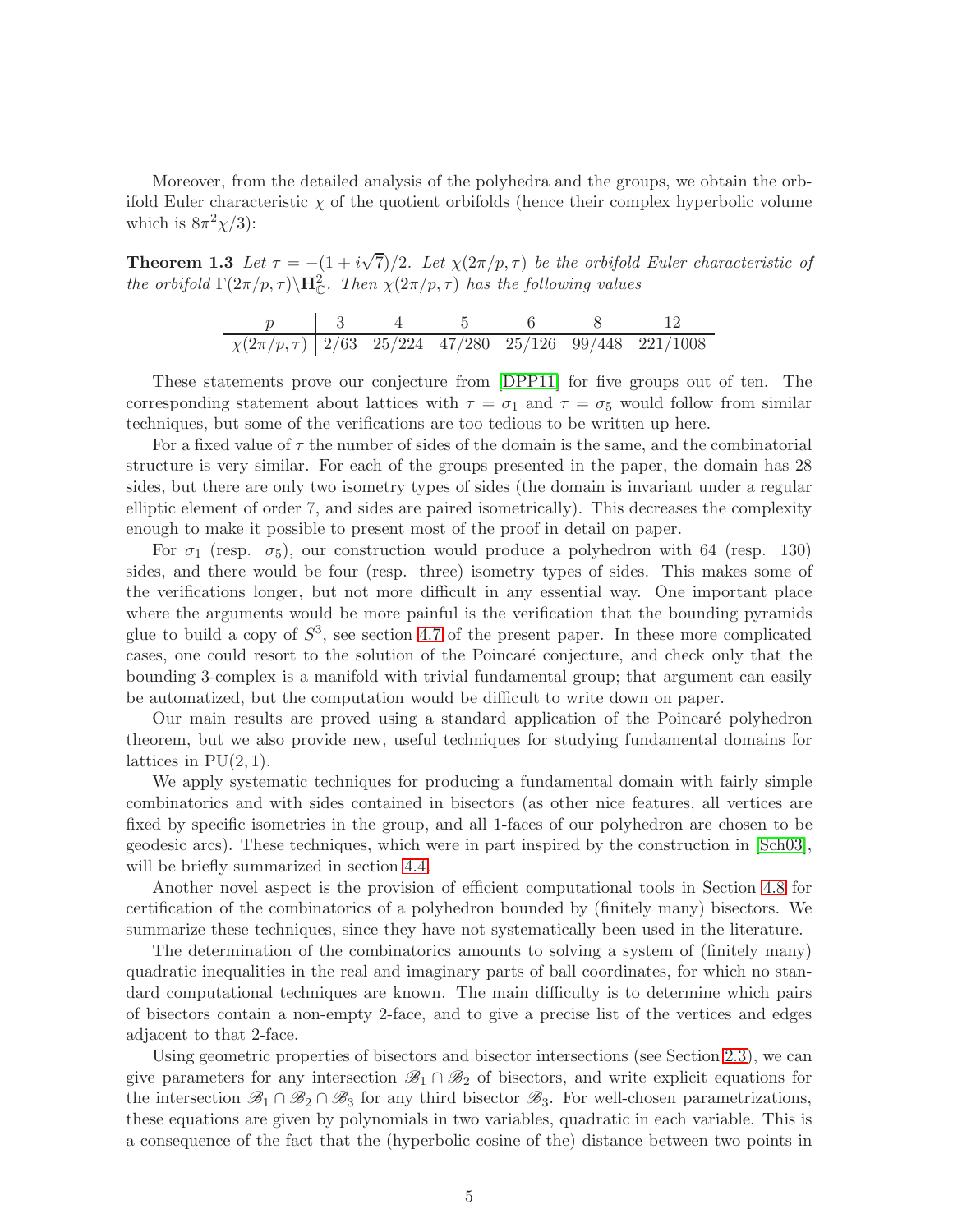Moreover, from the detailed analysis of the polyhedra and the groups, we obtain the orbifold Euler characteristic $\chi$ of the quotient orbifolds (hence their complex hyperbolic volume which is $8\pi^2\chi/3$):

**Theorem 1.3** *Let $\tau = -(1+i\sqrt{7})/2$. Let $\chi(2\pi/p,\tau)$ be the orbifold Euler characteristic of the orbifold $\Gamma(2\pi/p,\tau)\backslash \mathbf{H}^2_{\mathbb{C}}$. Then $\chi(2\pi/p,\tau)$ has the following values*

| $p$ | 3 | 4 | 5 | 6 | 8 | 12 |
|---|---|---|---|---|---|---|
| $\chi(2\pi/p,\tau)$ | 2/63 | 25/224 | 47/280 | 25/126 | 99/448 | 221/1008 |

These statements prove our conjecture from [DPP11] for five groups out of ten. The corresponding statement about lattices with $\tau = \sigma_1$ and $\tau = \sigma_5$ would follow from similar techniques, but some of the verifications are too tedious to be written up here.

For a fixed value of $\tau$ the number of sides of the domain is the same, and the combinatorial structure is very similar. For each of the groups presented in the paper, the domain has 28 sides, but there are only two isometry types of sides (the domain is invariant under a regular elliptic element of order 7, and sides are paired isometrically). This decreases the complexity enough to make it possible to present most of the proof in detail on paper.

For $\sigma_1$ (resp. $\sigma_5$), our construction would produce a polyhedron with 64 (resp. 130) sides, and there would be four (resp. three) isometry types of sides. This makes some of the verifications longer, but not more difficult in any essential way. One important place where the arguments would be more painful is the verification that the bounding pyramids glue to build a copy of $S^3$, see section 4.7 of the present paper. In these more complicated cases, one could resort to the solution of the Poincaré conjecture, and check only that the bounding 3-complex is a manifold with trivial fundamental group; that argument can easily be automatized, but the computation would be difficult to write down on paper.

Our main results are proved using a standard application of the Poincaré polyhedron theorem, but we also provide new, useful techniques for studying fundamental domains for lattices in $\mathrm{PU}(2,1)$.

We apply systematic techniques for producing a fundamental domain with fairly simple combinatorics and with sides contained in bisectors (as other nice features, all vertices are fixed by specific isometries in the group, and all 1-faces of our polyhedron are chosen to be geodesic arcs). These techniques, which were in part inspired by the construction in [Sch03], will be briefly summarized in section 4.4.

Another novel aspect is the provision of efficient computational tools in Section 4.8 for certification of the combinatorics of a polyhedron bounded by (finitely many) bisectors. We summarize these techniques, since they have not systematically been used in the literature.

The determination of the combinatorics amounts to solving a system of (finitely many) quadratic inequalities in the real and imaginary parts of ball coordinates, for which no standard computational techniques are known. The main difficulty is to determine which pairs of bisectors contain a non-empty 2-face, and to give a precise list of the vertices and edges adjacent to that 2-face.

Using geometric properties of bisectors and bisector intersections (see Section 2.3), we can give parameters for any intersection $\mathscr{B}_1 \cap \mathscr{B}_2$ of bisectors, and write explicit equations for the intersection $\mathscr{B}_1 \cap \mathscr{B}_2 \cap \mathscr{B}_3$ for any third bisector $\mathscr{B}_3$. For well-chosen parametrizations, these equations are given by polynomials in two variables, quadratic in each variable. This is a consequence of the fact that the (hyperbolic cosine of the) distance between two points in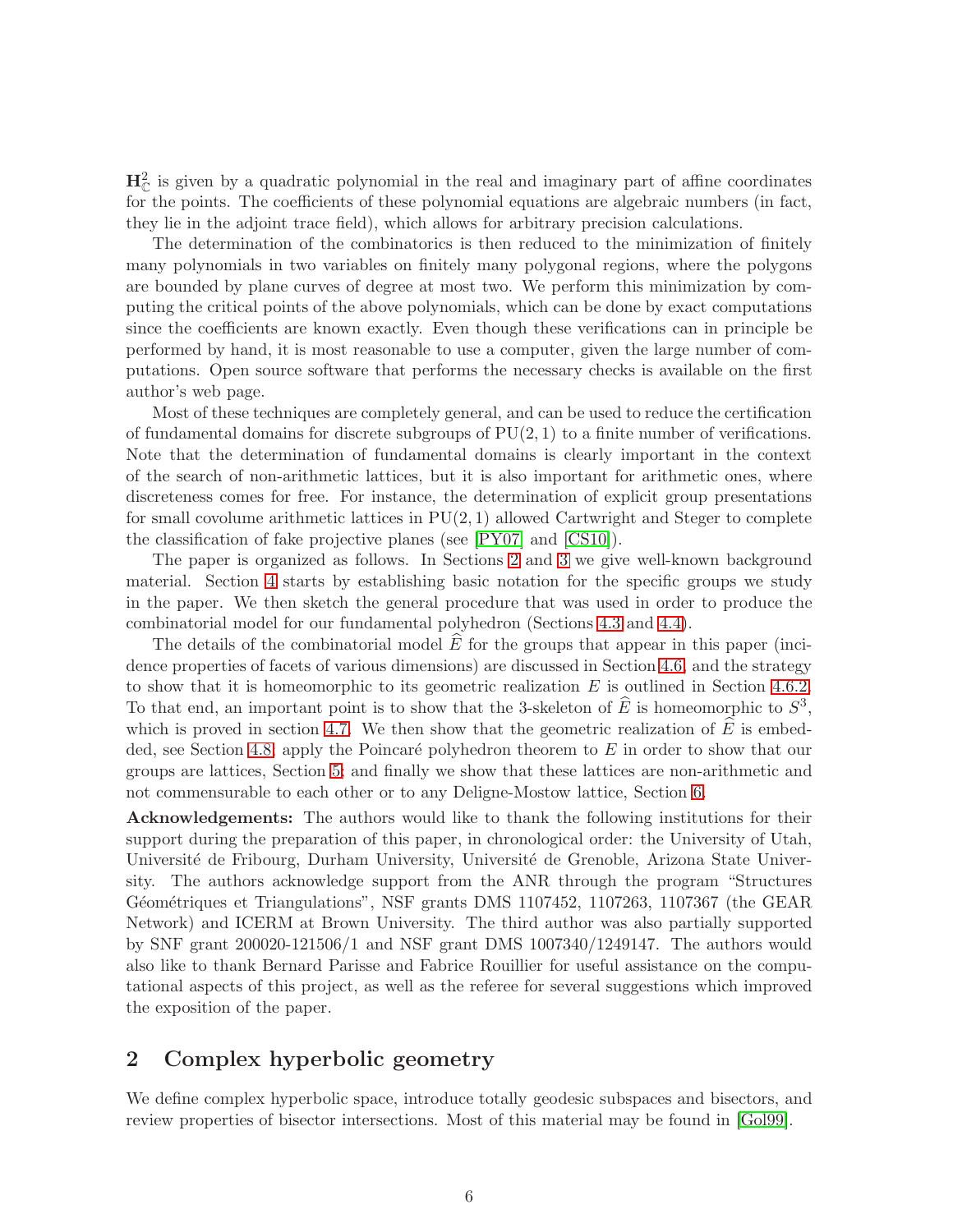$\mathbf{H}^2_{\mathbb{C}}$ is given by a quadratic polynomial in the real and imaginary part of affine coordinates for the points. The coefficients of these polynomial equations are algebraic numbers (in fact, they lie in the adjoint trace field), which allows for arbitrary precision calculations.

The determination of the combinatorics is then reduced to the minimization of finitely many polynomials in two variables on finitely many polygonal regions, where the polygons are bounded by plane curves of degree at most two. We perform this minimization by computing the critical points of the above polynomials, which can be done by exact computations since the coefficients are known exactly. Even though these verifications can in principle be performed by hand, it is most reasonable to use a computer, given the large number of computations. Open source software that performs the necessary checks is available on the first author's web page.

Most of these techniques are completely general, and can be used to reduce the certification of fundamental domains for discrete subgroups of $\mathrm{PU}(2,1)$ to a finite number of verifications. Note that the determination of fundamental domains is clearly important in the context of the search of non-arithmetic lattices, but it is also important for arithmetic ones, where discreteness comes for free. For instance, the determination of explicit group presentations for small covolume arithmetic lattices in $\mathrm{PU}(2,1)$ allowed Cartwright and Steger to complete the classification of fake projective planes (see [PY07] and [CS10]).

The paper is organized as follows. In Sections 2 and 3 we give well-known background material. Section 4 starts by establishing basic notation for the specific groups we study in the paper. We then sketch the general procedure that was used in order to produce the combinatorial model for our fundamental polyhedron (Sections 4.3 and 4.4).

The details of the combinatorial model $\widehat{E}$ for the groups that appear in this paper (incidence properties of facets of various dimensions) are discussed in Section 4.6, and the strategy to show that it is homeomorphic to its geometric realization $E$ is outlined in Section 4.6.2. To that end, an important point is to show that the 3-skeleton of $\widehat{E}$ is homeomorphic to $S^3$, which is proved in section 4.7. We then show that the geometric realization of $\widehat{E}$ is embedded, see Section 4.8, apply the Poincaré polyhedron theorem to $E$ in order to show that our groups are lattices, Section 5; and finally we show that these lattices are non-arithmetic and not commensurable to each other or to any Deligne-Mostow lattice, Section 6.

**Acknowledgements:** The authors would like to thank the following institutions for their support during the preparation of this paper, in chronological order: the University of Utah, Université de Fribourg, Durham University, Université de Grenoble, Arizona State University. The authors acknowledge support from the ANR through the program "Structures Géométriques et Triangulations", NSF grants DMS 1107452, 1107263, 1107367 (the GEAR Network) and ICERM at Brown University. The third author was also partially supported by SNF grant 200020-121506/1 and NSF grant DMS 1007340/1249147. The authors would also like to thank Bernard Parisse and Fabrice Rouillier for useful assistance on the computational aspects of this project, as well as the referee for several suggestions which improved the exposition of the paper.

## 2 Complex hyperbolic geometry

We define complex hyperbolic space, introduce totally geodesic subspaces and bisectors, and review properties of bisector intersections. Most of this material may be found in [Gol99].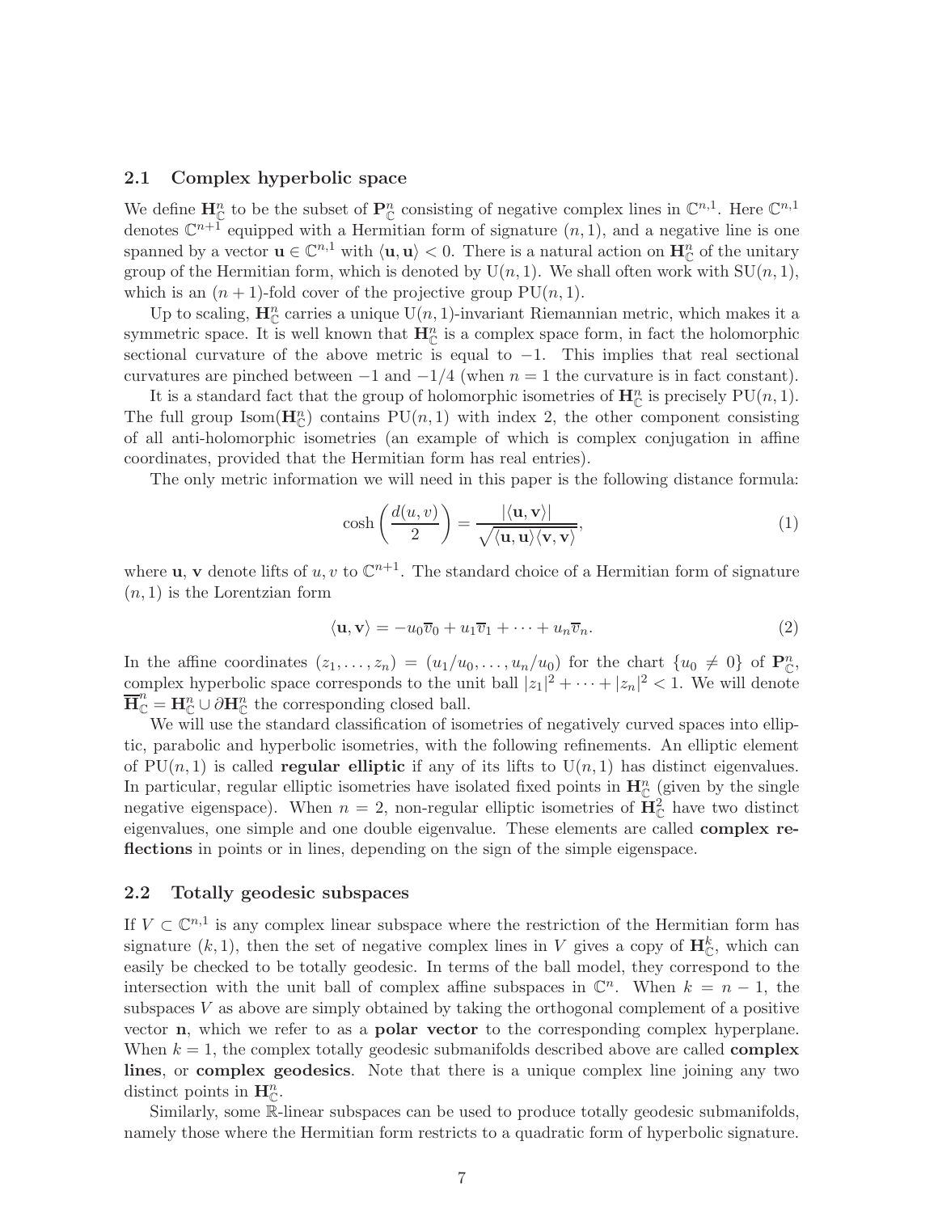### 2.1 Complex hyperbolic space

We define $\mathbf{H}^n_{\mathbb{C}}$ to be the subset of $\mathbf{P}^n_{\mathbb{C}}$ consisting of negative complex lines in $\mathbb{C}^{n,1}$. Here $\mathbb{C}^{n,1}$ denotes $\mathbb{C}^{n+1}$ equipped with a Hermitian form of signature $(n, 1)$, and a negative line is one spanned by a vector $\mathbf{u} \in \mathbb{C}^{n,1}$ with $\langle \mathbf{u}, \mathbf{u} \rangle < 0$. There is a natural action on $\mathbf{H}^n_{\mathbb{C}}$ of the unitary group of the Hermitian form, which is denoted by $\mathrm{U}(n, 1)$. We shall often work with $\mathrm{SU}(n, 1)$, which is an $(n+1)$-fold cover of the projective group $\mathrm{PU}(n, 1)$.

Up to scaling, $\mathbf{H}^n_{\mathbb{C}}$ carries a unique $\mathrm{U}(n, 1)$-invariant Riemannian metric, which makes it a symmetric space. It is well known that $\mathbf{H}^n_{\mathbb{C}}$ is a complex space form, in fact the holomorphic sectional curvature of the above metric is equal to $-1$. This implies that real sectional curvatures are pinched between $-1$ and $-1/4$ (when $n = 1$ the curvature is in fact constant).

It is a standard fact that the group of holomorphic isometries of $\mathbf{H}^n_{\mathbb{C}}$ is precisely $\mathrm{PU}(n, 1)$. The full group $\mathrm{Isom}(\mathbf{H}^n_{\mathbb{C}})$ contains $\mathrm{PU}(n, 1)$ with index 2, the other component consisting of all anti-holomorphic isometries (an example of which is complex conjugation in affine coordinates, provided that the Hermitian form has real entries).

The only metric information we will need in this paper is the following distance formula:

$$\cosh\left(\frac{d(u, v)}{2}\right) = \frac{|\langle \mathbf{u}, \mathbf{v} \rangle|}{\sqrt{\langle \mathbf{u}, \mathbf{u} \rangle \langle \mathbf{v}, \mathbf{v} \rangle}}, \tag{1}$$

where $\mathbf{u}$, $\mathbf{v}$ denote lifts of $u, v$ to $\mathbb{C}^{n+1}$. The standard choice of a Hermitian form of signature $(n, 1)$ is the Lorentzian form

$$\langle \mathbf{u}, \mathbf{v} \rangle = -u_0\overline{v}_0 + u_1\overline{v}_1 + \cdots + u_n\overline{v}_n. \tag{2}$$

In the affine coordinates $(z_1, \ldots, z_n) = (u_1/u_0, \ldots, u_n/u_0)$ for the chart $\{u_0 \neq 0\}$ of $\mathbf{P}^n_{\mathbb{C}}$, complex hyperbolic space corresponds to the unit ball $|z_1|^2 + \cdots + |z_n|^2 < 1$. We will denote $\overline{\mathbf{H}}^n_{\mathbb{C}} = \mathbf{H}^n_{\mathbb{C}} \cup \partial\mathbf{H}^n_{\mathbb{C}}$ the corresponding closed ball.

We will use the standard classification of isometries of negatively curved spaces into elliptic, parabolic and hyperbolic isometries, with the following refinements. An elliptic element of $\mathrm{PU}(n, 1)$ is called **regular elliptic** if any of its lifts to $\mathrm{U}(n, 1)$ has distinct eigenvalues. In particular, regular elliptic isometries have isolated fixed points in $\mathbf{H}^n_{\mathbb{C}}$ (given by the single negative eigenspace). When $n = 2$, non-regular elliptic isometries of $\mathbf{H}^2_{\mathbb{C}}$ have two distinct eigenvalues, one simple and one double eigenvalue. These elements are called **complex reflections** in points or in lines, depending on the sign of the simple eigenspace.

### 2.2 Totally geodesic subspaces

If $V \subset \mathbb{C}^{n,1}$ is any complex linear subspace where the restriction of the Hermitian form has signature $(k, 1)$, then the set of negative complex lines in $V$ gives a copy of $\mathbf{H}^k_{\mathbb{C}}$, which can easily be checked to be totally geodesic. In terms of the ball model, they correspond to the intersection with the unit ball of complex affine subspaces in $\mathbb{C}^n$. When $k = n - 1$, the subspaces $V$ as above are simply obtained by taking the orthogonal complement of a positive vector $\mathbf{n}$, which we refer to as a **polar vector** to the corresponding complex hyperplane. When $k = 1$, the complex totally geodesic submanifolds described above are called **complex lines**, or **complex geodesics**. Note that there is a unique complex line joining any two distinct points in $\mathbf{H}^n_{\mathbb{C}}$.

Similarly, some $\mathbb{R}$-linear subspaces can be used to produce totally geodesic submanifolds, namely those where the Hermitian form restricts to a quadratic form of hyperbolic signature.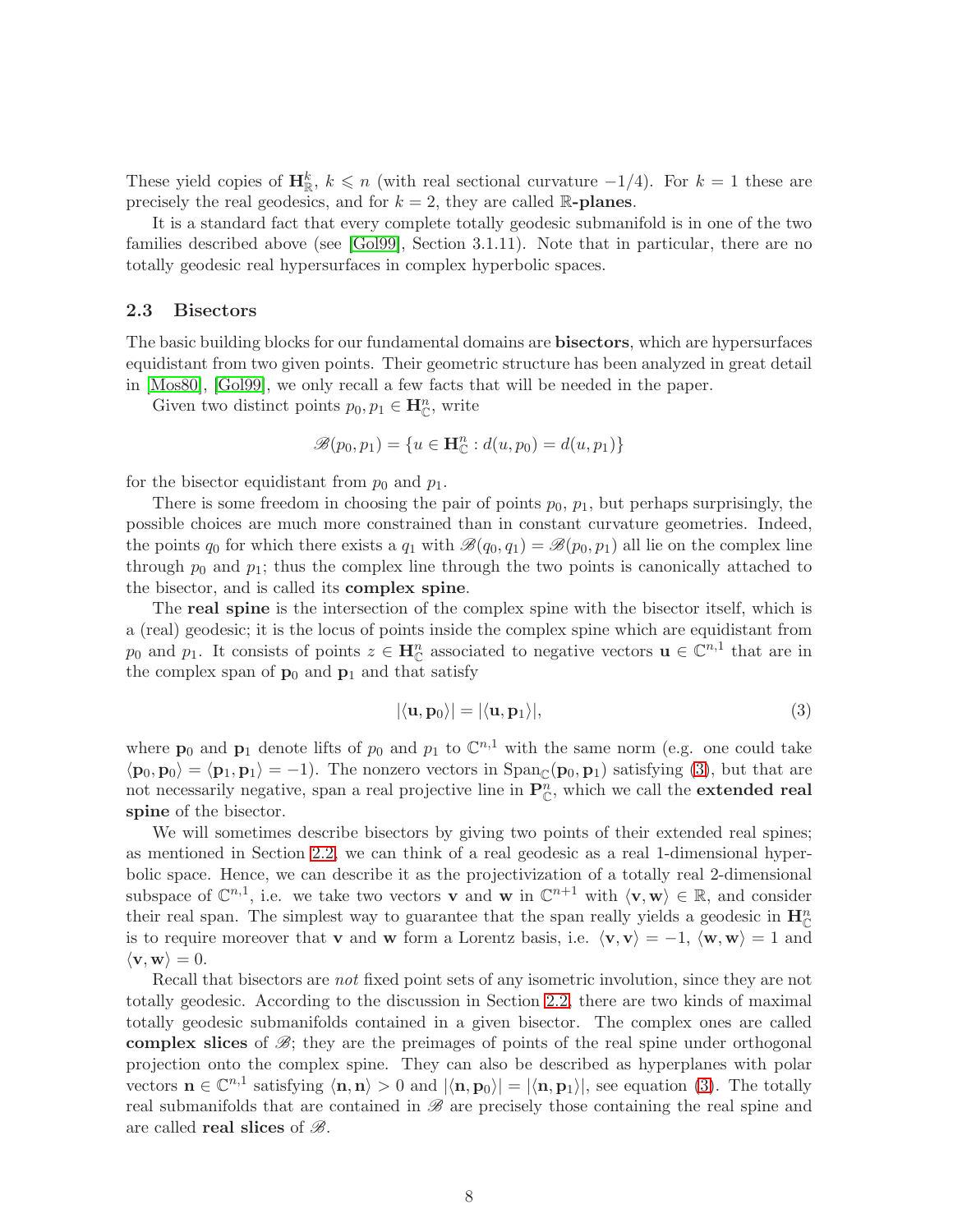These yield copies of $\mathbf{H}_{\mathbb{R}}^k$, $k \leqslant n$ (with real sectional curvature $-1/4$). For $k=1$ these are precisely the real geodesics, and for $k=2$, they are called **$\mathbb{R}$-planes**.

It is a standard fact that every complete totally geodesic submanifold is in one of the two families described above (see [Gol99], Section 3.1.11). Note that in particular, there are no totally geodesic real hypersurfaces in complex hyperbolic spaces.

### 2.3 Bisectors

The basic building blocks for our fundamental domains are **bisectors**, which are hypersurfaces equidistant from two given points. Their geometric structure has been analyzed in great detail in [Mos80], [Gol99], we only recall a few facts that will be needed in the paper.

Given two distinct points $p_0, p_1 \in \mathbf{H}_{\mathbb{C}}^n$, write

$$\mathscr{B}(p_0, p_1) = \{u \in \mathbf{H}_{\mathbb{C}}^n : d(u, p_0) = d(u, p_1)\}$$

for the bisector equidistant from $p_0$ and $p_1$.

There is some freedom in choosing the pair of points $p_0$, $p_1$, but perhaps surprisingly, the possible choices are much more constrained than in constant curvature geometries. Indeed, the points $q_0$ for which there exists a $q_1$ with $\mathscr{B}(q_0, q_1) = \mathscr{B}(p_0, p_1)$ all lie on the complex line through $p_0$ and $p_1$; thus the complex line through the two points is canonically attached to the bisector, and is called its **complex spine**.

The **real spine** is the intersection of the complex spine with the bisector itself, which is a (real) geodesic; it is the locus of points inside the complex spine which are equidistant from $p_0$ and $p_1$. It consists of points $z \in \mathbf{H}_{\mathbb{C}}^n$ associated to negative vectors $\mathbf{u} \in \mathbb{C}^{n,1}$ that are in the complex span of $\mathbf{p}_0$ and $\mathbf{p}_1$ and that satisfy

$$|\langle \mathbf{u}, \mathbf{p}_0 \rangle| = |\langle \mathbf{u}, \mathbf{p}_1 \rangle|, \tag{3}$$

where $\mathbf{p}_0$ and $\mathbf{p}_1$ denote lifts of $p_0$ and $p_1$ to $\mathbb{C}^{n,1}$ with the same norm (e.g. one could take $\langle \mathbf{p}_0, \mathbf{p}_0 \rangle = \langle \mathbf{p}_1, \mathbf{p}_1 \rangle = -1$). The nonzero vectors in $\mathrm{Span}_{\mathbb{C}}(\mathbf{p}_0, \mathbf{p}_1)$ satisfying (3), but that are not necessarily negative, span a real projective line in $\mathbf{P}_{\mathbb{C}}^n$, which we call the **extended real spine** of the bisector.

We will sometimes describe bisectors by giving two points of their extended real spines; as mentioned in Section 2.2, we can think of a real geodesic as a real 1-dimensional hyperbolic space. Hence, we can describe it as the projectivization of a totally real 2-dimensional subspace of $\mathbb{C}^{n,1}$, i.e. we take two vectors $\mathbf{v}$ and $\mathbf{w}$ in $\mathbb{C}^{n+1}$ with $\langle \mathbf{v}, \mathbf{w} \rangle \in \mathbb{R}$, and consider their real span. The simplest way to guarantee that the span really yields a geodesic in $\mathbf{H}_{\mathbb{C}}^n$ is to require moreover that $\mathbf{v}$ and $\mathbf{w}$ form a Lorentz basis, i.e. $\langle \mathbf{v}, \mathbf{v} \rangle = -1$, $\langle \mathbf{w}, \mathbf{w} \rangle = 1$ and $\langle \mathbf{v}, \mathbf{w} \rangle = 0$.

Recall that bisectors are *not* fixed point sets of any isometric involution, since they are not totally geodesic. According to the discussion in Section 2.2, there are two kinds of maximal totally geodesic submanifolds contained in a given bisector. The complex ones are called **complex slices** of $\mathscr{B}$; they are the preimages of points of the real spine under orthogonal projection onto the complex spine. They can also be described as hyperplanes with polar vectors $\mathbf{n} \in \mathbb{C}^{n,1}$ satisfying $\langle \mathbf{n}, \mathbf{n} \rangle > 0$ and $|\langle \mathbf{n}, \mathbf{p}_0 \rangle| = |\langle \mathbf{n}, \mathbf{p}_1 \rangle|$, see equation (3). The totally real submanifolds that are contained in $\mathscr{B}$ are precisely those containing the real spine and are called **real slices** of $\mathscr{B}$.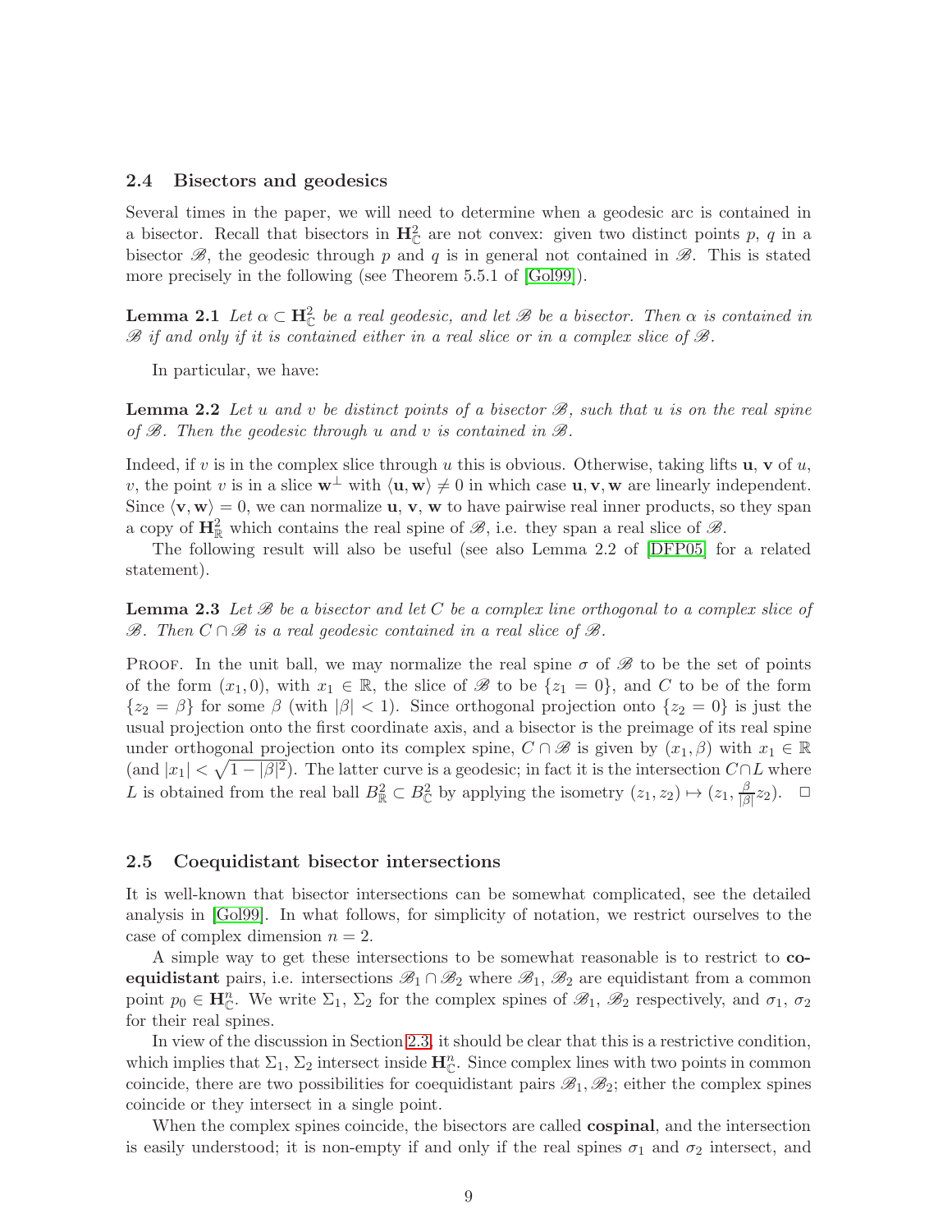### 2.4 Bisectors and geodesics

Several times in the paper, we will need to determine when a geodesic arc is contained in a bisector. Recall that bisectors in $\mathbf{H}^2_{\mathbb{C}}$ are not convex: given two distinct points $p$, $q$ in a bisector $\mathscr{B}$, the geodesic through $p$ and $q$ is in general not contained in $\mathscr{B}$. This is stated more precisely in the following (see Theorem 5.5.1 of [Gol99]).

**Lemma 2.1** *Let $\alpha \subset \mathbf{H}^2_{\mathbb{C}}$ be a real geodesic, and let $\mathscr{B}$ be a bisector. Then $\alpha$ is contained in $\mathscr{B}$ if and only if it is contained either in a real slice or in a complex slice of $\mathscr{B}$.*

In particular, we have:

**Lemma 2.2** *Let $u$ and $v$ be distinct points of a bisector $\mathscr{B}$, such that $u$ is on the real spine of $\mathscr{B}$. Then the geodesic through $u$ and $v$ is contained in $\mathscr{B}$.*

Indeed, if $v$ is in the complex slice through $u$ this is obvious. Otherwise, taking lifts $\mathbf{u}$, $\mathbf{v}$ of $u$, $v$, the point $v$ is in a slice $\mathbf{w}^\perp$ with $\langle \mathbf{u}, \mathbf{w} \rangle \neq 0$ in which case $\mathbf{u}, \mathbf{v}, \mathbf{w}$ are linearly independent. Since $\langle \mathbf{v}, \mathbf{w} \rangle = 0$, we can normalize $\mathbf{u}$, $\mathbf{v}$, $\mathbf{w}$ to have pairwise real inner products, so they span a copy of $\mathbf{H}^2_{\mathbb{R}}$ which contains the real spine of $\mathscr{B}$, i.e. they span a real slice of $\mathscr{B}$.

The following result will also be useful (see also Lemma 2.2 of [DFP05] for a related statement).

**Lemma 2.3** *Let $\mathscr{B}$ be a bisector and let $C$ be a complex line orthogonal to a complex slice of $\mathscr{B}$. Then $C \cap \mathscr{B}$ is a real geodesic contained in a real slice of $\mathscr{B}$.*

Proof. In the unit ball, we may normalize the real spine $\sigma$ of $\mathscr{B}$ to be the set of points of the form $(x_1, 0)$, with $x_1 \in \mathbb{R}$, the slice of $\mathscr{B}$ to be $\{z_1 = 0\}$, and $C$ to be of the form $\{z_2 = \beta\}$ for some $\beta$ (with $|\beta| < 1$). Since orthogonal projection onto $\{z_2 = 0\}$ is just the usual projection onto the first coordinate axis, and a bisector is the preimage of its real spine under orthogonal projection onto its complex spine, $C \cap \mathscr{B}$ is given by $(x_1, \beta)$ with $x_1 \in \mathbb{R}$ (and $|x_1| < \sqrt{1 - |\beta|^2}$). The latter curve is a geodesic; in fact it is the intersection $C \cap L$ where $L$ is obtained from the real ball $B^2_{\mathbb{R}} \subset B^2_{\mathbb{C}}$ by applying the isometry $(z_1, z_2) \mapsto (z_1, \frac{\beta}{|\beta|} z_2)$. $\square$

### 2.5 Coequidistant bisector intersections

It is well-known that bisector intersections can be somewhat complicated, see the detailed analysis in [Gol99]. In what follows, for simplicity of notation, we restrict ourselves to the case of complex dimension $n = 2$.

A simple way to get these intersections to be somewhat reasonable is to restrict to **coequidistant** pairs, i.e. intersections $\mathscr{B}_1 \cap \mathscr{B}_2$ where $\mathscr{B}_1$, $\mathscr{B}_2$ are equidistant from a common point $p_0 \in \mathbf{H}^n_{\mathbb{C}}$. We write $\Sigma_1$, $\Sigma_2$ for the complex spines of $\mathscr{B}_1$, $\mathscr{B}_2$ respectively, and $\sigma_1$, $\sigma_2$ for their real spines.

In view of the discussion in Section 2.3, it should be clear that this is a restrictive condition, which implies that $\Sigma_1$, $\Sigma_2$ intersect inside $\mathbf{H}^n_{\mathbb{C}}$. Since complex lines with two points in common coincide, there are two possibilities for coequidistant pairs $\mathscr{B}_1, \mathscr{B}_2$; either the complex spines coincide or they intersect in a single point.

When the complex spines coincide, the bisectors are called **cospinal**, and the intersection is easily understood; it is non-empty if and only if the real spines $\sigma_1$ and $\sigma_2$ intersect, and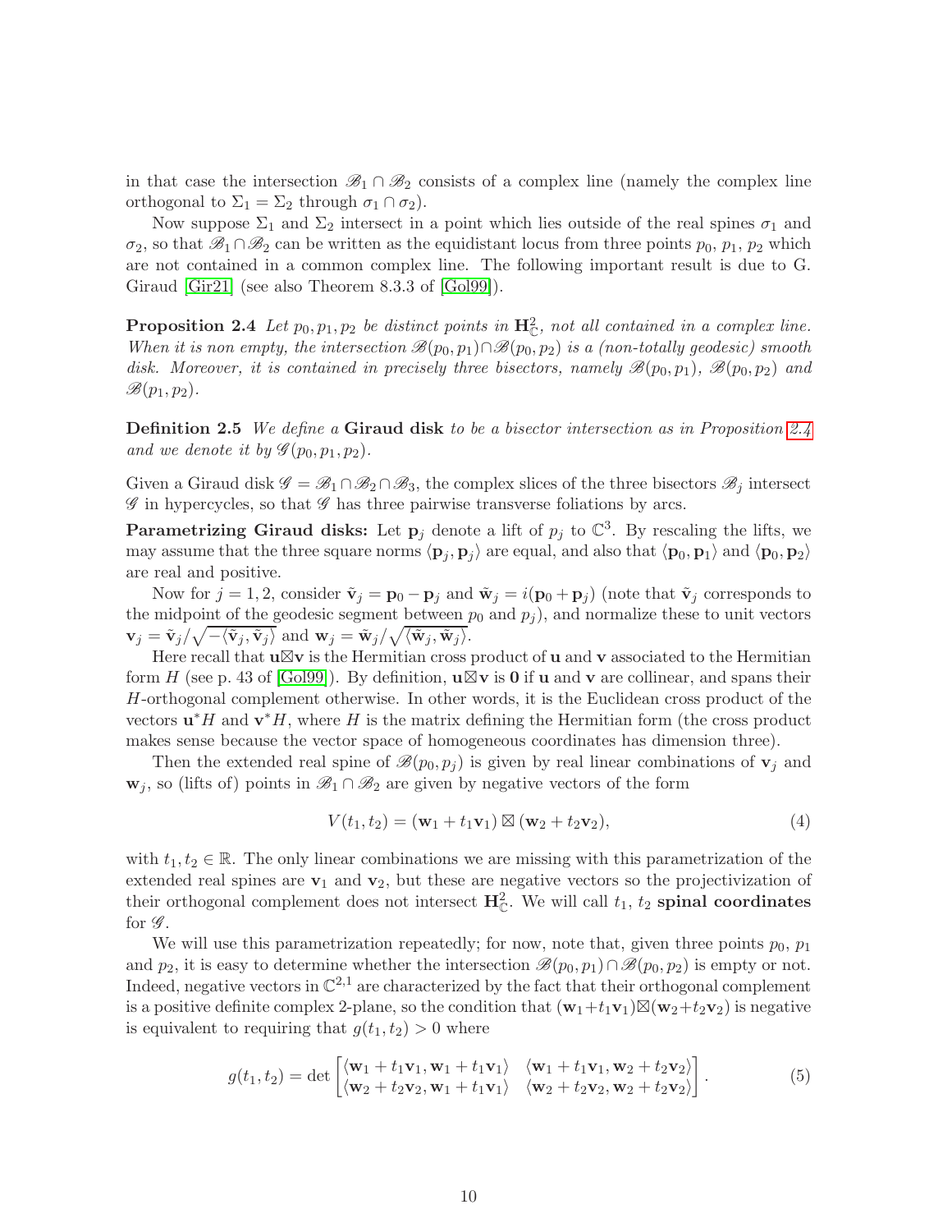in that case the intersection $\mathscr{B}_1 \cap \mathscr{B}_2$ consists of a complex line (namely the complex line orthogonal to $\Sigma_1 = \Sigma_2$ through $\sigma_1 \cap \sigma_2$).

Now suppose $\Sigma_1$ and $\Sigma_2$ intersect in a point which lies outside of the real spines $\sigma_1$ and $\sigma_2$, so that $\mathscr{B}_1 \cap \mathscr{B}_2$ can be written as the equidistant locus from three points $p_0$, $p_1$, $p_2$ which are not contained in a common complex line. The following important result is due to G. Giraud [Gir21] (see also Theorem 8.3.3 of [Gol99]).

**Proposition 2.4** *Let $p_0, p_1, p_2$ be distinct points in $\mathbf{H}^2_{\mathbb{C}}$, not all contained in a complex line. When it is non empty, the intersection $\mathscr{B}(p_0, p_1) \cap \mathscr{B}(p_0, p_2)$ is a (non-totally geodesic) smooth disk. Moreover, it is contained in precisely three bisectors, namely $\mathscr{B}(p_0, p_1)$, $\mathscr{B}(p_0, p_2)$ and $\mathscr{B}(p_1, p_2)$.*

**Definition 2.5** *We define a* **Giraud disk** *to be a bisector intersection as in Proposition 2.4 and we denote it by $\mathscr{G}(p_0, p_1, p_2)$.*

Given a Giraud disk $\mathscr{G} = \mathscr{B}_1 \cap \mathscr{B}_2 \cap \mathscr{B}_3$, the complex slices of the three bisectors $\mathscr{B}_j$ intersect $\mathscr{G}$ in hypercycles, so that $\mathscr{G}$ has three pairwise transverse foliations by arcs.

**Parametrizing Giraud disks:** Let $\mathbf{p}_j$ denote a lift of $p_j$ to $\mathbb{C}^3$. By rescaling the lifts, we may assume that the three square norms $\langle \mathbf{p}_j, \mathbf{p}_j \rangle$ are equal, and also that $\langle \mathbf{p}_0, \mathbf{p}_1 \rangle$ and $\langle \mathbf{p}_0, \mathbf{p}_2 \rangle$ are real and positive.

Now for $j = 1, 2$, consider $\tilde{\mathbf{v}}_j = \mathbf{p}_0 - \mathbf{p}_j$ and $\tilde{\mathbf{w}}_j = i(\mathbf{p}_0 + \mathbf{p}_j)$ (note that $\tilde{\mathbf{v}}_j$ corresponds to the midpoint of the geodesic segment between $p_0$ and $p_j$), and normalize these to unit vectors $\mathbf{v}_j = \tilde{\mathbf{v}}_j / \sqrt{-\langle \tilde{\mathbf{v}}_j, \tilde{\mathbf{v}}_j \rangle}$ and $\mathbf{w}_j = \tilde{\mathbf{w}}_j / \sqrt{\langle \tilde{\mathbf{w}}_j, \tilde{\mathbf{w}}_j \rangle}$.

Here recall that $\mathbf{u} \boxtimes \mathbf{v}$ is the Hermitian cross product of $\mathbf{u}$ and $\mathbf{v}$ associated to the Hermitian form $H$ (see p. 43 of [Gol99]). By definition, $\mathbf{u} \boxtimes \mathbf{v}$ is $\mathbf{0}$ if $\mathbf{u}$ and $\mathbf{v}$ are collinear, and spans their $H$-orthogonal complement otherwise. In other words, it is the Euclidean cross product of the vectors $\mathbf{u}^* H$ and $\mathbf{v}^* H$, where $H$ is the matrix defining the Hermitian form (the cross product makes sense because the vector space of homogeneous coordinates has dimension three).

Then the extended real spine of $\mathscr{B}(p_0, p_j)$ is given by real linear combinations of $\mathbf{v}_j$ and $\mathbf{w}_j$, so (lifts of) points in $\mathscr{B}_1 \cap \mathscr{B}_2$ are given by negative vectors of the form

$$V(t_1, t_2) = (\mathbf{w}_1 + t_1 \mathbf{v}_1) \boxtimes (\mathbf{w}_2 + t_2 \mathbf{v}_2), \tag{4}$$

with $t_1, t_2 \in \mathbb{R}$. The only linear combinations we are missing with this parametrization of the extended real spines are $\mathbf{v}_1$ and $\mathbf{v}_2$, but these are negative vectors so the projectivization of their orthogonal complement does not intersect $\mathbf{H}^2_{\mathbb{C}}$. We will call $t_1$, $t_2$ **spinal coordinates** for $\mathscr{G}$.

We will use this parametrization repeatedly; for now, note that, given three points $p_0$, $p_1$ and $p_2$, it is easy to determine whether the intersection $\mathscr{B}(p_0, p_1) \cap \mathscr{B}(p_0, p_2)$ is empty or not. Indeed, negative vectors in $\mathbb{C}^{2,1}$ are characterized by the fact that their orthogonal complement is a positive definite complex 2-plane, so the condition that $(\mathbf{w}_1 + t_1 \mathbf{v}_1) \boxtimes (\mathbf{w}_2 + t_2 \mathbf{v}_2)$ is negative is equivalent to requiring that $g(t_1, t_2) > 0$ where

$$g(t_1, t_2) = \det \begin{bmatrix} \langle \mathbf{w}_1 + t_1 \mathbf{v}_1, \mathbf{w}_1 + t_1 \mathbf{v}_1 \rangle & \langle \mathbf{w}_1 + t_1 \mathbf{v}_1, \mathbf{w}_2 + t_2 \mathbf{v}_2 \rangle \\ \langle \mathbf{w}_2 + t_2 \mathbf{v}_2, \mathbf{w}_1 + t_1 \mathbf{v}_1 \rangle & \langle \mathbf{w}_2 + t_2 \mathbf{v}_2, \mathbf{w}_2 + t_2 \mathbf{v}_2 \rangle \end{bmatrix}. \tag{5}$$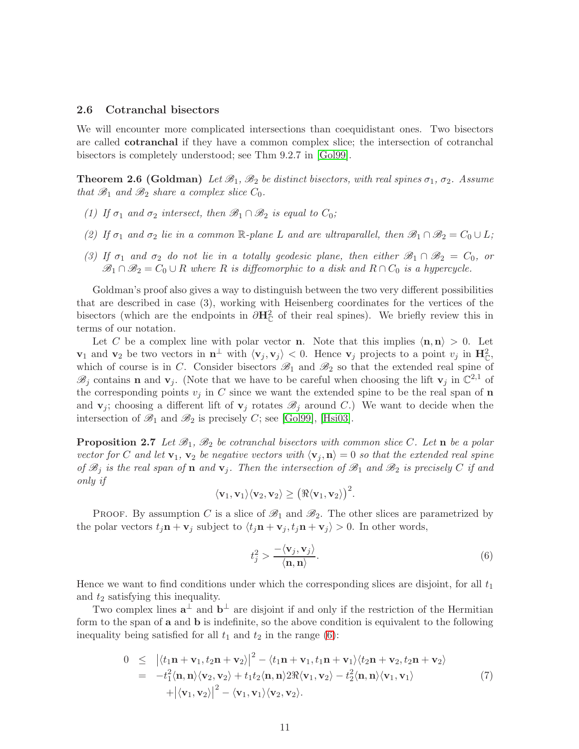## 2.6 Cotranchal bisectors

We will encounter more complicated intersections than coequidistant ones. Two bisectors are called **cotranchal** if they have a common complex slice; the intersection of cotranchal bisectors is completely understood; see Thm 9.2.7 in [Gol99].

**Theorem 2.6 (Goldman)** *Let $\mathscr{B}_1$, $\mathscr{B}_2$ be distinct bisectors, with real spines $\sigma_1$, $\sigma_2$. Assume that $\mathscr{B}_1$ and $\mathscr{B}_2$ share a complex slice $C_0$.*

*(1) If $\sigma_1$ and $\sigma_2$ intersect, then $\mathscr{B}_1 \cap \mathscr{B}_2$ is equal to $C_0$;*

*(2) If $\sigma_1$ and $\sigma_2$ lie in a common $\mathbb{R}$-plane $L$ and are ultraparallel, then $\mathscr{B}_1 \cap \mathscr{B}_2 = C_0 \cup L$;*

*(3) If $\sigma_1$ and $\sigma_2$ do not lie in a totally geodesic plane, then either $\mathscr{B}_1 \cap \mathscr{B}_2 = C_0$, or $\mathscr{B}_1 \cap \mathscr{B}_2 = C_0 \cup R$ where $R$ is diffeomorphic to a disk and $R \cap C_0$ is a hypercycle.*

Goldman's proof also gives a way to distinguish between the two very different possibilities that are described in case (3), working with Heisenberg coordinates for the vertices of the bisectors (which are the endpoints in $\partial\mathbf{H}^2_{\mathbb{C}}$ of their real spines). We briefly review this in terms of our notation.

Let $C$ be a complex line with polar vector $\mathbf{n}$. Note that this implies $\langle \mathbf{n}, \mathbf{n}\rangle > 0$. Let $\mathbf{v}_1$ and $\mathbf{v}_2$ be two vectors in $\mathbf{n}^\perp$ with $\langle \mathbf{v}_j, \mathbf{v}_j\rangle < 0$. Hence $\mathbf{v}_j$ projects to a point $v_j$ in $\mathbf{H}^2_{\mathbb{C}}$, which of course is in $C$. Consider bisectors $\mathscr{B}_1$ and $\mathscr{B}_2$ so that the extended real spine of $\mathscr{B}_j$ contains $\mathbf{n}$ and $\mathbf{v}_j$. (Note that we have to be careful when choosing the lift $\mathbf{v}_j$ in $\mathbb{C}^{2,1}$ of the corresponding points $v_j$ in $C$ since we want the extended spine to be the real span of $\mathbf{n}$ and $\mathbf{v}_j$; choosing a different lift of $\mathbf{v}_j$ rotates $\mathscr{B}_j$ around $C$.) We want to decide when the intersection of $\mathscr{B}_1$ and $\mathscr{B}_2$ is precisely $C$; see [Gol99], [Hsi03].

**Proposition 2.7** *Let $\mathscr{B}_1$, $\mathscr{B}_2$ be cotranchal bisectors with common slice $C$. Let $\mathbf{n}$ be a polar vector for $C$ and let $\mathbf{v}_1$, $\mathbf{v}_2$ be negative vectors with $\langle \mathbf{v}_j, \mathbf{n}\rangle = 0$ so that the extended real spine of $\mathscr{B}_j$ is the real span of $\mathbf{n}$ and $\mathbf{v}_j$. Then the intersection of $\mathscr{B}_1$ and $\mathscr{B}_2$ is precisely $C$ if and only if*

$$\langle \mathbf{v}_1, \mathbf{v}_1\rangle\langle \mathbf{v}_2, \mathbf{v}_2\rangle \geq \left(\Re\langle \mathbf{v}_1, \mathbf{v}_2\rangle\right)^2.$$

Proof. By assumption $C$ is a slice of $\mathscr{B}_1$ and $\mathscr{B}_2$. The other slices are parametrized by the polar vectors $t_j\mathbf{n} + \mathbf{v}_j$ subject to $\langle t_j\mathbf{n} + \mathbf{v}_j, t_j\mathbf{n} + \mathbf{v}_j\rangle > 0$. In other words,

$$t_j^2 > \frac{-\langle \mathbf{v}_j, \mathbf{v}_j\rangle}{\langle \mathbf{n}, \mathbf{n}\rangle}. \tag{6}$$

Hence we want to find conditions under which the corresponding slices are disjoint, for all $t_1$ and $t_2$ satisfying this inequality.

Two complex lines $\mathbf{a}^\perp$ and $\mathbf{b}^\perp$ are disjoint if and only if the restriction of the Hermitian form to the span of $\mathbf{a}$ and $\mathbf{b}$ is indefinite, so the above condition is equivalent to the following inequality being satisfied for all $t_1$ and $t_2$ in the range (6):

$$\begin{aligned}
0 &\leq \left|\langle t_1\mathbf{n} + \mathbf{v}_1, t_2\mathbf{n} + \mathbf{v}_2\rangle\right|^2 - \langle t_1\mathbf{n} + \mathbf{v}_1, t_1\mathbf{n} + \mathbf{v}_1\rangle\langle t_2\mathbf{n} + \mathbf{v}_2, t_2\mathbf{n} + \mathbf{v}_2\rangle \\
&= -t_1^2\langle \mathbf{n}, \mathbf{n}\rangle\langle \mathbf{v}_2, \mathbf{v}_2\rangle + t_1t_2\langle \mathbf{n}, \mathbf{n}\rangle 2\Re\langle \mathbf{v}_1, \mathbf{v}_2\rangle - t_2^2\langle \mathbf{n}, \mathbf{n}\rangle\langle \mathbf{v}_1, \mathbf{v}_1\rangle \\
&\quad + \left|\langle \mathbf{v}_1, \mathbf{v}_2\rangle\right|^2 - \langle \mathbf{v}_1, \mathbf{v}_1\rangle\langle \mathbf{v}_2, \mathbf{v}_2\rangle.
\end{aligned} \tag{7}$$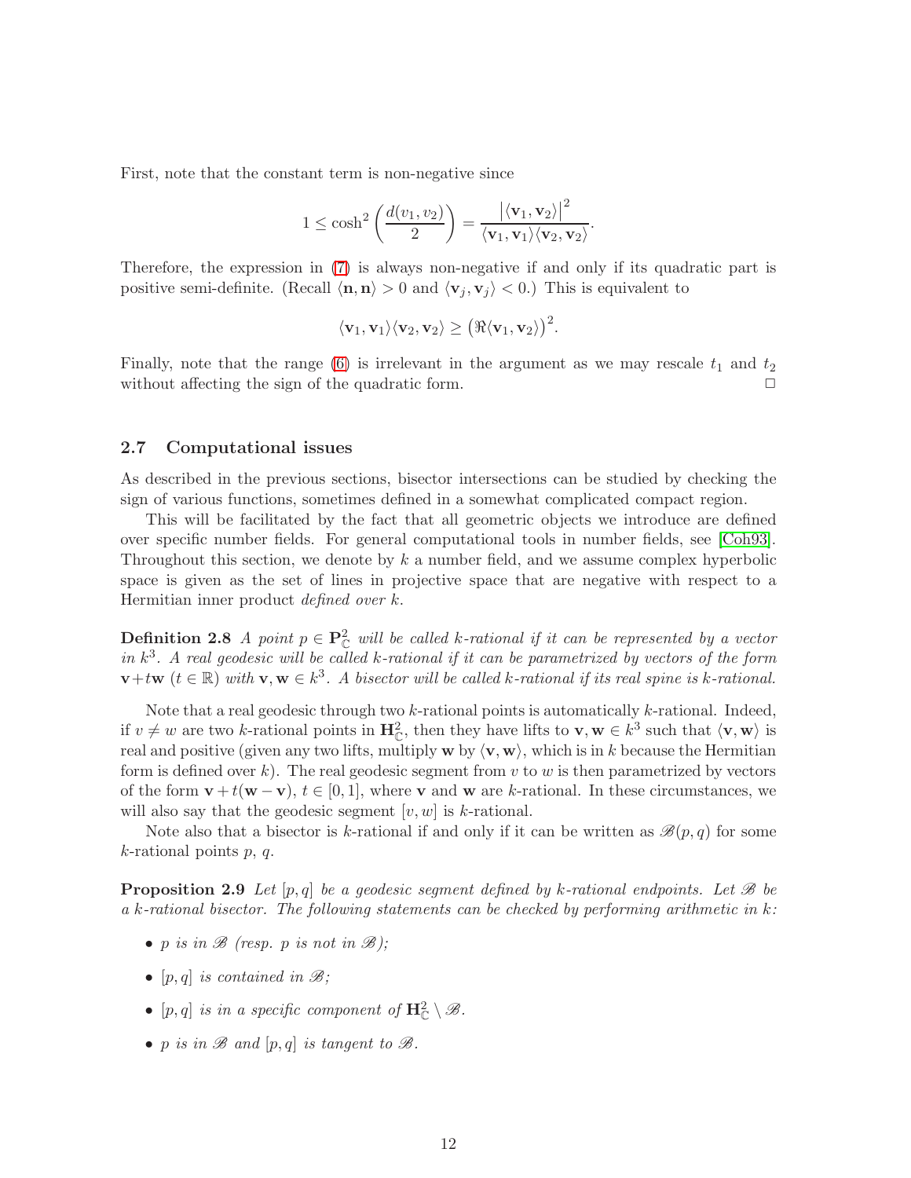First, note that the constant term is non-negative since

$$1 \leq \cosh^2\left(\frac{d(v_1, v_2)}{2}\right) = \frac{\left|\langle \mathbf{v}_1, \mathbf{v}_2 \rangle\right|^2}{\langle \mathbf{v}_1, \mathbf{v}_1 \rangle \langle \mathbf{v}_2, \mathbf{v}_2 \rangle}.$$

Therefore, the expression in (7) is always non-negative if and only if its quadratic part is positive semi-definite. (Recall $\langle \mathbf{n}, \mathbf{n} \rangle > 0$ and $\langle \mathbf{v}_j, \mathbf{v}_j \rangle < 0$.) This is equivalent to

$$\langle \mathbf{v}_1, \mathbf{v}_1 \rangle \langle \mathbf{v}_2, \mathbf{v}_2 \rangle \geq \left(\Re\langle \mathbf{v}_1, \mathbf{v}_2 \rangle\right)^2.$$

Finally, note that the range (6) is irrelevant in the argument as we may rescale $t_1$ and $t_2$ without affecting the sign of the quadratic form. □

### 2.7 Computational issues

As described in the previous sections, bisector intersections can be studied by checking the sign of various functions, sometimes defined in a somewhat complicated compact region.

This will be facilitated by the fact that all geometric objects we introduce are defined over specific number fields. For general computational tools in number fields, see [Coh93]. Throughout this section, we denote by $k$ a number field, and we assume complex hyperbolic space is given as the set of lines in projective space that are negative with respect to a Hermitian inner product *defined over* $k$.

**Definition 2.8** *A point $p \in \mathbf{P}^2_{\mathbb{C}}$ will be called $k$-rational if it can be represented by a vector in $k^3$. A real geodesic will be called $k$-rational if it can be parametrized by vectors of the form $\mathbf{v}+t\mathbf{w}$ ($t \in \mathbb{R}$) with $\mathbf{v}, \mathbf{w} \in k^3$. A bisector will be called $k$-rational if its real spine is $k$-rational.*

Note that a real geodesic through two $k$-rational points is automatically $k$-rational. Indeed, if $v \neq w$ are two $k$-rational points in $\mathbf{H}^2_{\mathbb{C}}$, then they have lifts to $\mathbf{v}, \mathbf{w} \in k^3$ such that $\langle \mathbf{v}, \mathbf{w} \rangle$ is real and positive (given any two lifts, multiply $\mathbf{w}$ by $\langle \mathbf{v}, \mathbf{w} \rangle$, which is in $k$ because the Hermitian form is defined over $k$). The real geodesic segment from $v$ to $w$ is then parametrized by vectors of the form $\mathbf{v} + t(\mathbf{w} - \mathbf{v})$, $t \in [0, 1]$, where $\mathbf{v}$ and $\mathbf{w}$ are $k$-rational. In these circumstances, we will also say that the geodesic segment $[v, w]$ is $k$-rational.

Note also that a bisector is $k$-rational if and only if it can be written as $\mathscr{B}(p, q)$ for some $k$-rational points $p$, $q$.

**Proposition 2.9** *Let $[p, q]$ be a geodesic segment defined by $k$-rational endpoints. Let $\mathscr{B}$ be a $k$-rational bisector. The following statements can be checked by performing arithmetic in $k$:*

- *$p$ is in $\mathscr{B}$ (resp. $p$ is not in $\mathscr{B}$);*
- *$[p, q]$ is contained in $\mathscr{B}$;*
- *$[p, q]$ is in a specific component of $\mathbf{H}^2_{\mathbb{C}} \setminus \mathscr{B}$.*
- *$p$ is in $\mathscr{B}$ and $[p, q]$ is tangent to $\mathscr{B}$.*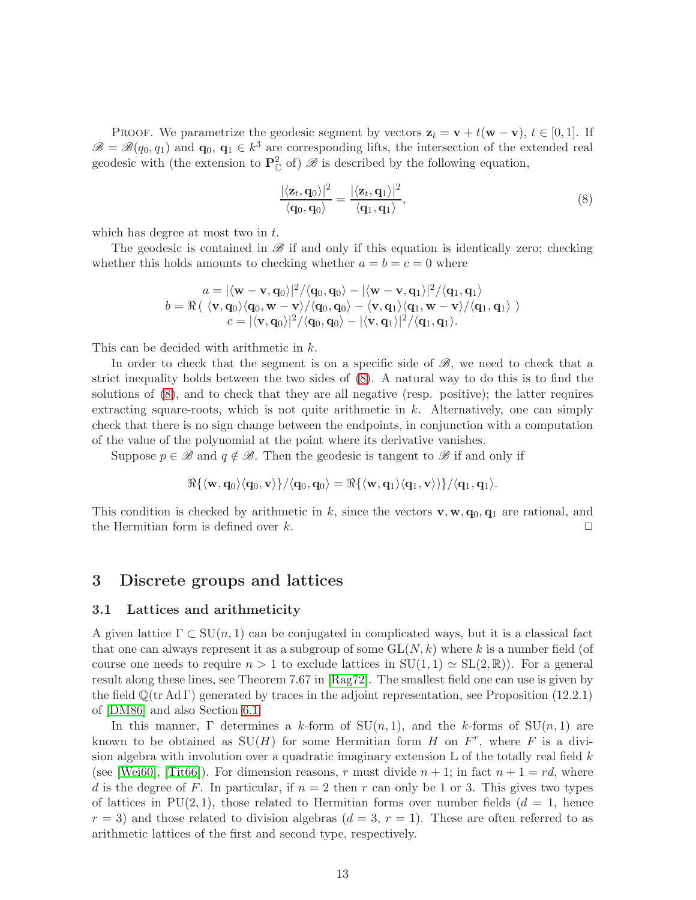PROOF. We parametrize the geodesic segment by vectors $\mathbf{z}_t = \mathbf{v} + t(\mathbf{w} - \mathbf{v})$, $t \in [0,1]$. If $\mathscr{B} = \mathscr{B}(q_0, q_1)$ and $\mathbf{q}_0$, $\mathbf{q}_1 \in k^3$ are corresponding lifts, the intersection of the extended real geodesic with (the extension to $\mathbf{P}^2_{\mathbb{C}}$ of) $\mathscr{B}$ is described by the following equation,

$$\frac{|\langle \mathbf{z}_t, \mathbf{q}_0 \rangle|^2}{\langle \mathbf{q}_0, \mathbf{q}_0 \rangle} = \frac{|\langle \mathbf{z}_t, \mathbf{q}_1 \rangle|^2}{\langle \mathbf{q}_1, \mathbf{q}_1 \rangle}, \tag{8}$$

which has degree at most two in $t$.

The geodesic is contained in $\mathscr{B}$ if and only if this equation is identically zero; checking whether this holds amounts to checking whether $a = b = c = 0$ where

$$\begin{gathered} a = |\langle \mathbf{w} - \mathbf{v}, \mathbf{q}_0 \rangle|^2 / \langle \mathbf{q}_0, \mathbf{q}_0 \rangle - |\langle \mathbf{w} - \mathbf{v}, \mathbf{q}_1 \rangle|^2 / \langle \mathbf{q}_1, \mathbf{q}_1 \rangle \\ b = \Re\left( \langle \mathbf{v}, \mathbf{q}_0 \rangle \langle \mathbf{q}_0, \mathbf{w} - \mathbf{v} \rangle / \langle \mathbf{q}_0, \mathbf{q}_0 \rangle - \langle \mathbf{v}, \mathbf{q}_1 \rangle \langle \mathbf{q}_1, \mathbf{w} - \mathbf{v} \rangle / \langle \mathbf{q}_1, \mathbf{q}_1 \rangle \right) \\ c = |\langle \mathbf{v}, \mathbf{q}_0 \rangle|^2 / \langle \mathbf{q}_0, \mathbf{q}_0 \rangle - |\langle \mathbf{v}, \mathbf{q}_1 \rangle|^2 / \langle \mathbf{q}_1, \mathbf{q}_1 \rangle. \end{gathered}$$

This can be decided with arithmetic in $k$.

In order to check that the segment is on a specific side of $\mathscr{B}$, we need to check that a strict inequality holds between the two sides of (8). A natural way to do this is to find the solutions of (8), and to check that they are all negative (resp. positive); the latter requires extracting square-roots, which is not quite arithmetic in $k$. Alternatively, one can simply check that there is no sign change between the endpoints, in conjunction with a computation of the value of the polynomial at the point where its derivative vanishes.

Suppose $p \in \mathscr{B}$ and $q \notin \mathscr{B}$. Then the geodesic is tangent to $\mathscr{B}$ if and only if

$$\Re\{\langle \mathbf{w}, \mathbf{q}_0 \rangle \langle \mathbf{q}_0, \mathbf{v} \rangle\} / \langle \mathbf{q}_0, \mathbf{q}_0 \rangle = \Re\{\langle \mathbf{w}, \mathbf{q}_1 \rangle \langle \mathbf{q}_1, \mathbf{v} \rangle)\} / \langle \mathbf{q}_1, \mathbf{q}_1 \rangle.$$

This condition is checked by arithmetic in $k$, since the vectors $\mathbf{v}, \mathbf{w}, \mathbf{q}_0, \mathbf{q}_1$ are rational, and the Hermitian form is defined over $k$. □

## 3 Discrete groups and lattices

### 3.1 Lattices and arithmeticity

A given lattice $\Gamma \subset \mathrm{SU}(n,1)$ can be conjugated in complicated ways, but it is a classical fact that one can always represent it as a subgroup of some $\mathrm{GL}(N,k)$ where $k$ is a number field (of course one needs to require $n > 1$ to exclude lattices in $\mathrm{SU}(1,1) \simeq \mathrm{SL}(2,\mathbb{R})$). For a general result along these lines, see Theorem 7.67 in [Rag72]. The smallest field one can use is given by the field $\mathbb{Q}(\operatorname{tr} \operatorname{Ad} \Gamma)$ generated by traces in the adjoint representation, see Proposition (12.2.1) of [DM86] and also Section 6.1.

In this manner, $\Gamma$ determines a $k$-form of $\mathrm{SU}(n,1)$, and the $k$-forms of $\mathrm{SU}(n,1)$ are known to be obtained as $\mathrm{SU}(H)$ for some Hermitian form $H$ on $F^r$, where $F$ is a division algebra with involution over a quadratic imaginary extension $\mathbb{L}$ of the totally real field $k$ (see [Wei60], [Tit66]). For dimension reasons, $r$ must divide $n+1$; in fact $n+1 = rd$, where $d$ is the degree of $F$. In particular, if $n = 2$ then $r$ can only be 1 or 3. This gives two types of lattices in $\mathrm{PU}(2,1)$, those related to Hermitian forms over number fields ($d = 1$, hence $r = 3$) and those related to division algebras ($d = 3$, $r = 1$). These are often referred to as arithmetic lattices of the first and second type, respectively.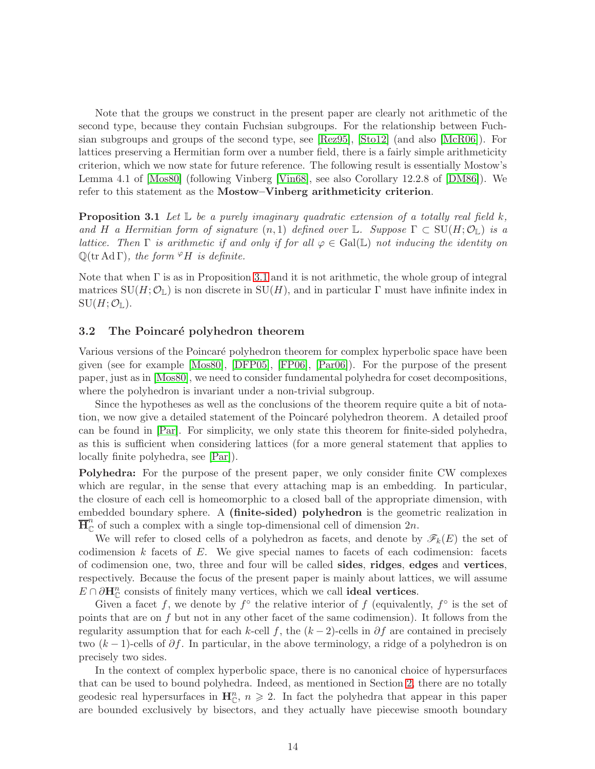Note that the groups we construct in the present paper are clearly not arithmetic of the second type, because they contain Fuchsian subgroups. For the relationship between Fuchsian subgroups and groups of the second type, see [Rez95], [Sto12] (and also [McR06]). For lattices preserving a Hermitian form over a number field, there is a fairly simple arithmeticity criterion, which we now state for future reference. The following result is essentially Mostow's Lemma 4.1 of [Mos80] (following Vinberg [Vin68], see also Corollary 12.2.8 of [DM86]). We refer to this statement as the **Mostow–Vinberg arithmeticity criterion**.

**Proposition 3.1** *Let $\mathbb{L}$ be a purely imaginary quadratic extension of a totally real field $k$, and $H$ a Hermitian form of signature $(n, 1)$ defined over $\mathbb{L}$. Suppose $\Gamma \subset \mathrm{SU}(H; \mathcal{O}_{\mathbb{L}})$ is a lattice. Then $\Gamma$ is arithmetic if and only if for all $\varphi \in \mathrm{Gal}(\mathbb{L})$ not inducing the identity on $\mathbb{Q}(\mathrm{tr}\,\mathrm{Ad}\,\Gamma)$, the form ${}^{\varphi}H$ is definite.*

Note that when $\Gamma$ is as in Proposition 3.1 and it is not arithmetic, the whole group of integral matrices $\mathrm{SU}(H; \mathcal{O}_{\mathbb{L}})$ is non discrete in $\mathrm{SU}(H)$, and in particular $\Gamma$ must have infinite index in $\mathrm{SU}(H; \mathcal{O}_{\mathbb{L}})$.

### 3.2 The Poincaré polyhedron theorem

Various versions of the Poincaré polyhedron theorem for complex hyperbolic space have been given (see for example [Mos80], [DFP05], [FP06], [Par06]). For the purpose of the present paper, just as in [Mos80], we need to consider fundamental polyhedra for coset decompositions, where the polyhedron is invariant under a non-trivial subgroup.

Since the hypotheses as well as the conclusions of the theorem require quite a bit of notation, we now give a detailed statement of the Poincaré polyhedron theorem. A detailed proof can be found in [Par]. For simplicity, we only state this theorem for finite-sided polyhedra, as this is sufficient when considering lattices (for a more general statement that applies to locally finite polyhedra, see [Par]).

**Polyhedra:** For the purpose of the present paper, we only consider finite CW complexes which are regular, in the sense that every attaching map is an embedding. In particular, the closure of each cell is homeomorphic to a closed ball of the appropriate dimension, with embedded boundary sphere. A **(finite-sided) polyhedron** is the geometric realization in $\overline{\mathbf{H}}^n_{\mathbb{C}}$ of such a complex with a single top-dimensional cell of dimension $2n$.

We will refer to closed cells of a polyhedron as facets, and denote by $\mathscr{F}_k(E)$ the set of codimension $k$ facets of $E$. We give special names to facets of each codimension: facets of codimension one, two, three and four will be called **sides**, **ridges**, **edges** and **vertices**, respectively. Because the focus of the present paper is mainly about lattices, we will assume $E \cap \partial\mathbf{H}^n_{\mathbb{C}}$ consists of finitely many vertices, which we call **ideal vertices**.

Given a facet $f$, we denote by $f^{\circ}$ the relative interior of $f$ (equivalently, $f^{\circ}$ is the set of points that are on $f$ but not in any other facet of the same codimension). It follows from the regularity assumption that for each $k$-cell $f$, the $(k-2)$-cells in $\partial f$ are contained in precisely two $(k-1)$-cells of $\partial f$. In particular, in the above terminology, a ridge of a polyhedron is on precisely two sides.

In the context of complex hyperbolic space, there is no canonical choice of hypersurfaces that can be used to bound polyhedra. Indeed, as mentioned in Section 2, there are no totally geodesic real hypersurfaces in $\mathbf{H}^n_{\mathbb{C}}$, $n \geqslant 2$. In fact the polyhedra that appear in this paper are bounded exclusively by bisectors, and they actually have piecewise smooth boundary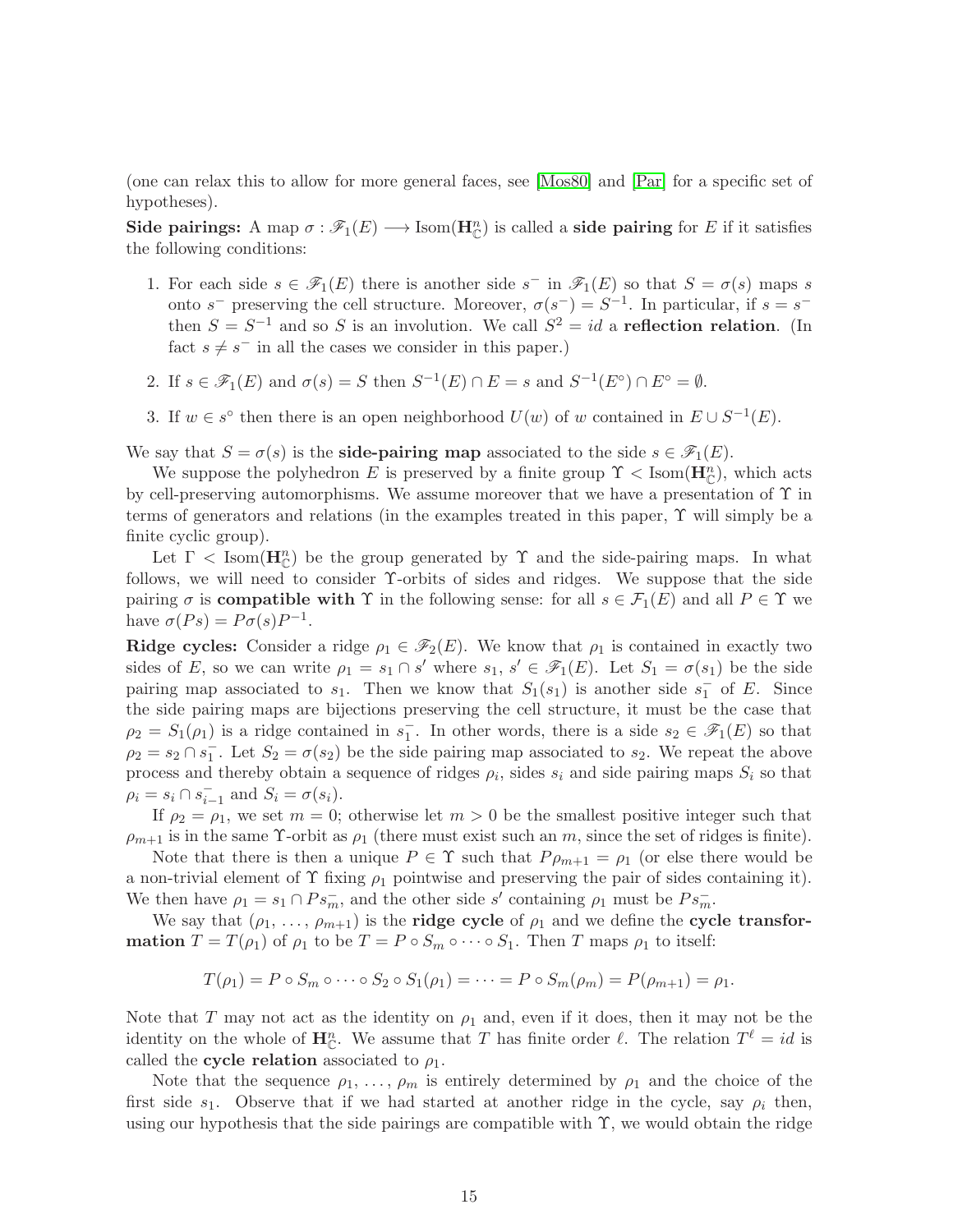(one can relax this to allow for more general faces, see [Mos80] and [Par] for a specific set of hypotheses).

**Side pairings:** A map $\sigma : \mathscr{F}_1(E) \longrightarrow \mathrm{Isom}(\mathbf{H}^n_{\mathbb{C}})$ is called a **side pairing** for $E$ if it satisfies the following conditions:

1. For each side $s \in \mathscr{F}_1(E)$ there is another side $s^-$ in $\mathscr{F}_1(E)$ so that $S = \sigma(s)$ maps $s$ onto $s^-$ preserving the cell structure. Moreover, $\sigma(s^-) = S^{-1}$. In particular, if $s = s^-$ then $S = S^{-1}$ and so $S$ is an involution. We call $S^2 = id$ a **reflection relation**. (In fact $s \neq s^-$ in all the cases we consider in this paper.)

2. If $s \in \mathscr{F}_1(E)$ and $\sigma(s) = S$ then $S^{-1}(E) \cap E = s$ and $S^{-1}(E^\circ) \cap E^\circ = \emptyset$.

3. If $w \in s^\circ$ then there is an open neighborhood $U(w)$ of $w$ contained in $E \cup S^{-1}(E)$.

We say that $S = \sigma(s)$ is the **side-pairing map** associated to the side $s \in \mathscr{F}_1(E)$.

We suppose the polyhedron $E$ is preserved by a finite group $\Upsilon < \mathrm{Isom}(\mathbf{H}^n_{\mathbb{C}})$, which acts by cell-preserving automorphisms. We assume moreover that we have a presentation of $\Upsilon$ in terms of generators and relations (in the examples treated in this paper, $\Upsilon$ will simply be a finite cyclic group).

Let $\Gamma < \mathrm{Isom}(\mathbf{H}^n_{\mathbb{C}})$ be the group generated by $\Upsilon$ and the side-pairing maps. In what follows, we will need to consider $\Upsilon$-orbits of sides and ridges. We suppose that the side pairing $\sigma$ is **compatible with** $\Upsilon$ in the following sense: for all $s \in \mathcal{F}_1(E)$ and all $P \in \Upsilon$ we have $\sigma(Ps) = P\sigma(s)P^{-1}$.

**Ridge cycles:** Consider a ridge $\rho_1 \in \mathscr{F}_2(E)$. We know that $\rho_1$ is contained in exactly two sides of $E$, so we can write $\rho_1 = s_1 \cap s'$ where $s_1,\, s' \in \mathscr{F}_1(E)$. Let $S_1 = \sigma(s_1)$ be the side pairing map associated to $s_1$. Then we know that $S_1(s_1)$ is another side $s_1^-$ of $E$. Since the side pairing maps are bijections preserving the cell structure, it must be the case that $\rho_2 = S_1(\rho_1)$ is a ridge contained in $s_1^-$. In other words, there is a side $s_2 \in \mathscr{F}_1(E)$ so that $\rho_2 = s_2 \cap s_1^-$. Let $S_2 = \sigma(s_2)$ be the side pairing map associated to $s_2$. We repeat the above process and thereby obtain a sequence of ridges $\rho_i$, sides $s_i$ and side pairing maps $S_i$ so that $\rho_i = s_i \cap s_{i-1}^-$ and $S_i = \sigma(s_i)$.

If $\rho_2 = \rho_1$, we set $m = 0$; otherwise let $m > 0$ be the smallest positive integer such that $\rho_{m+1}$ is in the same $\Upsilon$-orbit as $\rho_1$ (there must exist such an $m$, since the set of ridges is finite).

Note that there is then a unique $P \in \Upsilon$ such that $P\rho_{m+1} = \rho_1$ (or else there would be a non-trivial element of $\Upsilon$ fixing $\rho_1$ pointwise and preserving the pair of sides containing it). We then have $\rho_1 = s_1 \cap Ps_m^-$, and the other side $s'$ containing $\rho_1$ must be $Ps_m^-$.

We say that $(\rho_1, \ldots, \rho_{m+1})$ is the **ridge cycle** of $\rho_1$ and we define the **cycle transformation** $T = T(\rho_1)$ of $\rho_1$ to be $T = P \circ S_m \circ \cdots \circ S_1$. Then $T$ maps $\rho_1$ to itself:

$$T(\rho_1) = P \circ S_m \circ \cdots \circ S_2 \circ S_1(\rho_1) = \cdots = P \circ S_m(\rho_m) = P(\rho_{m+1}) = \rho_1.$$

Note that $T$ may not act as the identity on $\rho_1$ and, even if it does, then it may not be the identity on the whole of $\mathbf{H}^n_{\mathbb{C}}$. We assume that $T$ has finite order $\ell$. The relation $T^\ell = id$ is called the **cycle relation** associated to $\rho_1$.

Note that the sequence $\rho_1, \ldots, \rho_m$ is entirely determined by $\rho_1$ and the choice of the first side $s_1$. Observe that if we had started at another ridge in the cycle, say $\rho_i$ then, using our hypothesis that the side pairings are compatible with $\Upsilon$, we would obtain the ridge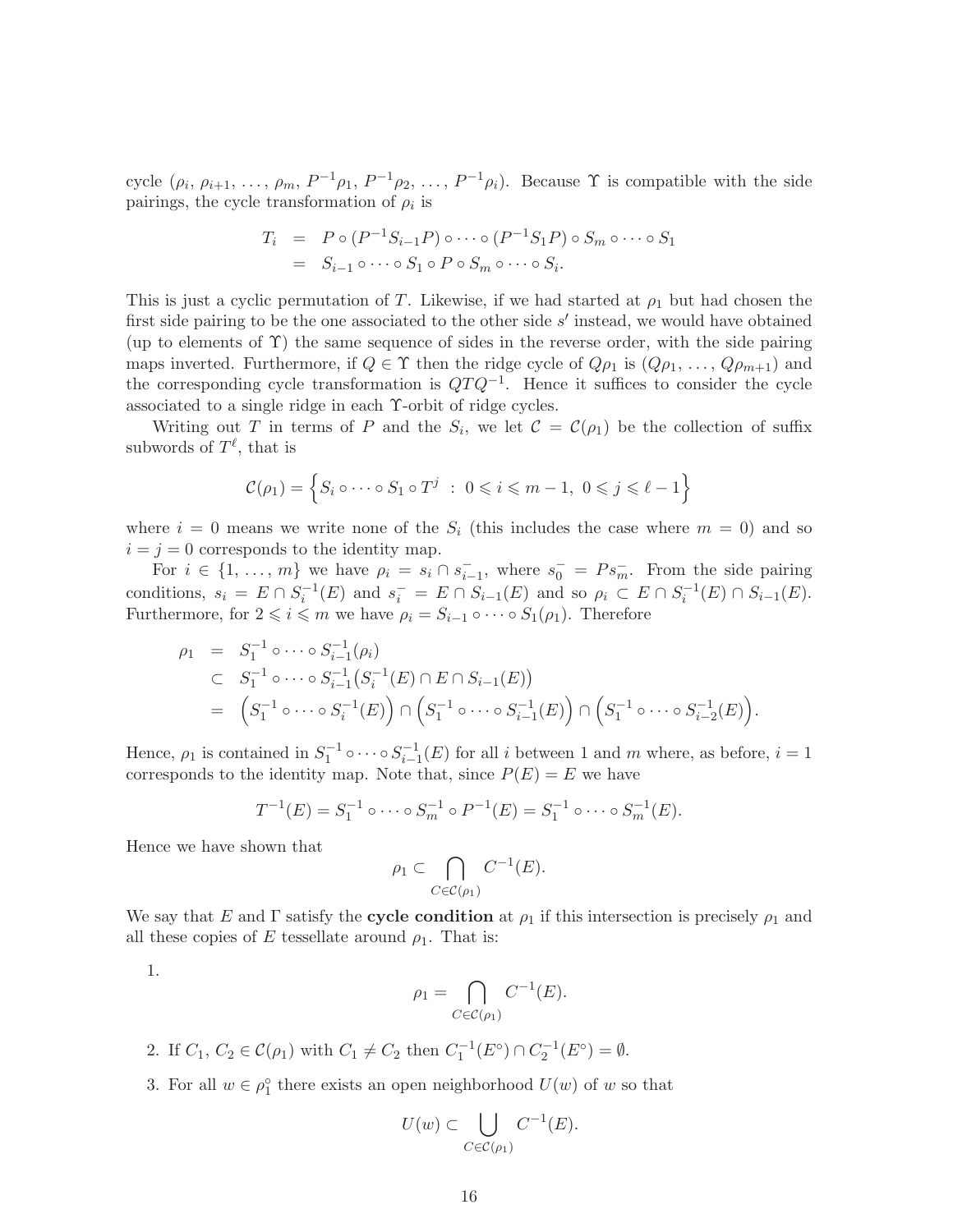cycle $(\rho_i, \rho_{i+1}, \ldots, \rho_m, P^{-1}\rho_1, P^{-1}\rho_2, \ldots, P^{-1}\rho_i)$. Because $\Upsilon$ is compatible with the side pairings, the cycle transformation of $\rho_i$ is

$$
\begin{aligned}
T_i &= P \circ (P^{-1}S_{i-1}P) \circ \cdots \circ (P^{-1}S_1P) \circ S_m \circ \cdots \circ S_1 \\
&= S_{i-1} \circ \cdots \circ S_1 \circ P \circ S_m \circ \cdots \circ S_i.
\end{aligned}
$$

This is just a cyclic permutation of $T$. Likewise, if we had started at $\rho_1$ but had chosen the first side pairing to be the one associated to the other side $s'$ instead, we would have obtained (up to elements of $\Upsilon$) the same sequence of sides in the reverse order, with the side pairing maps inverted. Furthermore, if $Q \in \Upsilon$ then the ridge cycle of $Q\rho_1$ is $(Q\rho_1, \ldots, Q\rho_{m+1})$ and the corresponding cycle transformation is $QTQ^{-1}$. Hence it suffices to consider the cycle associated to a single ridge in each $\Upsilon$-orbit of ridge cycles.

Writing out $T$ in terms of $P$ and the $S_i$, we let $\mathcal{C} = \mathcal{C}(\rho_1)$ be the collection of suffix subwords of $T^\ell$, that is

$$
\mathcal{C}(\rho_1) = \Big\{ S_i \circ \cdots \circ S_1 \circ T^j \;:\; 0 \leqslant i \leqslant m-1,\ 0 \leqslant j \leqslant \ell - 1 \Big\}
$$

where $i = 0$ means we write none of the $S_i$ (this includes the case where $m = 0$) and so $i = j = 0$ corresponds to the identity map.

For $i \in \{1, \ldots, m\}$ we have $\rho_i = s_i \cap s_{i-1}^-$, where $s_0^- = Ps_m^-$. From the side pairing conditions, $s_i = E \cap S_i^{-1}(E)$ and $s_i^- = E \cap S_{i-1}(E)$ and so $\rho_i \subset E \cap S_i^{-1}(E) \cap S_{i-1}(E)$. Furthermore, for $2 \leqslant i \leqslant m$ we have $\rho_i = S_{i-1} \circ \cdots \circ S_1(\rho_1)$. Therefore

$$
\begin{aligned}
\rho_1 &= S_1^{-1} \circ \cdots \circ S_{i-1}^{-1}(\rho_i) \\
&\subset S_1^{-1} \circ \cdots \circ S_{i-1}^{-1}\big(S_i^{-1}(E) \cap E \cap S_{i-1}(E)\big) \\
&= \Big(S_1^{-1} \circ \cdots \circ S_i^{-1}(E)\Big) \cap \Big(S_1^{-1} \circ \cdots \circ S_{i-1}^{-1}(E)\Big) \cap \Big(S_1^{-1} \circ \cdots \circ S_{i-2}^{-1}(E)\Big).
\end{aligned}
$$

Hence, $\rho_1$ is contained in $S_1^{-1} \circ \cdots \circ S_{i-1}^{-1}(E)$ for all $i$ between 1 and $m$ where, as before, $i = 1$ corresponds to the identity map. Note that, since $P(E) = E$ we have

$$
T^{-1}(E) = S_1^{-1} \circ \cdots \circ S_m^{-1} \circ P^{-1}(E) = S_1^{-1} \circ \cdots \circ S_m^{-1}(E).
$$

Hence we have shown that

$$
\rho_1 \subset \bigcap_{C \in \mathcal{C}(\rho_1)} C^{-1}(E).
$$

We say that $E$ and $\Gamma$ satisfy the **cycle condition** at $\rho_1$ if this intersection is precisely $\rho_1$ and all these copies of $E$ tessellate around $\rho_1$. That is:

1. 
$$
\rho_1 = \bigcap_{C \in \mathcal{C}(\rho_1)} C^{-1}(E).
$$

2. If $C_1, C_2 \in \mathcal{C}(\rho_1)$ with $C_1 \neq C_2$ then $C_1^{-1}(E^\circ) \cap C_2^{-1}(E^\circ) = \emptyset$.

3. For all $w \in \rho_1^\circ$ there exists an open neighborhood $U(w)$ of $w$ so that
$$
U(w) \subset \bigcup_{C \in \mathcal{C}(\rho_1)} C^{-1}(E).
$$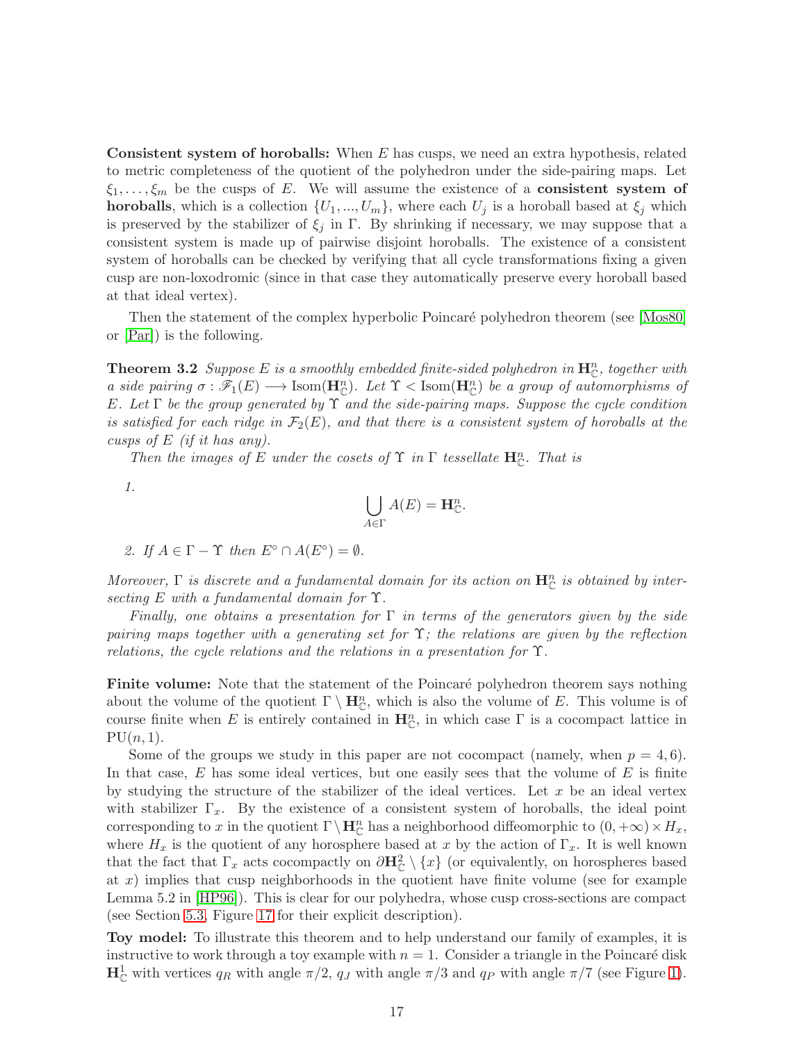**Consistent system of horoballs:** When $E$ has cusps, we need an extra hypothesis, related to metric completeness of the quotient of the polyhedron under the side-pairing maps. Let $\xi_1, \dots, \xi_m$ be the cusps of $E$. We will assume the existence of a **consistent system of horoballs**, which is a collection $\{U_1, ..., U_m\}$, where each $U_j$ is a horoball based at $\xi_j$ which is preserved by the stabilizer of $\xi_j$ in $\Gamma$. By shrinking if necessary, we may suppose that a consistent system is made up of pairwise disjoint horoballs. The existence of a consistent system of horoballs can be checked by verifying that all cycle transformations fixing a given cusp are non-loxodromic (since in that case they automatically preserve every horoball based at that ideal vertex).

Then the statement of the complex hyperbolic Poincaré polyhedron theorem (see [Mos80] or [Par]) is the following.

**Theorem 3.2** *Suppose $E$ is a smoothly embedded finite-sided polyhedron in $\mathbf{H}^n_{\mathbb{C}}$, together with a side pairing $\sigma : \mathscr{F}_1(E) \longrightarrow \mathrm{Isom}(\mathbf{H}^n_{\mathbb{C}})$. Let $\Upsilon < \mathrm{Isom}(\mathbf{H}^n_{\mathbb{C}})$ be a group of automorphisms of $E$. Let $\Gamma$ be the group generated by $\Upsilon$ and the side-pairing maps. Suppose the cycle condition is satisfied for each ridge in $\mathcal{F}_2(E)$, and that there is a consistent system of horoballs at the cusps of $E$ (if it has any).*

*Then the images of $E$ under the cosets of $\Upsilon$ in $\Gamma$ tessellate $\mathbf{H}^n_{\mathbb{C}}$. That is*

1. $$\bigcup_{A \in \Gamma} A(E) = \mathbf{H}^n_{\mathbb{C}}.$$

2. *If $A \in \Gamma - \Upsilon$ then $E^\circ \cap A(E^\circ) = \emptyset$.*

*Moreover, $\Gamma$ is discrete and a fundamental domain for its action on $\mathbf{H}^n_{\mathbb{C}}$ is obtained by intersecting $E$ with a fundamental domain for $\Upsilon$.*

*Finally, one obtains a presentation for $\Gamma$ in terms of the generators given by the side pairing maps together with a generating set for $\Upsilon$; the relations are given by the reflection relations, the cycle relations and the relations in a presentation for $\Upsilon$.*

**Finite volume:** Note that the statement of the Poincaré polyhedron theorem says nothing about the volume of the quotient $\Gamma \setminus \mathbf{H}^n_{\mathbb{C}}$, which is also the volume of $E$. This volume is of course finite when $E$ is entirely contained in $\mathbf{H}^n_{\mathbb{C}}$, in which case $\Gamma$ is a cocompact lattice in $\mathrm{PU}(n, 1)$.

Some of the groups we study in this paper are not cocompact (namely, when $p = 4, 6$). In that case, $E$ has some ideal vertices, but one easily sees that the volume of $E$ is finite by studying the structure of the stabilizer of the ideal vertices. Let $x$ be an ideal vertex with stabilizer $\Gamma_x$. By the existence of a consistent system of horoballs, the ideal point corresponding to $x$ in the quotient $\Gamma \setminus \mathbf{H}^n_{\mathbb{C}}$ has a neighborhood diffeomorphic to $(0, +\infty) \times H_x$, where $H_x$ is the quotient of any horosphere based at $x$ by the action of $\Gamma_x$. It is well known that the fact that $\Gamma_x$ acts cocompactly on $\partial \mathbf{H}^2_{\mathbb{C}} \setminus \{x\}$ (or equivalently, on horospheres based at $x$) implies that cusp neighborhoods in the quotient have finite volume (see for example Lemma 5.2 in [HP96]). This is clear for our polyhedra, whose cusp cross-sections are compact (see Section 5.3, Figure 17 for their explicit description).

**Toy model:** To illustrate this theorem and to help understand our family of examples, it is instructive to work through a toy example with $n = 1$. Consider a triangle in the Poincaré disk $\mathbf{H}^1_{\mathbb{C}}$ with vertices $q_R$ with angle $\pi/2$, $q_J$ with angle $\pi/3$ and $q_P$ with angle $\pi/7$ (see Figure 1).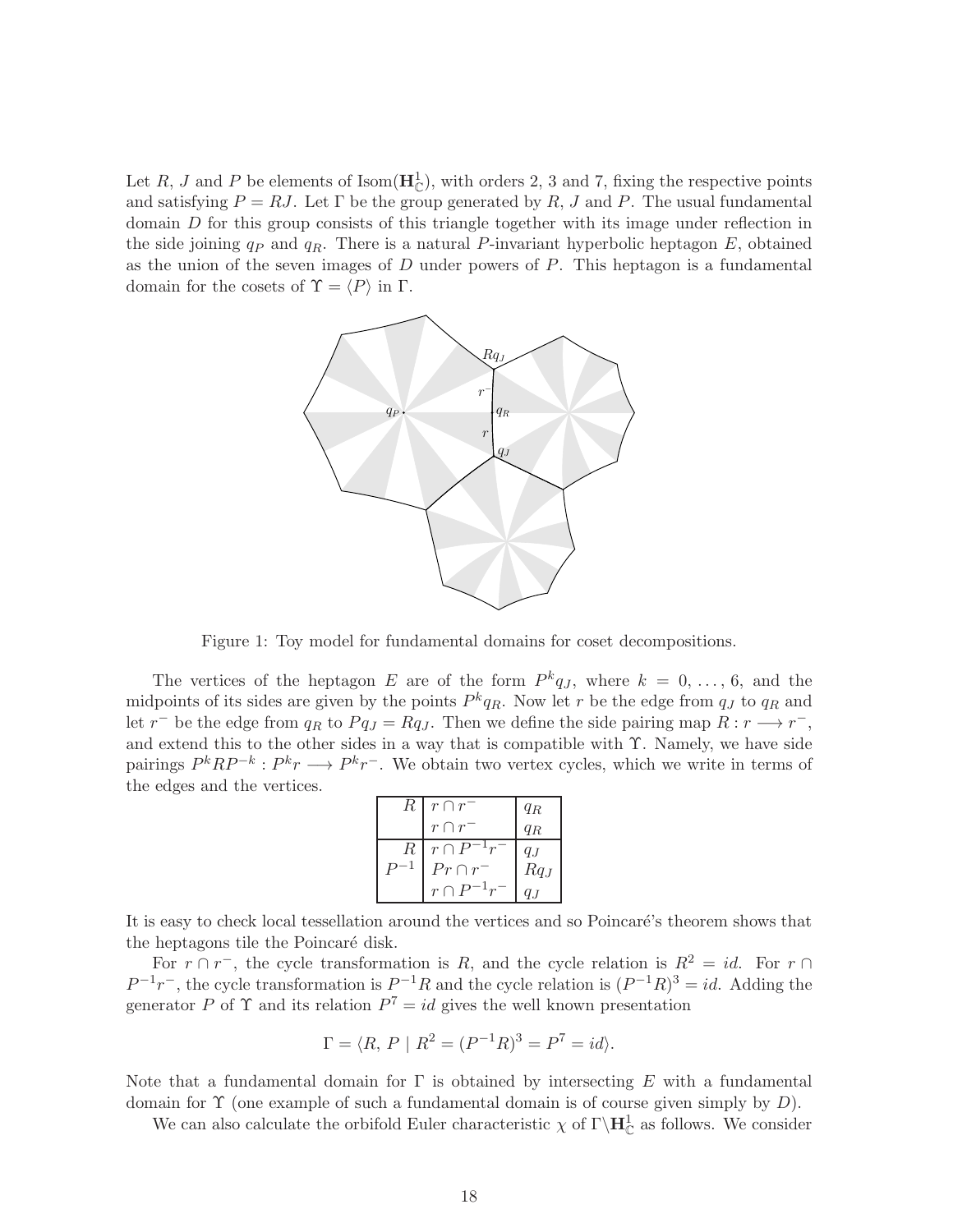Let $R$, $J$ and $P$ be elements of $\mathrm{Isom}(\mathbf{H}^1_{\mathbb{C}})$, with orders 2, 3 and 7, fixing the respective points and satisfying $P = RJ$. Let $\Gamma$ be the group generated by $R$, $J$ and $P$. The usual fundamental domain $D$ for this group consists of this triangle together with its image under reflection in the side joining $q_P$ and $q_R$. There is a natural $P$-invariant hyperbolic heptagon $E$, obtained as the union of the seven images of $D$ under powers of $P$. This heptagon is a fundamental domain for the cosets of $\Upsilon = \langle P \rangle$ in $\Gamma$.

Figure 1: Toy model for fundamental domains for coset decompositions.

The vertices of the heptagon $E$ are of the form $P^k q_J$, where $k = 0, \ldots, 6$, and the midpoints of its sides are given by the points $P^k q_R$. Now let $r$ be the edge from $q_J$ to $q_R$ and let $r^-$ be the edge from $q_R$ to $Pq_J = Rq_J$. Then we define the side pairing map $R : r \longrightarrow r^-$, and extend this to the other sides in a way that is compatible with $\Upsilon$. Namely, we have side pairings $P^k R P^{-k} : P^k r \longrightarrow P^k r^-$. We obtain two vertex cycles, which we write in terms of the edges and the vertices.

| | | |
|---|---|---|
| $R$ | $r \cap r^-$ | $q_R$ |
| | $r \cap r^-$ | $q_R$ |
| $R$ | $r \cap P^{-1}r^-$ | $q_J$ |
| $P^{-1}$ | $Pr \cap r^-$ | $Rq_J$ |
| | $r \cap P^{-1}r^-$ | $q_J$ |

It is easy to check local tessellation around the vertices and so Poincaré's theorem shows that the heptagons tile the Poincaré disk.

For $r \cap r^-$, the cycle transformation is $R$, and the cycle relation is $R^2 = id$. For $r \cap P^{-1}r^-$, the cycle transformation is $P^{-1}R$ and the cycle relation is $(P^{-1}R)^3 = id$. Adding the generator $P$ of $\Upsilon$ and its relation $P^7 = id$ gives the well known presentation

$$\Gamma = \langle R,\, P \mid R^2 = (P^{-1}R)^3 = P^7 = id \rangle.$$

Note that a fundamental domain for $\Gamma$ is obtained by intersecting $E$ with a fundamental domain for $\Upsilon$ (one example of such a fundamental domain is of course given simply by $D$).

We can also calculate the orbifold Euler characteristic $\chi$ of $\Gamma \backslash \mathbf{H}^1_{\mathbb{C}}$ as follows. We consider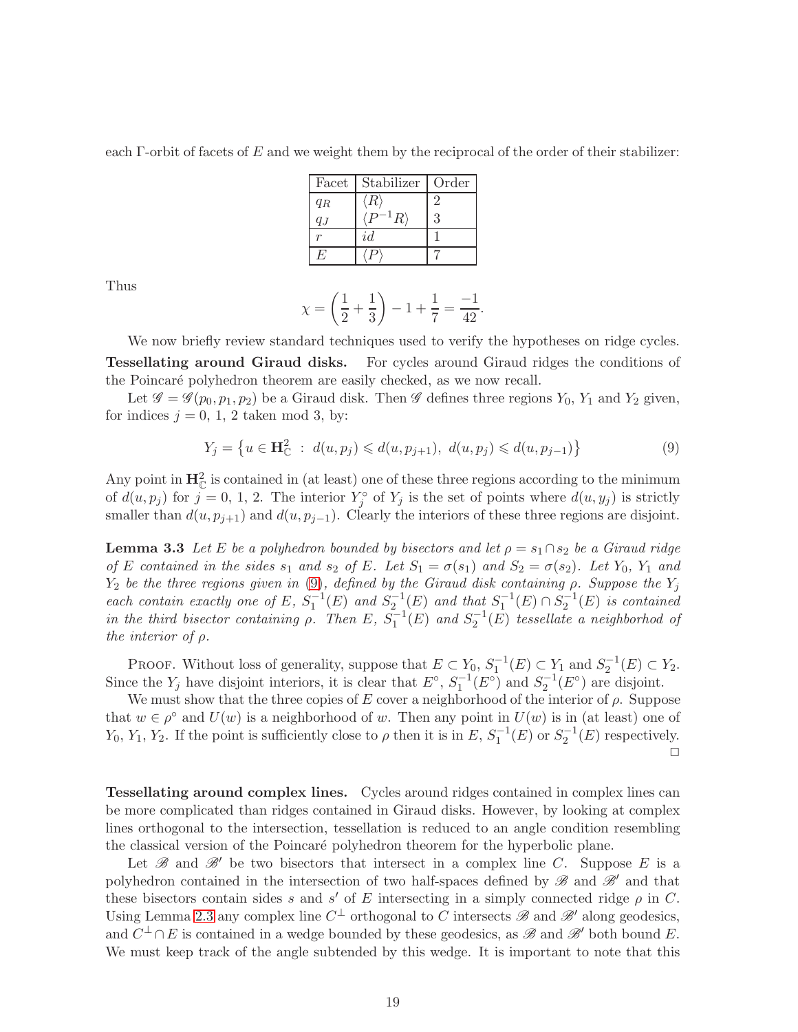each Γ-orbit of facets of $E$ and we weight them by the reciprocal of the order of their stabilizer:

| Facet | Stabilizer | Order |
|---|---|---|
| $q_R$ | $\langle R \rangle$ | 2 |
| $q_J$ | $\langle P^{-1}R \rangle$ | 3 |
| $r$ | $id$ | 1 |
| $E$ | $\langle P \rangle$ | 7 |

Thus

$$\chi = \left(\frac{1}{2} + \frac{1}{3}\right) - 1 + \frac{1}{7} = \frac{-1}{42}.$$

We now briefly review standard techniques used to verify the hypotheses on ridge cycles.

**Tessellating around Giraud disks.** For cycles around Giraud ridges the conditions of the Poincaré polyhedron theorem are easily checked, as we now recall.

Let $\mathscr{G} = \mathscr{G}(p_0, p_1, p_2)$ be a Giraud disk. Then $\mathscr{G}$ defines three regions $Y_0$, $Y_1$ and $Y_2$ given, for indices $j = 0,\ 1,\ 2$ taken mod 3, by:

$$Y_j = \left\{ u \in \mathbf{H}^2_{\mathbb{C}} \ : \ d(u, p_j) \leqslant d(u, p_{j+1}),\ d(u, p_j) \leqslant d(u, p_{j-1}) \right\} \tag{9}$$

Any point in $\mathbf{H}^2_{\mathbb{C}}$ is contained in (at least) one of these three regions according to the minimum of $d(u, p_j)$ for $j = 0,\ 1,\ 2$. The interior $Y_j^{\circ}$ of $Y_j$ is the set of points where $d(u, y_j)$ is strictly smaller than $d(u, p_{j+1})$ and $d(u, p_{j-1})$. Clearly the interiors of these three regions are disjoint.

**Lemma 3.3** *Let $E$ be a polyhedron bounded by bisectors and let $\rho = s_1 \cap s_2$ be a Giraud ridge of $E$ contained in the sides $s_1$ and $s_2$ of $E$. Let $S_1 = \sigma(s_1)$ and $S_2 = \sigma(s_2)$. Let $Y_0$, $Y_1$ and $Y_2$ be the three regions given in (9), defined by the Giraud disk containing $\rho$. Suppose the $Y_j$ each contain exactly one of $E$, $S_1^{-1}(E)$ and $S_2^{-1}(E)$ and that $S_1^{-1}(E) \cap S_2^{-1}(E)$ is contained in the third bisector containing $\rho$. Then $E$, $S_1^{-1}(E)$ and $S_2^{-1}(E)$ tessellate a neighborhod of the interior of $\rho$.*

Proof. Without loss of generality, suppose that $E \subset Y_0$, $S_1^{-1}(E) \subset Y_1$ and $S_2^{-1}(E) \subset Y_2$. Since the $Y_j$ have disjoint interiors, it is clear that $E^{\circ}$, $S_1^{-1}(E^{\circ})$ and $S_2^{-1}(E^{\circ})$ are disjoint.

We must show that the three copies of $E$ cover a neighborhood of the interior of $\rho$. Suppose that $w \in \rho^{\circ}$ and $U(w)$ is a neighborhood of $w$. Then any point in $U(w)$ is in (at least) one of $Y_0$, $Y_1$, $Y_2$. If the point is sufficiently close to $\rho$ then it is in $E$, $S_1^{-1}(E)$ or $S_2^{-1}(E)$ respectively. □

**Tessellating around complex lines.** Cycles around ridges contained in complex lines can be more complicated than ridges contained in Giraud disks. However, by looking at complex lines orthogonal to the intersection, tessellation is reduced to an angle condition resembling the classical version of the Poincaré polyhedron theorem for the hyperbolic plane.

Let $\mathscr{B}$ and $\mathscr{B}'$ be two bisectors that intersect in a complex line $C$. Suppose $E$ is a polyhedron contained in the intersection of two half-spaces defined by $\mathscr{B}$ and $\mathscr{B}'$ and that these bisectors contain sides $s$ and $s'$ of $E$ intersecting in a simply connected ridge $\rho$ in $C$. Using Lemma 2.3 any complex line $C^{\perp}$ orthogonal to $C$ intersects $\mathscr{B}$ and $\mathscr{B}'$ along geodesics, and $C^{\perp} \cap E$ is contained in a wedge bounded by these geodesics, as $\mathscr{B}$ and $\mathscr{B}'$ both bound $E$. We must keep track of the angle subtended by this wedge. It is important to note that this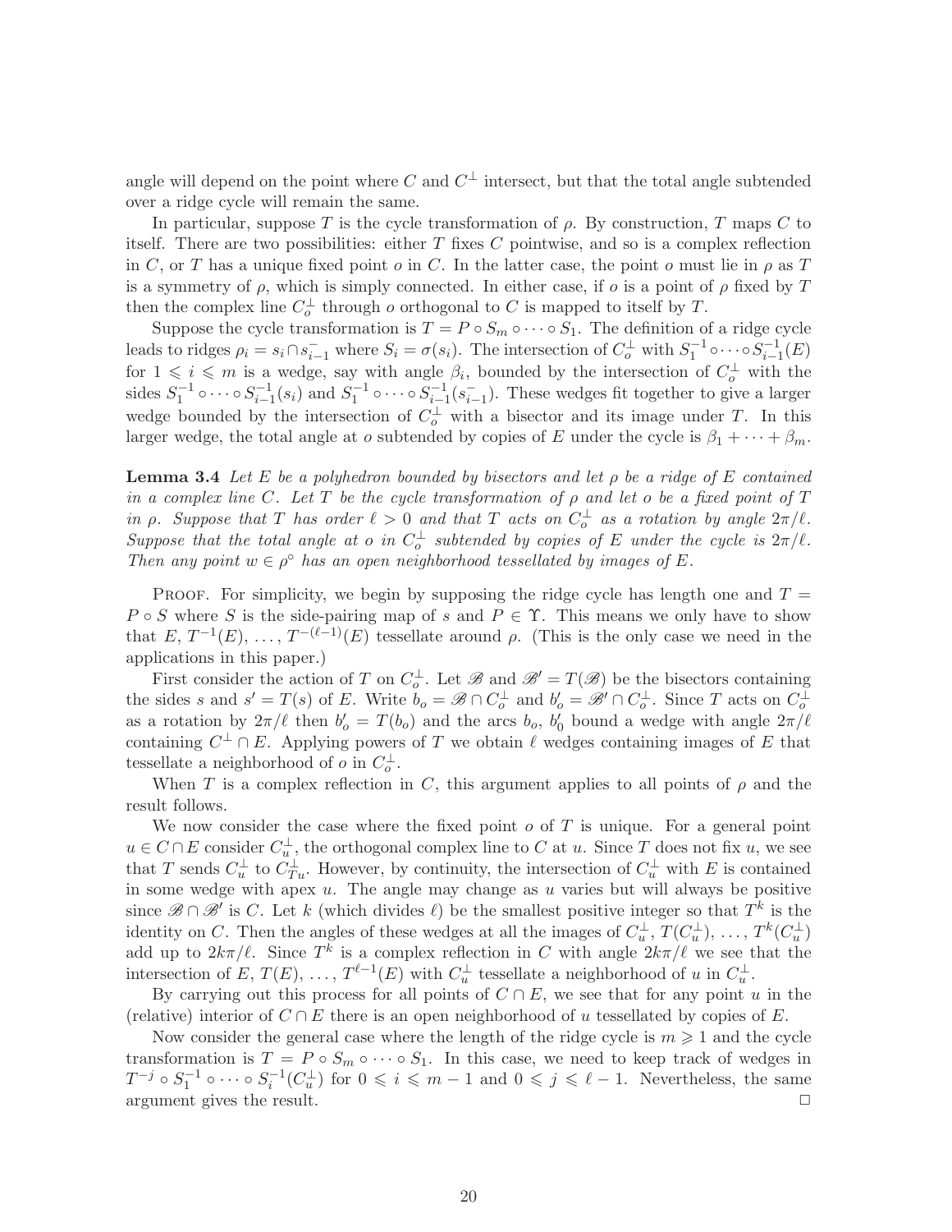angle will depend on the point where $C$ and $C^\perp$ intersect, but that the total angle subtended over a ridge cycle will remain the same.

In particular, suppose $T$ is the cycle transformation of $\rho$. By construction, $T$ maps $C$ to itself. There are two possibilities: either $T$ fixes $C$ pointwise, and so is a complex reflection in $C$, or $T$ has a unique fixed point $o$ in $C$. In the latter case, the point $o$ must lie in $\rho$ as $T$ is a symmetry of $\rho$, which is simply connected. In either case, if $o$ is a point of $\rho$ fixed by $T$ then the complex line $C_o^\perp$ through $o$ orthogonal to $C$ is mapped to itself by $T$.

Suppose the cycle transformation is $T = P \circ S_m \circ \cdots \circ S_1$. The definition of a ridge cycle leads to ridges $\rho_i = s_i \cap s_{i-1}^-$ where $S_i = \sigma(s_i)$. The intersection of $C_o^\perp$ with $S_1^{-1} \circ \cdots \circ S_{i-1}^{-1}(E)$ for $1 \leqslant i \leqslant m$ is a wedge, say with angle $\beta_i$, bounded by the intersection of $C_o^\perp$ with the sides $S_1^{-1} \circ \cdots \circ S_{i-1}^{-1}(s_i)$ and $S_1^{-1} \circ \cdots \circ S_{i-1}^{-1}(s_{i-1}^-)$. These wedges fit together to give a larger wedge bounded by the intersection of $C_o^\perp$ with a bisector and its image under $T$. In this larger wedge, the total angle at $o$ subtended by copies of $E$ under the cycle is $\beta_1 + \cdots + \beta_m$.

**Lemma 3.4** *Let $E$ be a polyhedron bounded by bisectors and let $\rho$ be a ridge of $E$ contained in a complex line $C$. Let $T$ be the cycle transformation of $\rho$ and let $o$ be a fixed point of $T$ in $\rho$. Suppose that $T$ has order $\ell > 0$ and that $T$ acts on $C_o^\perp$ as a rotation by angle $2\pi/\ell$. Suppose that the total angle at $o$ in $C_o^\perp$ subtended by copies of $E$ under the cycle is $2\pi/\ell$. Then any point $w \in \rho^\circ$ has an open neighborhood tessellated by images of $E$.*

Proof. For simplicity, we begin by supposing the ridge cycle has length one and $T = P \circ S$ where $S$ is the side-pairing map of $s$ and $P \in \Upsilon$. This means we only have to show that $E, T^{-1}(E), \ldots, T^{-(\ell-1)}(E)$ tessellate around $\rho$. (This is the only case we need in the applications in this paper.)

First consider the action of $T$ on $C_o^\perp$. Let $\mathscr{B}$ and $\mathscr{B}' = T(\mathscr{B})$ be the bisectors containing the sides $s$ and $s' = T(s)$ of $E$. Write $b_o = \mathscr{B} \cap C_o^\perp$ and $b_o' = \mathscr{B}' \cap C_o^\perp$. Since $T$ acts on $C_o^\perp$ as a rotation by $2\pi/\ell$ then $b_o' = T(b_o)$ and the arcs $b_o$, $b_0'$ bound a wedge with angle $2\pi/\ell$ containing $C^\perp \cap E$. Applying powers of $T$ we obtain $\ell$ wedges containing images of $E$ that tessellate a neighborhood of $o$ in $C_o^\perp$.

When $T$ is a complex reflection in $C$, this argument applies to all points of $\rho$ and the result follows.

We now consider the case where the fixed point $o$ of $T$ is unique. For a general point $u \in C \cap E$ consider $C_u^\perp$, the orthogonal complex line to $C$ at $u$. Since $T$ does not fix $u$, we see that $T$ sends $C_u^\perp$ to $C_{Tu}^\perp$. However, by continuity, the intersection of $C_u^\perp$ with $E$ is contained in some wedge with apex $u$. The angle may change as $u$ varies but will always be positive since $\mathscr{B} \cap \mathscr{B}'$ is $C$. Let $k$ (which divides $\ell$) be the smallest positive integer so that $T^k$ is the identity on $C$. Then the angles of these wedges at all the images of $C_u^\perp$, $T(C_u^\perp)$, $\ldots$, $T^k(C_u^\perp)$ add up to $2k\pi/\ell$. Since $T^k$ is a complex reflection in $C$ with angle $2k\pi/\ell$ we see that the intersection of $E, T(E), \ldots, T^{\ell-1}(E)$ with $C_u^\perp$ tessellate a neighborhood of $u$ in $C_u^\perp$.

By carrying out this process for all points of $C \cap E$, we see that for any point $u$ in the (relative) interior of $C \cap E$ there is an open neighborhood of $u$ tessellated by copies of $E$.

Now consider the general case where the length of the ridge cycle is $m \geqslant 1$ and the cycle transformation is $T = P \circ S_m \circ \cdots \circ S_1$. In this case, we need to keep track of wedges in $T^{-j} \circ S_1^{-1} \circ \cdots \circ S_i^{-1}(C_u^\perp)$ for $0 \leqslant i \leqslant m-1$ and $0 \leqslant j \leqslant \ell - 1$. Nevertheless, the same argument gives the result. □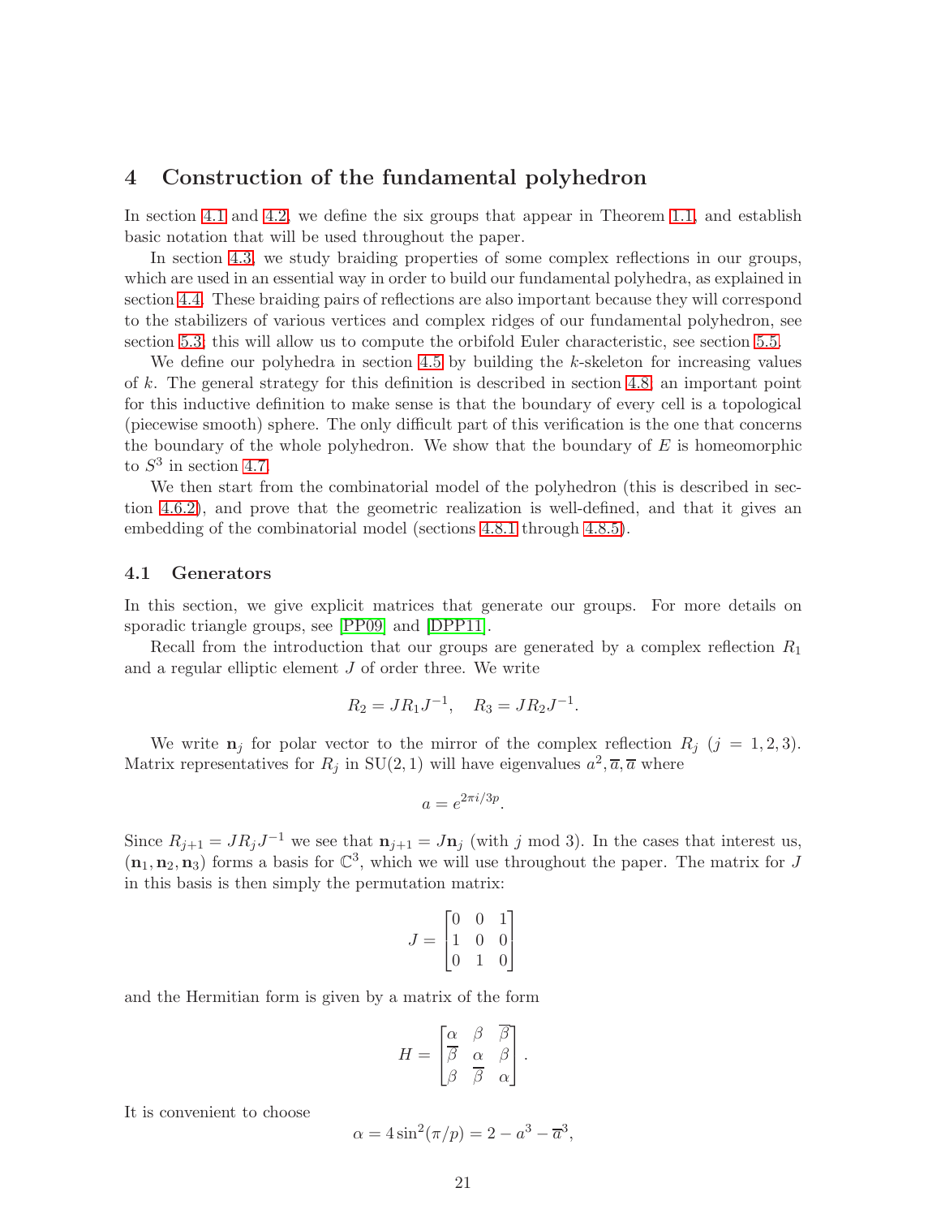# 4 Construction of the fundamental polyhedron

In section 4.1 and 4.2, we define the six groups that appear in Theorem 1.1, and establish basic notation that will be used throughout the paper.

In section 4.3, we study braiding properties of some complex reflections in our groups, which are used in an essential way in order to build our fundamental polyhedra, as explained in section 4.4. These braiding pairs of reflections are also important because they will correspond to the stabilizers of various vertices and complex ridges of our fundamental polyhedron, see section 5.3; this will allow us to compute the orbifold Euler characteristic, see section 5.5.

We define our polyhedra in section 4.5 by building the $k$-skeleton for increasing values of $k$. The general strategy for this definition is described in section 4.8; an important point for this inductive definition to make sense is that the boundary of every cell is a topological (piecewise smooth) sphere. The only difficult part of this verification is the one that concerns the boundary of the whole polyhedron. We show that the boundary of $E$ is homeomorphic to $S^3$ in section 4.7.

We then start from the combinatorial model of the polyhedron (this is described in section 4.6.2), and prove that the geometric realization is well-defined, and that it gives an embedding of the combinatorial model (sections 4.8.1 through 4.8.5).

## 4.1 Generators

In this section, we give explicit matrices that generate our groups. For more details on sporadic triangle groups, see [PP09] and [DPP11].

Recall from the introduction that our groups are generated by a complex reflection $R_1$ and a regular elliptic element $J$ of order three. We write

$$R_2 = JR_1J^{-1}, \quad R_3 = JR_2J^{-1}.$$

We write $\mathbf{n}_j$ for polar vector to the mirror of the complex reflection $R_j$ ($j = 1, 2, 3$). Matrix representatives for $R_j$ in $\mathrm{SU}(2,1)$ will have eigenvalues $a^2, \overline{a}, \overline{a}$ where

$$a = e^{2\pi i/3p}.$$

Since $R_{j+1} = JR_jJ^{-1}$ we see that $\mathbf{n}_{j+1} = J\mathbf{n}_j$ (with $j$ mod 3). In the cases that interest us, $(\mathbf{n}_1, \mathbf{n}_2, \mathbf{n}_3)$ forms a basis for $\mathbb{C}^3$, which we will use throughout the paper. The matrix for $J$ in this basis is then simply the permutation matrix:

$$J = \begin{bmatrix} 0 & 0 & 1 \\ 1 & 0 & 0 \\ 0 & 1 & 0 \end{bmatrix}$$

and the Hermitian form is given by a matrix of the form

$$H = \begin{bmatrix} \alpha & \beta & \overline{\beta} \\ \overline{\beta} & \alpha & \beta \\ \beta & \overline{\beta} & \alpha \end{bmatrix}.$$

It is convenient to choose

$$\alpha = 4\sin^2(\pi/p) = 2 - a^3 - \overline{a}^3,$$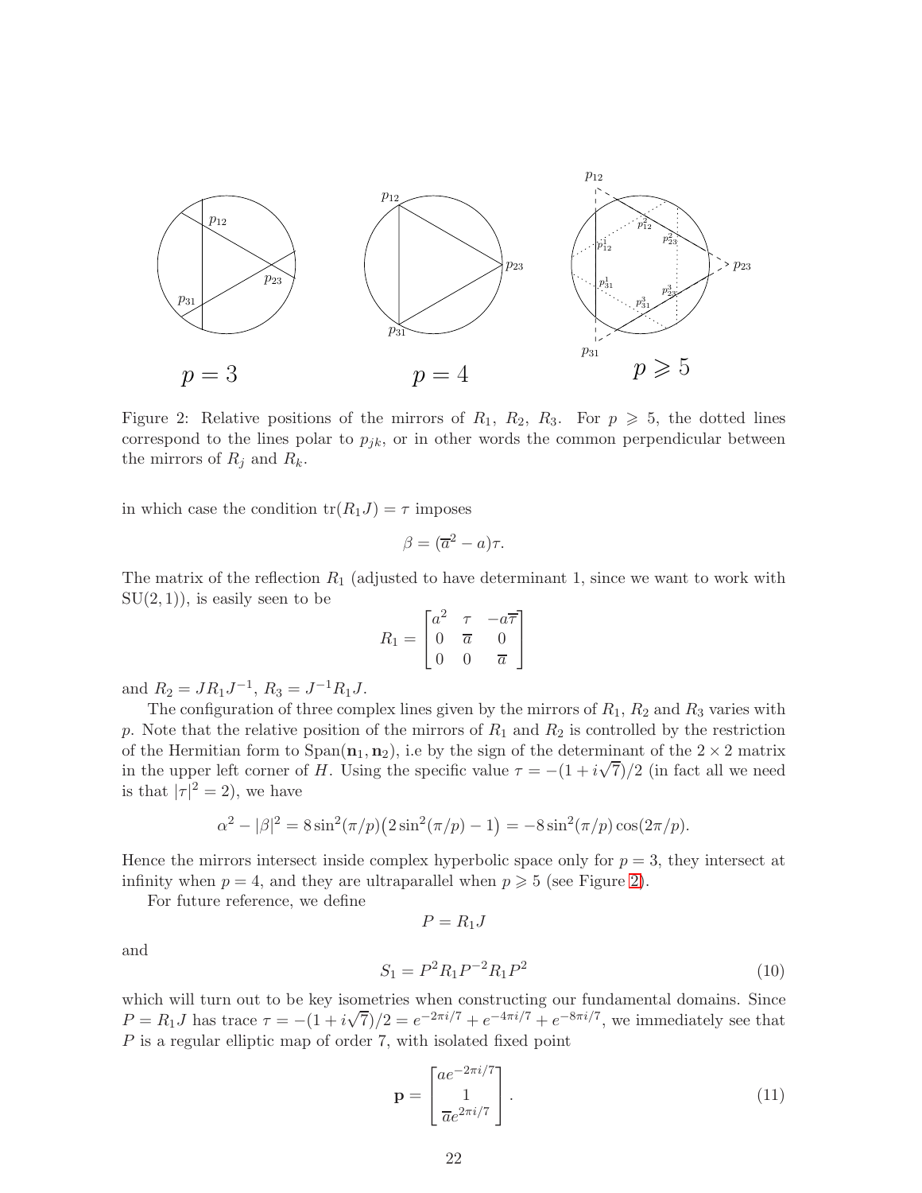Figure 2: Relative positions of the mirrors of $R_1$, $R_2$, $R_3$. For $p \geqslant 5$, the dotted lines correspond to the lines polar to $p_{jk}$, or in other words the common perpendicular between the mirrors of $R_j$ and $R_k$.

in which case the condition $\text{tr}(R_1 J) = \tau$ imposes

$$\beta = (\overline{a}^2 - a)\tau.$$

The matrix of the reflection $R_1$ (adjusted to have determinant 1, since we want to work with $\text{SU}(2,1)$), is easily seen to be

$$R_1 = \begin{bmatrix} a^2 & \tau & -a\overline{\tau} \\ 0 & \overline{a} & 0 \\ 0 & 0 & \overline{a} \end{bmatrix}$$

and $R_2 = JR_1J^{-1}$, $R_3 = J^{-1}R_1J$.

The configuration of three complex lines given by the mirrors of $R_1$, $R_2$ and $R_3$ varies with $p$. Note that the relative position of the mirrors of $R_1$ and $R_2$ is controlled by the restriction of the Hermitian form to $\text{Span}(\mathbf{n}_1, \mathbf{n}_2)$, i.e by the sign of the determinant of the $2 \times 2$ matrix in the upper left corner of $H$. Using the specific value $\tau = -(1 + i\sqrt{7})/2$ (in fact all we need is that $|\tau|^2 = 2$), we have

$$\alpha^2 - |\beta|^2 = 8\sin^2(\pi/p)\big(2\sin^2(\pi/p) - 1\big) = -8\sin^2(\pi/p)\cos(2\pi/p).$$

Hence the mirrors intersect inside complex hyperbolic space only for $p = 3$, they intersect at infinity when $p = 4$, and they are ultraparallel when $p \geqslant 5$ (see Figure 2).

For future reference, we define

$$P = R_1 J$$

and

$$S_1 = P^2 R_1 P^{-2} R_1 P^2 \tag{10}$$

which will turn out to be key isometries when constructing our fundamental domains. Since $P = R_1 J$ has trace $\tau = -(1 + i\sqrt{7})/2 = e^{-2\pi i/7} + e^{-4\pi i/7} + e^{-8\pi i/7}$, we immediately see that $P$ is a regular elliptic map of order 7, with isolated fixed point

$$\mathbf{p} = \begin{bmatrix} ae^{-2\pi i/7} \\ 1 \\ \overline{a}e^{2\pi i/7} \end{bmatrix}. \tag{11}$$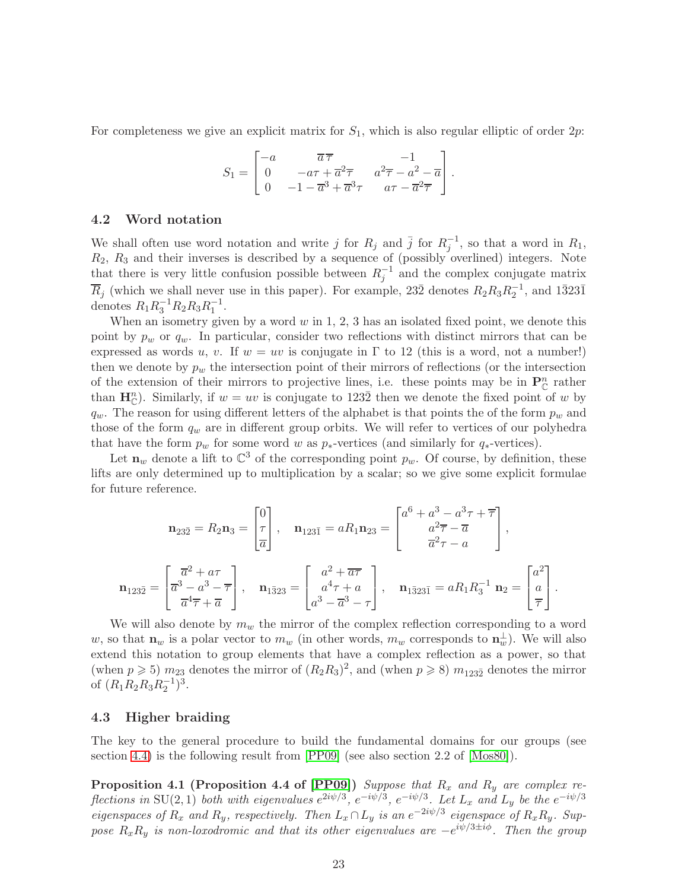For completeness we give an explicit matrix for $S_1$, which is also regular elliptic of order $2p$:

$$S_1 = \begin{bmatrix} -a & \overline{a}\,\overline{\tau} & -1 \\ 0 & -a\tau + \overline{a}^2\overline{\tau} & a^2\overline{\tau} - a^2 - \overline{a} \\ 0 & -1 - \overline{a}^3 + \overline{a}^3\tau & a\tau - \overline{a}^2\overline{\tau} \end{bmatrix}.$$

### 4.2 Word notation

We shall often use word notation and write $j$ for $R_j$ and $\bar{j}$ for $R_j^{-1}$, so that a word in $R_1$, $R_2$, $R_3$ and their inverses is described by a sequence of (possibly overlined) integers. Note that there is very little confusion possible between $R_j^{-1}$ and the complex conjugate matrix $\overline{R}_j$ (which we shall never use in this paper). For example, $23\bar{2}$ denotes $R_2R_3R_2^{-1}$, and $1\bar{3}23\bar{1}$ denotes $R_1R_3^{-1}R_2R_3R_1^{-1}$.

When an isometry given by a word $w$ in 1, 2, 3 has an isolated fixed point, we denote this point by $p_w$ or $q_w$. In particular, consider two reflections with distinct mirrors that can be expressed as words $u$, $v$. If $w = uv$ is conjugate in $\Gamma$ to 12 (this is a word, not a number!) then we denote by $p_w$ the intersection point of their mirrors of reflections (or the intersection of the extension of their mirrors to projective lines, i.e. these points may be in $\mathbf{P}^n_{\mathbb{C}}$ rather than $\mathbf{H}^n_{\mathbb{C}}$). Similarly, if $w = uv$ is conjugate to $123\bar{2}$ then we denote the fixed point of $w$ by $q_w$. The reason for using different letters of the alphabet is that points the of the form $p_w$ and those of the form $q_w$ are in different group orbits. We will refer to vertices of our polyhedra that have the form $p_w$ for some word $w$ as $p_*$-vertices (and similarly for $q_*$-vertices).

Let $\mathbf{n}_w$ denote a lift to $\mathbb{C}^3$ of the corresponding point $p_w$. Of course, by definition, these lifts are only determined up to multiplication by a scalar; so we give some explicit formulae for future reference.

$$\mathbf{n}_{23\bar{2}} = R_2\mathbf{n}_3 = \begin{bmatrix} 0 \\ \tau \\ \overline{a} \end{bmatrix}, \quad \mathbf{n}_{123\bar{1}} = aR_1\mathbf{n}_{23} = \begin{bmatrix} a^6 + a^3 - a^3\tau + \overline{\tau} \\ a^2\overline{\tau} - \overline{a} \\ \overline{a}^2\tau - a \end{bmatrix},$$

$$\mathbf{n}_{123\bar{2}} = \begin{bmatrix} \overline{a}^2 + a\tau \\ \overline{a}^3 - a^3 - \overline{\tau} \\ \overline{a}^4\overline{\tau} + \overline{a} \end{bmatrix}, \quad \mathbf{n}_{1\bar{3}23} = \begin{bmatrix} a^2 + \overline{a\tau} \\ a^4\tau + a \\ a^3 - \overline{a}^3 - \tau \end{bmatrix}, \quad \mathbf{n}_{1\bar{3}23\bar{1}} = aR_1R_3^{-1}\,\mathbf{n}_2 = \begin{bmatrix} a^2 \\ a \\ \overline{\tau} \end{bmatrix}.$$

We will also denote by $m_w$ the mirror of the complex reflection corresponding to a word $w$, so that $\mathbf{n}_w$ is a polar vector to $m_w$ (in other words, $m_w$ corresponds to $\mathbf{n}_w^\perp$). We will also extend this notation to group elements that have a complex reflection as a power, so that (when $p \geqslant 5$) $m_{23}$ denotes the mirror of $(R_2R_3)^2$, and (when $p \geqslant 8$) $m_{123\bar{2}}$ denotes the mirror of $(R_1R_2R_3R_2^{-1})^3$.

### 4.3 Higher braiding

The key to the general procedure to build the fundamental domains for our groups (see section 4.4) is the following result from [PP09] (see also section 2.2 of [Mos80]).

**Proposition 4.1 (Proposition 4.4 of [PP09])** *Suppose that $R_x$ and $R_y$ are complex reflections in $\mathrm{SU}(2,1)$ both with eigenvalues $e^{2i\psi/3}$, $e^{-i\psi/3}$, $e^{-i\psi/3}$. Let $L_x$ and $L_y$ be the $e^{-i\psi/3}$ eigenspaces of $R_x$ and $R_y$, respectively. Then $L_x \cap L_y$ is an $e^{-2i\psi/3}$ eigenspace of $R_xR_y$. Suppose $R_xR_y$ is non-loxodromic and that its other eigenvalues are $-e^{i\psi/3\pm i\phi}$. Then the group*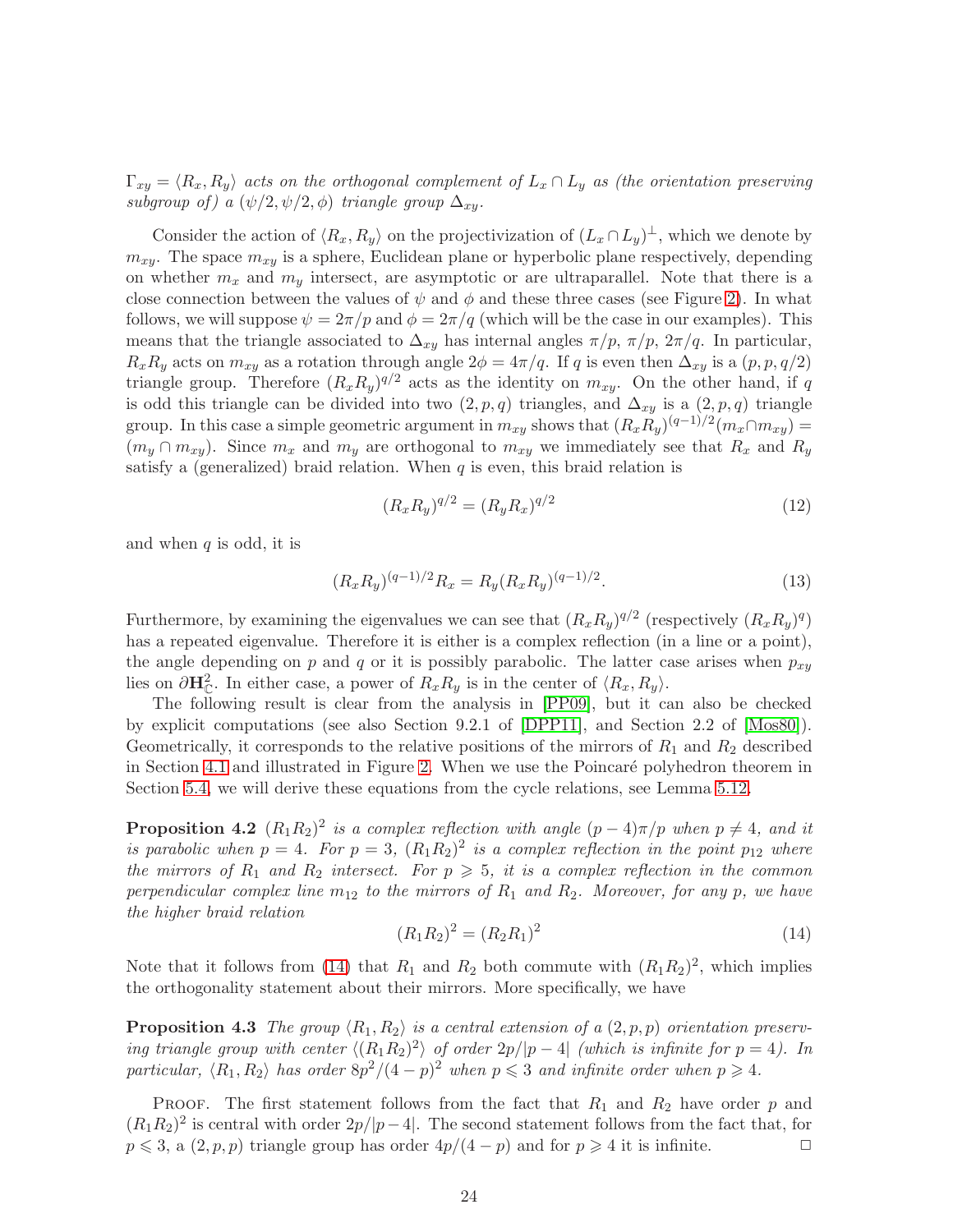$\Gamma_{xy} = \langle R_x, R_y\rangle$ *acts on the orthogonal complement of* $L_x \cap L_y$ *as (the orientation preserving subgroup of) a* $(\psi/2, \psi/2, \phi)$ *triangle group* $\Delta_{xy}$.

Consider the action of $\langle R_x, R_y\rangle$ on the projectivization of $(L_x \cap L_y)^\perp$, which we denote by $m_{xy}$. The space $m_{xy}$ is a sphere, Euclidean plane or hyperbolic plane respectively, depending on whether $m_x$ and $m_y$ intersect, are asymptotic or are ultraparallel. Note that there is a close connection between the values of $\psi$ and $\phi$ and these three cases (see Figure 2). In what follows, we will suppose $\psi = 2\pi/p$ and $\phi = 2\pi/q$ (which will be the case in our examples). This means that the triangle associated to $\Delta_{xy}$ has internal angles $\pi/p$, $\pi/p$, $2\pi/q$. In particular, $R_xR_y$ acts on $m_{xy}$ as a rotation through angle $2\phi = 4\pi/q$. If $q$ is even then $\Delta_{xy}$ is a $(p, p, q/2)$ triangle group. Therefore $(R_xR_y)^{q/2}$ acts as the identity on $m_{xy}$. On the other hand, if $q$ is odd this triangle can be divided into two $(2, p, q)$ triangles, and $\Delta_{xy}$ is a $(2, p, q)$ triangle group. In this case a simple geometric argument in $m_{xy}$ shows that $(R_xR_y)^{(q-1)/2}(m_x \cap m_{xy}) = (m_y \cap m_{xy})$. Since $m_x$ and $m_y$ are orthogonal to $m_{xy}$ we immediately see that $R_x$ and $R_y$ satisfy a (generalized) braid relation. When $q$ is even, this braid relation is

$$(R_xR_y)^{q/2} = (R_yR_x)^{q/2} \tag{12}$$

and when $q$ is odd, it is

$$(R_xR_y)^{(q-1)/2}R_x = R_y(R_xR_y)^{(q-1)/2}. \tag{13}$$

Furthermore, by examining the eigenvalues we can see that $(R_xR_y)^{q/2}$ (respectively $(R_xR_y)^q$) has a repeated eigenvalue. Therefore it is either is a complex reflection (in a line or a point), the angle depending on $p$ and $q$ or it is possibly parabolic. The latter case arises when $p_{xy}$ lies on $\partial\mathbf{H}^2_{\mathbb{C}}$. In either case, a power of $R_xR_y$ is in the center of $\langle R_x, R_y\rangle$.

The following result is clear from the analysis in [PP09], but it can also be checked by explicit computations (see also Section 9.2.1 of [DPP11], and Section 2.2 of [Mos80]). Geometrically, it corresponds to the relative positions of the mirrors of $R_1$ and $R_2$ described in Section 4.1 and illustrated in Figure 2. When we use the Poincaré polyhedron theorem in Section 5.4, we will derive these equations from the cycle relations, see Lemma 5.12.

**Proposition 4.2** *$(R_1R_2)^2$ is a complex reflection with angle $(p-4)\pi/p$ when $p \neq 4$, and it is parabolic when $p = 4$. For $p = 3$, $(R_1R_2)^2$ is a complex reflection in the point $p_{12}$ where the mirrors of $R_1$ and $R_2$ intersect. For $p \geqslant 5$, it is a complex reflection in the common perpendicular complex line $m_{12}$ to the mirrors of $R_1$ and $R_2$. Moreover, for any $p$, we have the higher braid relation*

$$(R_1R_2)^2 = (R_2R_1)^2 \tag{14}$$

Note that it follows from (14) that $R_1$ and $R_2$ both commute with $(R_1R_2)^2$, which implies the orthogonality statement about their mirrors. More specifically, we have

**Proposition 4.3** *The group $\langle R_1, R_2\rangle$ is a central extension of a $(2, p, p)$ orientation preserving triangle group with center $\langle (R_1R_2)^2\rangle$ of order $2p/|p-4|$ (which is infinite for $p = 4$). In particular, $\langle R_1, R_2\rangle$ has order $8p^2/(4-p)^2$ when $p \leqslant 3$ and infinite order when $p \geqslant 4$.*

Proof. The first statement follows from the fact that $R_1$ and $R_2$ have order $p$ and $(R_1R_2)^2$ is central with order $2p/|p-4|$. The second statement follows from the fact that, for $p \leqslant 3$, a $(2, p, p)$ triangle group has order $4p/(4-p)$ and for $p \geqslant 4$ it is infinite. □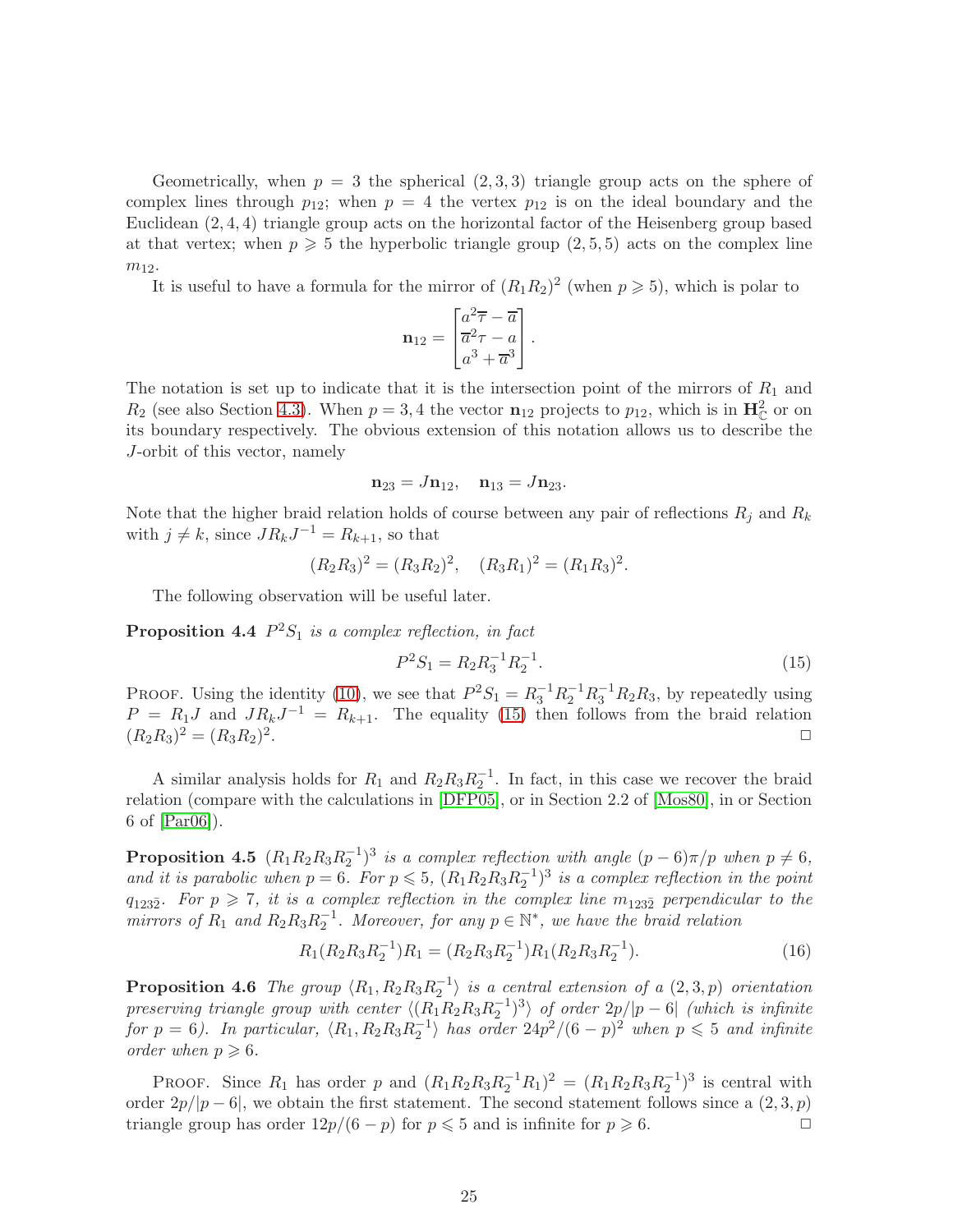Geometrically, when $p = 3$ the spherical $(2,3,3)$ triangle group acts on the sphere of complex lines through $p_{12}$; when $p = 4$ the vertex $p_{12}$ is on the ideal boundary and the Euclidean $(2,4,4)$ triangle group acts on the horizontal factor of the Heisenberg group based at that vertex; when $p \geqslant 5$ the hyperbolic triangle group $(2,5,5)$ acts on the complex line $m_{12}$.

It is useful to have a formula for the mirror of $(R_1R_2)^2$ (when $p \geqslant 5$), which is polar to

$$\mathbf{n}_{12} = \begin{bmatrix} a^2\overline{\tau} - \overline{a} \\ \overline{a}^2\tau - a \\ a^3 + \overline{a}^3 \end{bmatrix}.$$

The notation is set up to indicate that it is the intersection point of the mirrors of $R_1$ and $R_2$ (see also Section 4.3). When $p = 3, 4$ the vector $\mathbf{n}_{12}$ projects to $p_{12}$, which is in $\mathbf{H}^2_{\mathbb{C}}$ or on its boundary respectively. The obvious extension of this notation allows us to describe the $J$-orbit of this vector, namely

$$\mathbf{n}_{23} = J\mathbf{n}_{12}, \quad \mathbf{n}_{13} = J\mathbf{n}_{23}.$$

Note that the higher braid relation holds of course between any pair of reflections $R_j$ and $R_k$ with $j \neq k$, since $JR_kJ^{-1} = R_{k+1}$, so that

$$(R_2R_3)^2 = (R_3R_2)^2, \quad (R_3R_1)^2 = (R_1R_3)^2.$$

The following observation will be useful later.

**Proposition 4.4** *$P^2S_1$ is a complex reflection, in fact*

$$P^2S_1 = R_2R_3^{-1}R_2^{-1}. \tag{15}$$

Proof. Using the identity (10), we see that $P^2S_1 = R_3^{-1}R_2^{-1}R_3^{-1}R_2R_3$, by repeatedly using $P = R_1J$ and $JR_kJ^{-1} = R_{k+1}$. The equality (15) then follows from the braid relation $(R_2R_3)^2 = (R_3R_2)^2$. □

A similar analysis holds for $R_1$ and $R_2R_3R_2^{-1}$. In fact, in this case we recover the braid relation (compare with the calculations in [DFP05], or in Section 2.2 of [Mos80], in or Section 6 of [Par06]).

**Proposition 4.5** *$(R_1R_2R_3R_2^{-1})^3$ is a complex reflection with angle $(p-6)\pi/p$ when $p \neq 6$, and it is parabolic when $p = 6$. For $p \leqslant 5$, $(R_1R_2R_3R_2^{-1})^3$ is a complex reflection in the point $q_{123\bar{2}}$. For $p \geqslant 7$, it is a complex reflection in the complex line $m_{123\bar{2}}$ perpendicular to the mirrors of $R_1$ and $R_2R_3R_2^{-1}$. Moreover, for any $p \in \mathbb{N}^*$, we have the braid relation*

$$R_1(R_2R_3R_2^{-1})R_1 = (R_2R_3R_2^{-1})R_1(R_2R_3R_2^{-1}). \tag{16}$$

**Proposition 4.6** *The group $\langle R_1, R_2R_3R_2^{-1}\rangle$ is a central extension of a $(2,3,p)$ orientation preserving triangle group with center $\langle (R_1R_2R_3R_2^{-1})^3\rangle$ of order $2p/|p-6|$ (which is infinite for $p = 6$). In particular, $\langle R_1, R_2R_3R_2^{-1}\rangle$ has order $24p^2/(6-p)^2$ when $p \leqslant 5$ and infinite order when $p \geqslant 6$.*

Proof. Since $R_1$ has order $p$ and $(R_1R_2R_3R_2^{-1}R_1)^2 = (R_1R_2R_3R_2^{-1})^3$ is central with order $2p/|p-6|$, we obtain the first statement. The second statement follows since a $(2,3,p)$ triangle group has order $12p/(6-p)$ for $p \leqslant 5$ and is infinite for $p \geqslant 6$. □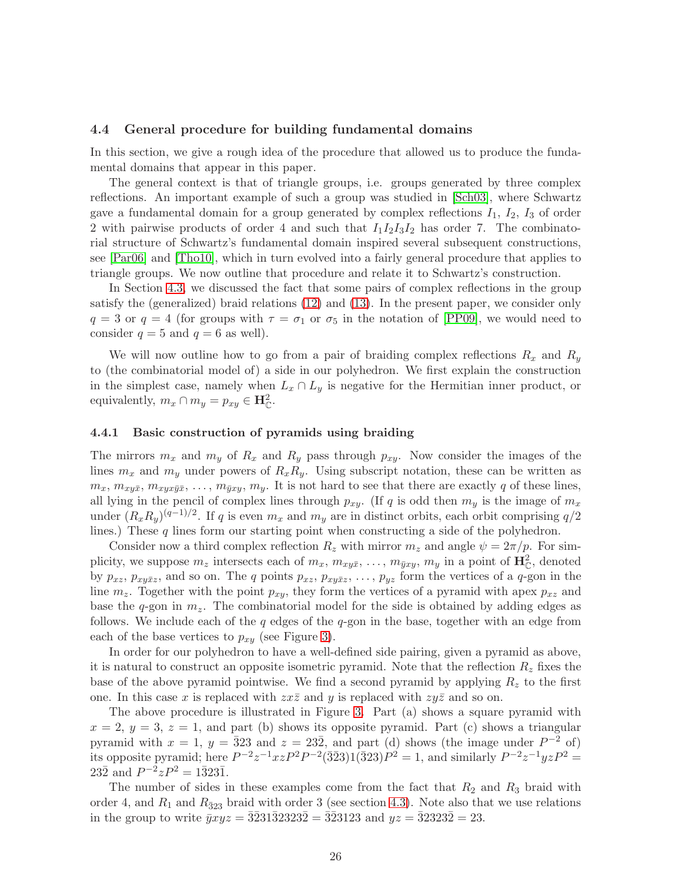### 4.4 General procedure for building fundamental domains

In this section, we give a rough idea of the procedure that allowed us to produce the fundamental domains that appear in this paper.

The general context is that of triangle groups, i.e. groups generated by three complex reflections. An important example of such a group was studied in [Sch03], where Schwartz gave a fundamental domain for a group generated by complex reflections $I_1$, $I_2$, $I_3$ of order 2 with pairwise products of order 4 and such that $I_1I_2I_3I_2$ has order 7. The combinatorial structure of Schwartz's fundamental domain inspired several subsequent constructions, see [Par06] and [Tho10], which in turn evolved into a fairly general procedure that applies to triangle groups. We now outline that procedure and relate it to Schwartz's construction.

In Section 4.3, we discussed the fact that some pairs of complex reflections in the group satisfy the (generalized) braid relations (12) and (13). In the present paper, we consider only $q = 3$ or $q = 4$ (for groups with $\tau = \sigma_1$ or $\sigma_5$ in the notation of [PP09], we would need to consider $q = 5$ and $q = 6$ as well).

We will now outline how to go from a pair of braiding complex reflections $R_x$ and $R_y$ to (the combinatorial model of) a side in our polyhedron. We first explain the construction in the simplest case, namely when $L_x \cap L_y$ is negative for the Hermitian inner product, or equivalently, $m_x \cap m_y = p_{xy} \in \mathbf{H}^2_{\mathbb{C}}$.

#### 4.4.1 Basic construction of pyramids using braiding

The mirrors $m_x$ and $m_y$ of $R_x$ and $R_y$ pass through $p_{xy}$. Now consider the images of the lines $m_x$ and $m_y$ under powers of $R_xR_y$. Using subscript notation, these can be written as $m_x$, $m_{xy\bar{x}}$, $m_{xyx\bar{y}\bar{x}}$, $\ldots$, $m_{\bar{y}xy}$, $m_y$. It is not hard to see that there are exactly $q$ of these lines, all lying in the pencil of complex lines through $p_{xy}$. (If $q$ is odd then $m_y$ is the image of $m_x$ under $(R_xR_y)^{(q-1)/2}$. If $q$ is even $m_x$ and $m_y$ are in distinct orbits, each orbit comprising $q/2$ lines.) These $q$ lines form our starting point when constructing a side of the polyhedron.

Consider now a third complex reflection $R_z$ with mirror $m_z$ and angle $\psi = 2\pi/p$. For simplicity, we suppose $m_z$ intersects each of $m_x$, $m_{xy\bar{x}}$, $\ldots$, $m_{\bar{y}xy}$, $m_y$ in a point of $\mathbf{H}^2_{\mathbb{C}}$, denoted by $p_{xz}$, $p_{xy\bar{x}z}$, and so on. The $q$ points $p_{xz}$, $p_{xy\bar{x}z}$, $\ldots$, $p_{yz}$ form the vertices of a $q$-gon in the line $m_z$. Together with the point $p_{xy}$, they form the vertices of a pyramid with apex $p_{xz}$ and base the $q$-gon in $m_z$. The combinatorial model for the side is obtained by adding edges as follows. We include each of the $q$ edges of the $q$-gon in the base, together with an edge from each of the base vertices to $p_{xy}$ (see Figure 3).

In order for our polyhedron to have a well-defined side pairing, given a pyramid as above, it is natural to construct an opposite isometric pyramid. Note that the reflection $R_z$ fixes the base of the above pyramid pointwise. We find a second pyramid by applying $R_z$ to the first one. In this case $x$ is replaced with $zx\bar{z}$ and $y$ is replaced with $zy\bar{z}$ and so on.

The above procedure is illustrated in Figure 3. Part (a) shows a square pyramid with $x = 2$, $y = 3$, $z = 1$, and part (b) shows its opposite pyramid. Part (c) shows a triangular pyramid with $x = 1$, $y = \bar{3}23$ and $z = 23\bar{2}$, and part (d) shows (the image under $P^{-2}$ of) its opposite pyramid; here $P^{-2}z^{-1}xzP^2P^{-2}(\bar{3}\bar{2}3)1(\bar{3}23)P^2 = 1$, and similarly $P^{-2}z^{-1}yzP^2 = 23\bar{2}$ and $P^{-2}zP^2 = 1\bar{3}23\bar{1}$.

The number of sides in these examples come from the fact that $R_2$ and $R_3$ braid with order 4, and $R_1$ and $R_{\bar{3}23}$ braid with order 3 (see section 4.3). Note also that we use relations in the group to write $\bar{y}xyz = \bar{3}\bar{2}31\bar{3}2323\bar{2} = \bar{3}\bar{2}3123$ and $yz = \bar{3}2323\bar{2} = 23$.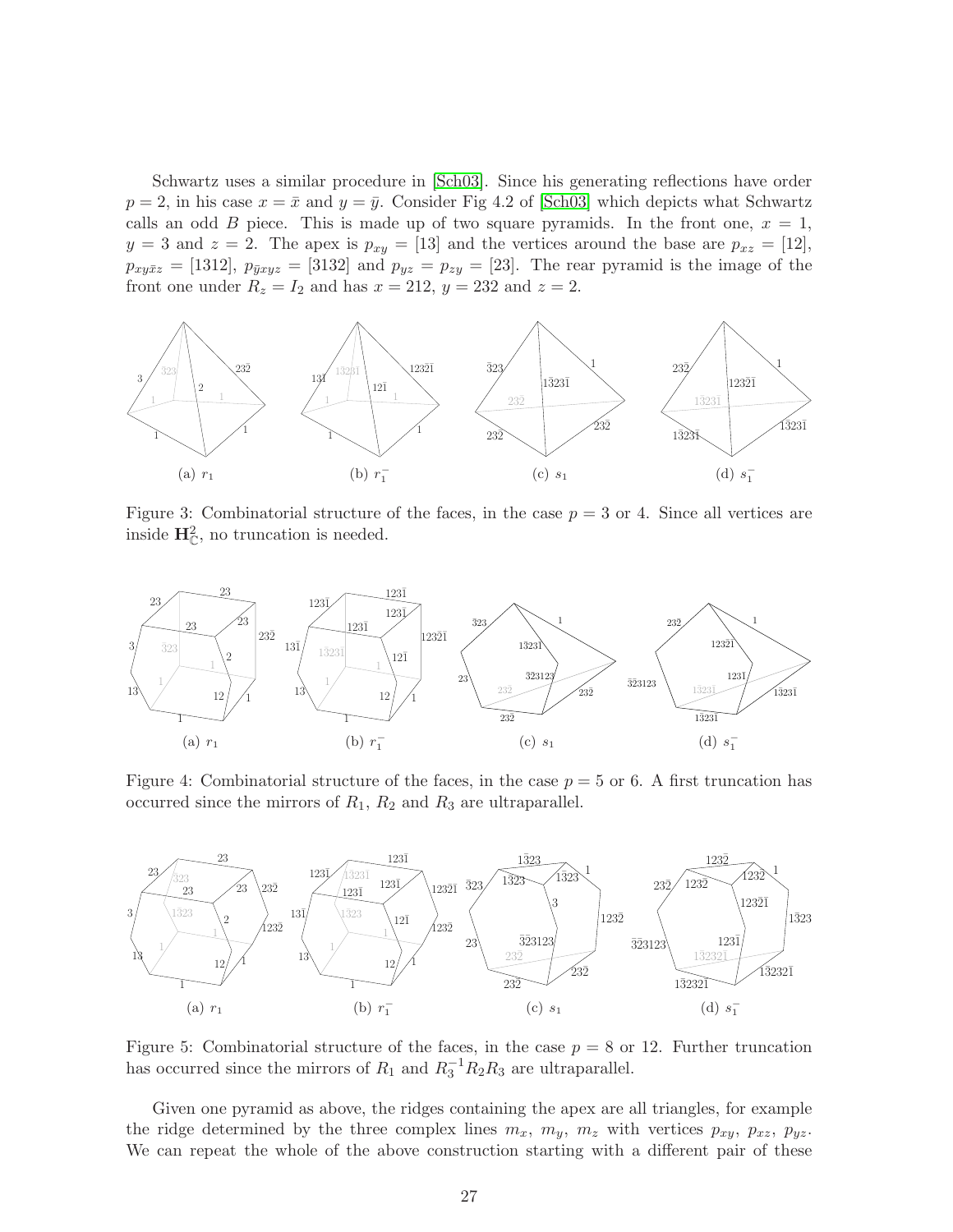Schwartz uses a similar procedure in [Sch03]. Since his generating reflections have order $p = 2$, in his case $x = \bar{x}$ and $y = \bar{y}$. Consider Fig 4.2 of [Sch03] which depicts what Schwartz calls an odd $B$ piece. This is made up of two square pyramids. In the front one, $x = 1$, $y = 3$ and $z = 2$. The apex is $p_{xy} = [13]$ and the vertices around the base are $p_{xz} = [12]$, $p_{xy\bar{x}z} = [1312]$, $p_{\bar{y}xyz} = [3132]$ and $p_{yz} = p_{zy} = [23]$. The rear pyramid is the image of the front one under $R_z = I_2$ and has $x = 212$, $y = 232$ and $z = 2$.

(a) $r_1$ (b) $r_1^-$ (c) $s_1$ (d) $s_1^-$

Figure 3: Combinatorial structure of the faces, in the case $p = 3$ or 4. Since all vertices are inside $\mathbf{H}^2_{\mathbb{C}}$, no truncation is needed.

(a) $r_1$ (b) $r_1^-$ (c) $s_1$ (d) $s_1^-$

Figure 4: Combinatorial structure of the faces, in the case $p = 5$ or 6. A first truncation has occurred since the mirrors of $R_1$, $R_2$ and $R_3$ are ultraparallel.

(a) $r_1$ (b) $r_1^-$ (c) $s_1$ (d) $s_1^-$

Figure 5: Combinatorial structure of the faces, in the case $p = 8$ or 12. Further truncation has occurred since the mirrors of $R_1$ and $R_3^{-1}R_2R_3$ are ultraparallel.

Given one pyramid as above, the ridges containing the apex are all triangles, for example the ridge determined by the three complex lines $m_x$, $m_y$, $m_z$ with vertices $p_{xy}$, $p_{xz}$, $p_{yz}$. We can repeat the whole of the above construction starting with a different pair of these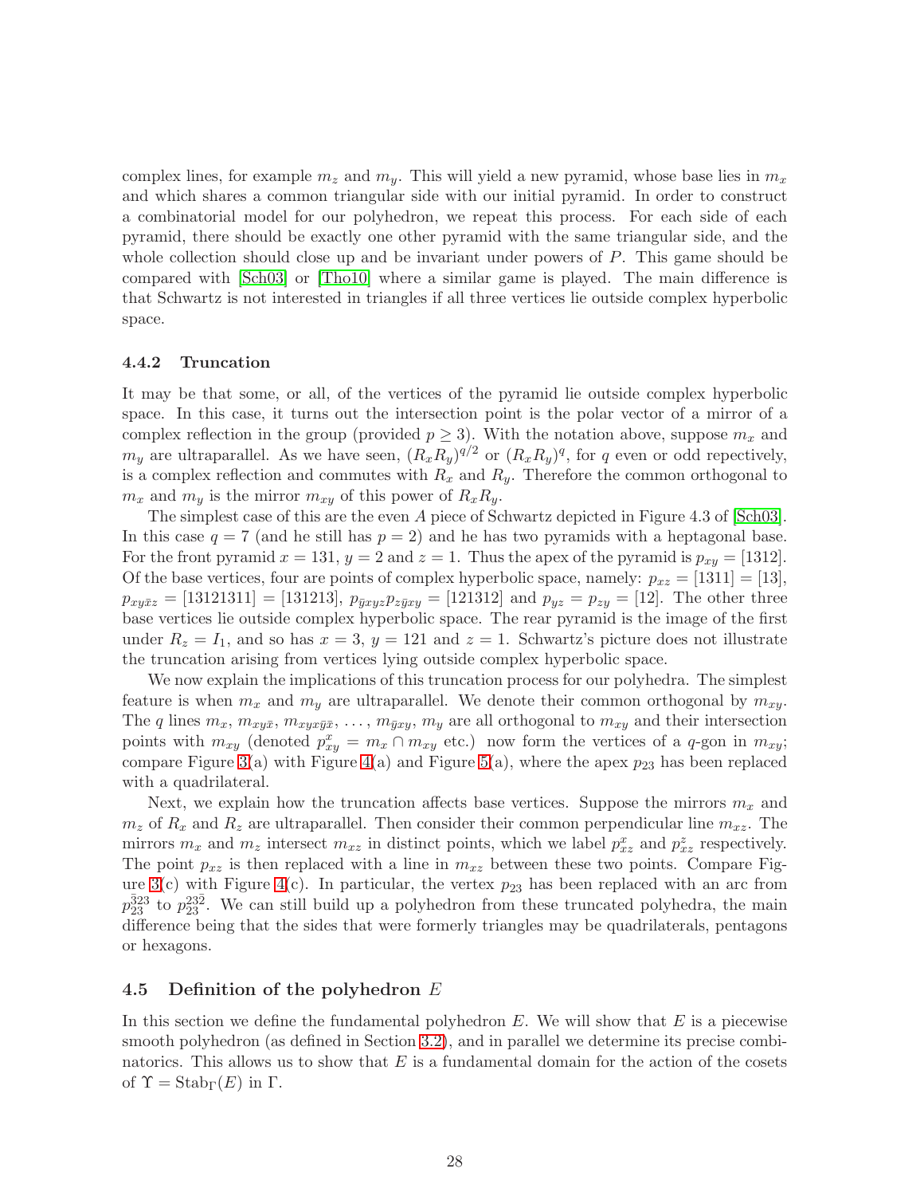complex lines, for example $m_z$ and $m_y$. This will yield a new pyramid, whose base lies in $m_x$ and which shares a common triangular side with our initial pyramid. In order to construct a combinatorial model for our polyhedron, we repeat this process. For each side of each pyramid, there should be exactly one other pyramid with the same triangular side, and the whole collection should close up and be invariant under powers of $P$. This game should be compared with [Sch03] or [Tho10] where a similar game is played. The main difference is that Schwartz is not interested in triangles if all three vertices lie outside complex hyperbolic space.

#### 4.4.2 Truncation

It may be that some, or all, of the vertices of the pyramid lie outside complex hyperbolic space. In this case, it turns out the intersection point is the polar vector of a mirror of a complex reflection in the group (provided $p \geq 3$). With the notation above, suppose $m_x$ and $m_y$ are ultraparallel. As we have seen, $(R_xR_y)^{q/2}$ or $(R_xR_y)^q$, for $q$ even or odd repectively, is a complex reflection and commutes with $R_x$ and $R_y$. Therefore the common orthogonal to $m_x$ and $m_y$ is the mirror $m_{xy}$ of this power of $R_xR_y$.

The simplest case of this are the even $A$ piece of Schwartz depicted in Figure 4.3 of [Sch03]. In this case $q = 7$ (and he still has $p = 2$) and he has two pyramids with a heptagonal base. For the front pyramid $x = 131$, $y = 2$ and $z = 1$. Thus the apex of the pyramid is $p_{xy} = [1312]$. Of the base vertices, four are points of complex hyperbolic space, namely: $p_{xz} = [1311] = [13]$, $p_{xy\bar{x}z} = [13121311] = [131213]$, $p_{\bar{y}xyz}p_{z\bar{y}xy} = [121312]$ and $p_{yz} = p_{zy} = [12]$. The other three base vertices lie outside complex hyperbolic space. The rear pyramid is the image of the first under $R_z = I_1$, and so has $x = 3$, $y = 121$ and $z = 1$. Schwartz's picture does not illustrate the truncation arising from vertices lying outside complex hyperbolic space.

We now explain the implications of this truncation process for our polyhedra. The simplest feature is when $m_x$ and $m_y$ are ultraparallel. We denote their common orthogonal by $m_{xy}$. The $q$ lines $m_x$, $m_{xy\bar{x}}$, $m_{xyx\bar{y}\bar{x}}$, $\ldots$, $m_{\bar{y}xy}$, $m_y$ are all orthogonal to $m_{xy}$ and their intersection points with $m_{xy}$ (denoted $p_{xy}^x = m_x \cap m_{xy}$ etc.) now form the vertices of a $q$-gon in $m_{xy}$; compare Figure 3(a) with Figure 4(a) and Figure 5(a), where the apex $p_{23}$ has been replaced with a quadrilateral.

Next, we explain how the truncation affects base vertices. Suppose the mirrors $m_x$ and $m_z$ of $R_x$ and $R_z$ are ultraparallel. Then consider their common perpendicular line $m_{xz}$. The mirrors $m_x$ and $m_z$ intersect $m_{xz}$ in distinct points, which we label $p_{xz}^x$ and $p_{xz}^z$ respectively. The point $p_{xz}$ is then replaced with a line in $m_{xz}$ between these two points. Compare Figure 3(c) with Figure 4(c). In particular, the vertex $p_{23}$ has been replaced with an arc from $p_{23}^{\bar{3}23}$ to $p_{23}^{23\bar{2}}$. We can still build up a polyhedron from these truncated polyhedra, the main difference being that the sides that were formerly triangles may be quadrilaterals, pentagons or hexagons.

### 4.5 Definition of the polyhedron $E$

In this section we define the fundamental polyhedron $E$. We will show that $E$ is a piecewise smooth polyhedron (as defined in Section 3.2), and in parallel we determine its precise combinatorics. This allows us to show that $E$ is a fundamental domain for the action of the cosets of $\Upsilon = \mathrm{Stab}_\Gamma(E)$ in $\Gamma$.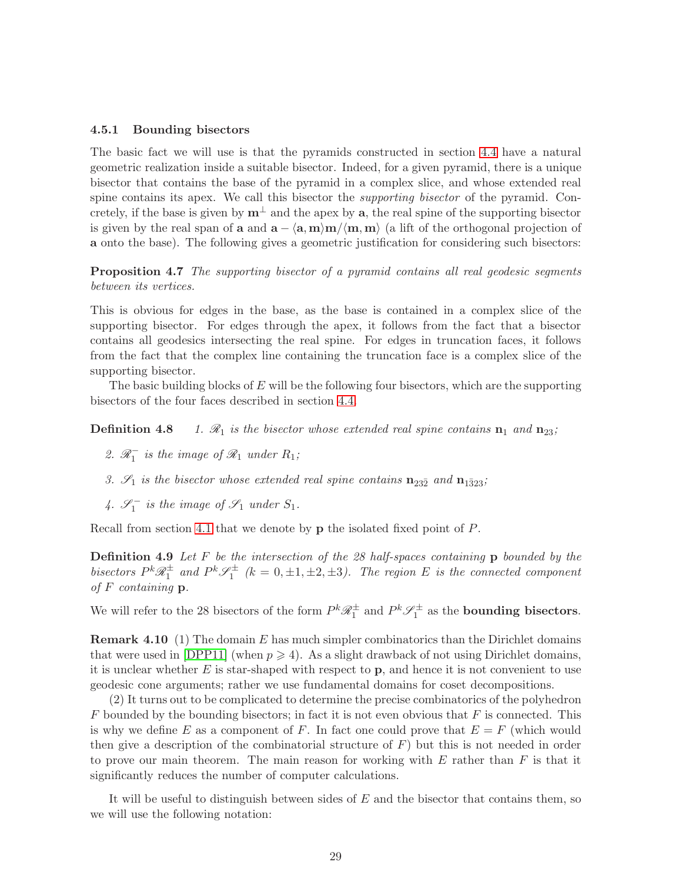### 4.5.1 Bounding bisectors

The basic fact we will use is that the pyramids constructed in section 4.4 have a natural geometric realization inside a suitable bisector. Indeed, for a given pyramid, there is a unique bisector that contains the base of the pyramid in a complex slice, and whose extended real spine contains its apex. We call this bisector the *supporting bisector* of the pyramid. Concretely, if the base is given by $\mathbf{m}^{\perp}$ and the apex by $\mathbf{a}$, the real spine of the supporting bisector is given by the real span of $\mathbf{a}$ and $\mathbf{a} - \langle \mathbf{a}, \mathbf{m} \rangle \mathbf{m} / \langle \mathbf{m}, \mathbf{m} \rangle$ (a lift of the orthogonal projection of $\mathbf{a}$ onto the base). The following gives a geometric justification for considering such bisectors:

**Proposition 4.7** *The supporting bisector of a pyramid contains all real geodesic segments between its vertices.*

This is obvious for edges in the base, as the base is contained in a complex slice of the supporting bisector. For edges through the apex, it follows from the fact that a bisector contains all geodesics intersecting the real spine. For edges in truncation faces, it follows from the fact that the complex line containing the truncation face is a complex slice of the supporting bisector.

The basic building blocks of $E$ will be the following four bisectors, which are the supporting bisectors of the four faces described in section 4.4.

**Definition 4.8**
1. *$\mathscr{R}_1$ is the bisector whose extended real spine contains $\mathbf{n}_1$ and $\mathbf{n}_{23}$;*
2. *$\mathscr{R}_1^-$ is the image of $\mathscr{R}_1$ under $R_1$;*
3. *$\mathscr{S}_1$ is the bisector whose extended real spine contains $\mathbf{n}_{23\bar{2}}$ and $\mathbf{n}_{1\bar{3}23}$;*
4. *$\mathscr{S}_1^-$ is the image of $\mathscr{S}_1$ under $S_1$.*

Recall from section 4.1 that we denote by $\mathbf{p}$ the isolated fixed point of $P$.

**Definition 4.9** *Let $F$ be the intersection of the 28 half-spaces containing $\mathbf{p}$ bounded by the bisectors $P^k\mathscr{R}_1^{\pm}$ and $P^k\mathscr{S}_1^{\pm}$ ($k = 0, \pm 1, \pm 2, \pm 3$). The region $E$ is the connected component of $F$ containing $\mathbf{p}$.*

We will refer to the 28 bisectors of the form $P^k\mathscr{R}_1^{\pm}$ and $P^k\mathscr{S}_1^{\pm}$ as the **bounding bisectors**.

**Remark 4.10** (1) The domain $E$ has much simpler combinatorics than the Dirichlet domains that were used in [DPP11] (when $p \geqslant 4$). As a slight drawback of not using Dirichlet domains, it is unclear whether $E$ is star-shaped with respect to $\mathbf{p}$, and hence it is not convenient to use geodesic cone arguments; rather we use fundamental domains for coset decompositions.

(2) It turns out to be complicated to determine the precise combinatorics of the polyhedron $F$ bounded by the bounding bisectors; in fact it is not even obvious that $F$ is connected. This is why we define $E$ as a component of $F$. In fact one could prove that $E = F$ (which would then give a description of the combinatorial structure of $F$) but this is not needed in order to prove our main theorem. The main reason for working with $E$ rather than $F$ is that it significantly reduces the number of computer calculations.

It will be useful to distinguish between sides of $E$ and the bisector that contains them, so we will use the following notation: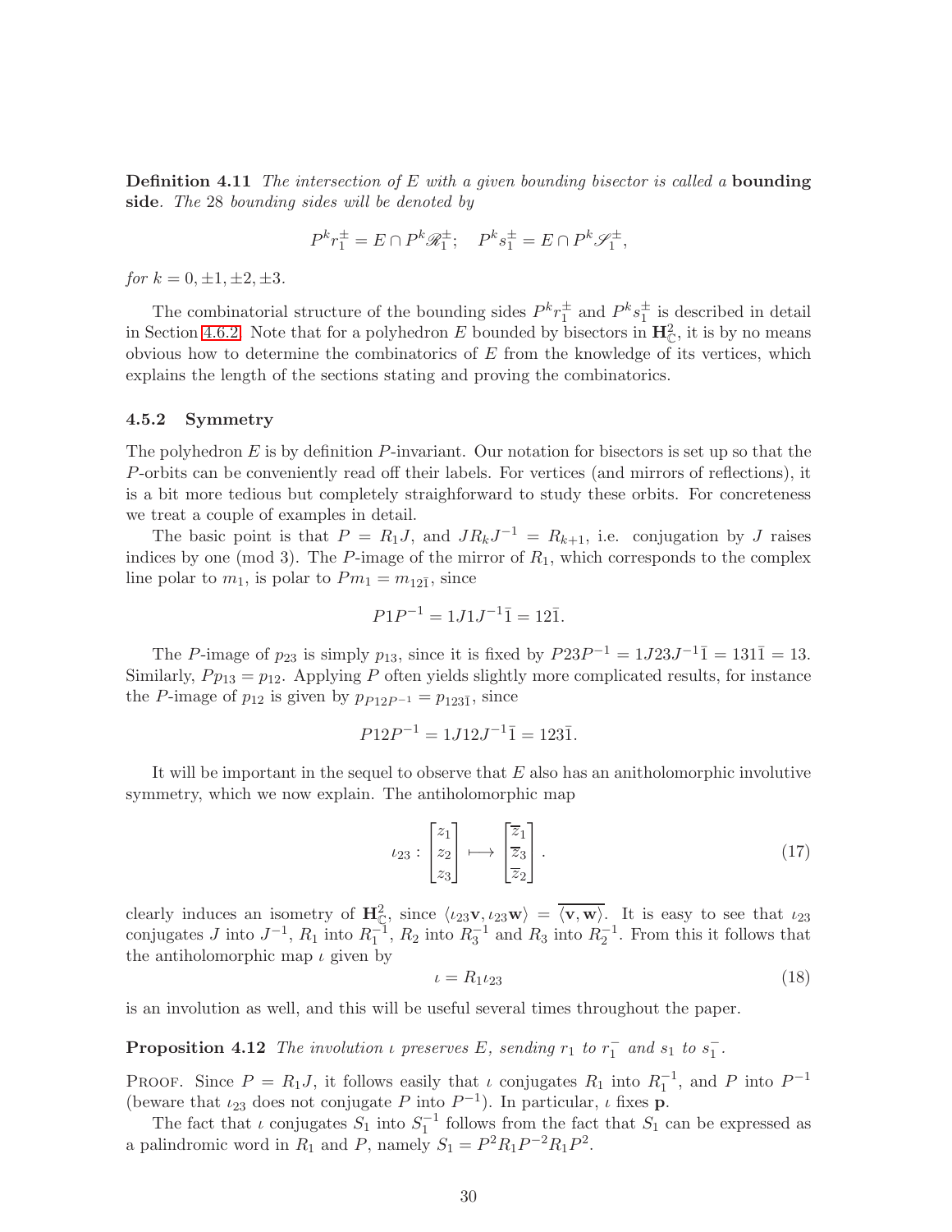**Definition 4.11** *The intersection of $E$ with a given bounding bisector is called a* **bounding side**. *The 28 bounding sides will be denoted by*

$$P^k r_1^{\pm} = E \cap P^k \mathscr{R}_1^{\pm}; \quad P^k s_1^{\pm} = E \cap P^k \mathscr{S}_1^{\pm},$$

*for $k = 0, \pm 1, \pm 2, \pm 3$.*

The combinatorial structure of the bounding sides $P^k r_1^{\pm}$ and $P^k s_1^{\pm}$ is described in detail in Section 4.6.2. Note that for a polyhedron $E$ bounded by bisectors in $\mathbf{H}^2_{\mathbb{C}}$, it is by no means obvious how to determine the combinatorics of $E$ from the knowledge of its vertices, which explains the length of the sections stating and proving the combinatorics.

### 4.5.2 Symmetry

The polyhedron $E$ is by definition $P$-invariant. Our notation for bisectors is set up so that the $P$-orbits can be conveniently read off their labels. For vertices (and mirrors of reflections), it is a bit more tedious but completely straighforward to study these orbits. For concreteness we treat a couple of examples in detail.

The basic point is that $P = R_1 J$, and $J R_k J^{-1} = R_{k+1}$, i.e. conjugation by $J$ raises indices by one (mod 3). The $P$-image of the mirror of $R_1$, which corresponds to the complex line polar to $m_1$, is polar to $P m_1 = m_{12\bar{1}}$, since

$$P 1 P^{-1} = 1 J 1 J^{-1} \bar{1} = 12\bar{1}.$$

The $P$-image of $p_{23}$ is simply $p_{13}$, since it is fixed by $P 23 P^{-1} = 1 J 23 J^{-1} \bar{1} = 131\bar{1} = 13$. Similarly, $P p_{13} = p_{12}$. Applying $P$ often yields slightly more complicated results, for instance the $P$-image of $p_{12}$ is given by $p_{P12P^{-1}} = p_{123\bar{1}}$, since

$$P 12 P^{-1} = 1 J 12 J^{-1} \bar{1} = 123\bar{1}.$$

It will be important in the sequel to observe that $E$ also has an anitholomorphic involutive symmetry, which we now explain. The antiholomorphic map

$$\iota_{23} : \begin{bmatrix} z_1 \\ z_2 \\ z_3 \end{bmatrix} \longmapsto \begin{bmatrix} \overline{z}_1 \\ \overline{z}_3 \\ \overline{z}_2 \end{bmatrix}. \tag{17}$$

clearly induces an isometry of $\mathbf{H}^2_{\mathbb{C}}$, since $\langle \iota_{23}\mathbf{v}, \iota_{23}\mathbf{w} \rangle = \overline{\langle \mathbf{v}, \mathbf{w} \rangle}$. It is easy to see that $\iota_{23}$ conjugates $J$ into $J^{-1}$, $R_1$ into $R_1^{-1}$, $R_2$ into $R_3^{-1}$ and $R_3$ into $R_2^{-1}$. From this it follows that the antiholomorphic map $\iota$ given by

$$\iota = R_1 \iota_{23} \tag{18}$$

is an involution as well, and this will be useful several times throughout the paper.

**Proposition 4.12** *The involution $\iota$ preserves $E$, sending $r_1$ to $r_1^-$ and $s_1$ to $s_1^-$.*

Proof. Since $P = R_1 J$, it follows easily that $\iota$ conjugates $R_1$ into $R_1^{-1}$, and $P$ into $P^{-1}$ (beware that $\iota_{23}$ does not conjugate $P$ into $P^{-1}$). In particular, $\iota$ fixes $\mathbf{p}$.

The fact that $\iota$ conjugates $S_1$ into $S_1^{-1}$ follows from the fact that $S_1$ can be expressed as a palindromic word in $R_1$ and $P$, namely $S_1 = P^2 R_1 P^{-2} R_1 P^2$.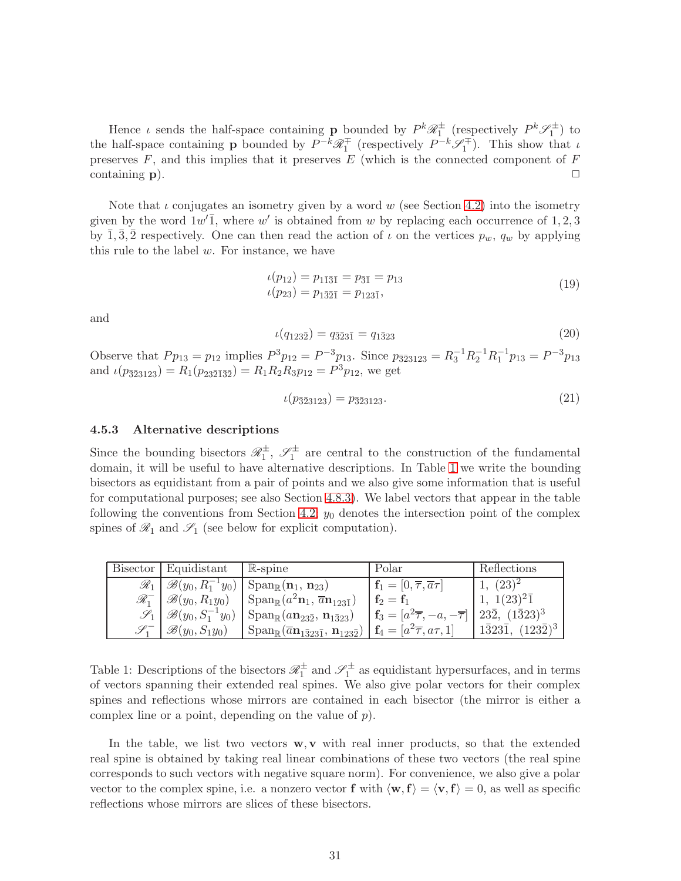Hence $\iota$ sends the half-space containing $\mathbf{p}$ bounded by $P^k\mathscr{R}_1^{\pm}$ (respectively $P^k\mathscr{S}_1^{\pm}$) to the half-space containing $\mathbf{p}$ bounded by $P^{-k}\mathscr{R}_1^{\mp}$ (respectively $P^{-k}\mathscr{S}_1^{\mp}$). This show that $\iota$ preserves $F$, and this implies that it preserves $E$ (which is the connected component of $F$ containing $\mathbf{p}$). □

Note that $\iota$ conjugates an isometry given by a word $w$ (see Section 4.2) into the isometry given by the word $1w'\bar{1}$, where $w'$ is obtained from $w$ by replacing each occurrence of $1, 2, 3$ by $\bar{1}, \bar{3}, \bar{2}$ respectively. One can then read the action of $\iota$ on the vertices $p_w$, $q_w$ by applying this rule to the label $w$. For instance, we have

$$\begin{aligned} \iota(p_{12}) &= p_{1\bar{1}\bar{3}\bar{1}} = p_{\bar{3}\bar{1}} = p_{13} \\ \iota(p_{23}) &= p_{1\bar{3}\bar{2}\bar{1}} = p_{123\bar{1}}, \end{aligned} \tag{19}$$

and

$$\iota(q_{123\bar{2}}) = q_{\bar{3}\bar{2}3\bar{1}} = q_{1\bar{3}23} \tag{20}$$

Observe that $Pp_{13} = p_{12}$ implies $P^3p_{12} = P^{-3}p_{13}$. Since $p_{\bar{3}\bar{2}3123} = R_3^{-1}R_2^{-1}R_1^{-1}p_{13} = P^{-3}p_{13}$ and $\iota(p_{\bar{3}\bar{2}3123}) = R_1(p_{23\bar{2}\bar{1}\bar{3}\bar{2}}) = R_1R_2R_3p_{12} = P^3p_{12}$, we get

$$\iota(p_{\bar{3}\bar{2}3123}) = p_{\bar{3}\bar{2}3123}. \tag{21}$$

### 4.5.3 Alternative descriptions

Since the bounding bisectors $\mathscr{R}_1^{\pm}$, $\mathscr{S}_1^{\pm}$ are central to the construction of the fundamental domain, it will be useful to have alternative descriptions. In Table 1 we write the bounding bisectors as equidistant from a pair of points and we also give some information that is useful for computational purposes; see also Section 4.8.3). We label vectors that appear in the table following the conventions from Section 4.2. $y_0$ denotes the intersection point of the complex spines of $\mathscr{R}_1$ and $\mathscr{S}_1$ (see below for explicit computation).

| Bisector | Equidistant | $\mathbb{R}$-spine | Polar | Reflections |
|---|---|---|---|---|
| $\mathscr{R}_1$ | $\mathscr{B}(y_0, R_1^{-1}y_0)$ | $\mathrm{Span}_{\mathbb{R}}(\mathbf{n}_1,\, \mathbf{n}_{23})$ | $\mathbf{f}_1 = [0, \overline{\tau}, \overline{a}\tau]$ | $1,\ (23)^2$ |
| $\mathscr{R}_1^-$ | $\mathscr{B}(y_0, R_1y_0)$ | $\mathrm{Span}_{\mathbb{R}}(a^2\mathbf{n}_1,\, \overline{a}\mathbf{n}_{123\bar{1}})$ | $\mathbf{f}_2 = \mathbf{f}_1$ | $1,\ 1(23)^2\bar{1}$ |
| $\mathscr{S}_1$ | $\mathscr{B}(y_0, S_1^{-1}y_0)$ | $\mathrm{Span}_{\mathbb{R}}(a\mathbf{n}_{23\bar{2}},\, \mathbf{n}_{1\bar{3}23})$ | $\mathbf{f}_3 = [a^2\overline{\tau}, -a, -\overline{\tau}]$ | $23\bar{2},\ (1\bar{3}23)^3$ |
| $\mathscr{S}_1^-$ | $\mathscr{B}(y_0, S_1y_0)$ | $\mathrm{Span}_{\mathbb{R}}(\overline{a}\mathbf{n}_{1\bar{3}23\bar{1}},\, \mathbf{n}_{123\bar{2}})$ | $\mathbf{f}_4 = [a^2\overline{\tau}, a\tau, 1]$ | $1\bar{3}23\bar{1},\ (123\bar{2})^3$ |

Table 1: Descriptions of the bisectors $\mathscr{R}_1^{\pm}$ and $\mathscr{S}_1^{\pm}$ as equidistant hypersurfaces, and in terms of vectors spanning their extended real spines. We also give polar vectors for their complex spines and reflections whose mirrors are contained in each bisector (the mirror is either a complex line or a point, depending on the value of $p$).

In the table, we list two vectors $\mathbf{w}, \mathbf{v}$ with real inner products, so that the extended real spine is obtained by taking real linear combinations of these two vectors (the real spine corresponds to such vectors with negative square norm). For convenience, we also give a polar vector to the complex spine, i.e. a nonzero vector $\mathbf{f}$ with $\langle \mathbf{w}, \mathbf{f}\rangle = \langle \mathbf{v}, \mathbf{f}\rangle = 0$, as well as specific reflections whose mirrors are slices of these bisectors.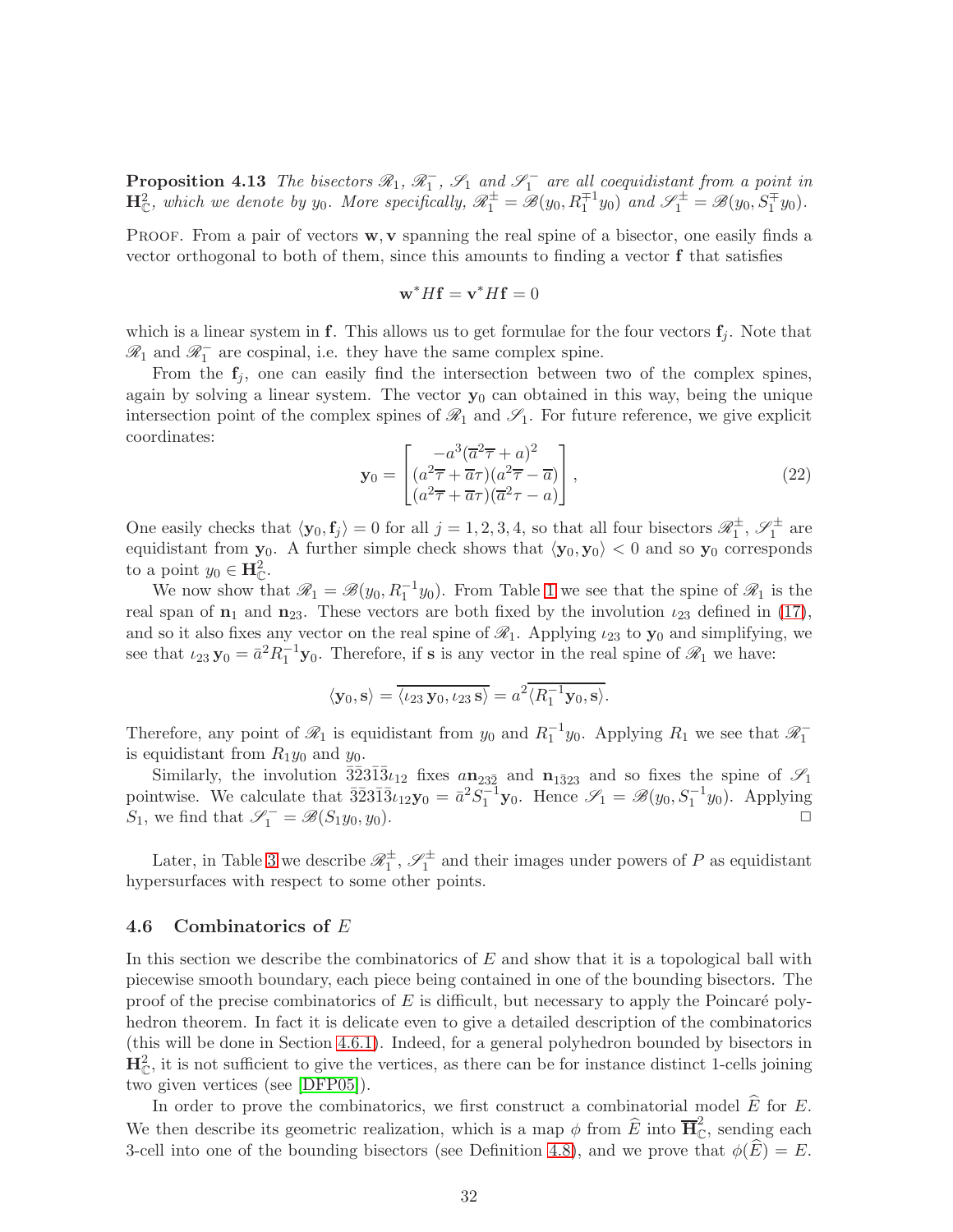**Proposition 4.13** *The bisectors $\mathscr{R}_1$, $\mathscr{R}_1^-$, $\mathscr{S}_1$ and $\mathscr{S}_1^-$ are all coequidistant from a point in $\mathbf{H}^2_{\mathbb{C}}$, which we denote by $y_0$. More specifically, $\mathscr{R}_1^{\pm} = \mathscr{B}(y_0, R_1^{\mp 1} y_0)$ and $\mathscr{S}_1^{\pm} = \mathscr{B}(y_0, S_1^{\mp} y_0)$.*

Proof. From a pair of vectors $\mathbf{w}, \mathbf{v}$ spanning the real spine of a bisector, one easily finds a vector orthogonal to both of them, since this amounts to finding a vector $\mathbf{f}$ that satisfies

$$\mathbf{w}^* H \mathbf{f} = \mathbf{v}^* H \mathbf{f} = 0$$

which is a linear system in $\mathbf{f}$. This allows us to get formulae for the four vectors $\mathbf{f}_j$. Note that $\mathscr{R}_1$ and $\mathscr{R}_1^-$ are cospinal, i.e. they have the same complex spine.

From the $\mathbf{f}_j$, one can easily find the intersection between two of the complex spines, again by solving a linear system. The vector $\mathbf{y}_0$ can obtained in this way, being the unique intersection point of the complex spines of $\mathscr{R}_1$ and $\mathscr{S}_1$. For future reference, we give explicit coordinates:

$$\mathbf{y}_0 = \begin{bmatrix} -a^3(\overline{a}^2\overline{\tau} + a)^2 \\ (a^2\overline{\tau} + \overline{a}\tau)(a^2\overline{\tau} - \overline{a}) \\ (a^2\overline{\tau} + \overline{a}\tau)(\overline{a}^2\tau - a) \end{bmatrix}, \tag{22}$$

One easily checks that $\langle \mathbf{y}_0, \mathbf{f}_j \rangle = 0$ for all $j = 1, 2, 3, 4$, so that all four bisectors $\mathscr{R}_1^{\pm}$, $\mathscr{S}_1^{\pm}$ are equidistant from $\mathbf{y}_0$. A further simple check shows that $\langle \mathbf{y}_0, \mathbf{y}_0 \rangle < 0$ and so $\mathbf{y}_0$ corresponds to a point $y_0 \in \mathbf{H}^2_{\mathbb{C}}$.

We now show that $\mathscr{R}_1 = \mathscr{B}(y_0, R_1^{-1} y_0)$. From Table 1 we see that the spine of $\mathscr{R}_1$ is the real span of $\mathbf{n}_1$ and $\mathbf{n}_{23}$. These vectors are both fixed by the involution $\iota_{23}$ defined in (17), and so it also fixes any vector on the real spine of $\mathscr{R}_1$. Applying $\iota_{23}$ to $\mathbf{y}_0$ and simplifying, we see that $\iota_{23}\, \mathbf{y}_0 = \bar{a}^2 R_1^{-1} \mathbf{y}_0$. Therefore, if $\mathbf{s}$ is any vector in the real spine of $\mathscr{R}_1$ we have:

$$\langle \mathbf{y}_0, \mathbf{s} \rangle = \overline{\langle \iota_{23}\, \mathbf{y}_0, \iota_{23}\, \mathbf{s} \rangle} = a^2 \overline{\langle R_1^{-1} \mathbf{y}_0, \mathbf{s} \rangle}.$$

Therefore, any point of $\mathscr{R}_1$ is equidistant from $y_0$ and $R_1^{-1} y_0$. Applying $R_1$ we see that $\mathscr{R}_1^-$ is equidistant from $R_1 y_0$ and $y_0$.

Similarly, the involution $\bar{3}\bar{2}3\bar{1}\bar{3}\iota_{12}$ fixes $a\mathbf{n}_{23\bar{2}}$ and $\mathbf{n}_{1\bar{3}23}$ and so fixes the spine of $\mathscr{S}_1$ pointwise. We calculate that $\bar{3}\bar{2}3\bar{1}\bar{3}\iota_{12}\mathbf{y}_0 = \bar{a}^2 S_1^{-1} \mathbf{y}_0$. Hence $\mathscr{S}_1 = \mathscr{B}(y_0, S_1^{-1} y_0)$. Applying $S_1$, we find that $\mathscr{S}_1^- = \mathscr{B}(S_1 y_0, y_0)$. □

Later, in Table 3 we describe $\mathscr{R}_1^{\pm}$, $\mathscr{S}_1^{\pm}$ and their images under powers of $P$ as equidistant hypersurfaces with respect to some other points.

### 4.6 Combinatorics of $E$

In this section we describe the combinatorics of $E$ and show that it is a topological ball with piecewise smooth boundary, each piece being contained in one of the bounding bisectors. The proof of the precise combinatorics of $E$ is difficult, but necessary to apply the Poincaré polyhedron theorem. In fact it is delicate even to give a detailed description of the combinatorics (this will be done in Section 4.6.1). Indeed, for a general polyhedron bounded by bisectors in $\mathbf{H}^2_{\mathbb{C}}$, it is not sufficient to give the vertices, as there can be for instance distinct 1-cells joining two given vertices (see [DFP05]).

In order to prove the combinatorics, we first construct a combinatorial model $\widehat{E}$ for $E$. We then describe its geometric realization, which is a map $\phi$ from $\widehat{E}$ into $\overline{\mathbf{H}}^2_{\mathbb{C}}$, sending each 3-cell into one of the bounding bisectors (see Definition 4.8), and we prove that $\phi(\widehat{E}) = E$.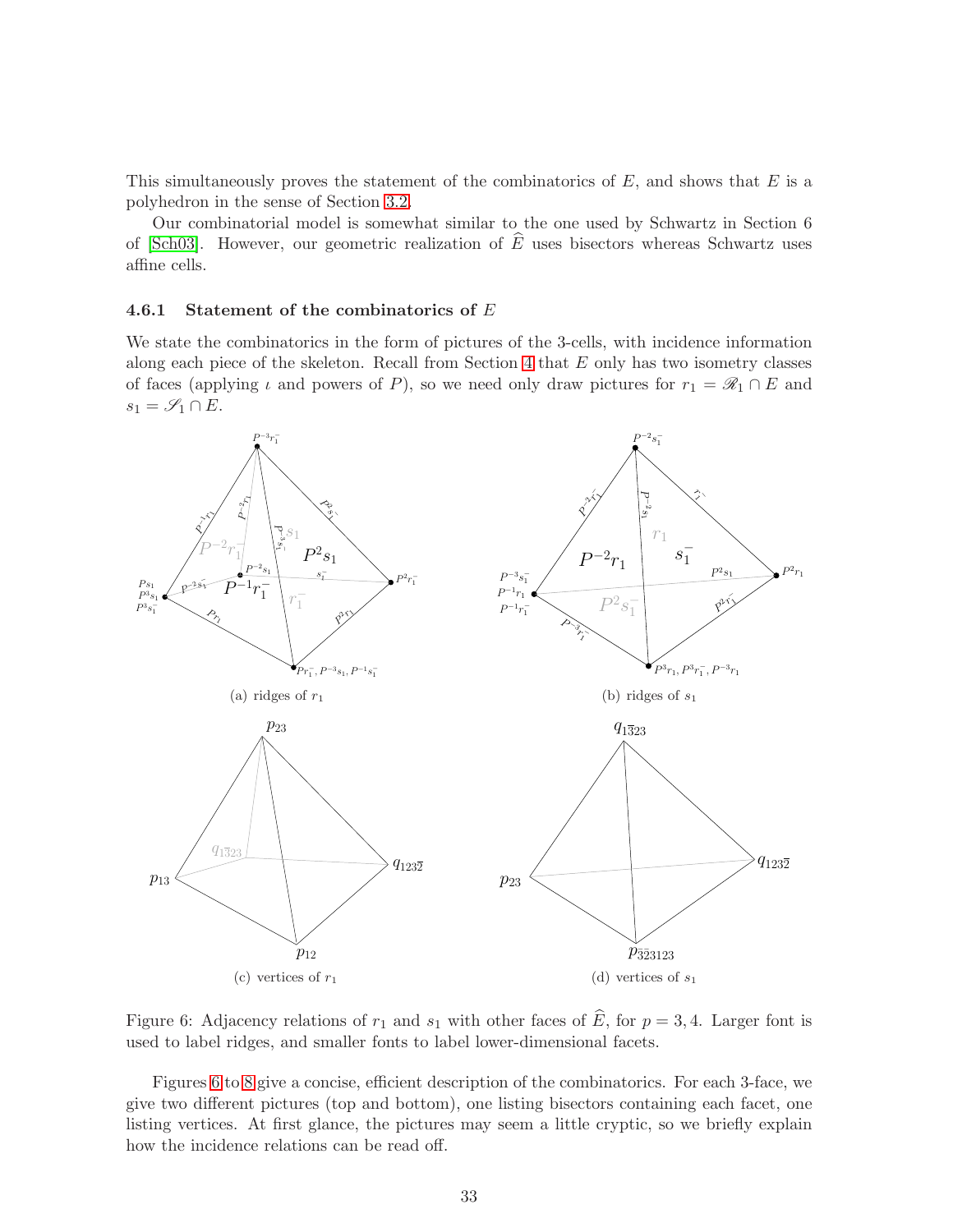This simultaneously proves the statement of the combinatorics of $E$, and shows that $E$ is a polyhedron in the sense of Section 3.2.

Our combinatorial model is somewhat similar to the one used by Schwartz in Section 6 of [Sch03]. However, our geometric realization of $\widehat{E}$ uses bisectors whereas Schwartz uses affine cells.

### 4.6.1 Statement of the combinatorics of $E$

We state the combinatorics in the form of pictures of the 3-cells, with incidence information along each piece of the skeleton. Recall from Section 4 that $E$ only has two isometry classes of faces (applying $\iota$ and powers of $P$), so we need only draw pictures for $r_1 = \mathscr{R}_1 \cap E$ and $s_1 = \mathscr{S}_1 \cap E$.

(a) ridges of $r_1$

(b) ridges of $s_1$

(c) vertices of $r_1$

(d) vertices of $s_1$

Figure 6: Adjacency relations of $r_1$ and $s_1$ with other faces of $\widehat{E}$, for $p = 3, 4$. Larger font is used to label ridges, and smaller fonts to label lower-dimensional facets.

Figures 6 to 8 give a concise, efficient description of the combinatorics. For each 3-face, we give two different pictures (top and bottom), one listing bisectors containing each facet, one listing vertices. At first glance, the pictures may seem a little cryptic, so we briefly explain how the incidence relations can be read off.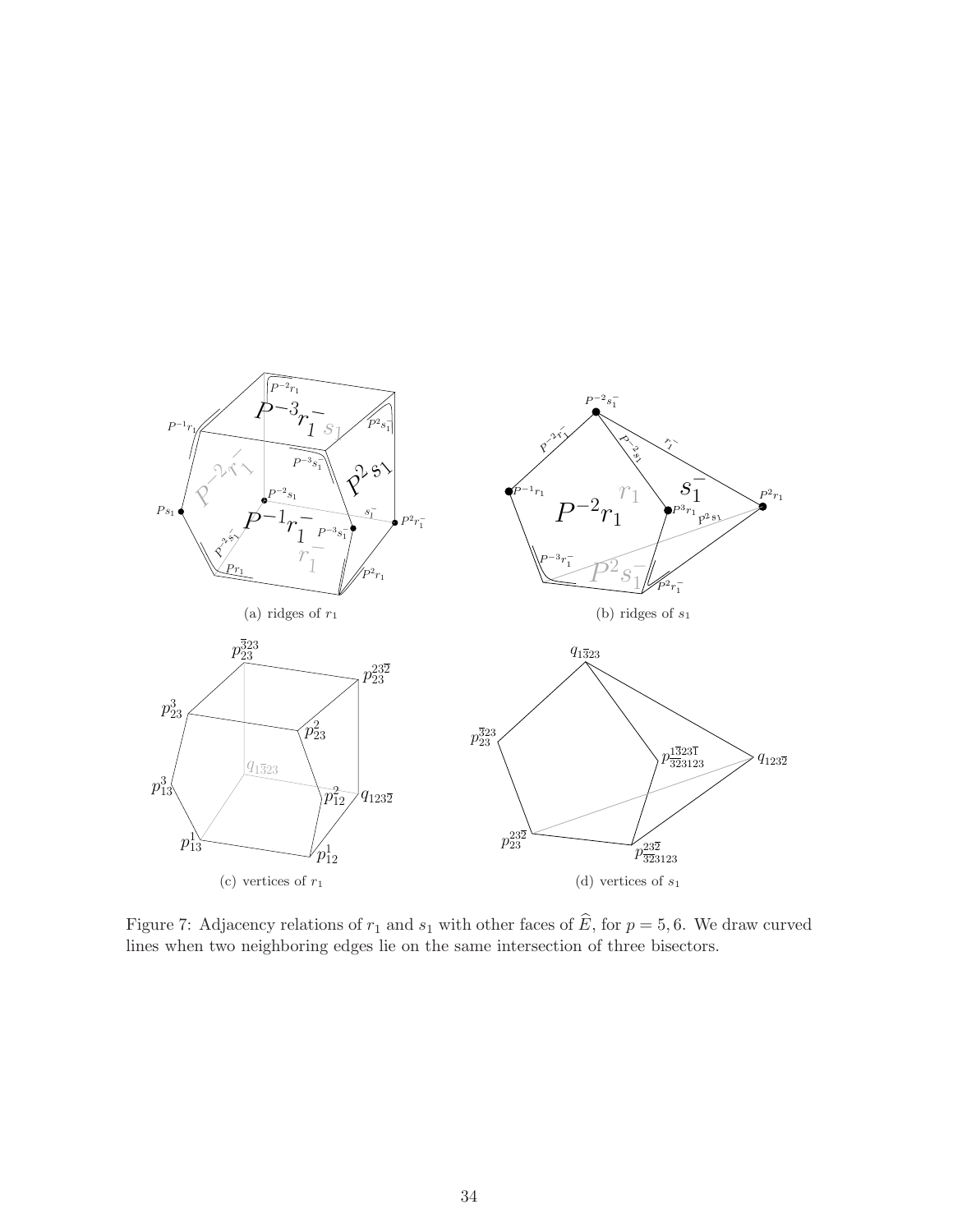(a) ridges of $r_1$

(b) ridges of $s_1$

(c) vertices of $r_1$

(d) vertices of $s_1$

Figure 7: Adjacency relations of $r_1$ and $s_1$ with other faces of $\widehat{E}$, for $p = 5, 6$. We draw curved lines when two neighboring edges lie on the same intersection of three bisectors.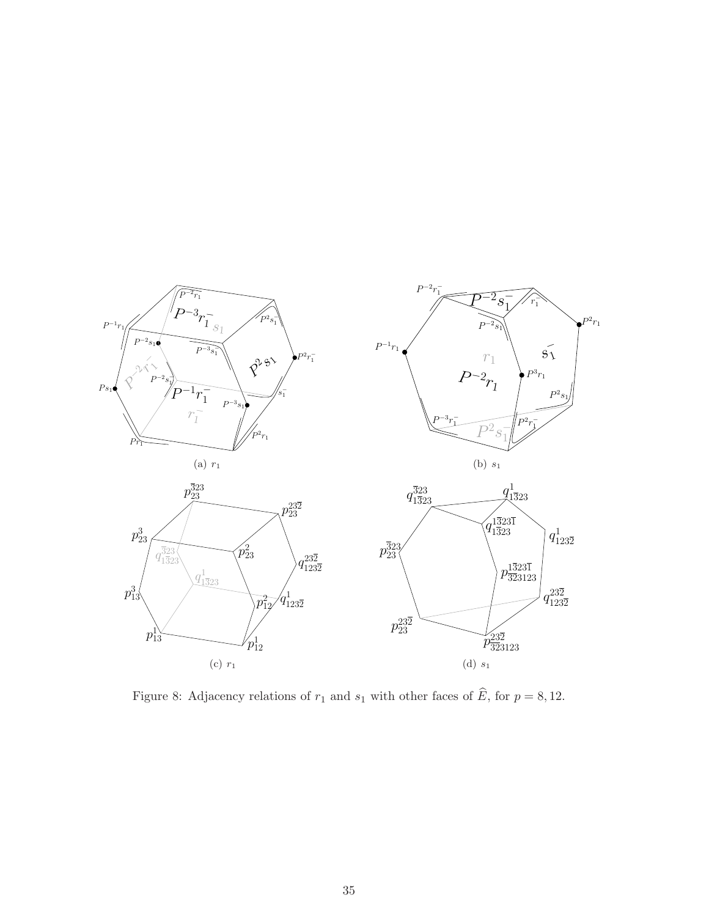(a) $r_1$

(b) $s_1$

(c) $r_1$

(d) $s_1$

Figure 8: Adjacency relations of $r_1$ and $s_1$ with other faces of $\widehat{E}$, for $p = 8, 12$.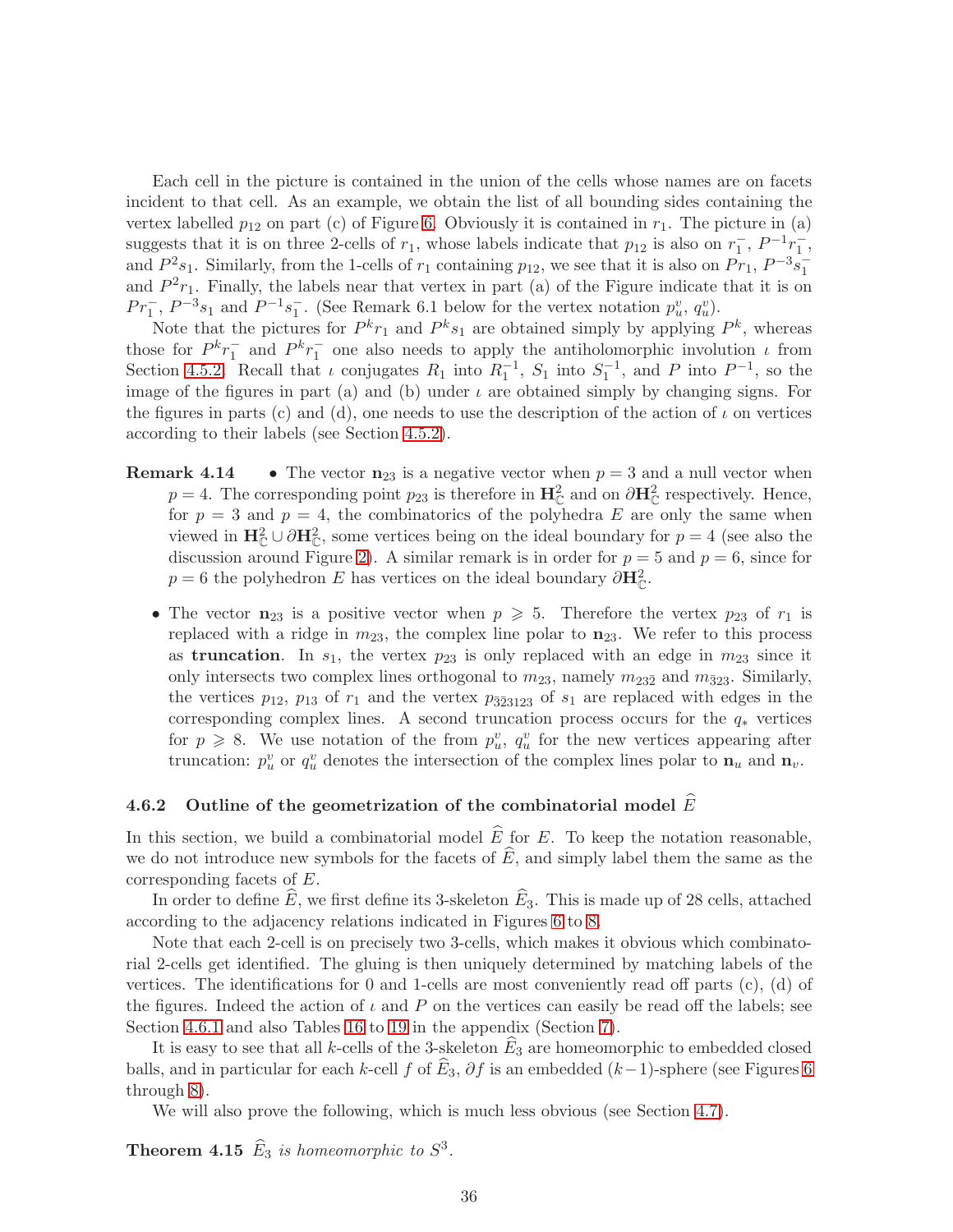Each cell in the picture is contained in the union of the cells whose names are on facets incident to that cell. As an example, we obtain the list of all bounding sides containing the vertex labelled $p_{12}$ on part (c) of Figure 6. Obviously it is contained in $r_1$. The picture in (a) suggests that it is on three 2-cells of $r_1$, whose labels indicate that $p_{12}$ is also on $r_1^-$, $P^{-1}r_1^-$, and $P^2 s_1$. Similarly, from the 1-cells of $r_1$ containing $p_{12}$, we see that it is also on $Pr_1$, $P^{-3}s_1^-$ and $P^2 r_1$. Finally, the labels near that vertex in part (a) of the Figure indicate that it is on $Pr_1^-$, $P^{-3}s_1$ and $P^{-1}s_1^-$. (See Remark 6.1 below for the vertex notation $p_u^v$, $q_u^v$).

Note that the pictures for $P^k r_1$ and $P^k s_1$ are obtained simply by applying $P^k$, whereas those for $P^k r_1^-$ and $P^k r_1^-$ one also needs to apply the antiholomorphic involution $\iota$ from Section 4.5.2. Recall that $\iota$ conjugates $R_1$ into $R_1^{-1}$, $S_1$ into $S_1^{-1}$, and $P$ into $P^{-1}$, so the image of the figures in part (a) and (b) under $\iota$ are obtained simply by changing signs. For the figures in parts (c) and (d), one needs to use the description of the action of $\iota$ on vertices according to their labels (see Section 4.5.2).

**Remark 4.14**

- The vector $\mathbf{n}_{23}$ is a negative vector when $p = 3$ and a null vector when $p = 4$. The corresponding point $p_{23}$ is therefore in $\mathbf{H}^2_{\mathbb{C}}$ and on $\partial\mathbf{H}^2_{\mathbb{C}}$ respectively. Hence, for $p = 3$ and $p = 4$, the combinatorics of the polyhedra $E$ are only the same when viewed in $\mathbf{H}^2_{\mathbb{C}} \cup \partial\mathbf{H}^2_{\mathbb{C}}$, some vertices being on the ideal boundary for $p = 4$ (see also the discussion around Figure 2). A similar remark is in order for $p = 5$ and $p = 6$, since for $p = 6$ the polyhedron $E$ has vertices on the ideal boundary $\partial\mathbf{H}^2_{\mathbb{C}}$.
- The vector $\mathbf{n}_{23}$ is a positive vector when $p \geqslant 5$. Therefore the vertex $p_{23}$ of $r_1$ is replaced with a ridge in $m_{23}$, the complex line polar to $\mathbf{n}_{23}$. We refer to this process as **truncation**. In $s_1$, the vertex $p_{23}$ is only replaced with an edge in $m_{23}$ since it only intersects two complex lines orthogonal to $m_{23}$, namely $m_{23\bar{2}}$ and $m_{\bar{3}23}$. Similarly, the vertices $p_{12}$, $p_{13}$ of $r_1$ and the vertex $p_{\bar{3}\bar{2}3123}$ of $s_1$ are replaced with edges in the corresponding complex lines. A second truncation process occurs for the $q_*$ vertices for $p \geqslant 8$. We use notation of the from $p_u^v$, $q_u^v$ for the new vertices appearing after truncation: $p_u^v$ or $q_u^v$ denotes the intersection of the complex lines polar to $\mathbf{n}_u$ and $\mathbf{n}_v$.

### 4.6.2 Outline of the geometrization of the combinatorial model $\widehat{E}$

In this section, we build a combinatorial model $\widehat{E}$ for $E$. To keep the notation reasonable, we do not introduce new symbols for the facets of $\widehat{E}$, and simply label them the same as the corresponding facets of $E$.

In order to define $\widehat{E}$, we first define its 3-skeleton $\widehat{E}_3$. This is made up of 28 cells, attached according to the adjacency relations indicated in Figures 6 to 8.

Note that each 2-cell is on precisely two 3-cells, which makes it obvious which combinatorial 2-cells get identified. The gluing is then uniquely determined by matching labels of the vertices. The identifications for 0 and 1-cells are most conveniently read off parts (c), (d) of the figures. Indeed the action of $\iota$ and $P$ on the vertices can easily be read off the labels; see Section 4.6.1 and also Tables 16 to 19 in the appendix (Section 7).

It is easy to see that all $k$-cells of the 3-skeleton $\widehat{E}_3$ are homeomorphic to embedded closed balls, and in particular for each $k$-cell $f$ of $\widehat{E}_3$, $\partial f$ is an embedded $(k-1)$-sphere (see Figures 6 through 8).

We will also prove the following, which is much less obvious (see Section 4.7).

**Theorem 4.15** *$\widehat{E}_3$ is homeomorphic to $S^3$.*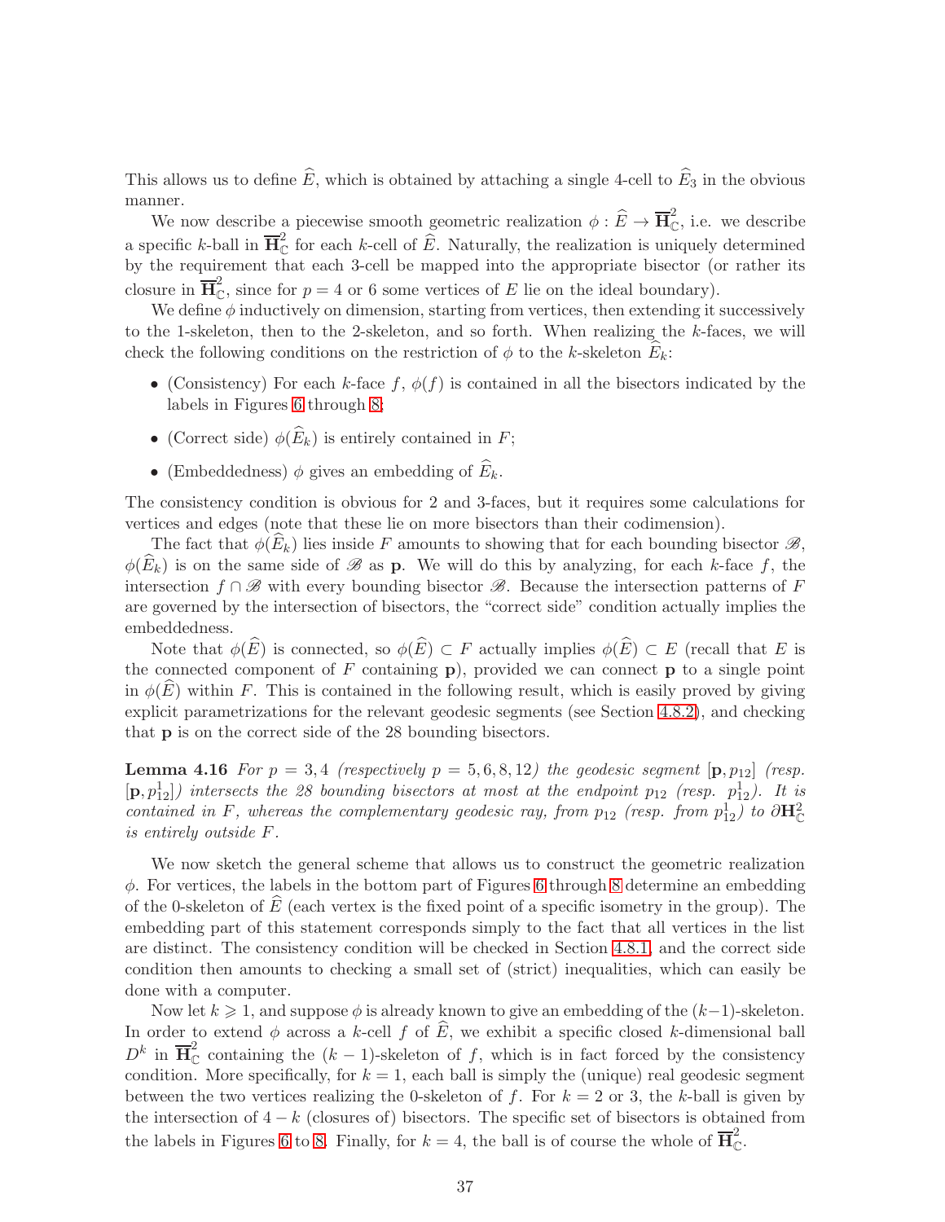This allows us to define $\widehat{E}$, which is obtained by attaching a single 4-cell to $\widehat{E}_3$ in the obvious manner.

We now describe a piecewise smooth geometric realization $\phi : \widehat{E} \to \overline{\mathbf{H}}^2_{\mathbb{C}}$, i.e. we describe a specific $k$-ball in $\overline{\mathbf{H}}^2_{\mathbb{C}}$ for each $k$-cell of $\widehat{E}$. Naturally, the realization is uniquely determined by the requirement that each 3-cell be mapped into the appropriate bisector (or rather its closure in $\overline{\mathbf{H}}^2_{\mathbb{C}}$, since for $p = 4$ or 6 some vertices of $E$ lie on the ideal boundary).

We define $\phi$ inductively on dimension, starting from vertices, then extending it successively to the 1-skeleton, then to the 2-skeleton, and so forth. When realizing the $k$-faces, we will check the following conditions on the restriction of $\phi$ to the $k$-skeleton $\widehat{E}_k$:

- (Consistency) For each $k$-face $f$, $\phi(f)$ is contained in all the bisectors indicated by the labels in Figures 6 through 8;
- (Correct side) $\phi(\widehat{E}_k)$ is entirely contained in $F$;
- (Embeddedness) $\phi$ gives an embedding of $\widehat{E}_k$.

The consistency condition is obvious for 2 and 3-faces, but it requires some calculations for vertices and edges (note that these lie on more bisectors than their codimension).

The fact that $\phi(\widehat{E}_k)$ lies inside $F$ amounts to showing that for each bounding bisector $\mathscr{B}$, $\phi(\widehat{E}_k)$ is on the same side of $\mathscr{B}$ as $\mathbf{p}$. We will do this by analyzing, for each $k$-face $f$, the intersection $f \cap \mathscr{B}$ with every bounding bisector $\mathscr{B}$. Because the intersection patterns of $F$ are governed by the intersection of bisectors, the "correct side" condition actually implies the embeddedness.

Note that $\phi(\widehat{E})$ is connected, so $\phi(\widehat{E}) \subset F$ actually implies $\phi(\widehat{E}) \subset E$ (recall that $E$ is the connected component of $F$ containing $\mathbf{p}$), provided we can connect $\mathbf{p}$ to a single point in $\phi(\widehat{E})$ within $F$. This is contained in the following result, which is easily proved by giving explicit parametrizations for the relevant geodesic segments (see Section 4.8.2), and checking that $\mathbf{p}$ is on the correct side of the 28 bounding bisectors.

**Lemma 4.16** *For $p = 3, 4$ (respectively $p = 5, 6, 8, 12$) the geodesic segment $[\mathbf{p}, p_{12}]$ (resp. $[\mathbf{p}, p_{12}^1]$) intersects the 28 bounding bisectors at most at the endpoint $p_{12}$ (resp. $p_{12}^1$). It is contained in $F$, whereas the complementary geodesic ray, from $p_{12}$ (resp. from $p_{12}^1$) to $\partial \mathbf{H}^2_{\mathbb{C}}$ is entirely outside $F$.*

We now sketch the general scheme that allows us to construct the geometric realization $\phi$. For vertices, the labels in the bottom part of Figures 6 through 8 determine an embedding of the 0-skeleton of $\widehat{E}$ (each vertex is the fixed point of a specific isometry in the group). The embedding part of this statement corresponds simply to the fact that all vertices in the list are distinct. The consistency condition will be checked in Section 4.8.1, and the correct side condition then amounts to checking a small set of (strict) inequalities, which can easily be done with a computer.

Now let $k \geqslant 1$, and suppose $\phi$ is already known to give an embedding of the $(k-1)$-skeleton. In order to extend $\phi$ across a $k$-cell $f$ of $\widehat{E}$, we exhibit a specific closed $k$-dimensional ball $D^k$ in $\overline{\mathbf{H}}^2_{\mathbb{C}}$ containing the $(k-1)$-skeleton of $f$, which is in fact forced by the consistency condition. More specifically, for $k = 1$, each ball is simply the (unique) real geodesic segment between the two vertices realizing the 0-skeleton of $f$. For $k = 2$ or 3, the $k$-ball is given by the intersection of $4 - k$ (closures of) bisectors. The specific set of bisectors is obtained from the labels in Figures 6 to 8. Finally, for $k = 4$, the ball is of course the whole of $\overline{\mathbf{H}}^2_{\mathbb{C}}$.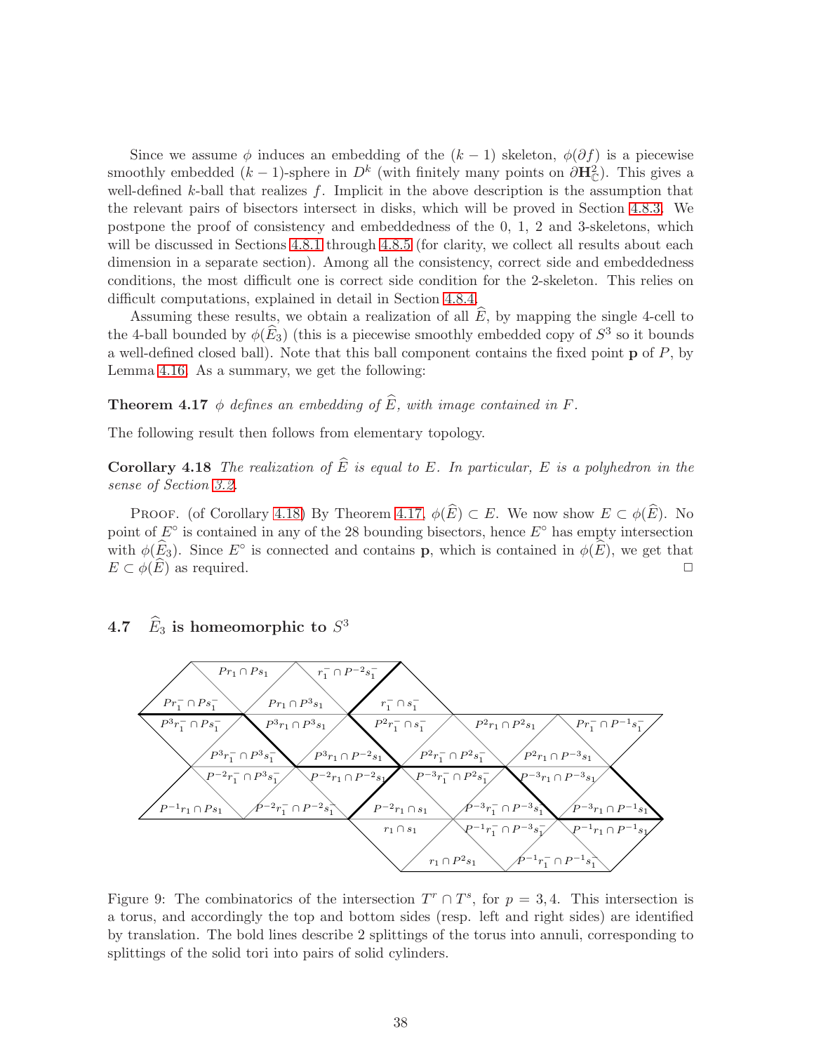Since we assume $\phi$ induces an embedding of the $(k-1)$ skeleton, $\phi(\partial f)$ is a piecewise smoothly embedded $(k-1)$-sphere in $D^k$ (with finitely many points on $\partial \mathbf{H}^2_{\mathbb{C}}$). This gives a well-defined $k$-ball that realizes $f$. Implicit in the above description is the assumption that the relevant pairs of bisectors intersect in disks, which will be proved in Section 4.8.3. We postpone the proof of consistency and embeddedness of the 0, 1, 2 and 3-skeletons, which will be discussed in Sections 4.8.1 through 4.8.5 (for clarity, we collect all results about each dimension in a separate section). Among all the consistency, correct side and embeddedness conditions, the most difficult one is correct side condition for the 2-skeleton. This relies on difficult computations, explained in detail in Section 4.8.4.

Assuming these results, we obtain a realization of all $\widehat{E}$, by mapping the single 4-cell to the 4-ball bounded by $\phi(\widehat{E}_3)$ (this is a piecewise smoothly embedded copy of $S^3$ so it bounds a well-defined closed ball). Note that this ball component contains the fixed point $\mathbf{p}$ of $P$, by Lemma 4.16. As a summary, we get the following:

**Theorem 4.17** *$\phi$ defines an embedding of $\widehat{E}$, with image contained in $F$.*

The following result then follows from elementary topology.

**Corollary 4.18** *The realization of $\widehat{E}$ is equal to $E$. In particular, $E$ is a polyhedron in the sense of Section 3.2.*

Proof. (of Corollary 4.18) By Theorem 4.17, $\phi(\widehat{E}) \subset E$. We now show $E \subset \phi(\widehat{E})$. No point of $E^\circ$ is contained in any of the 28 bounding bisectors, hence $E^\circ$ has empty intersection with $\phi(\widehat{E}_3)$. Since $E^\circ$ is connected and contains $\mathbf{p}$, which is contained in $\phi(\widehat{E})$, we get that $E \subset \phi(\widehat{E})$ as required. □

## 4.7 $\widehat{E}_3$ is homeomorphic to $S^3$

Figure 9: The combinatorics of the intersection $T^r \cap T^s$, for $p = 3, 4$. This intersection is a torus, and accordingly the top and bottom sides (resp. left and right sides) are identified by translation. The bold lines describe 2 splittings of the torus into annuli, corresponding to splittings of the solid tori into pairs of solid cylinders.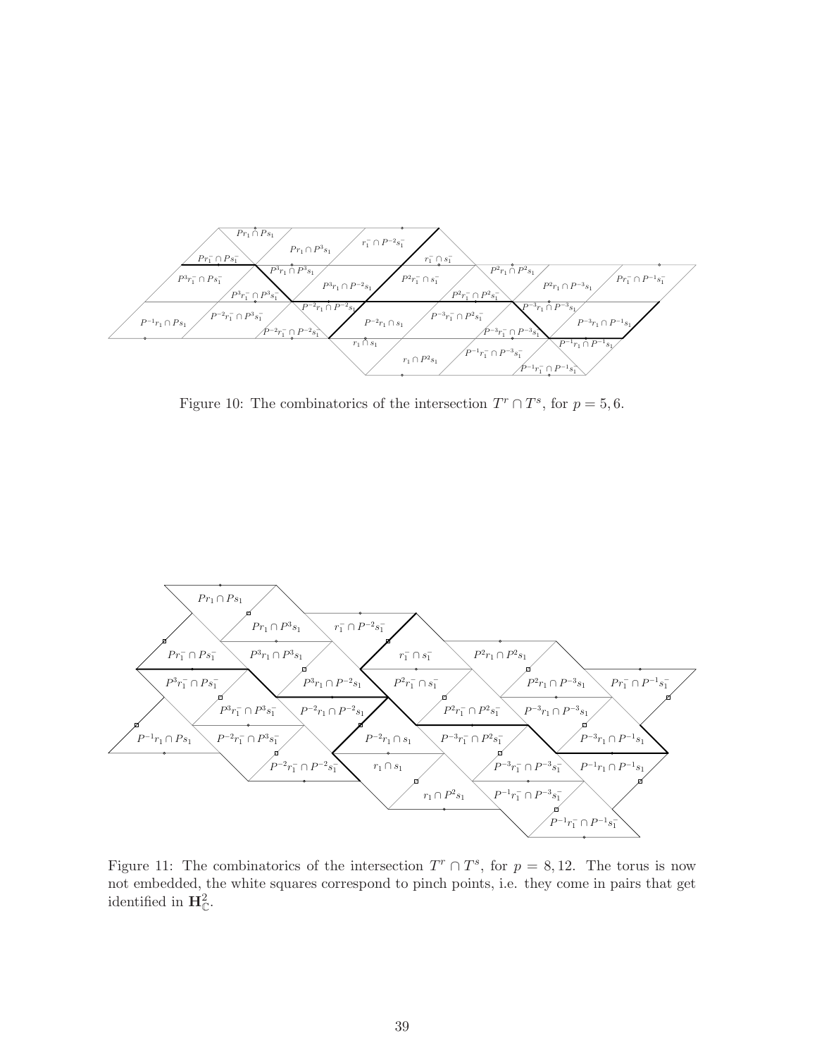Figure 10: The combinatorics of the intersection $T^r \cap T^s$, for $p = 5, 6$.

Figure 11: The combinatorics of the intersection $T^r \cap T^s$, for $p = 8, 12$. The torus is now not embedded, the white squares correspond to pinch points, i.e. they come in pairs that get identified in $\mathbf{H}^2_{\mathbb{C}}$.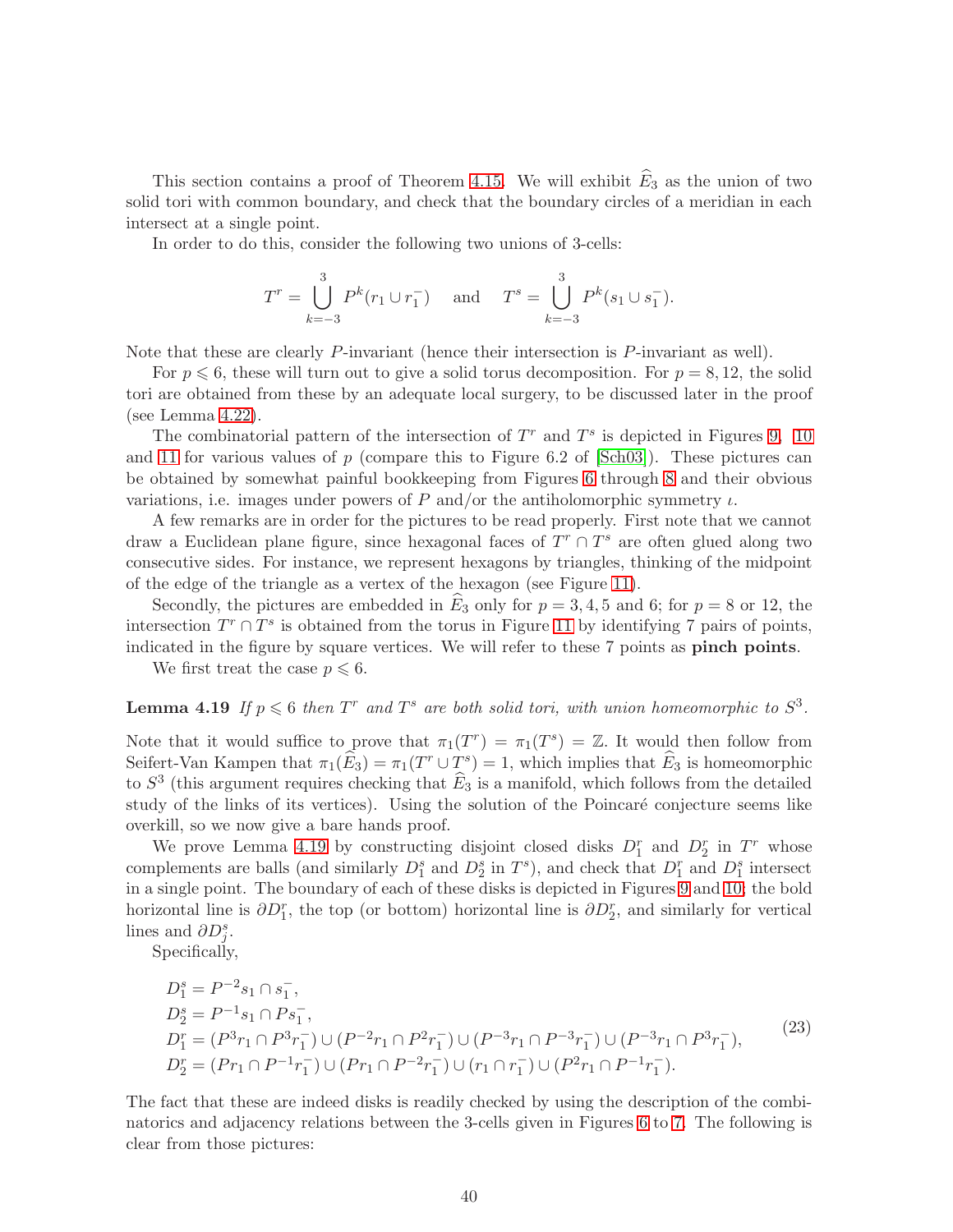This section contains a proof of Theorem 4.15. We will exhibit $\widehat{E}_3$ as the union of two solid tori with common boundary, and check that the boundary circles of a meridian in each intersect at a single point.

In order to do this, consider the following two unions of 3-cells:

$$T^r = \bigcup_{k=-3}^{3} P^k(r_1 \cup r_1^-) \quad \text{and} \quad T^s = \bigcup_{k=-3}^{3} P^k(s_1 \cup s_1^-).$$

Note that these are clearly $P$-invariant (hence their intersection is $P$-invariant as well).

For $p \leqslant 6$, these will turn out to give a solid torus decomposition. For $p = 8, 12$, the solid tori are obtained from these by an adequate local surgery, to be discussed later in the proof (see Lemma 4.22).

The combinatorial pattern of the intersection of $T^r$ and $T^s$ is depicted in Figures 9, 10 and 11 for various values of $p$ (compare this to Figure 6.2 of [Sch03]). These pictures can be obtained by somewhat painful bookkeeping from Figures 6 through 8 and their obvious variations, i.e. images under powers of $P$ and/or the antiholomorphic symmetry $\iota$.

A few remarks are in order for the pictures to be read properly. First note that we cannot draw a Euclidean plane figure, since hexagonal faces of $T^r \cap T^s$ are often glued along two consecutive sides. For instance, we represent hexagons by triangles, thinking of the midpoint of the edge of the triangle as a vertex of the hexagon (see Figure 11).

Secondly, the pictures are embedded in $\widehat{E}_3$ only for $p = 3, 4, 5$ and 6; for $p = 8$ or 12, the intersection $T^r \cap T^s$ is obtained from the torus in Figure 11 by identifying 7 pairs of points, indicated in the figure by square vertices. We will refer to these 7 points as **pinch points**.

We first treat the case $p \leqslant 6$.

**Lemma 4.19** *If $p \leqslant 6$ then $T^r$ and $T^s$ are both solid tori, with union homeomorphic to $S^3$.*

Note that it would suffice to prove that $\pi_1(T^r) = \pi_1(T^s) = \mathbb{Z}$. It would then follow from Seifert-Van Kampen that $\pi_1(\widehat{E}_3) = \pi_1(T^r \cup T^s) = 1$, which implies that $\widehat{E}_3$ is homeomorphic to $S^3$ (this argument requires checking that $\widehat{E}_3$ is a manifold, which follows from the detailed study of the links of its vertices). Using the solution of the Poincaré conjecture seems like overkill, so we now give a bare hands proof.

We prove Lemma 4.19 by constructing disjoint closed disks $D_1^r$ and $D_2^r$ in $T^r$ whose complements are balls (and similarly $D_1^s$ and $D_2^s$ in $T^s$), and check that $D_1^r$ and $D_1^s$ intersect in a single point. The boundary of each of these disks is depicted in Figures 9 and 10; the bold horizontal line is $\partial D_1^r$, the top (or bottom) horizontal line is $\partial D_2^r$, and similarly for vertical lines and $\partial D_j^s$.

Specifically,

$$
\begin{aligned}
&D_1^s = P^{-2}s_1 \cap s_1^-,\\
&D_2^s = P^{-1}s_1 \cap P s_1^-,\\
&D_1^r = (P^3 r_1 \cap P^3 r_1^-) \cup (P^{-2} r_1 \cap P^2 r_1^-) \cup (P^{-3} r_1 \cap P^{-3} r_1^-) \cup (P^{-3} r_1 \cap P^3 r_1^-),\\
&D_2^r = (P r_1 \cap P^{-1} r_1^-) \cup (P r_1 \cap P^{-2} r_1^-) \cup (r_1 \cap r_1^-) \cup (P^2 r_1 \cap P^{-1} r_1^-).
\end{aligned}
\tag{23}
$$

The fact that these are indeed disks is readily checked by using the description of the combinatorics and adjacency relations between the 3-cells given in Figures 6 to 7. The following is clear from those pictures: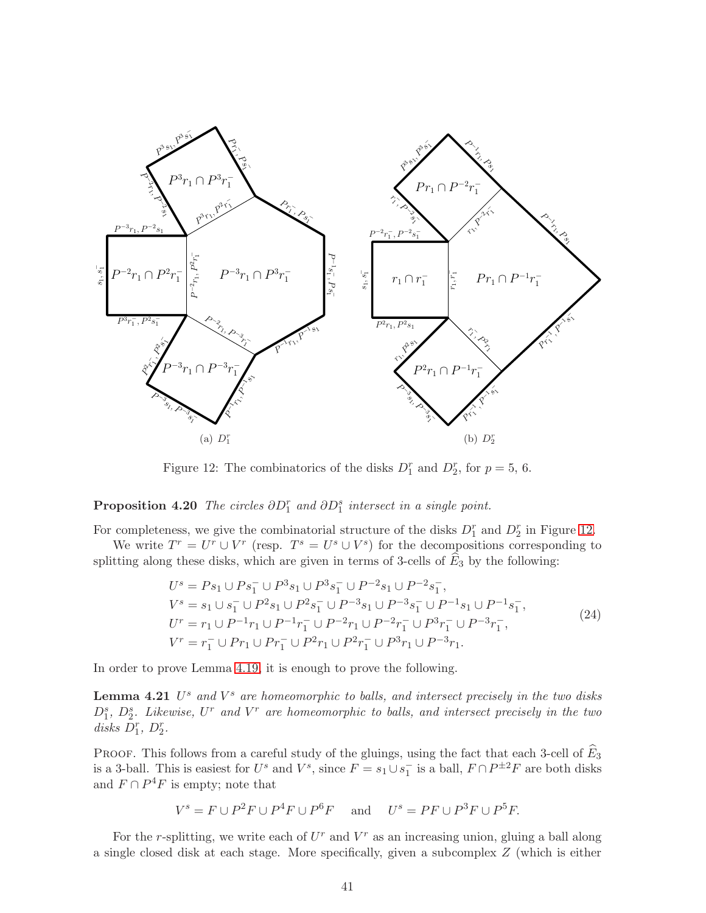(a) $D_1^r$

(b) $D_2^r$

Figure 12: The combinatorics of the disks $D_1^r$ and $D_2^r$, for $p = 5$, 6.

**Proposition 4.20** *The circles $\partial D_1^r$ and $\partial D_1^s$ intersect in a single point.*

For completeness, we give the combinatorial structure of the disks $D_1^r$ and $D_2^r$ in Figure 12.

We write $T^r = U^r \cup V^r$ (resp. $T^s = U^s \cup V^s$) for the decompositions corresponding to splitting along these disks, which are given in terms of 3-cells of $\widehat{E}_3$ by the following:

$$
\begin{aligned}
U^s &= Ps_1 \cup Ps_1^- \cup P^3 s_1 \cup P^3 s_1^- \cup P^{-2} s_1 \cup P^{-2} s_1^-,\\
V^s &= s_1 \cup s_1^- \cup P^2 s_1 \cup P^2 s_1^- \cup P^{-3} s_1 \cup P^{-3} s_1^- \cup P^{-1} s_1 \cup P^{-1} s_1^-,\\
U^r &= r_1 \cup P^{-1} r_1 \cup P^{-1} r_1^- \cup P^{-2} r_1 \cup P^{-2} r_1^- \cup P^3 r_1^- \cup P^{-3} r_1^-,\\
V^r &= r_1^- \cup Pr_1 \cup Pr_1^- \cup P^2 r_1 \cup P^2 r_1^- \cup P^3 r_1 \cup P^{-3} r_1.
\end{aligned}
\tag{24}
$$

In order to prove Lemma 4.19, it is enough to prove the following.

**Lemma 4.21** *$U^s$ and $V^s$ are homeomorphic to balls, and intersect precisely in the two disks $D_1^s$, $D_2^s$. Likewise, $U^r$ and $V^r$ are homeomorphic to balls, and intersect precisely in the two disks $D_1^r$, $D_2^r$.*

Proof. This follows from a careful study of the gluings, using the fact that each 3-cell of $\widehat{E}_3$ is a 3-ball. This is easiest for $U^s$ and $V^s$, since $F = s_1 \cup s_1^-$ is a ball, $F \cap P^{\pm 2} F$ are both disks and $F \cap P^4 F$ is empty; note that

$$
V^s = F \cup P^2 F \cup P^4 F \cup P^6 F \quad \text{and} \quad U^s = PF \cup P^3 F \cup P^5 F.
$$

For the $r$-splitting, we write each of $U^r$ and $V^r$ as an increasing union, gluing a ball along a single closed disk at each stage. More specifically, given a subcomplex $Z$ (which is either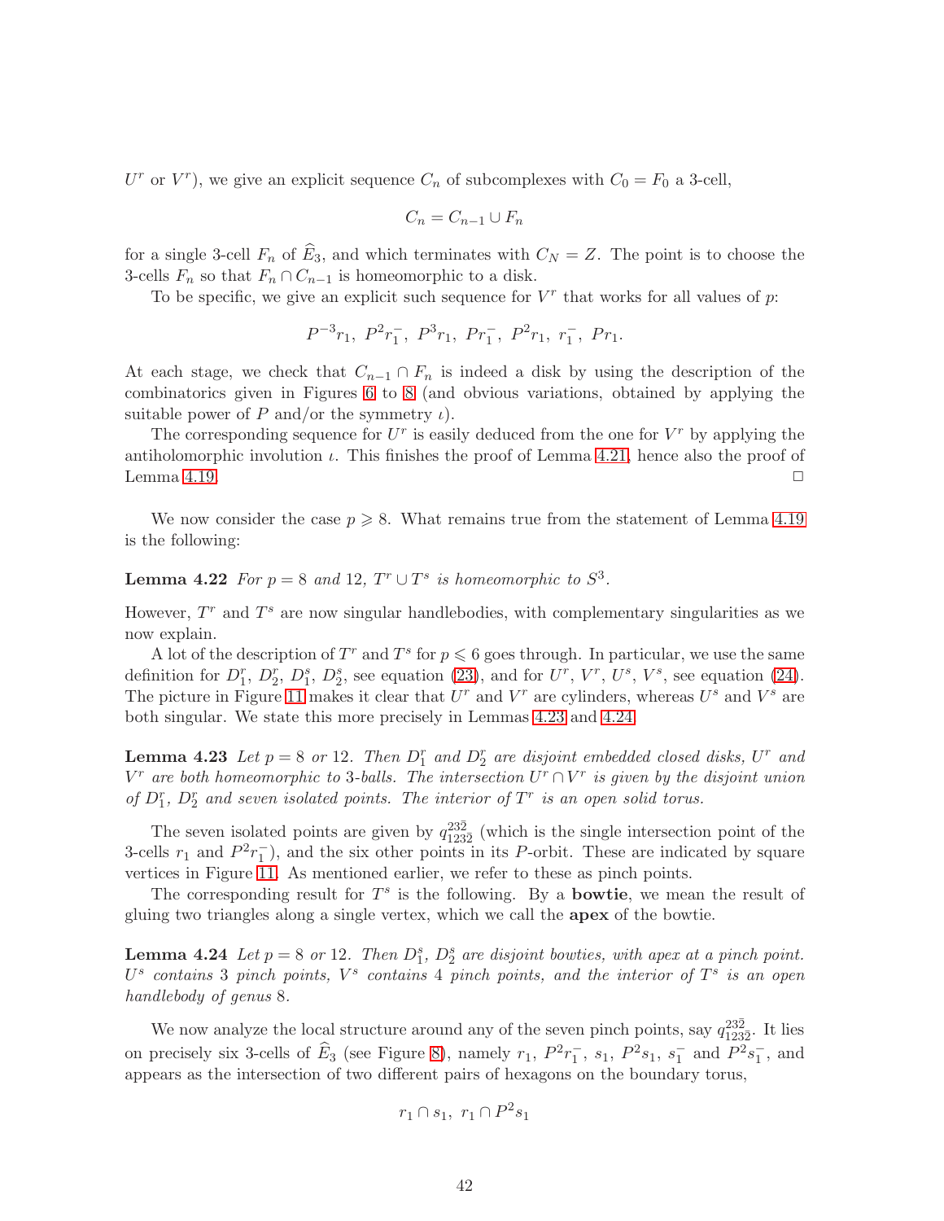$U^r$ or $V^r$), we give an explicit sequence $C_n$ of subcomplexes with $C_0 = F_0$ a 3-cell,

$$C_n = C_{n-1} \cup F_n$$

for a single 3-cell $F_n$ of $\widehat{E}_3$, and which terminates with $C_N = Z$. The point is to choose the 3-cells $F_n$ so that $F_n \cap C_{n-1}$ is homeomorphic to a disk.

To be specific, we give an explicit such sequence for $V^r$ that works for all values of $p$:

$$P^{-3}r_1,\ P^2 r_1^-,\ P^3 r_1,\ P r_1^-,\ P^2 r_1,\ r_1^-,\ P r_1.$$

At each stage, we check that $C_{n-1} \cap F_n$ is indeed a disk by using the description of the combinatorics given in Figures 6 to 8 (and obvious variations, obtained by applying the suitable power of $P$ and/or the symmetry $\iota$).

The corresponding sequence for $U^r$ is easily deduced from the one for $V^r$ by applying the antiholomorphic involution $\iota$. This finishes the proof of Lemma 4.21, hence also the proof of Lemma 4.19. □

We now consider the case $p \geqslant 8$. What remains true from the statement of Lemma 4.19 is the following:

**Lemma 4.22** *For $p = 8$ and 12, $T^r \cup T^s$ is homeomorphic to $S^3$.*

However, $T^r$ and $T^s$ are now singular handlebodies, with complementary singularities as we now explain.

A lot of the description of $T^r$ and $T^s$ for $p \leqslant 6$ goes through. In particular, we use the same definition for $D_1^r$, $D_2^r$, $D_1^s$, $D_2^s$, see equation (23), and for $U^r$, $V^r$, $U^s$, $V^s$, see equation (24). The picture in Figure 11 makes it clear that $U^r$ and $V^r$ are cylinders, whereas $U^s$ and $V^s$ are both singular. We state this more precisely in Lemmas 4.23 and 4.24.

**Lemma 4.23** *Let $p = 8$ or 12. Then $D_1^r$ and $D_2^r$ are disjoint embedded closed disks, $U^r$ and $V^r$ are both homeomorphic to 3-balls. The intersection $U^r \cap V^r$ is given by the disjoint union of $D_1^r$, $D_2^r$ and seven isolated points. The interior of $T^r$ is an open solid torus.*

The seven isolated points are given by $q_{123\bar{2}}^{23\bar{2}}$ (which is the single intersection point of the 3-cells $r_1$ and $P^2 r_1^-$), and the six other points in its $P$-orbit. These are indicated by square vertices in Figure 11. As mentioned earlier, we refer to these as pinch points.

The corresponding result for $T^s$ is the following. By a **bowtie**, we mean the result of gluing two triangles along a single vertex, which we call the **apex** of the bowtie.

**Lemma 4.24** *Let $p = 8$ or 12. Then $D_1^s$, $D_2^s$ are disjoint bowties, with apex at a pinch point. $U^s$ contains 3 pinch points, $V^s$ contains 4 pinch points, and the interior of $T^s$ is an open handlebody of genus 8.*

We now analyze the local structure around any of the seven pinch points, say $q_{123\bar{2}}^{23\bar{2}}$. It lies on precisely six 3-cells of $\widehat{E}_3$ (see Figure 8), namely $r_1$, $P^2 r_1^-$, $s_1$, $P^2 s_1$, $s_1^-$ and $P^2 s_1^-$, and appears as the intersection of two different pairs of hexagons on the boundary torus,

$$r_1 \cap s_1,\ r_1 \cap P^2 s_1$$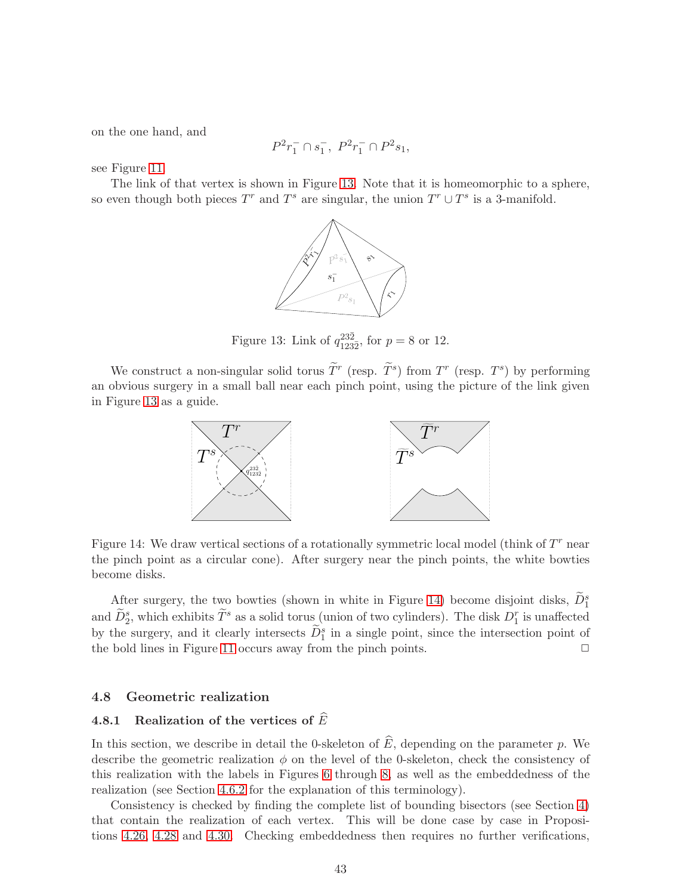on the one hand, and

$$P^2r_1^- \cap s_1^-, \; P^2r_1^- \cap P^2s_1,$$

see Figure 11.

The link of that vertex is shown in Figure 13. Note that it is homeomorphic to a sphere, so even though both pieces $T^r$ and $T^s$ are singular, the union $T^r \cup T^s$ is a 3-manifold.

Figure 13: Link of $q_{123\bar{2}}^{23\bar{2}}$, for $p = 8$ or 12.

We construct a non-singular solid torus $\widetilde{T}^r$ (resp. $\widetilde{T}^s$) from $T^r$ (resp. $T^s$) by performing an obvious surgery in a small ball near each pinch point, using the picture of the link given in Figure 13 as a guide.

Figure 14: We draw vertical sections of a rotationally symmetric local model (think of $T^r$ near the pinch point as a circular cone). After surgery near the pinch points, the white bowties become disks.

After surgery, the two bowties (shown in white in Figure 14) become disjoint disks, $\widetilde{D}_1^s$ and $\widetilde{D}_2^s$, which exhibits $\widetilde{T}^s$ as a solid torus (union of two cylinders). The disk $D_1^r$ is unaffected by the surgery, and it clearly intersects $\widetilde{D}_1^s$ in a single point, since the intersection point of the bold lines in Figure 11 occurs away from the pinch points. □

## 4.8 Geometric realization

### 4.8.1 Realization of the vertices of $\widehat{E}$

In this section, we describe in detail the 0-skeleton of $\widehat{E}$, depending on the parameter $p$. We describe the geometric realization $\phi$ on the level of the 0-skeleton, check the consistency of this realization with the labels in Figures 6 through 8, as well as the embeddedness of the realization (see Section 4.6.2 for the explanation of this terminology).

Consistency is checked by finding the complete list of bounding bisectors (see Section 4) that contain the realization of each vertex. This will be done case by case in Propositions 4.26, 4.28 and 4.30. Checking embeddedness then requires no further verifications,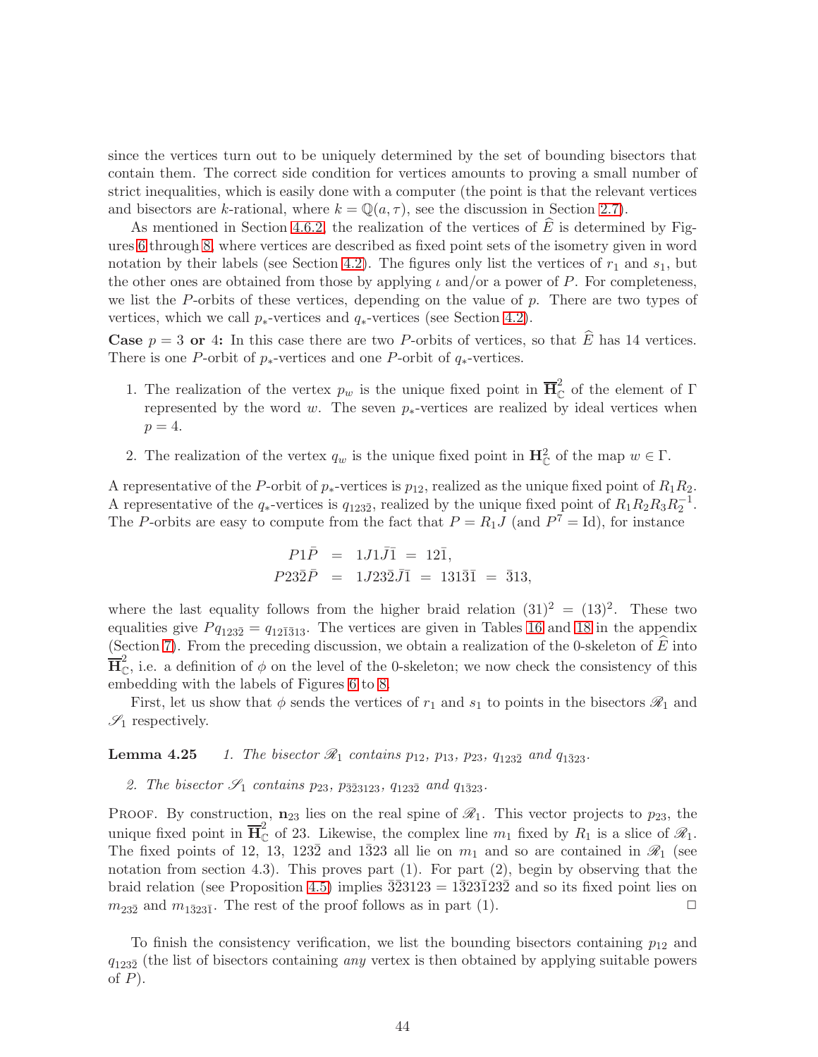since the vertices turn out to be uniquely determined by the set of bounding bisectors that contain them. The correct side condition for vertices amounts to proving a small number of strict inequalities, which is easily done with a computer (the point is that the relevant vertices and bisectors are $k$-rational, where $k = \mathbb{Q}(a, \tau)$, see the discussion in Section 2.7).

As mentioned in Section 4.6.2, the realization of the vertices of $\widehat{E}$ is determined by Figures 6 through 8, where vertices are described as fixed point sets of the isometry given in word notation by their labels (see Section 4.2). The figures only list the vertices of $r_1$ and $s_1$, but the other ones are obtained from those by applying $\iota$ and/or a power of $P$. For completeness, we list the $P$-orbits of these vertices, depending on the value of $p$. There are two types of vertices, which we call $p_*$-vertices and $q_*$-vertices (see Section 4.2).

**Case $p = 3$ or 4:** In this case there are two $P$-orbits of vertices, so that $\widehat{E}$ has 14 vertices. There is one $P$-orbit of $p_*$-vertices and one $P$-orbit of $q_*$-vertices.

1. The realization of the vertex $p_w$ is the unique fixed point in $\overline{\mathbf{H}}^2_{\mathbb{C}}$ of the element of $\Gamma$ represented by the word $w$. The seven $p_*$-vertices are realized by ideal vertices when $p = 4$.
2. The realization of the vertex $q_w$ is the unique fixed point in $\mathbf{H}^2_{\mathbb{C}}$ of the map $w \in \Gamma$.

A representative of the $P$-orbit of $p_*$-vertices is $p_{12}$, realized as the unique fixed point of $R_1R_2$. A representative of the $q_*$-vertices is $q_{123\bar{2}}$, realized by the unique fixed point of $R_1R_2R_3R_2^{-1}$. The $P$-orbits are easy to compute from the fact that $P = R_1J$ (and $P^7 = \mathrm{Id}$), for instance

$$
\begin{aligned}
P1\bar{P} &= 1J1\bar{J}\bar{1} = 12\bar{1}, \\
P23\bar{2}\bar{P} &= 1J23\bar{2}\bar{J}\bar{1} = 131\bar{3}\bar{1} = \bar{3}13,
\end{aligned}
$$

where the last equality follows from the higher braid relation $(31)^2 = (13)^2$. These two equalities give $Pq_{123\bar{2}} = q_{12\bar{1}\bar{3}13}$. The vertices are given in Tables 16 and 18 in the appendix (Section 7). From the preceding discussion, we obtain a realization of the 0-skeleton of $\widehat{E}$ into $\overline{\mathbf{H}}^2_{\mathbb{C}}$, i.e. a definition of $\phi$ on the level of the 0-skeleton; we now check the consistency of this embedding with the labels of Figures 6 to 8.

First, let us show that $\phi$ sends the vertices of $r_1$ and $s_1$ to points in the bisectors $\mathscr{R}_1$ and $\mathscr{S}_1$ respectively.

**Lemma 4.25** *1. The bisector $\mathscr{R}_1$ contains $p_{12}$, $p_{13}$, $p_{23}$, $q_{123\bar{2}}$ and $q_{1\bar{3}23}$.*

*2. The bisector $\mathscr{S}_1$ contains $p_{23}$, $p_{\bar{3}\bar{2}3123}$, $q_{123\bar{2}}$ and $q_{1\bar{3}23}$.*

Proof. By construction, $\mathbf{n}_{23}$ lies on the real spine of $\mathscr{R}_1$. This vector projects to $p_{23}$, the unique fixed point in $\overline{\mathbf{H}}^2_{\mathbb{C}}$ of 23. Likewise, the complex line $m_1$ fixed by $R_1$ is a slice of $\mathscr{R}_1$. The fixed points of 12, 13, $123\bar{2}$ and $1\bar{3}23$ all lie on $m_1$ and so are contained in $\mathscr{R}_1$ (see notation from section 4.3). This proves part (1). For part (2), begin by observing that the braid relation (see Proposition 4.5) implies $\bar{3}\bar{2}3123 = 1\bar{3}23\bar{1}23\bar{2}$ and so its fixed point lies on $m_{23\bar{2}}$ and $m_{1\bar{3}23\bar{1}}$. The rest of the proof follows as in part (1). $\square$

To finish the consistency verification, we list the bounding bisectors containing $p_{12}$ and $q_{123\bar{2}}$ (the list of bisectors containing *any* vertex is then obtained by applying suitable powers of $P$).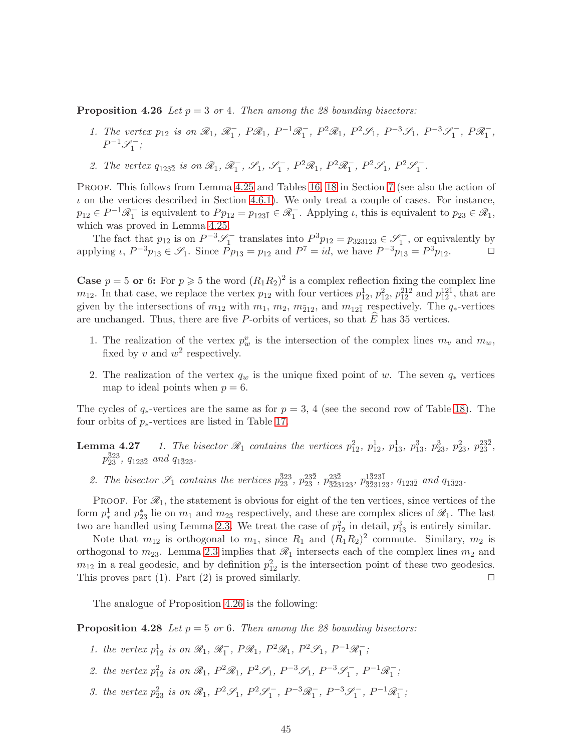**Proposition 4.26** *Let $p = 3$ or 4. Then among the 28 bounding bisectors:*

1. *The vertex $p_{12}$ is on $\mathscr{R}_1$, $\mathscr{R}_1^-$, $P\mathscr{R}_1$, $P^{-1}\mathscr{R}_1^-$, $P^2\mathscr{R}_1$, $P^2\mathscr{S}_1$, $P^{-3}\mathscr{S}_1$, $P^{-3}\mathscr{S}_1^-$, $P\mathscr{R}_1^-$, $P^{-1}\mathscr{S}_1^-$;*
2. *The vertex $q_{123\bar{2}}$ is on $\mathscr{R}_1$, $\mathscr{R}_1^-$, $\mathscr{S}_1$, $\mathscr{S}_1^-$, $P^2\mathscr{R}_1$, $P^2\mathscr{R}_1^-$, $P^2\mathscr{S}_1$, $P^2\mathscr{S}_1^-$.*

Proof. This follows from Lemma 4.25 and Tables 16, 18 in Section 7 (see also the action of $\iota$ on the vertices described in Section 4.6.1). We only treat a couple of cases. For instance, $p_{12} \in P^{-1}\mathscr{R}_1^-$ is equivalent to $Pp_{12} = p_{123\bar{1}} \in \mathscr{R}_1^-$. Applying $\iota$, this is equivalent to $p_{23} \in \mathscr{R}_1$, which was proved in Lemma 4.25.

The fact that $p_{12}$ is on $P^{-3}\mathscr{S}_1^-$ translates into $P^3 p_{12} = p_{\bar{3}\bar{2}3123} \in \mathscr{S}_1^-$, or equivalently by applying $\iota$, $P^{-3}p_{13} \in \mathscr{S}_1$. Since $Pp_{13} = p_{12}$ and $P^7 = id$, we have $P^{-3}p_{13} = P^3 p_{12}$. $\square$

**Case $p = 5$ or 6:** For $p \geqslant 5$ the word $(R_1R_2)^2$ is a complex reflection fixing the complex line $m_{12}$. In that case, we replace the vertex $p_{12}$ with four vertices $p_{12}^1$, $p_{12}^2$, $p_{12}^{\bar{2}12}$ and $p_{12}^{12\bar{1}}$, that are given by the intersections of $m_{12}$ with $m_1$, $m_2$, $m_{\bar{2}12}$, and $m_{12\bar{1}}$ respectively. The $q_*$-vertices are unchanged. Thus, there are five $P$-orbits of vertices, so that $\widehat{E}$ has 35 vertices.

1. The realization of the vertex $p_w^v$ is the intersection of the complex lines $m_v$ and $m_w$, fixed by $v$ and $w^2$ respectively.
2. The realization of the vertex $q_w$ is the unique fixed point of $w$. The seven $q_*$ vertices map to ideal points when $p = 6$.

The cycles of $q_*$-vertices are the same as for $p = 3$, 4 (see the second row of Table 18). The four orbits of $p_*$-vertices are listed in Table 17.

**Lemma 4.27** 1. *The bisector $\mathscr{R}_1$ contains the vertices $p_{12}^2$, $p_{12}^1$, $p_{13}^1$, $p_{13}^3$, $p_{23}^3$, $p_{23}^2$, $p_{23}^{23\bar{2}}$, $p_{23}^{\bar{3}23}$, $q_{123\bar{2}}$ and $q_{1\bar{3}23}$.*

2. *The bisector $\mathscr{S}_1$ contains the vertices $p_{23}^{\bar{3}23}$, $p_{23}^{23\bar{2}}$, $p_{\bar{3}\bar{2}3123}^{23\bar{2}}$, $p_{\bar{3}\bar{2}3123}^{1\bar{3}23\bar{1}}$, $q_{123\bar{2}}$ and $q_{1\bar{3}23}$.*

Proof. For $\mathscr{R}_1$, the statement is obvious for eight of the ten vertices, since vertices of the form $p_*^1$ and $p_{23}^*$ lie on $m_1$ and $m_{23}$ respectively, and these are complex slices of $\mathscr{R}_1$. The last two are handled using Lemma 2.3. We treat the case of $p_{12}^2$ in detail, $p_{13}^3$ is entirely similar.

Note that $m_{12}$ is orthogonal to $m_1$, since $R_1$ and $(R_1R_2)^2$ commute. Similary, $m_2$ is orthogonal to $m_{23}$. Lemma 2.3 implies that $\mathscr{R}_1$ intersects each of the complex lines $m_2$ and $m_{12}$ in a real geodesic, and by definition $p_{12}^2$ is the intersection point of these two geodesics. This proves part (1). Part (2) is proved similarly. $\square$

The analogue of Proposition 4.26 is the following:

**Proposition 4.28** *Let $p = 5$ or 6. Then among the 28 bounding bisectors:*

1. *the vertex $p_{12}^1$ is on $\mathscr{R}_1$, $\mathscr{R}_1^-$, $P\mathscr{R}_1$, $P^2\mathscr{R}_1$, $P^2\mathscr{S}_1$, $P^{-1}\mathscr{R}_1^-$;*
2. *the vertex $p_{12}^2$ is on $\mathscr{R}_1$, $P^2\mathscr{R}_1$, $P^2\mathscr{S}_1$, $P^{-3}\mathscr{S}_1$, $P^{-3}\mathscr{S}_1^-$, $P^{-1}\mathscr{R}_1^-$;*
3. *the vertex $p_{23}^2$ is on $\mathscr{R}_1$, $P^2\mathscr{S}_1$, $P^2\mathscr{S}_1^-$, $P^{-3}\mathscr{R}_1^-$, $P^{-3}\mathscr{S}_1^-$, $P^{-1}\mathscr{R}_1^-$;*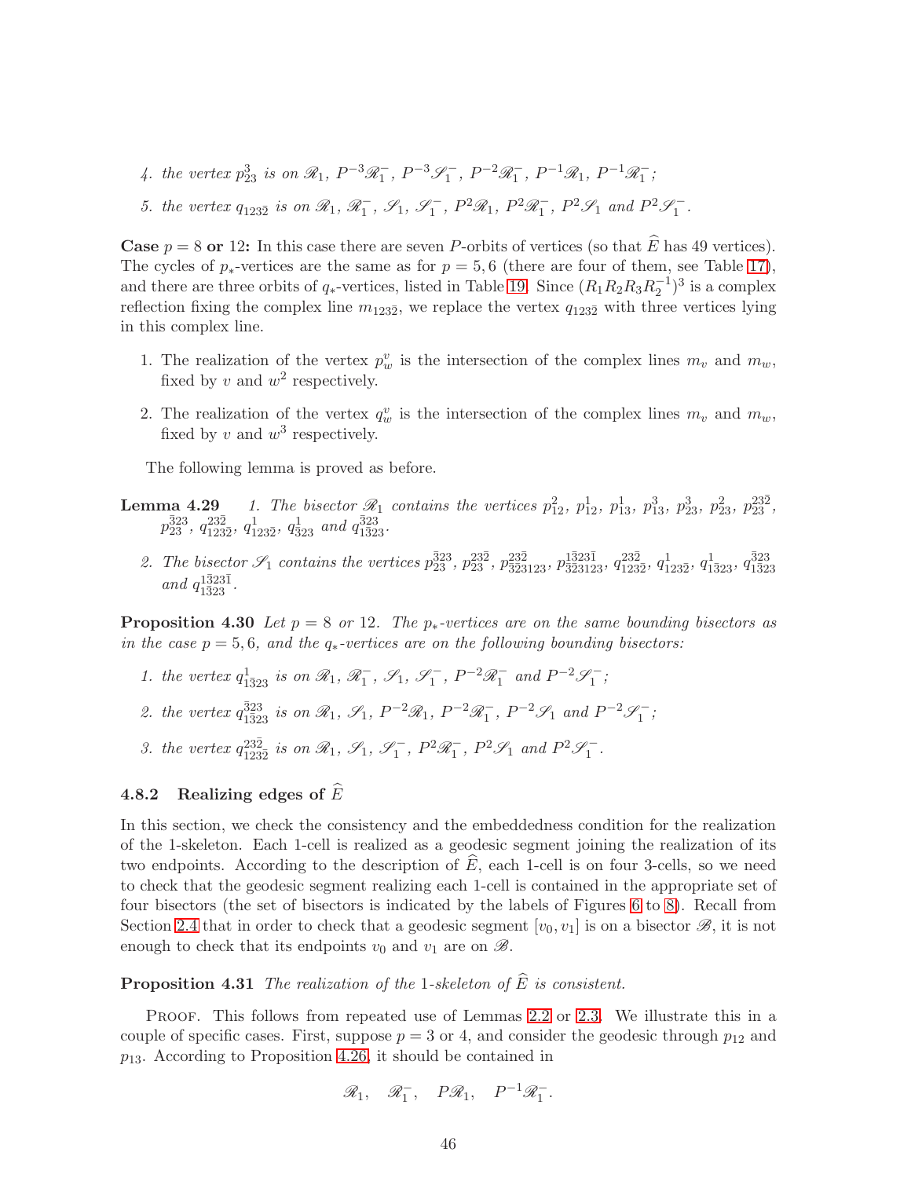4. *the vertex* $p_{23}^{3}$ *is on* $\mathscr{R}_1$, $P^{-3}\mathscr{R}_1^-$, $P^{-3}\mathscr{S}_1^-$, $P^{-2}\mathscr{R}_1^-$, $P^{-1}\mathscr{R}_1$, $P^{-1}\mathscr{R}_1^-$;

5. *the vertex* $q_{123\bar{2}}$ *is on* $\mathscr{R}_1$, $\mathscr{R}_1^-$, $\mathscr{S}_1$, $\mathscr{S}_1^-$, $P^2\mathscr{R}_1$, $P^2\mathscr{R}_1^-$, $P^2\mathscr{S}_1$ *and* $P^2\mathscr{S}_1^-$.

**Case $p = 8$ or 12:** In this case there are seven $P$-orbits of vertices (so that $\widehat{E}$ has 49 vertices). The cycles of $p_*$-vertices are the same as for $p = 5, 6$ (there are four of them, see Table 17), and there are three orbits of $q_*$-vertices, listed in Table 19. Since $(R_1R_2R_3R_2^{-1})^3$ is a complex reflection fixing the complex line $m_{123\bar{2}}$, we replace the vertex $q_{123\bar{2}}$ with three vertices lying in this complex line.

1. The realization of the vertex $p_w^v$ is the intersection of the complex lines $m_v$ and $m_w$, fixed by $v$ and $w^2$ respectively.

2. The realization of the vertex $q_w^v$ is the intersection of the complex lines $m_v$ and $m_w$, fixed by $v$ and $w^3$ respectively.

The following lemma is proved as before.

**Lemma 4.29** *1. The bisector* $\mathscr{R}_1$ *contains the vertices* $p_{12}^2$, $p_{12}^1$, $p_{13}^1$, $p_{13}^3$, $p_{23}^3$, $p_{23}^2$, $p_{23}^{23\bar{2}}$, $p_{23}^{\bar{3}23}$, $q_{123\bar{2}}^{23\bar{2}}$, $q_{123\bar{2}}^1$, $q_{\bar{3}23}^1$ *and* $q_{1\bar{3}23}^{\bar{3}23}$.

*2. The bisector* $\mathscr{S}_1$ *contains the vertices* $p_{23}^{\bar{3}23}$, $p_{23}^{23\bar{2}}$, $p_{\bar{3}\bar{2}3123}^{23\bar{2}}$, $p_{\bar{3}\bar{2}3123}^{1\bar{3}23\bar{1}}$, $q_{123\bar{2}}^{23\bar{2}}$, $q_{123\bar{2}}^1$, $q_{1\bar{3}23}^1$, $q_{1\bar{3}23}^{\bar{3}23}$ *and* $q_{1\bar{3}23}^{1\bar{3}23\bar{1}}$.

**Proposition 4.30** *Let $p = 8$ or 12. The $p_*$-vertices are on the same bounding bisectors as in the case $p = 5, 6$, and the $q_*$-vertices are on the following bounding bisectors:*

1. *the vertex* $q_{1\bar{3}23}^1$ *is on* $\mathscr{R}_1$, $\mathscr{R}_1^-$, $\mathscr{S}_1$, $\mathscr{S}_1^-$, $P^{-2}\mathscr{R}_1^-$ *and* $P^{-2}\mathscr{S}_1^-$;

2. *the vertex* $q_{1\bar{3}23}^{\bar{3}23}$ *is on* $\mathscr{R}_1$, $\mathscr{S}_1$, $P^{-2}\mathscr{R}_1$, $P^{-2}\mathscr{R}_1^-$, $P^{-2}\mathscr{S}_1$ *and* $P^{-2}\mathscr{S}_1^-$;

3. *the vertex* $q_{123\bar{2}}^{23\bar{2}}$ *is on* $\mathscr{R}_1$, $\mathscr{S}_1$, $\mathscr{S}_1^-$, $P^2\mathscr{R}_1^-$, $P^2\mathscr{S}_1$ *and* $P^2\mathscr{S}_1^-$.

### 4.8.2 Realizing edges of $\widehat{E}$

In this section, we check the consistency and the embeddedness condition for the realization of the 1-skeleton. Each 1-cell is realized as a geodesic segment joining the realization of its two endpoints. According to the description of $\widehat{E}$, each 1-cell is on four 3-cells, so we need to check that the geodesic segment realizing each 1-cell is contained in the appropriate set of four bisectors (the set of bisectors is indicated by the labels of Figures 6 to 8). Recall from Section 2.4 that in order to check that a geodesic segment $[v_0, v_1]$ is on a bisector $\mathscr{B}$, it is not enough to check that its endpoints $v_0$ and $v_1$ are on $\mathscr{B}$.

**Proposition 4.31** *The realization of the 1-skeleton of $\widehat{E}$ is consistent.*

Proof. This follows from repeated use of Lemmas 2.2 or 2.3. We illustrate this in a couple of specific cases. First, suppose $p = 3$ or 4, and consider the geodesic through $p_{12}$ and $p_{13}$. According to Proposition 4.26, it should be contained in

$$\mathscr{R}_1, \quad \mathscr{R}_1^-, \quad P\mathscr{R}_1, \quad P^{-1}\mathscr{R}_1^-.$$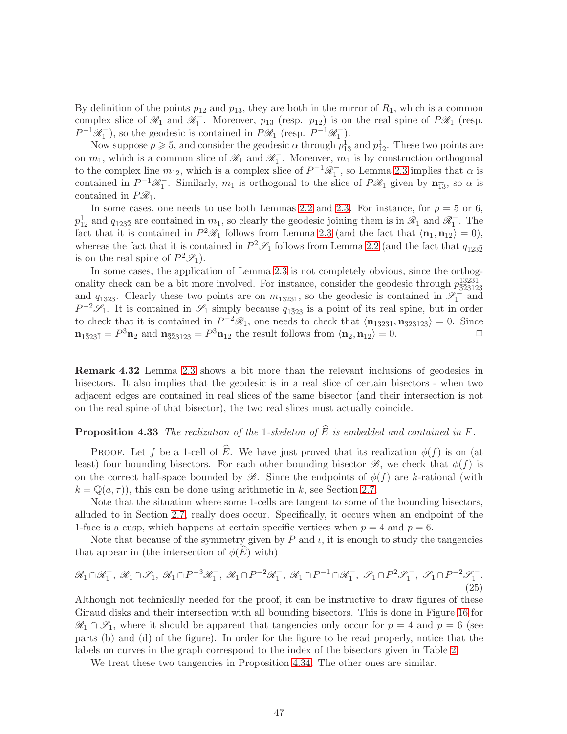By definition of the points $p_{12}$ and $p_{13}$, they are both in the mirror of $R_1$, which is a common complex slice of $\mathscr{R}_1$ and $\mathscr{R}_1^-$. Moreover, $p_{13}$ (resp. $p_{12}$) is on the real spine of $P\mathscr{R}_1$ (resp. $P^{-1}\mathscr{R}_1^-$), so the geodesic is contained in $P\mathscr{R}_1$ (resp. $P^{-1}\mathscr{R}_1^-$).

Now suppose $p \geqslant 5$, and consider the geodesic $\alpha$ through $p_{13}^1$ and $p_{12}^1$. These two points are on $m_1$, which is a common slice of $\mathscr{R}_1$ and $\mathscr{R}_1^-$. Moreover, $m_1$ is by construction orthogonal to the complex line $m_{12}$, which is a complex slice of $P^{-1}\mathscr{R}_1^-$, so Lemma 2.3 implies that $\alpha$ is contained in $P^{-1}\mathscr{R}_1^-$. Similarly, $m_1$ is orthogonal to the slice of $P\mathscr{R}_1$ given by $\mathbf{n}_{13}^\perp$, so $\alpha$ is contained in $P\mathscr{R}_1$.

In some cases, one needs to use both Lemmas 2.2 and 2.3. For instance, for $p = 5$ or 6, $p_{12}^1$ and $q_{123\bar{2}}$ are contained in $m_1$, so clearly the geodesic joining them is in $\mathscr{R}_1$ and $\mathscr{R}_1^-$. The fact that it is contained in $P^2\mathscr{R}_1$ follows from Lemma 2.3 (and the fact that $\langle \mathbf{n}_1, \mathbf{n}_{12}\rangle = 0$), whereas the fact that it is contained in $P^2\mathscr{S}_1$ follows from Lemma 2.2 (and the fact that $q_{123\bar{2}}$ is on the real spine of $P^2\mathscr{S}_1$).

In some cases, the application of Lemma 2.3 is not completely obvious, since the orthogonality check can be a bit more involved. For instance, consider the geodesic through $p_{\bar{3}\bar{2}3123}^{1\bar{3}23\bar{1}}$ and $q_{1\bar{3}23}$. Clearly these two points are on $m_{1\bar{3}23\bar{1}}$, so the geodesic is contained in $\mathscr{S}_1^-$ and $P^{-2}\mathscr{S}_1$. It is contained in $\mathscr{S}_1$ simply because $q_{1\bar{3}23}$ is a point of its real spine, but in order to check that it is contained in $P^{-2}\mathscr{R}_1$, one needs to check that $\langle \mathbf{n}_{1\bar{3}23\bar{1}}, \mathbf{n}_{\bar{3}\bar{2}3123}\rangle = 0$. Since $\mathbf{n}_{1\bar{3}23\bar{1}} = P^3\mathbf{n}_2$ and $\mathbf{n}_{\bar{3}\bar{2}3123} = P^3\mathbf{n}_{12}$ the result follows from $\langle \mathbf{n}_2, \mathbf{n}_{12}\rangle = 0$. □

**Remark 4.32** Lemma 2.3 shows a bit more than the relevant inclusions of geodesics in bisectors. It also implies that the geodesic is in a real slice of certain bisectors - when two adjacent edges are contained in real slices of the same bisector (and their intersection is not on the real spine of that bisector), the two real slices must actually coincide.

**Proposition 4.33** *The realization of the* 1*-skeleton of* $\widehat{E}$ *is embedded and contained in* $F$*.*

Proof. Let $f$ be a 1-cell of $\widehat{E}$. We have just proved that its realization $\phi(f)$ is on (at least) four bounding bisectors. For each other bounding bisector $\mathscr{B}$, we check that $\phi(f)$ is on the correct half-space bounded by $\mathscr{B}$. Since the endpoints of $\phi(f)$ are $k$-rational (with $k = \mathbb{Q}(a,\tau)$), this can be done using arithmetic in $k$, see Section 2.7.

Note that the situation where some 1-cells are tangent to some of the bounding bisectors, alluded to in Section 2.7, really does occur. Specifically, it occurs when an endpoint of the 1-face is a cusp, which happens at certain specific vertices when $p = 4$ and $p = 6$.

Note that because of the symmetry given by $P$ and $\iota$, it is enough to study the tangencies that appear in (the intersection of $\phi(\widehat{E})$ with)

$$\mathscr{R}_1 \cap \mathscr{R}_1^-,\ \mathscr{R}_1 \cap \mathscr{S}_1,\ \mathscr{R}_1 \cap P^{-3}\mathscr{R}_1^-,\ \mathscr{R}_1 \cap P^{-2}\mathscr{R}_1^-,\ \mathscr{R}_1 \cap P^{-1} \cap \mathscr{R}_1^-,\ \mathscr{S}_1 \cap P^2\mathscr{S}_1^-,\ \mathscr{S}_1 \cap P^{-2}\mathscr{S}_1^-. \tag{25}$$

Although not technically needed for the proof, it can be instructive to draw figures of these Giraud disks and their intersection with all bounding bisectors. This is done in Figure 16 for $\mathscr{R}_1 \cap \mathscr{S}_1$, where it should be apparent that tangencies only occur for $p = 4$ and $p = 6$ (see parts (b) and (d) of the figure). In order for the figure to be read properly, notice that the labels on curves in the graph correspond to the index of the bisectors given in Table 2.

We treat these two tangencies in Proposition 4.34. The other ones are similar.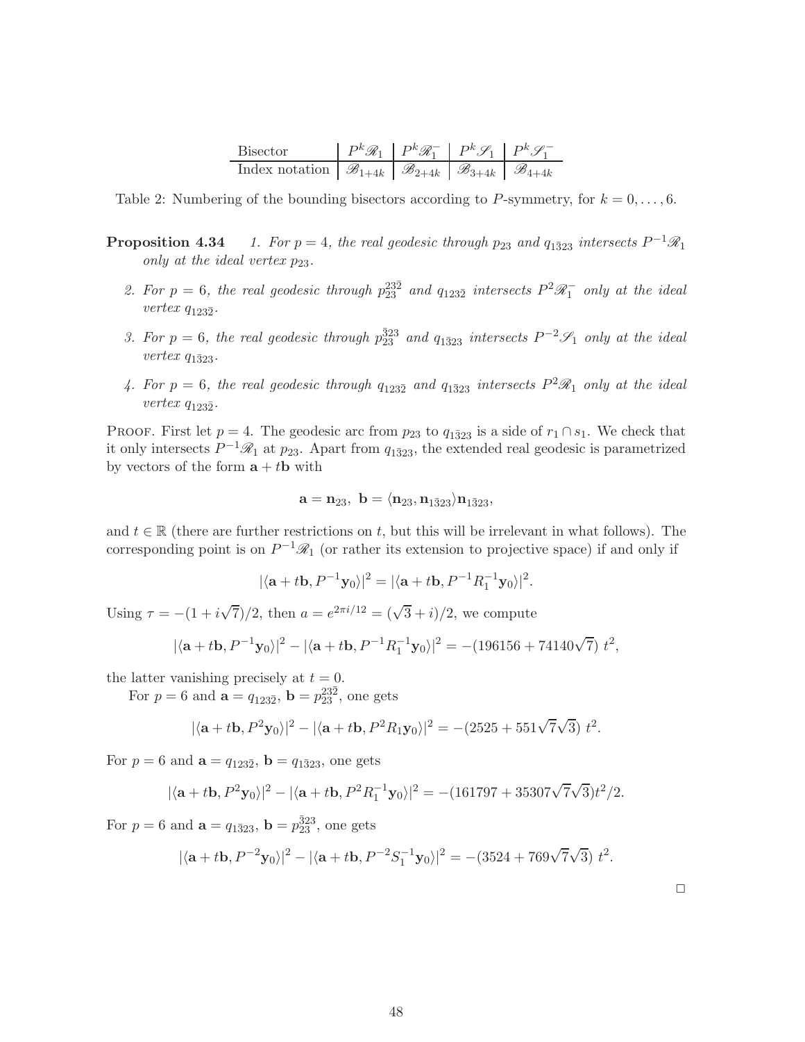| Bisector | $P^k\mathscr{R}_1$ | $P^k\mathscr{R}_1^-$ | $P^k\mathscr{S}_1$ | $P^k\mathscr{S}_1^-$ |
|---|---|---|---|---|
| Index notation | $\mathscr{B}_{1+4k}$ | $\mathscr{B}_{2+4k}$ | $\mathscr{B}_{3+4k}$ | $\mathscr{B}_{4+4k}$ |

Table 2: Numbering of the bounding bisectors according to $P$-symmetry, for $k = 0, \dots, 6$.

**Proposition 4.34** *1. For $p = 4$, the real geodesic through $p_{23}$ and $q_{1\bar{3}23}$ intersects $P^{-1}\mathscr{R}_1$ only at the ideal vertex $p_{23}$.*

*2. For $p = 6$, the real geodesic through $p_{23}^{23\bar{2}}$ and $q_{123\bar{2}}$ intersects $P^2\mathscr{R}_1^-$ only at the ideal vertex $q_{123\bar{2}}$.*

*3. For $p = 6$, the real geodesic through $p_{23}^{\bar{3}23}$ and $q_{1\bar{3}23}$ intersects $P^{-2}\mathscr{S}_1$ only at the ideal vertex $q_{1\bar{3}23}$.*

*4. For $p = 6$, the real geodesic through $q_{123\bar{2}}$ and $q_{1\bar{3}23}$ intersects $P^2\mathscr{R}_1$ only at the ideal vertex $q_{123\bar{2}}$.*

PROOF. First let $p = 4$. The geodesic arc from $p_{23}$ to $q_{1\bar{3}23}$ is a side of $r_1 \cap s_1$. We check that it only intersects $P^{-1}\mathscr{R}_1$ at $p_{23}$. Apart from $q_{1\bar{3}23}$, the extended real geodesic is parametrized by vectors of the form $\mathbf{a} + t\mathbf{b}$ with

$$\mathbf{a} = \mathbf{n}_{23},\ \mathbf{b} = \langle \mathbf{n}_{23}, \mathbf{n}_{1\bar{3}23} \rangle \mathbf{n}_{1\bar{3}23},$$

and $t \in \mathbb{R}$ (there are further restrictions on $t$, but this will be irrelevant in what follows). The corresponding point is on $P^{-1}\mathscr{R}_1$ (or rather its extension to projective space) if and only if

$$|\langle \mathbf{a} + t\mathbf{b}, P^{-1}\mathbf{y}_0 \rangle|^2 = |\langle \mathbf{a} + t\mathbf{b}, P^{-1}R_1^{-1}\mathbf{y}_0 \rangle|^2.$$

Using $\tau = -(1 + i\sqrt{7})/2$, then $a = e^{2\pi i/12} = (\sqrt{3} + i)/2$, we compute

$$|\langle \mathbf{a} + t\mathbf{b}, P^{-1}\mathbf{y}_0 \rangle|^2 - |\langle \mathbf{a} + t\mathbf{b}, P^{-1}R_1^{-1}\mathbf{y}_0 \rangle|^2 = -(196156 + 74140\sqrt{7})\ t^2,$$

the latter vanishing precisely at $t = 0$.

For $p = 6$ and $\mathbf{a} = q_{123\bar{2}}$, $\mathbf{b} = p_{23}^{23\bar{2}}$, one gets

$$|\langle \mathbf{a} + t\mathbf{b}, P^2\mathbf{y}_0 \rangle|^2 - |\langle \mathbf{a} + t\mathbf{b}, P^2R_1\mathbf{y}_0 \rangle|^2 = -(2525 + 551\sqrt{7}\sqrt{3})\ t^2.$$

For $p = 6$ and $\mathbf{a} = q_{123\bar{2}}$, $\mathbf{b} = q_{1\bar{3}23}$, one gets

$$|\langle \mathbf{a} + t\mathbf{b}, P^2\mathbf{y}_0 \rangle|^2 - |\langle \mathbf{a} + t\mathbf{b}, P^2R_1^{-1}\mathbf{y}_0 \rangle|^2 = -(161797 + 35307\sqrt{7}\sqrt{3})t^2/2.$$

For $p = 6$ and $\mathbf{a} = q_{1\bar{3}23}$, $\mathbf{b} = p_{23}^{\bar{3}23}$, one gets

$$|\langle \mathbf{a} + t\mathbf{b}, P^{-2}\mathbf{y}_0 \rangle|^2 - |\langle \mathbf{a} + t\mathbf{b}, P^{-2}S_1^{-1}\mathbf{y}_0 \rangle|^2 = -(3524 + 769\sqrt{7}\sqrt{3})\ t^2.$$

□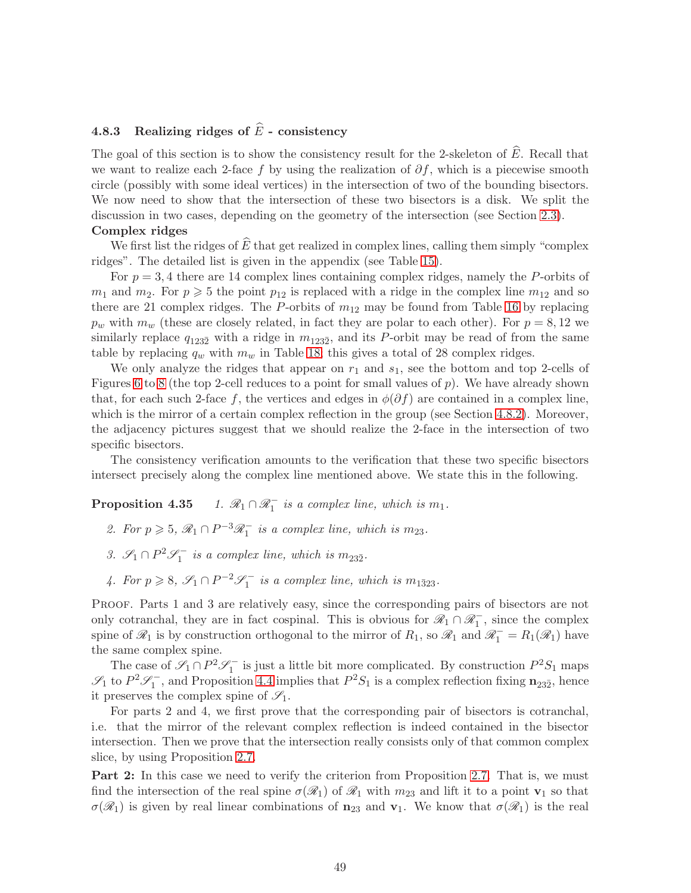### 4.8.3 Realizing ridges of $\widehat{E}$ - consistency

The goal of this section is to show the consistency result for the 2-skeleton of $\widehat{E}$. Recall that we want to realize each 2-face $f$ by using the realization of $\partial f$, which is a piecewise smooth circle (possibly with some ideal vertices) in the intersection of two of the bounding bisectors. We now need to show that the intersection of these two bisectors is a disk. We split the discussion in two cases, depending on the geometry of the intersection (see Section 2.3).

**Complex ridges**

We first list the ridges of $\widehat{E}$ that get realized in complex lines, calling them simply "complex ridges". The detailed list is given in the appendix (see Table 15).

For $p = 3, 4$ there are 14 complex lines containing complex ridges, namely the $P$-orbits of $m_1$ and $m_2$. For $p \geqslant 5$ the point $p_{12}$ is replaced with a ridge in the complex line $m_{12}$ and so there are 21 complex ridges. The $P$-orbits of $m_{12}$ may be found from Table 16 by replacing $p_w$ with $m_w$ (these are closely related, in fact they are polar to each other). For $p = 8, 12$ we similarly replace $q_{123\bar{2}}$ with a ridge in $m_{123\bar{2}}$, and its $P$-orbit may be read of from the same table by replacing $q_w$ with $m_w$ in Table 18; this gives a total of 28 complex ridges.

We only analyze the ridges that appear on $r_1$ and $s_1$, see the bottom and top 2-cells of Figures 6 to 8 (the top 2-cell reduces to a point for small values of $p$). We have already shown that, for each such 2-face $f$, the vertices and edges in $\phi(\partial f)$ are contained in a complex line, which is the mirror of a certain complex reflection in the group (see Section 4.8.2). Moreover, the adjacency pictures suggest that we should realize the 2-face in the intersection of two specific bisectors.

The consistency verification amounts to the verification that these two specific bisectors intersect precisely along the complex line mentioned above. We state this in the following.

**Proposition 4.35**
1. *$\mathscr{R}_1 \cap \mathscr{R}_1^-$ is a complex line, which is $m_1$.*
2. *For $p \geqslant 5$, $\mathscr{R}_1 \cap P^{-3}\mathscr{R}_1^-$ is a complex line, which is $m_{23}$.*
3. *$\mathscr{S}_1 \cap P^2\mathscr{S}_1^-$ is a complex line, which is $m_{23\bar{2}}$.*
4. *For $p \geqslant 8$, $\mathscr{S}_1 \cap P^{-2}\mathscr{S}_1^-$ is a complex line, which is $m_{1\bar{3}23}$.*

Proof. Parts 1 and 3 are relatively easy, since the corresponding pairs of bisectors are not only cotranchal, they are in fact cospinal. This is obvious for $\mathscr{R}_1 \cap \mathscr{R}_1^-$, since the complex spine of $\mathscr{R}_1$ is by construction orthogonal to the mirror of $R_1$, so $\mathscr{R}_1$ and $\mathscr{R}_1^- = R_1(\mathscr{R}_1)$ have the same complex spine.

The case of $\mathscr{S}_1 \cap P^2\mathscr{S}_1^-$ is just a little bit more complicated. By construction $P^2S_1$ maps $\mathscr{S}_1$ to $P^2\mathscr{S}_1^-$, and Proposition 4.4 implies that $P^2S_1$ is a complex reflection fixing $\mathbf{n}_{23\bar{2}}$, hence it preserves the complex spine of $\mathscr{S}_1$.

For parts 2 and 4, we first prove that the corresponding pair of bisectors is cotranchal, i.e. that the mirror of the relevant complex reflection is indeed contained in the bisector intersection. Then we prove that the intersection really consists only of that common complex slice, by using Proposition 2.7.

**Part 2:** In this case we need to verify the criterion from Proposition 2.7. That is, we must find the intersection of the real spine $\sigma(\mathscr{R}_1)$ of $\mathscr{R}_1$ with $m_{23}$ and lift it to a point $\mathbf{v}_1$ so that $\sigma(\mathscr{R}_1)$ is given by real linear combinations of $\mathbf{n}_{23}$ and $\mathbf{v}_1$. We know that $\sigma(\mathscr{R}_1)$ is the real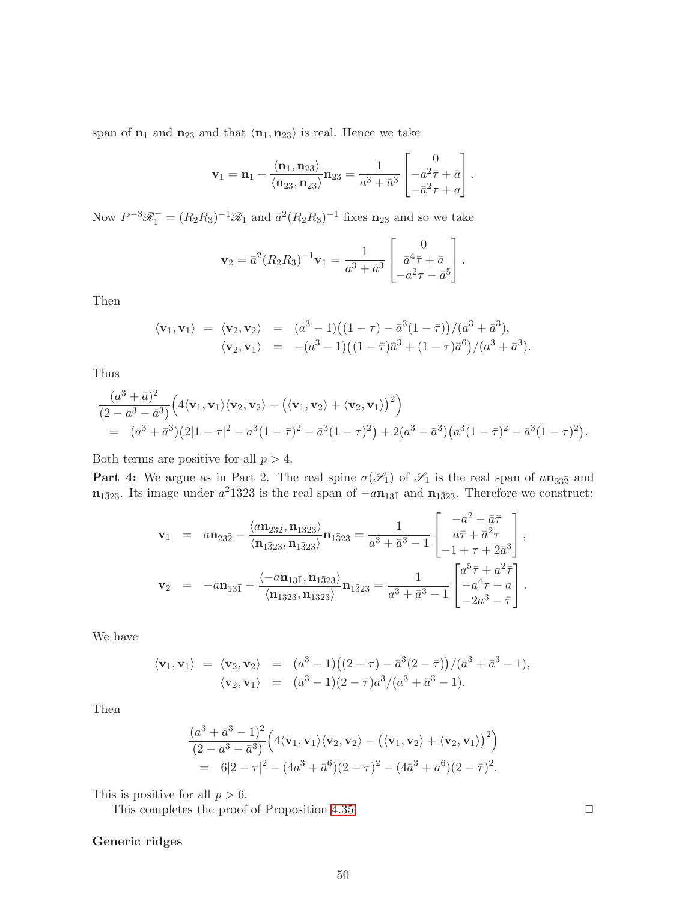span of $\mathbf{n}_1$ and $\mathbf{n}_{23}$ and that $\langle \mathbf{n}_1, \mathbf{n}_{23}\rangle$ is real. Hence we take

$$\mathbf{v}_1 = \mathbf{n}_1 - \frac{\langle \mathbf{n}_1, \mathbf{n}_{23}\rangle}{\langle \mathbf{n}_{23}, \mathbf{n}_{23}\rangle}\mathbf{n}_{23} = \frac{1}{a^3+\bar{a}^3}\begin{bmatrix} 0 \\ -a^2\bar{\tau}+\bar{a} \\ -\bar{a}^2\tau + a\end{bmatrix}.$$

Now $P^{-3}\mathscr{R}_1^- = (R_2R_3)^{-1}\mathscr{R}_1$ and $\bar{a}^2(R_2R_3)^{-1}$ fixes $\mathbf{n}_{23}$ and so we take

$$\mathbf{v}_2 = \bar{a}^2(R_2R_3)^{-1}\mathbf{v}_1 = \frac{1}{a^3+\bar{a}^3}\begin{bmatrix} 0 \\ \bar{a}^4\bar{\tau}+\bar{a} \\ -\bar{a}^2\tau - \bar{a}^5\end{bmatrix}.$$

Then

$$\begin{aligned}
\langle \mathbf{v}_1,\mathbf{v}_1\rangle = \langle \mathbf{v}_2,\mathbf{v}_2\rangle &= (a^3-1)\big((1-\tau)-\bar{a}^3(1-\bar{\tau})\big)/(a^3+\bar{a}^3),\\
\langle \mathbf{v}_2,\mathbf{v}_1\rangle &= -(a^3-1)\big((1-\bar{\tau})\bar{a}^3+(1-\tau)\bar{a}^6\big)/(a^3+\bar{a}^3).
\end{aligned}$$

Thus

$$\begin{aligned}
&\frac{(a^3+\bar{a})^2}{(2-a^3-\bar{a}^3)}\Big(4\langle \mathbf{v}_1,\mathbf{v}_1\rangle\langle \mathbf{v}_2,\mathbf{v}_2\rangle - \big(\langle \mathbf{v}_1,\mathbf{v}_2\rangle+\langle \mathbf{v}_2,\mathbf{v}_1\rangle\big)^2\Big)\\
&= (a^3+\bar{a}^3)\big(2|1-\tau|^2 - a^3(1-\bar{\tau})^2-\bar{a}^3(1-\tau)^2\big)+2(a^3-\bar{a}^3)\big(a^3(1-\bar{\tau})^2-\bar{a}^3(1-\tau)^2\big).
\end{aligned}$$

Both terms are positive for all $p>4$.

**Part 4:** We argue as in Part 2. The real spine $\sigma(\mathscr{S}_1)$ of $\mathscr{S}_1$ is the real span of $a\mathbf{n}_{23\bar{2}}$ and $\mathbf{n}_{1\bar{3}23}$. Its image under $a^2 1\bar{3}23$ is the real span of $-a\mathbf{n}_{13\bar{1}}$ and $\mathbf{n}_{1\bar{3}23}$. Therefore we construct:

$$\begin{aligned}
\mathbf{v}_1 &= a\mathbf{n}_{23\bar{2}} - \frac{\langle a\mathbf{n}_{23\bar{2}}, \mathbf{n}_{1\bar{3}23}\rangle}{\langle \mathbf{n}_{1\bar{3}23}, \mathbf{n}_{1\bar{3}23}\rangle}\mathbf{n}_{1\bar{3}23} = \frac{1}{a^3+\bar{a}^3-1}\begin{bmatrix} -a^2-\bar{a}\bar{\tau} \\ a\bar{\tau}+\bar{a}^2\tau \\ -1+\tau+2\bar{a}^3\end{bmatrix},\\
\mathbf{v}_2 &= -a\mathbf{n}_{13\bar{1}} - \frac{\langle -a\mathbf{n}_{13\bar{1}}, \mathbf{n}_{1\bar{3}23}\rangle}{\langle \mathbf{n}_{1\bar{3}23}, \mathbf{n}_{1\bar{3}23}\rangle}\mathbf{n}_{1\bar{3}23} = \frac{1}{a^3+\bar{a}^3-1}\begin{bmatrix} a^5\bar{\tau}+a^2\bar{\tau} \\ -a^4\tau-a \\ -2a^3-\bar{\tau}\end{bmatrix}.
\end{aligned}$$

We have

$$\begin{aligned}
\langle \mathbf{v}_1,\mathbf{v}_1\rangle = \langle \mathbf{v}_2,\mathbf{v}_2\rangle &= (a^3-1)\big((2-\tau)-\bar{a}^3(2-\bar{\tau})\big)/(a^3+\bar{a}^3-1),\\
\langle \mathbf{v}_2,\mathbf{v}_1\rangle &= (a^3-1)(2-\bar{\tau})a^3/(a^3+\bar{a}^3-1).
\end{aligned}$$

Then

$$\begin{aligned}
&\frac{(a^3+\bar{a}^3-1)^2}{(2-a^3-\bar{a}^3)}\Big(4\langle \mathbf{v}_1,\mathbf{v}_1\rangle\langle \mathbf{v}_2,\mathbf{v}_2\rangle - \big(\langle \mathbf{v}_1,\mathbf{v}_2\rangle+\langle \mathbf{v}_2,\mathbf{v}_1\rangle\big)^2\Big)\\
&= 6|2-\tau|^2-(4a^3+\bar{a}^6)(2-\tau)^2-(4\bar{a}^3+a^6)(2-\bar{\tau})^2.
\end{aligned}$$

This is positive for all $p>6$.

This completes the proof of Proposition 4.35. □

**Generic ridges**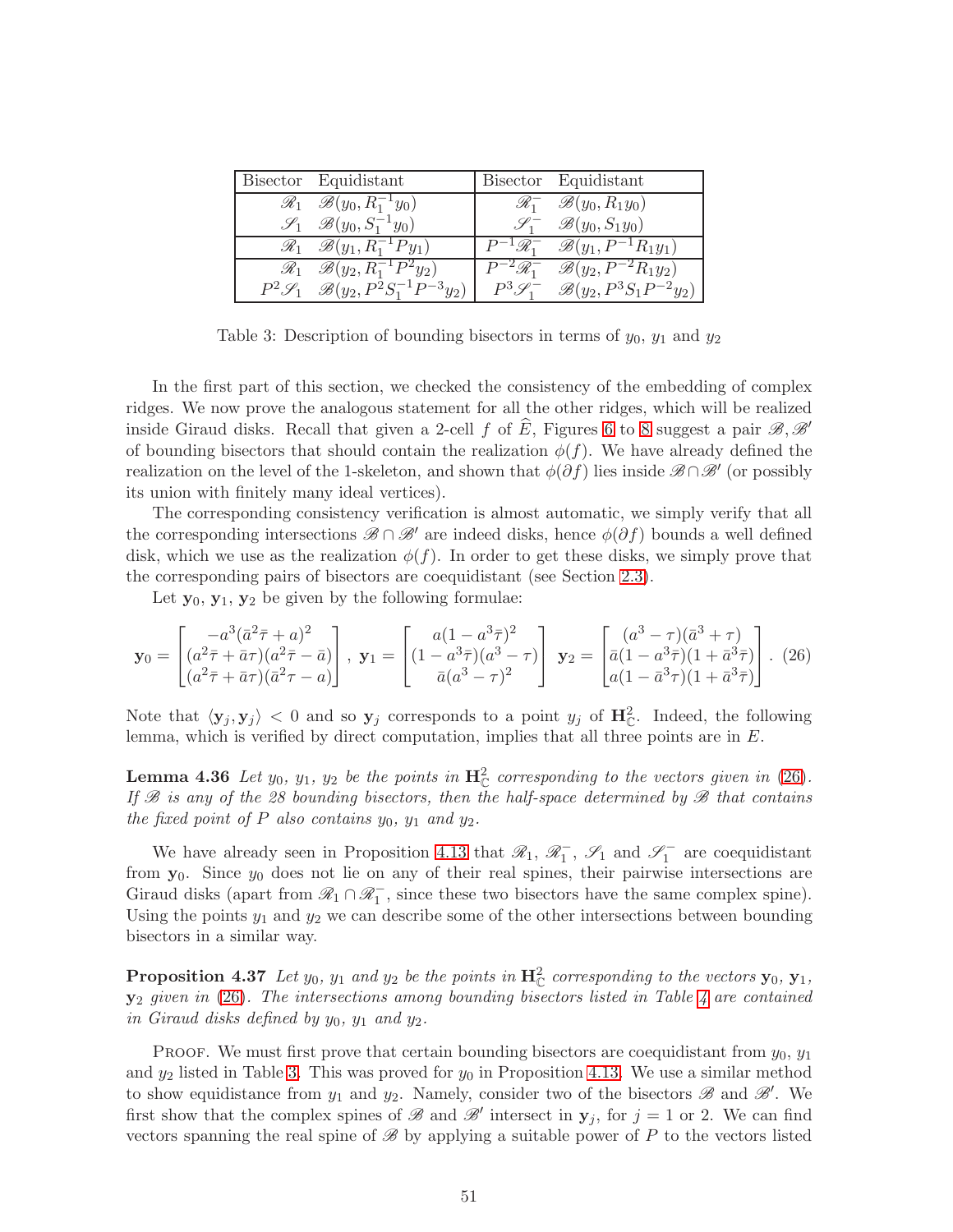| Bisector | Equidistant | Bisector | Equidistant |
|---|---|---|---|
| $\mathscr{R}_1$ | $\mathscr{B}(y_0, R_1^{-1}y_0)$ | $\mathscr{R}_1^-$ | $\mathscr{B}(y_0, R_1 y_0)$ |
| $\mathscr{S}_1$ | $\mathscr{B}(y_0, S_1^{-1}y_0)$ | $\mathscr{S}_1^-$ | $\mathscr{B}(y_0, S_1 y_0)$ |
| $\mathscr{R}_1$ | $\mathscr{B}(y_1, R_1^{-1}Py_1)$ | $P^{-1}\mathscr{R}_1^-$ | $\mathscr{B}(y_1, P^{-1}R_1 y_1)$ |
| $\mathscr{R}_1$ | $\mathscr{B}(y_2, R_1^{-1}P^2 y_2)$ | $P^{-2}\mathscr{R}_1^-$ | $\mathscr{B}(y_2, P^{-2}R_1 y_2)$ |
| $P^2\mathscr{S}_1$ | $\mathscr{B}(y_2, P^2 S_1^{-1}P^{-3}y_2)$ | $P^3\mathscr{S}_1^-$ | $\mathscr{B}(y_2, P^3 S_1 P^{-2}y_2)$ |

Table 3: Description of bounding bisectors in terms of $y_0$, $y_1$ and $y_2$

In the first part of this section, we checked the consistency of the embedding of complex ridges. We now prove the analogous statement for all the other ridges, which will be realized inside Giraud disks. Recall that given a 2-cell $f$ of $\widehat{E}$, Figures 6 to 8 suggest a pair $\mathscr{B}, \mathscr{B}'$ of bounding bisectors that should contain the realization $\phi(f)$. We have already defined the realization on the level of the 1-skeleton, and shown that $\phi(\partial f)$ lies inside $\mathscr{B}\cap\mathscr{B}'$ (or possibly its union with finitely many ideal vertices).

The corresponding consistency verification is almost automatic, we simply verify that all the corresponding intersections $\mathscr{B}\cap\mathscr{B}'$ are indeed disks, hence $\phi(\partial f)$ bounds a well defined disk, which we use as the realization $\phi(f)$. In order to get these disks, we simply prove that the corresponding pairs of bisectors are coequidistant (see Section 2.3).

Let $\mathbf{y}_0$, $\mathbf{y}_1$, $\mathbf{y}_2$ be given by the following formulae:

$$\mathbf{y}_0 = \begin{bmatrix} -a^3(\bar{a}^2\bar{\tau}+a)^2 \\ (a^2\bar{\tau}+\bar{a}\tau)(a^2\bar{\tau}-\bar{a}) \\ (a^2\bar{\tau}+\bar{a}\tau)(\bar{a}^2\tau-a) \end{bmatrix},\ \mathbf{y}_1 = \begin{bmatrix} a(1-a^3\bar{\tau})^2 \\ (1-a^3\bar{\tau})(a^3-\tau) \\ \bar{a}(a^3-\tau)^2 \end{bmatrix}\ \mathbf{y}_2 = \begin{bmatrix} (a^3-\tau)(\bar{a}^3+\tau) \\ \bar{a}(1-a^3\bar{\tau})(1+\bar{a}^3\bar{\tau}) \\ a(1-\bar{a}^3\tau)(1+\bar{a}^3\bar{\tau}) \end{bmatrix}. \quad (26)$$

Note that $\langle \mathbf{y}_j, \mathbf{y}_j\rangle < 0$ and so $\mathbf{y}_j$ corresponds to a point $y_j$ of $\mathbf{H}^2_{\mathbb{C}}$. Indeed, the following lemma, which is verified by direct computation, implies that all three points are in $E$.

**Lemma 4.36** *Let $y_0$, $y_1$, $y_2$ be the points in $\mathbf{H}^2_{\mathbb{C}}$ corresponding to the vectors given in (26). If $\mathscr{B}$ is any of the 28 bounding bisectors, then the half-space determined by $\mathscr{B}$ that contains the fixed point of $P$ also contains $y_0$, $y_1$ and $y_2$.*

We have already seen in Proposition 4.13 that $\mathscr{R}_1$, $\mathscr{R}_1^-$, $\mathscr{S}_1$ and $\mathscr{S}_1^-$ are coequidistant from $\mathbf{y}_0$. Since $y_0$ does not lie on any of their real spines, their pairwise intersections are Giraud disks (apart from $\mathscr{R}_1\cap\mathscr{R}_1^-$, since these two bisectors have the same complex spine). Using the points $y_1$ and $y_2$ we can describe some of the other intersections between bounding bisectors in a similar way.

**Proposition 4.37** *Let $y_0$, $y_1$ and $y_2$ be the points in $\mathbf{H}^2_{\mathbb{C}}$ corresponding to the vectors $\mathbf{y}_0$, $\mathbf{y}_1$, $\mathbf{y}_2$ given in (26). The intersections among bounding bisectors listed in Table 4 are contained in Giraud disks defined by $y_0$, $y_1$ and $y_2$.*

Proof. We must first prove that certain bounding bisectors are coequidistant from $y_0$, $y_1$ and $y_2$ listed in Table 3. This was proved for $y_0$ in Proposition 4.13. We use a similar method to show equidistance from $y_1$ and $y_2$. Namely, consider two of the bisectors $\mathscr{B}$ and $\mathscr{B}'$. We first show that the complex spines of $\mathscr{B}$ and $\mathscr{B}'$ intersect in $\mathbf{y}_j$, for $j = 1$ or 2. We can find vectors spanning the real spine of $\mathscr{B}$ by applying a suitable power of $P$ to the vectors listed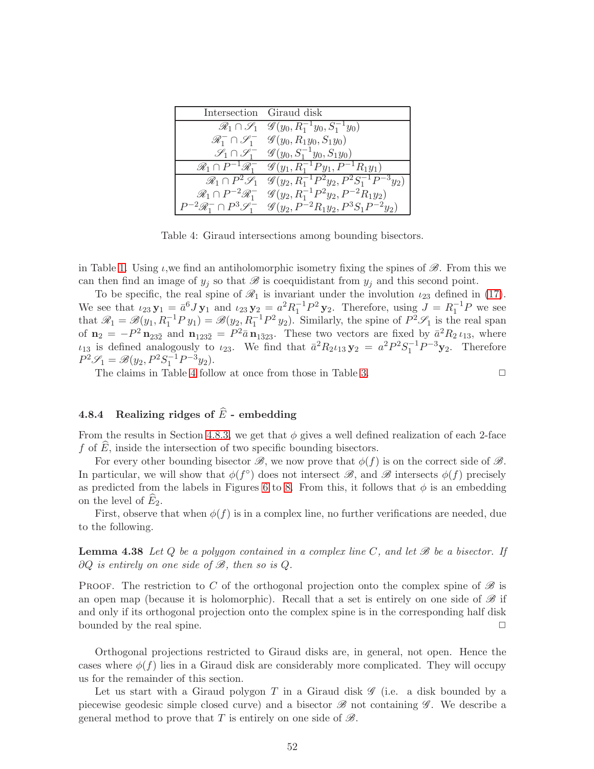| Intersection | Giraud disk |
|---|---|
| $\mathscr{R}_1 \cap \mathscr{S}_1$ | $\mathscr{G}(y_0, R_1^{-1}y_0, S_1^{-1}y_0)$ |
| $\mathscr{R}_1^- \cap \mathscr{S}_1^-$ | $\mathscr{G}(y_0, R_1 y_0, S_1 y_0)$ |
| $\mathscr{S}_1 \cap \mathscr{S}_1^-$ | $\mathscr{G}(y_0, S_1^{-1}y_0, S_1 y_0)$ |
| $\mathscr{R}_1 \cap P^{-1}\mathscr{R}_1^-$ | $\mathscr{G}(y_1, R_1^{-1}Py_1, P^{-1}R_1 y_1)$ |
| $\mathscr{R}_1 \cap P^2\mathscr{S}_1$ | $\mathscr{G}(y_2, R_1^{-1}P^2 y_2, P^2 S_1^{-1}P^{-3}y_2)$ |
| $\mathscr{R}_1 \cap P^{-2}\mathscr{R}_1^-$ | $\mathscr{G}(y_2, R_1^{-1}P^2 y_2, P^{-2}R_1 y_2)$ |
| $P^{-2}\mathscr{R}_1^- \cap P^3\mathscr{S}_1^-$ | $\mathscr{G}(y_2, P^{-2}R_1 y_2, P^3 S_1 P^{-2}y_2)$ |

Table 4: Giraud intersections among bounding bisectors.

in Table 1. Using $\iota$,we find an antiholomorphic isometry fixing the spines of $\mathscr{B}$. From this we can then find an image of $y_j$ so that $\mathscr{B}$ is coequidistant from $y_j$ and this second point.

To be specific, the real spine of $\mathscr{R}_1$ is invariant under the involution $\iota_{23}$ defined in (17). We see that $\iota_{23}\,\mathbf{y}_1 = \bar{a}^6 J\,\mathbf{y}_1$ and $\iota_{23}\,\mathbf{y}_2 = a^2 R_1^{-1}P^2\,\mathbf{y}_2$. Therefore, using $J = R_1^{-1}P$ we see that $\mathscr{R}_1 = \mathscr{B}(y_1, R_1^{-1}P\,y_1) = \mathscr{B}(y_2, R_1^{-1}P^2\,y_2)$. Similarly, the spine of $P^2\mathscr{S}_1$ is the real span of $\mathbf{n}_2 = -P^2\,\mathbf{n}_{23\bar{2}}$ and $\mathbf{n}_{123\bar{2}} = P^2\bar{a}\,\mathbf{n}_{1\bar{3}23}$. These two vectors are fixed by $\bar{a}^2 R_2\,\iota_{13}$, where $\iota_{13}$ is defined analogously to $\iota_{23}$. We find that $\bar{a}^2 R_2 \iota_{13}\,\mathbf{y}_2 = a^2 P^2 S_1^{-1}P^{-3}\mathbf{y}_2$. Therefore $P^2\mathscr{S}_1 = \mathscr{B}(y_2, P^2 S_1^{-1}P^{-3}y_2)$.

The claims in Table 4 follow at once from those in Table 3. □

#### 4.8.4 Realizing ridges of $\widehat{E}$ - embedding

From the results in Section 4.8.3, we get that $\phi$ gives a well defined realization of each 2-face $f$ of $\widehat{E}$, inside the intersection of two specific bounding bisectors.

For every other bounding bisector $\mathscr{B}$, we now prove that $\phi(f)$ is on the correct side of $\mathscr{B}$. In particular, we will show that $\phi(f^\circ)$ does not intersect $\mathscr{B}$, and $\mathscr{B}$ intersects $\phi(f)$ precisely as predicted from the labels in Figures 6 to 8. From this, it follows that $\phi$ is an embedding on the level of $\widehat{E}_2$.

First, observe that when $\phi(f)$ is in a complex line, no further verifications are needed, due to the following.

**Lemma 4.38** *Let $Q$ be a polygon contained in a complex line $C$, and let $\mathscr{B}$ be a bisector. If $\partial Q$ is entirely on one side of $\mathscr{B}$, then so is $Q$.*

Proof. The restriction to $C$ of the orthogonal projection onto the complex spine of $\mathscr{B}$ is an open map (because it is holomorphic). Recall that a set is entirely on one side of $\mathscr{B}$ if and only if its orthogonal projection onto the complex spine is in the corresponding half disk bounded by the real spine. □

Orthogonal projections restricted to Giraud disks are, in general, not open. Hence the cases where $\phi(f)$ lies in a Giraud disk are considerably more complicated. They will occupy us for the remainder of this section.

Let us start with a Giraud polygon $T$ in a Giraud disk $\mathscr{G}$ (i.e. a disk bounded by a piecewise geodesic simple closed curve) and a bisector $\mathscr{B}$ not containing $\mathscr{G}$. We describe a general method to prove that $T$ is entirely on one side of $\mathscr{B}$.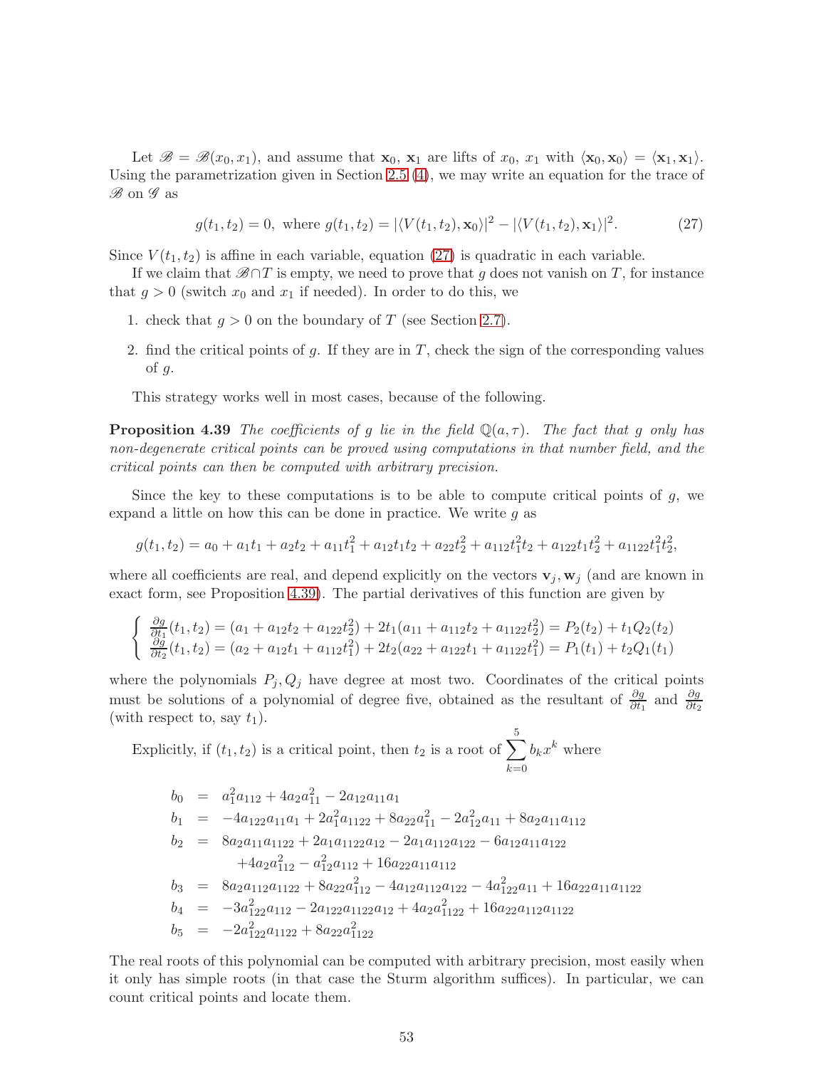Let $\mathscr{B} = \mathscr{B}(x_0, x_1)$, and assume that $\mathbf{x}_0$, $\mathbf{x}_1$ are lifts of $x_0$, $x_1$ with $\langle \mathbf{x}_0, \mathbf{x}_0 \rangle = \langle \mathbf{x}_1, \mathbf{x}_1 \rangle$. Using the parametrization given in Section 2.5 (4), we may write an equation for the trace of $\mathscr{B}$ on $\mathscr{G}$ as

$$g(t_1, t_2) = 0, \text{ where } g(t_1, t_2) = |\langle V(t_1, t_2), \mathbf{x}_0 \rangle|^2 - |\langle V(t_1, t_2), \mathbf{x}_1 \rangle|^2. \tag{27}$$

Since $V(t_1, t_2)$ is affine in each variable, equation (27) is quadratic in each variable.

If we claim that $\mathscr{B} \cap T$ is empty, we need to prove that $g$ does not vanish on $T$, for instance that $g > 0$ (switch $x_0$ and $x_1$ if needed). In order to do this, we

1. check that $g > 0$ on the boundary of $T$ (see Section 2.7).
2. find the critical points of $g$. If they are in $T$, check the sign of the corresponding values of $g$.

This strategy works well in most cases, because of the following.

**Proposition 4.39** *The coefficients of $g$ lie in the field $\mathbb{Q}(a, \tau)$. The fact that $g$ only has non-degenerate critical points can be proved using computations in that number field, and the critical points can then be computed with arbitrary precision.*

Since the key to these computations is to be able to compute critical points of $g$, we expand a little on how this can be done in practice. We write $g$ as

$$g(t_1, t_2) = a_0 + a_1 t_1 + a_2 t_2 + a_{11} t_1^2 + a_{12} t_1 t_2 + a_{22} t_2^2 + a_{112} t_1^2 t_2 + a_{122} t_1 t_2^2 + a_{1122} t_1^2 t_2^2,$$

where all coefficients are real, and depend explicitly on the vectors $\mathbf{v}_j, \mathbf{w}_j$ (and are known in exact form, see Proposition 4.39). The partial derivatives of this function are given by

$$\begin{cases} \frac{\partial g}{\partial t_1}(t_1, t_2) = (a_1 + a_{12} t_2 + a_{122} t_2^2) + 2t_1(a_{11} + a_{112} t_2 + a_{1122} t_2^2) = P_2(t_2) + t_1 Q_2(t_2) \\ \frac{\partial g}{\partial t_2}(t_1, t_2) = (a_2 + a_{12} t_1 + a_{112} t_1^2) + 2t_2(a_{22} + a_{122} t_1 + a_{1122} t_1^2) = P_1(t_1) + t_2 Q_1(t_1) \end{cases}$$

where the polynomials $P_j, Q_j$ have degree at most two. Coordinates of the critical points must be solutions of a polynomial of degree five, obtained as the resultant of $\frac{\partial g}{\partial t_1}$ and $\frac{\partial g}{\partial t_2}$ (with respect to, say $t_1$).

Explicitly, if $(t_1, t_2)$ is a critical point, then $t_2$ is a root of $\sum_{k=0}^{5} b_k x^k$ where

$$\begin{aligned}
b_0 &= a_1^2 a_{112} + 4a_2 a_{11}^2 - 2a_{12} a_{11} a_1 \\
b_1 &= -4a_{122} a_{11} a_1 + 2a_1^2 a_{1122} + 8a_{22} a_{11}^2 - 2a_{12}^2 a_{11} + 8a_2 a_{11} a_{112} \\
b_2 &= 8a_2 a_{11} a_{1122} + 2a_1 a_{1122} a_{12} - 2a_1 a_{112} a_{122} - 6a_{12} a_{11} a_{122} \\
&\quad + 4a_2 a_{112}^2 - a_{12}^2 a_{112} + 16 a_{22} a_{11} a_{112} \\
b_3 &= 8a_2 a_{112} a_{1122} + 8a_{22} a_{112}^2 - 4a_{12} a_{112} a_{122} - 4a_{122}^2 a_{11} + 16 a_{22} a_{11} a_{1122} \\
b_4 &= -3a_{122}^2 a_{112} - 2a_{122} a_{1122} a_{12} + 4a_2 a_{1122}^2 + 16 a_{22} a_{112} a_{1122} \\
b_5 &= -2a_{122}^2 a_{1122} + 8a_{22} a_{1122}^2
\end{aligned}$$

The real roots of this polynomial can be computed with arbitrary precision, most easily when it only has simple roots (in that case the Sturm algorithm suffices). In particular, we can count critical points and locate them.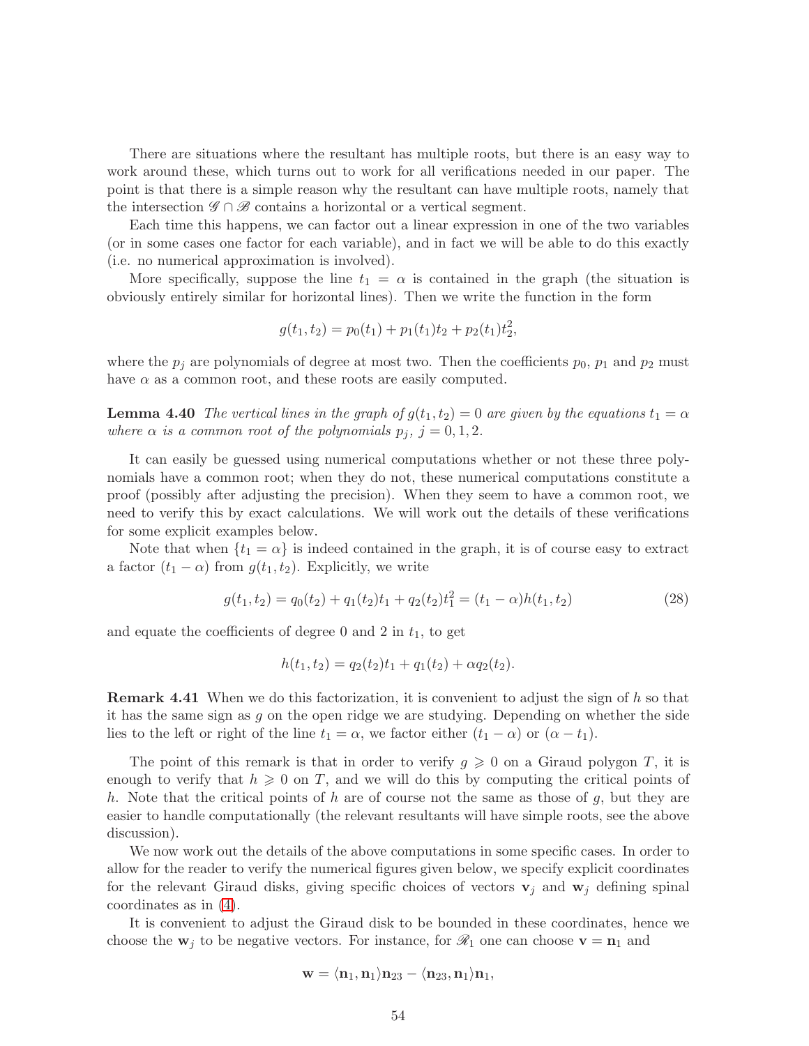There are situations where the resultant has multiple roots, but there is an easy way to work around these, which turns out to work for all verifications needed in our paper. The point is that there is a simple reason why the resultant can have multiple roots, namely that the intersection $\mathscr{G} \cap \mathscr{B}$ contains a horizontal or a vertical segment.

Each time this happens, we can factor out a linear expression in one of the two variables (or in some cases one factor for each variable), and in fact we will be able to do this exactly (i.e. no numerical approximation is involved).

More specifically, suppose the line $t_1 = \alpha$ is contained in the graph (the situation is obviously entirely similar for horizontal lines). Then we write the function in the form

$$g(t_1, t_2) = p_0(t_1) + p_1(t_1)t_2 + p_2(t_1)t_2^2,$$

where the $p_j$ are polynomials of degree at most two. Then the coefficients $p_0$, $p_1$ and $p_2$ must have $\alpha$ as a common root, and these roots are easily computed.

**Lemma 4.40** *The vertical lines in the graph of $g(t_1, t_2) = 0$ are given by the equations $t_1 = \alpha$ where $\alpha$ is a common root of the polynomials $p_j$, $j = 0, 1, 2$.*

It can easily be guessed using numerical computations whether or not these three polynomials have a common root; when they do not, these numerical computations constitute a proof (possibly after adjusting the precision). When they seem to have a common root, we need to verify this by exact calculations. We will work out the details of these verifications for some explicit examples below.

Note that when $\{t_1 = \alpha\}$ is indeed contained in the graph, it is of course easy to extract a factor $(t_1 - \alpha)$ from $g(t_1, t_2)$. Explicitly, we write

$$g(t_1, t_2) = q_0(t_2) + q_1(t_2)t_1 + q_2(t_2)t_1^2 = (t_1 - \alpha)h(t_1, t_2) \tag{28}$$

and equate the coefficients of degree 0 and 2 in $t_1$, to get

$$h(t_1, t_2) = q_2(t_2)t_1 + q_1(t_2) + \alpha q_2(t_2).$$

**Remark 4.41** When we do this factorization, it is convenient to adjust the sign of $h$ so that it has the same sign as $g$ on the open ridge we are studying. Depending on whether the side lies to the left or right of the line $t_1 = \alpha$, we factor either $(t_1 - \alpha)$ or $(\alpha - t_1)$.

The point of this remark is that in order to verify $g \geqslant 0$ on a Giraud polygon $T$, it is enough to verify that $h \geqslant 0$ on $T$, and we will do this by computing the critical points of $h$. Note that the critical points of $h$ are of course not the same as those of $g$, but they are easier to handle computationally (the relevant resultants will have simple roots, see the above discussion).

We now work out the details of the above computations in some specific cases. In order to allow for the reader to verify the numerical figures given below, we specify explicit coordinates for the relevant Giraud disks, giving specific choices of vectors $\mathbf{v}_j$ and $\mathbf{w}_j$ defining spinal coordinates as in (4).

It is convenient to adjust the Giraud disk to be bounded in these coordinates, hence we choose the $\mathbf{w}_j$ to be negative vectors. For instance, for $\mathscr{R}_1$ one can choose $\mathbf{v} = \mathbf{n}_1$ and

$$\mathbf{w} = \langle \mathbf{n}_1, \mathbf{n}_1 \rangle \mathbf{n}_{23} - \langle \mathbf{n}_{23}, \mathbf{n}_1 \rangle \mathbf{n}_1,$$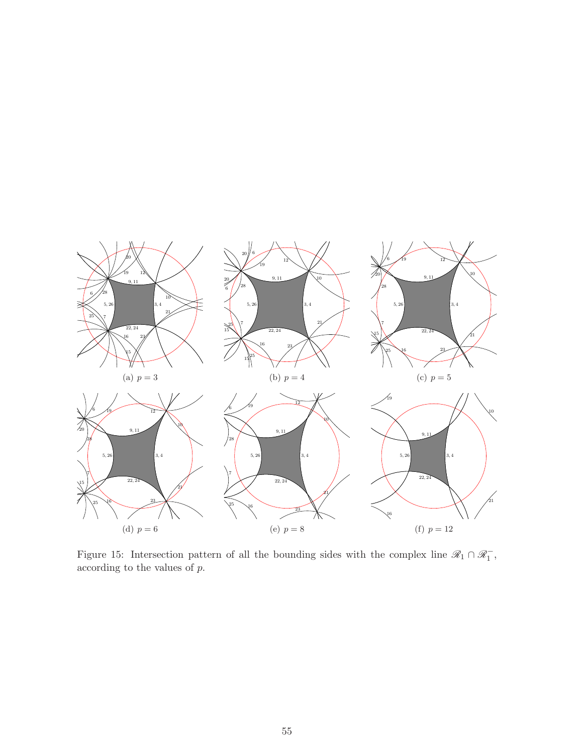(a) $p = 3$

(b) $p = 4$

(c) $p = 5$

(d) $p = 6$

(e) $p = 8$

(f) $p = 12$

Figure 15: Intersection pattern of all the bounding sides with the complex line $\mathscr{R}_1 \cap \mathscr{R}_1^-$, according to the values of $p$.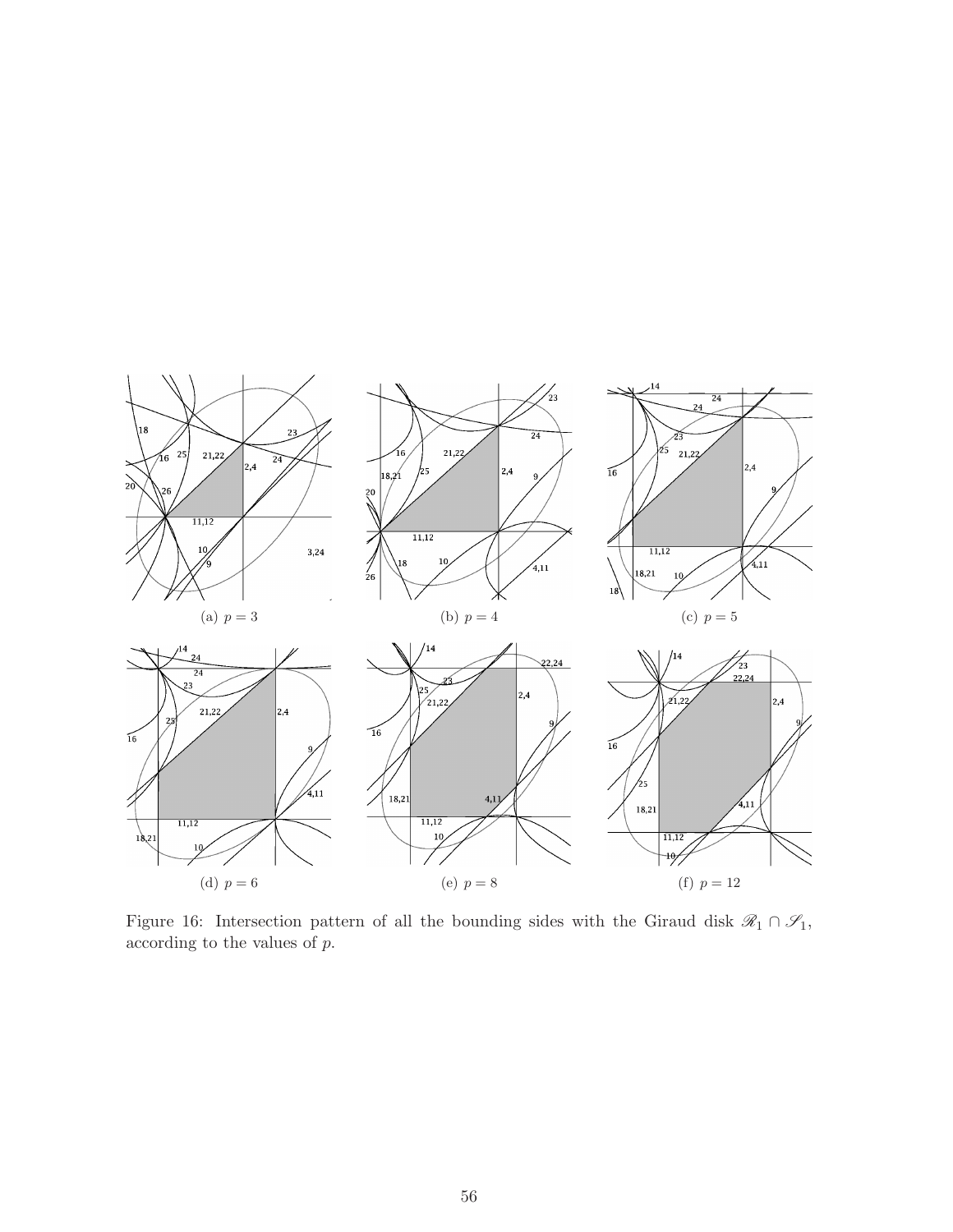(a) $p = 3$

(b) $p = 4$

(c) $p = 5$

(d) $p = 6$

(e) $p = 8$

(f) $p = 12$

Figure 16: Intersection pattern of all the bounding sides with the Giraud disk $\mathscr{R}_1 \cap \mathscr{S}_1$, according to the values of $p$.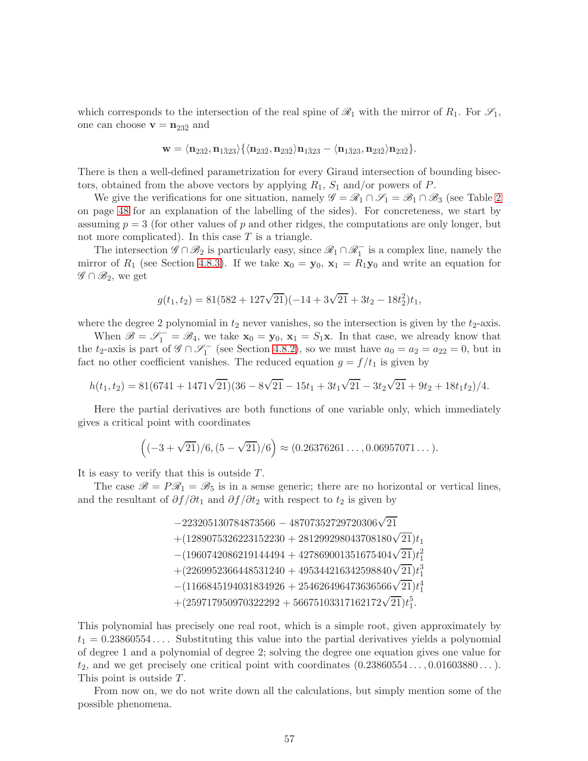which corresponds to the intersection of the real spine of $\mathscr{R}_1$ with the mirror of $R_1$. For $\mathscr{S}_1$, one can choose $\mathbf{v} = \mathbf{n}_{23\bar{2}}$ and

$$\mathbf{w} = \langle \mathbf{n}_{23\bar{2}}, \mathbf{n}_{1\bar{3}23} \rangle \{ \langle \mathbf{n}_{23\bar{2}}, \mathbf{n}_{23\bar{2}} \rangle \mathbf{n}_{1\bar{3}23} - \langle \mathbf{n}_{1\bar{3}23}, \mathbf{n}_{23\bar{2}} \rangle \mathbf{n}_{23\bar{2}} \}.$$

There is then a well-defined parametrization for every Giraud intersection of bounding bisectors, obtained from the above vectors by applying $R_1$, $S_1$ and/or powers of $P$.

We give the verifications for one situation, namely $\mathscr{G} = \mathscr{R}_1 \cap \mathscr{S}_1 = \mathscr{B}_1 \cap \mathscr{B}_3$ (see Table 2 on page 48 for an explanation of the labelling of the sides). For concreteness, we start by assuming $p = 3$ (for other values of $p$ and other ridges, the computations are only longer, but not more complicated). In this case $T$ is a triangle.

The intersection $\mathscr{G} \cap \mathscr{B}_2$ is particularly easy, since $\mathscr{R}_1 \cap \mathscr{R}_1^-$ is a complex line, namely the mirror of $R_1$ (see Section 4.8.3). If we take $\mathbf{x}_0 = \mathbf{y}_0$, $\mathbf{x}_1 = R_1\mathbf{y}_0$ and write an equation for $\mathscr{G} \cap \mathscr{B}_2$, we get

$$g(t_1,t_2) = 81(582 + 127\sqrt{21})(-14 + 3\sqrt{21} + 3t_2 - 18t_2^2)t_1,$$

where the degree 2 polynomial in $t_2$ never vanishes, so the intersection is given by the $t_2$-axis.

When $\mathscr{B} = \mathscr{S}_1^- = \mathscr{B}_4$, we take $\mathbf{x}_0 = \mathbf{y}_0$, $\mathbf{x}_1 = S_1\mathbf{x}$. In that case, we already know that the $t_2$-axis is part of $\mathscr{G} \cap \mathscr{S}_1^-$ (see Section 4.8.2), so we must have $a_0 = a_2 = a_{22} = 0$, but in fact no other coefficient vanishes. The reduced equation $g = f/t_1$ is given by

$$h(t_1,t_2) = 81(6741 + 1471\sqrt{21})(36 - 8\sqrt{21} - 15t_1 + 3t_1\sqrt{21} - 3t_2\sqrt{21} + 9t_2 + 18t_1t_2)/4.$$

Here the partial derivatives are both functions of one variable only, which immediately gives a critical point with coordinates

$$\Big((-3+\sqrt{21})/6, (5-\sqrt{21})/6\Big) \approx (0.26376261\ldots, 0.06957071\ldots).$$

It is easy to verify that this is outside $T$.

The case $\mathscr{B} = P\mathscr{R}_1 = \mathscr{B}_5$ is in a sense generic; there are no horizontal or vertical lines, and the resultant of $\partial f/\partial t_1$ and $\partial f/\partial t_2$ with respect to $t_2$ is given by

$$\begin{aligned}
&-223205130784873566 - 48707352729720306\sqrt{21}\\
&+(1289075326223152230 + 281299298043708180\sqrt{21})t_1\\
&-(1960742086219144494 + 427869001351675404\sqrt{21})t_1^2\\
&+(2269952366448531240 + 495344216342598840\sqrt{21})t_1^3\\
&-(1166845194031834926 + 254626496473636566\sqrt{21})t_1^4\\
&+(259717950970322292 + 56675103317162172\sqrt{21})t_1^5.
\end{aligned}$$

This polynomial has precisely one real root, which is a simple root, given approximately by $t_1 = 0.23860554\ldots$. Substituting this value into the partial derivatives yields a polynomial of degree 1 and a polynomial of degree 2; solving the degree one equation gives one value for $t_2$, and we get precisely one critical point with coordinates $(0.23860554\ldots, 0.01603880\ldots)$. This point is outside $T$.

From now on, we do not write down all the calculations, but simply mention some of the possible phenomena.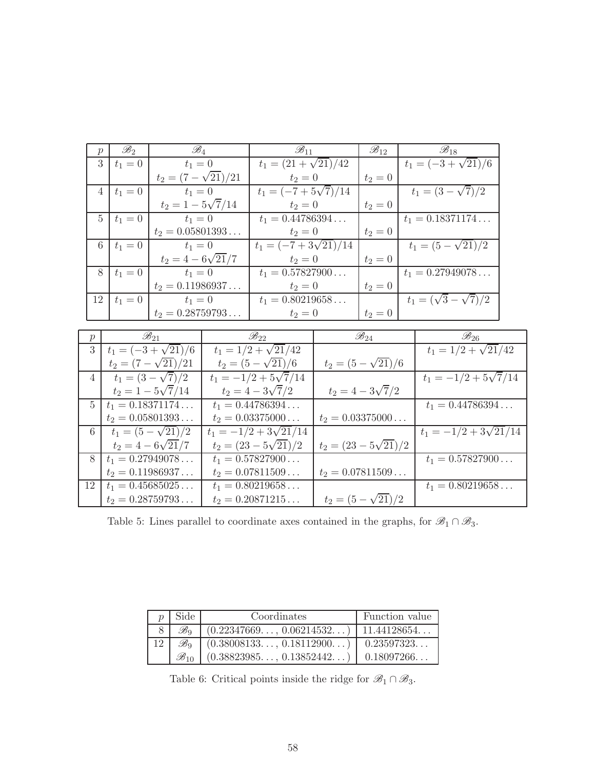| $p$ | $\mathscr{B}_2$ | $\mathscr{B}_4$ | $\mathscr{B}_{11}$ | $\mathscr{B}_{12}$ | $\mathscr{B}_{18}$ |
|---|---|---|---|---|---|
| 3 | $t_1 = 0$ | $t_1 = 0$ | $t_1 = (21+\sqrt{21})/42$ | | $t_1 = (-3+\sqrt{21})/6$ |
| | | $t_2 = (7-\sqrt{21})/21$ | $t_2 = 0$ | $t_2 = 0$ | |
| 4 | $t_1 = 0$ | $t_1 = 0$ | $t_1 = (-7+5\sqrt{7})/14$ | | $t_1 = (3-\sqrt{7})/2$ |
| | | $t_2 = 1-5\sqrt{7}/14$ | $t_2 = 0$ | $t_2 = 0$ | |
| 5 | $t_1 = 0$ | $t_1 = 0$ | $t_1 = 0.44786394\ldots$ | | $t_1 = 0.18371174\ldots$ |
| | | $t_2 = 0.05801393\ldots$ | $t_2 = 0$ | $t_2 = 0$ | |
| 6 | $t_1 = 0$ | $t_1 = 0$ | $t_1 = (-7+3\sqrt{21})/14$ | | $t_1 = (5-\sqrt{21})/2$ |
| | | $t_2 = 4-6\sqrt{21}/7$ | $t_2 = 0$ | $t_2 = 0$ | |
| 8 | $t_1 = 0$ | $t_1 = 0$ | $t_1 = 0.57827900\ldots$ | | $t_1 = 0.27949078\ldots$ |
| | | $t_2 = 0.11986937\ldots$ | $t_2 = 0$ | $t_2 = 0$ | |
| 12 | $t_1 = 0$ | $t_1 = 0$ | $t_1 = 0.80219658\ldots$ | | $t_1 = (\sqrt{3}-\sqrt{7})/2$ |
| | | $t_2 = 0.28759793\ldots$ | $t_2 = 0$ | $t_2 = 0$ | |

| $p$ | $\mathscr{B}_{21}$ | $\mathscr{B}_{22}$ | $\mathscr{B}_{24}$ | $\mathscr{B}_{26}$ |
|---|---|---|---|---|
| 3 | $t_1 = (-3+\sqrt{21})/6$ | $t_1 = 1/2+\sqrt{21}/42$ | | $t_1 = 1/2+\sqrt{21}/42$ |
| | $t_2 = (7-\sqrt{21})/21$ | $t_2 = (5-\sqrt{21})/6$ | $t_2 = (5-\sqrt{21})/6$ | |
| 4 | $t_1 = (3-\sqrt{7})/2$ | $t_1 = -1/2+5\sqrt{7}/14$ | | $t_1 = -1/2+5\sqrt{7}/14$ |
| | $t_2 = 1-5\sqrt{7}/14$ | $t_2 = 4-3\sqrt{7}/2$ | $t_2 = 4-3\sqrt{7}/2$ | |
| 5 | $t_1 = 0.18371174\ldots$ | $t_1 = 0.44786394\ldots$ | | $t_1 = 0.44786394\ldots$ |
| | $t_2 = 0.05801393\ldots$ | $t_2 = 0.03375000\ldots$ | $t_2 = 0.03375000\ldots$ | |
| 6 | $t_1 = (5-\sqrt{21})/2$ | $t_1 = -1/2+3\sqrt{21}/14$ | | $t_1 = -1/2+3\sqrt{21}/14$ |
| | $t_2 = 4-6\sqrt{21}/7$ | $t_2 = (23-5\sqrt{21})/2$ | $t_2 = (23-5\sqrt{21})/2$ | |
| 8 | $t_1 = 0.27949078\ldots$ | $t_1 = 0.57827900\ldots$ | | $t_1 = 0.57827900\ldots$ |
| | $t_2 = 0.11986937\ldots$ | $t_2 = 0.07811509\ldots$ | $t_2 = 0.07811509\ldots$ | |
| 12 | $t_1 = 0.45685025\ldots$ | $t_1 = 0.80219658\ldots$ | | $t_1 = 0.80219658\ldots$ |
| | $t_2 = 0.28759793\ldots$ | $t_2 = 0.20871215\ldots$ | $t_2 = (5-\sqrt{21})/2$ | |

Table 5: Lines parallel to coordinate axes contained in the graphs, for $\mathscr{B}_1 \cap \mathscr{B}_3$.

| $p$ | Side | Coordinates | Function value |
|---|---|---|---|
| 8 | $\mathscr{B}_9$ | $(0.22347669\ldots, 0.06214532\ldots)$ | $11.44128654\ldots$ |
| 12 | $\mathscr{B}_9$ | $(0.38008133\ldots, 0.18112900\ldots)$ | $0.23597323\ldots$ |
| | $\mathscr{B}_{10}$ | $(0.38823985\ldots, 0.13852442\ldots)$ | $0.18097266\ldots$ |

Table 6: Critical points inside the ridge for $\mathscr{B}_1 \cap \mathscr{B}_3$.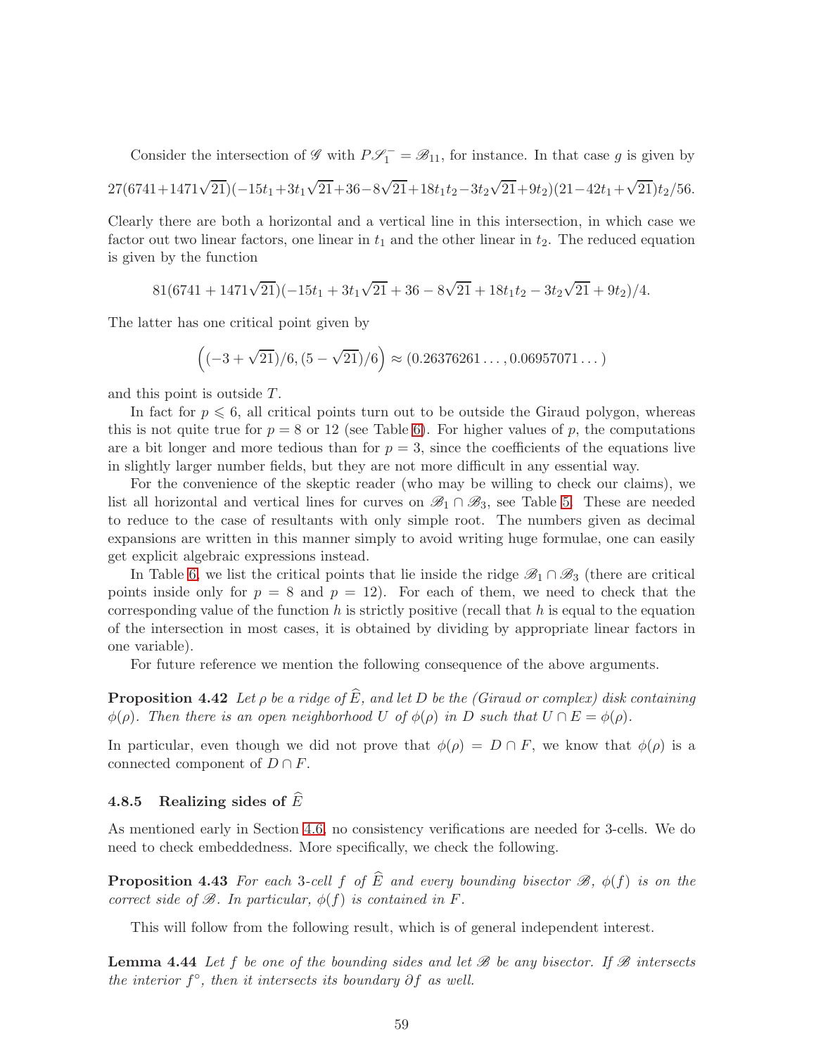Consider the intersection of $\mathscr{G}$ with $P\mathscr{S}_1^- = \mathscr{B}_{11}$, for instance. In that case $g$ is given by

$$27(6741+1471\sqrt{21})(-15t_1+3t_1\sqrt{21}+36-8\sqrt{21}+18t_1t_2-3t_2\sqrt{21}+9t_2)(21-42t_1+\sqrt{21})t_2/56.$$

Clearly there are both a horizontal and a vertical line in this intersection, in which case we factor out two linear factors, one linear in $t_1$ and the other linear in $t_2$. The reduced equation is given by the function

$$81(6741+1471\sqrt{21})(-15t_1+3t_1\sqrt{21}+36-8\sqrt{21}+18t_1t_2-3t_2\sqrt{21}+9t_2)/4.$$

The latter has one critical point given by

$$\left((-3+\sqrt{21})/6,(5-\sqrt{21})/6\right) \approx (0.26376261\dots,0.06957071\dots)$$

and this point is outside $T$.

In fact for $p \leqslant 6$, all critical points turn out to be outside the Giraud polygon, whereas this is not quite true for $p = 8$ or $12$ (see Table 6). For higher values of $p$, the computations are a bit longer and more tedious than for $p = 3$, since the coefficients of the equations live in slightly larger number fields, but they are not more difficult in any essential way.

For the convenience of the skeptic reader (who may be willing to check our claims), we list all horizontal and vertical lines for curves on $\mathscr{B}_1 \cap \mathscr{B}_3$, see Table 5. These are needed to reduce to the case of resultants with only simple root. The numbers given as decimal expansions are written in this manner simply to avoid writing huge formulae, one can easily get explicit algebraic expressions instead.

In Table 6, we list the critical points that lie inside the ridge $\mathscr{B}_1 \cap \mathscr{B}_3$ (there are critical points inside only for $p = 8$ and $p = 12$). For each of them, we need to check that the corresponding value of the function $h$ is strictly positive (recall that $h$ is equal to the equation of the intersection in most cases, it is obtained by dividing by appropriate linear factors in one variable).

For future reference we mention the following consequence of the above arguments.

**Proposition 4.42** *Let $\rho$ be a ridge of $\widehat{E}$, and let $D$ be the (Giraud or complex) disk containing $\phi(\rho)$. Then there is an open neighborhood $U$ of $\phi(\rho)$ in $D$ such that $U \cap E = \phi(\rho)$.*

In particular, even though we did not prove that $\phi(\rho) = D \cap F$, we know that $\phi(\rho)$ is a connected component of $D \cap F$.

### 4.8.5 Realizing sides of $\widehat{E}$

As mentioned early in Section 4.6, no consistency verifications are needed for 3-cells. We do need to check embeddedness. More specifically, we check the following.

**Proposition 4.43** *For each 3-cell $f$ of $\widehat{E}$ and every bounding bisector $\mathscr{B}$, $\phi(f)$ is on the correct side of $\mathscr{B}$. In particular, $\phi(f)$ is contained in $F$.*

This will follow from the following result, which is of general independent interest.

**Lemma 4.44** *Let $f$ be one of the bounding sides and let $\mathscr{B}$ be any bisector. If $\mathscr{B}$ intersects the interior $f^\circ$, then it intersects its boundary $\partial f$ as well.*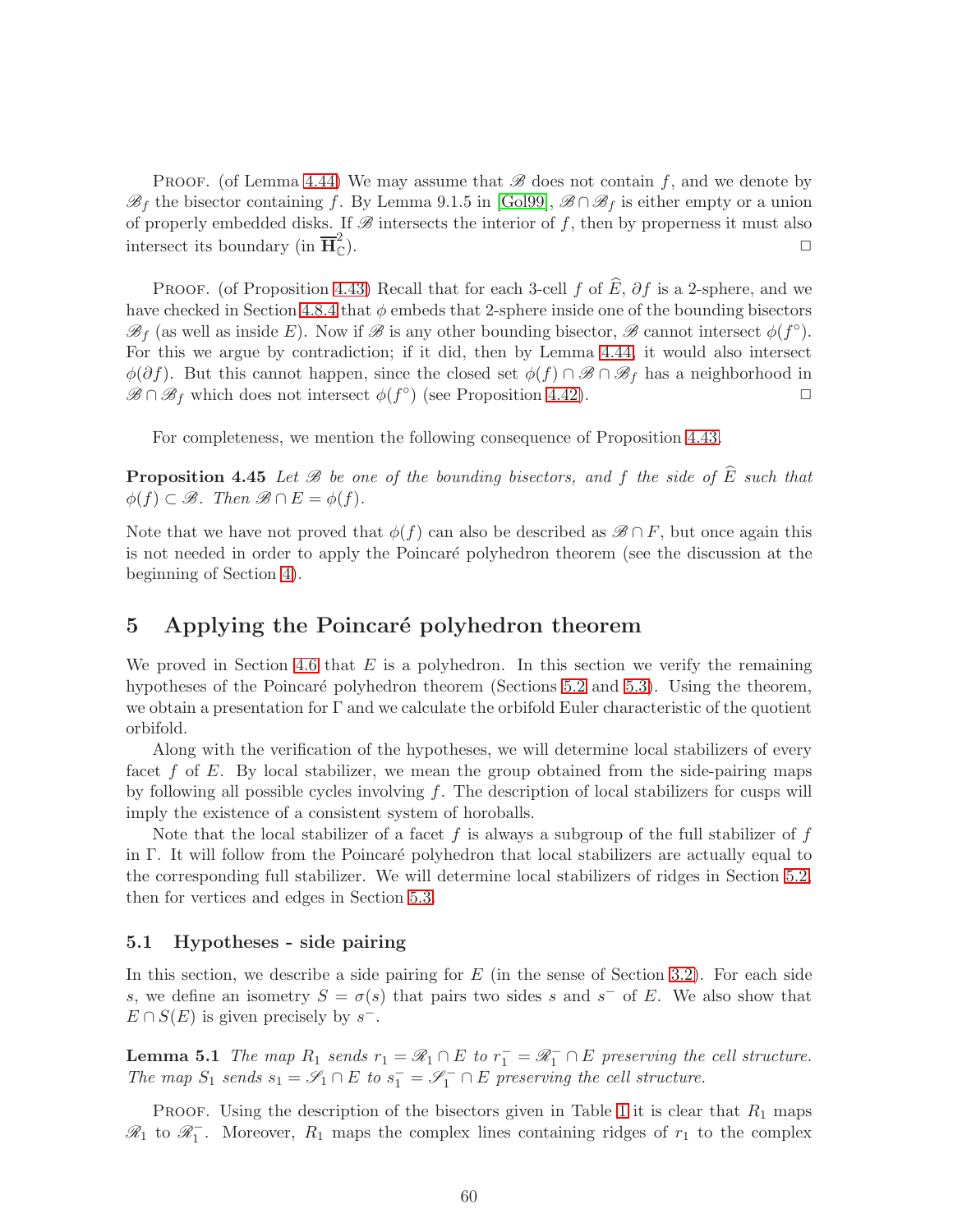Proof. (of Lemma 4.44) We may assume that $\mathscr{B}$ does not contain $f$, and we denote by $\mathscr{B}_f$ the bisector containing $f$. By Lemma 9.1.5 in [Gol99], $\mathscr{B} \cap \mathscr{B}_f$ is either empty or a union of properly embedded disks. If $\mathscr{B}$ intersects the interior of $f$, then by properness it must also intersect its boundary (in $\overline{\mathbf{H}}^2_{\mathbb{C}}$). □

Proof. (of Proposition 4.43) Recall that for each 3-cell $f$ of $\widehat{E}$, $\partial f$ is a 2-sphere, and we have checked in Section 4.8.4 that $\phi$ embeds that 2-sphere inside one of the bounding bisectors $\mathscr{B}_f$ (as well as inside $E$). Now if $\mathscr{B}$ is any other bounding bisector, $\mathscr{B}$ cannot intersect $\phi(f^\circ)$. For this we argue by contradiction; if it did, then by Lemma 4.44, it would also intersect $\phi(\partial f)$. But this cannot happen, since the closed set $\phi(f) \cap \mathscr{B} \cap \mathscr{B}_f$ has a neighborhood in $\mathscr{B} \cap \mathscr{B}_f$ which does not intersect $\phi(f^\circ)$ (see Proposition 4.42). □

For completeness, we mention the following consequence of Proposition 4.43.

**Proposition 4.45** *Let $\mathscr{B}$ be one of the bounding bisectors, and $f$ the side of $\widehat{E}$ such that $\phi(f) \subset \mathscr{B}$. Then $\mathscr{B} \cap E = \phi(f)$.*

Note that we have not proved that $\phi(f)$ can also be described as $\mathscr{B} \cap F$, but once again this is not needed in order to apply the Poincaré polyhedron theorem (see the discussion at the beginning of Section 4).

# 5 Applying the Poincaré polyhedron theorem

We proved in Section 4.6 that $E$ is a polyhedron. In this section we verify the remaining hypotheses of the Poincaré polyhedron theorem (Sections 5.2 and 5.3). Using the theorem, we obtain a presentation for $\Gamma$ and we calculate the orbifold Euler characteristic of the quotient orbifold.

Along with the verification of the hypotheses, we will determine local stabilizers of every facet $f$ of $E$. By local stabilizer, we mean the group obtained from the side-pairing maps by following all possible cycles involving $f$. The description of local stabilizers for cusps will imply the existence of a consistent system of horoballs.

Note that the local stabilizer of a facet $f$ is always a subgroup of the full stabilizer of $f$ in $\Gamma$. It will follow from the Poincaré polyhedron that local stabilizers are actually equal to the corresponding full stabilizer. We will determine local stabilizers of ridges in Section 5.2, then for vertices and edges in Section 5.3.

## 5.1 Hypotheses - side pairing

In this section, we describe a side pairing for $E$ (in the sense of Section 3.2). For each side $s$, we define an isometry $S = \sigma(s)$ that pairs two sides $s$ and $s^-$ of $E$. We also show that $E \cap S(E)$ is given precisely by $s^-$.

**Lemma 5.1** *The map $R_1$ sends $r_1 = \mathscr{R}_1 \cap E$ to $r_1^- = \mathscr{R}_1^- \cap E$ preserving the cell structure. The map $S_1$ sends $s_1 = \mathscr{S}_1 \cap E$ to $s_1^- = \mathscr{S}_1^- \cap E$ preserving the cell structure.*

Proof. Using the description of the bisectors given in Table 1 it is clear that $R_1$ maps $\mathscr{R}_1$ to $\mathscr{R}_1^-$. Moreover, $R_1$ maps the complex lines containing ridges of $r_1$ to the complex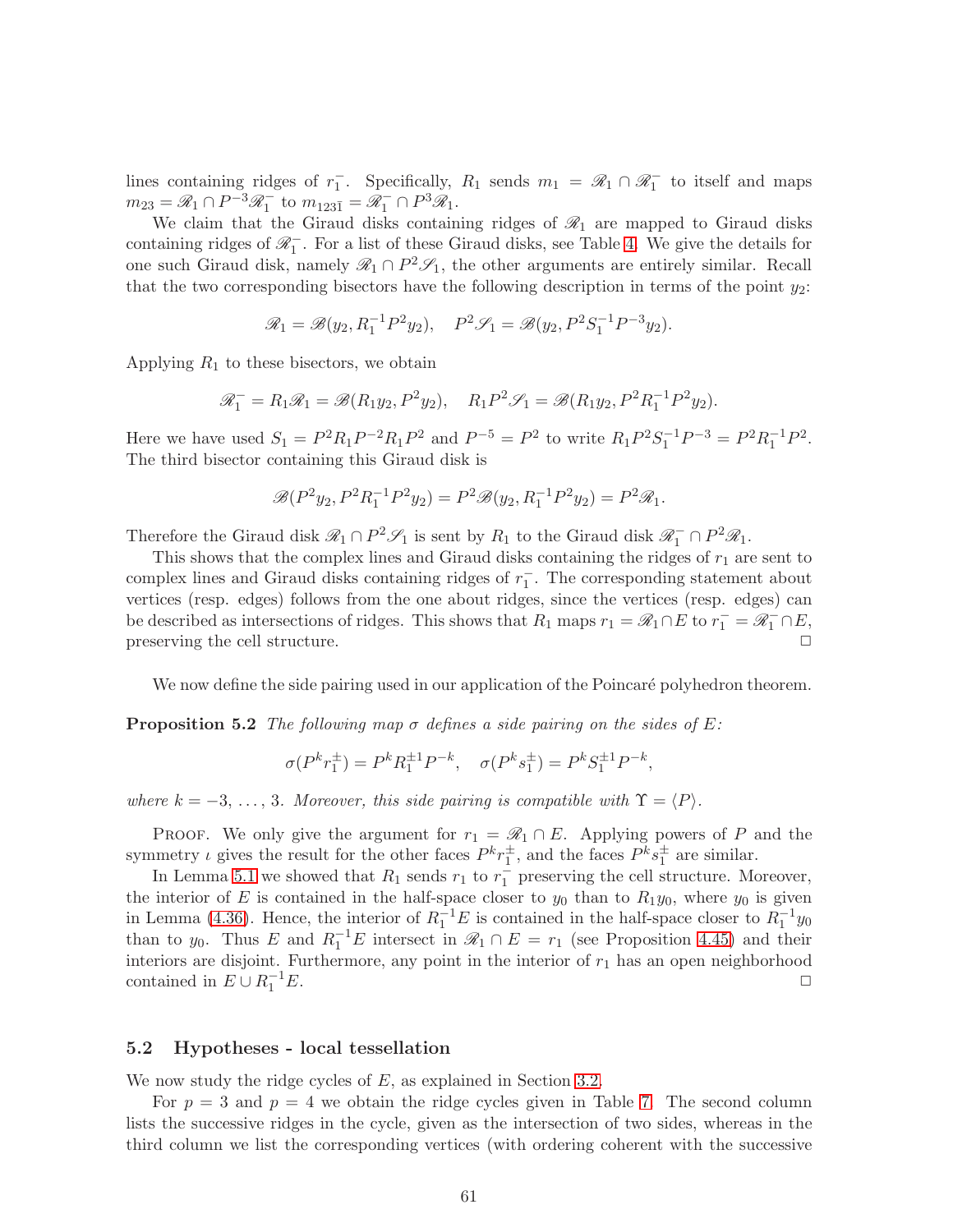lines containing ridges of $r_1^-$. Specifically, $R_1$ sends $m_1 = \mathscr{R}_1 \cap \mathscr{R}_1^-$ to itself and maps $m_{23} = \mathscr{R}_1 \cap P^{-3}\mathscr{R}_1^-$ to $m_{123\bar{1}} = \mathscr{R}_1^- \cap P^3\mathscr{R}_1$.

We claim that the Giraud disks containing ridges of $\mathscr{R}_1$ are mapped to Giraud disks containing ridges of $\mathscr{R}_1^-$. For a list of these Giraud disks, see Table 4. We give the details for one such Giraud disk, namely $\mathscr{R}_1 \cap P^2\mathscr{S}_1$, the other arguments are entirely similar. Recall that the two corresponding bisectors have the following description in terms of the point $y_2$:

$$\mathscr{R}_1 = \mathscr{B}(y_2, R_1^{-1}P^2y_2), \quad P^2\mathscr{S}_1 = \mathscr{B}(y_2, P^2S_1^{-1}P^{-3}y_2).$$

Applying $R_1$ to these bisectors, we obtain

$$\mathscr{R}_1^- = R_1\mathscr{R}_1 = \mathscr{B}(R_1y_2, P^2y_2), \quad R_1P^2\mathscr{S}_1 = \mathscr{B}(R_1y_2, P^2R_1^{-1}P^2y_2).$$

Here we have used $S_1 = P^2R_1P^{-2}R_1P^2$ and $P^{-5} = P^2$ to write $R_1P^2S_1^{-1}P^{-3} = P^2R_1^{-1}P^2$. The third bisector containing this Giraud disk is

$$\mathscr{B}(P^2y_2, P^2R_1^{-1}P^2y_2) = P^2\mathscr{B}(y_2, R_1^{-1}P^2y_2) = P^2\mathscr{R}_1.$$

Therefore the Giraud disk $\mathscr{R}_1 \cap P^2\mathscr{S}_1$ is sent by $R_1$ to the Giraud disk $\mathscr{R}_1^- \cap P^2\mathscr{R}_1$.

This shows that the complex lines and Giraud disks containing the ridges of $r_1$ are sent to complex lines and Giraud disks containing ridges of $r_1^-$. The corresponding statement about vertices (resp. edges) follows from the one about ridges, since the vertices (resp. edges) can be described as intersections of ridges. This shows that $R_1$ maps $r_1 = \mathscr{R}_1 \cap E$ to $r_1^- = \mathscr{R}_1^- \cap E$, preserving the cell structure. □

We now define the side pairing used in our application of the Poincaré polyhedron theorem.

**Proposition 5.2** *The following map $\sigma$ defines a side pairing on the sides of $E$:*

$$\sigma(P^kr_1^{\pm}) = P^kR_1^{\pm 1}P^{-k}, \quad \sigma(P^ks_1^{\pm}) = P^kS_1^{\pm 1}P^{-k},$$

*where $k = -3, \ldots, 3$. Moreover, this side pairing is compatible with $\Upsilon = \langle P \rangle$.*

Proof. We only give the argument for $r_1 = \mathscr{R}_1 \cap E$. Applying powers of $P$ and the symmetry $\iota$ gives the result for the other faces $P^kr_1^{\pm}$, and the faces $P^ks_1^{\pm}$ are similar.

In Lemma 5.1 we showed that $R_1$ sends $r_1$ to $r_1^-$ preserving the cell structure. Moreover, the interior of $E$ is contained in the half-space closer to $y_0$ than to $R_1y_0$, where $y_0$ is given in Lemma (4.36). Hence, the interior of $R_1^{-1}E$ is contained in the half-space closer to $R_1^{-1}y_0$ than to $y_0$. Thus $E$ and $R_1^{-1}E$ intersect in $\mathscr{R}_1 \cap E = r_1$ (see Proposition 4.45) and their interiors are disjoint. Furthermore, any point in the interior of $r_1$ has an open neighborhood contained in $E \cup R_1^{-1}E$. □

## 5.2 Hypotheses - local tessellation

We now study the ridge cycles of $E$, as explained in Section 3.2.

For $p = 3$ and $p = 4$ we obtain the ridge cycles given in Table 7. The second column lists the successive ridges in the cycle, given as the intersection of two sides, whereas in the third column we list the corresponding vertices (with ordering coherent with the successive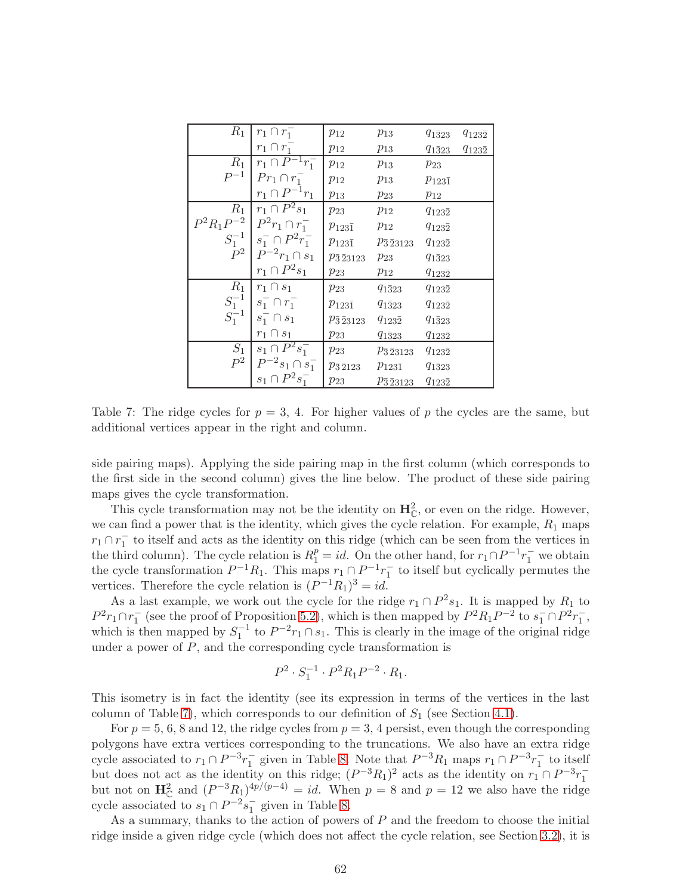| | | | | | |
|---|---|---|---|---|---|
| $R_1$ | $r_1 \cap r_1^-$ | $p_{12}$ | $p_{13}$ | $q_{1\bar{3}23}$ | $q_{123\bar{2}}$ |
| | $r_1 \cap r_1^-$ | $p_{12}$ | $p_{13}$ | $q_{1\bar{3}23}$ | $q_{123\bar{2}}$ |
| $R_1$ | $r_1 \cap P^{-1}r_1^-$ | $p_{12}$ | $p_{13}$ | $p_{23}$ | |
| $P^{-1}$ | $Pr_1 \cap r_1^-$ | $p_{12}$ | $p_{13}$ | $p_{123\bar{1}}$ | |
| | $r_1 \cap P^{-1}r_1$ | $p_{13}$ | $p_{23}$ | $p_{12}$ | |
| $R_1$ | $r_1 \cap P^2 s_1$ | $p_{23}$ | $p_{12}$ | $q_{123\bar{2}}$ | |
| $P^2R_1P^{-2}$ | $P^2r_1 \cap r_1^-$ | $p_{123\bar{1}}$ | $p_{12}$ | $q_{123\bar{2}}$ | |
| $S_1^{-1}$ | $s_1^- \cap P^2r_1^-$ | $p_{123\bar{1}}$ | $p_{\bar{3}\bar{2}3123}$ | $q_{123\bar{2}}$ | |
| $P^2$ | $P^{-2}r_1 \cap s_1$ | $p_{\bar{3}\bar{2}3123}$ | $p_{23}$ | $q_{1\bar{3}23}$ | |
| | $r_1 \cap P^2 s_1$ | $p_{23}$ | $p_{12}$ | $q_{123\bar{2}}$ | |
| $R_1$ | $r_1 \cap s_1$ | $p_{23}$ | $q_{1\bar{3}23}$ | $q_{123\bar{2}}$ | |
| $S_1^{-1}$ | $s_1^- \cap r_1^-$ | $p_{123\bar{1}}$ | $q_{1\bar{3}23}$ | $q_{123\bar{2}}$ | |
| $S_1^{-1}$ | $s_1^- \cap s_1$ | $p_{\bar{3}\bar{2}3123}$ | $q_{123\bar{2}}$ | $q_{1\bar{3}23}$ | |
| | $r_1 \cap s_1$ | $p_{23}$ | $q_{1\bar{3}23}$ | $q_{123\bar{2}}$ | |
| $S_1$ | $s_1 \cap P^2 s_1^-$ | $p_{23}$ | $p_{\bar{3}\bar{2}3123}$ | $q_{123\bar{2}}$ | |
| $P^2$ | $P^{-2}s_1 \cap s_1^-$ | $p_{\bar{3}\bar{2}123}$ | $p_{123\bar{1}}$ | $q_{1\bar{3}23}$ | |
| | $s_1 \cap P^2 s_1^-$ | $p_{23}$ | $p_{\bar{3}\bar{2}3123}$ | $q_{123\bar{2}}$ | |

Table 7: The ridge cycles for $p = 3$, 4. For higher values of $p$ the cycles are the same, but additional vertices appear in the right and column.

side pairing maps). Applying the side pairing map in the first column (which corresponds to the first side in the second column) gives the line below. The product of these side pairing maps gives the cycle transformation.

This cycle transformation may not be the identity on $\mathbf{H}^2_{\mathbb{C}}$, or even on the ridge. However, we can find a power that is the identity, which gives the cycle relation. For example, $R_1$ maps $r_1 \cap r_1^-$ to itself and acts as the identity on this ridge (which can be seen from the vertices in the third column). The cycle relation is $R_1^p = id$. On the other hand, for $r_1 \cap P^{-1}r_1^-$ we obtain the cycle transformation $P^{-1}R_1$. This maps $r_1 \cap P^{-1}r_1^-$ to itself but cyclically permutes the vertices. Therefore the cycle relation is $(P^{-1}R_1)^3 = id$.

As a last example, we work out the cycle for the ridge $r_1 \cap P^2 s_1$. It is mapped by $R_1$ to $P^2r_1 \cap r_1^-$ (see the proof of Proposition 5.2), which is then mapped by $P^2R_1P^{-2}$ to $s_1^- \cap P^2r_1^-$, which is then mapped by $S_1^{-1}$ to $P^{-2}r_1 \cap s_1$. This is clearly in the image of the original ridge under a power of $P$, and the corresponding cycle transformation is

$$P^2 \cdot S_1^{-1} \cdot P^2R_1P^{-2} \cdot R_1.$$

This isometry is in fact the identity (see its expression in terms of the vertices in the last column of Table 7), which corresponds to our definition of $S_1$ (see Section 4.1).

For $p = 5$, 6, 8 and 12, the ridge cycles from $p = 3, 4$ persist, even though the corresponding polygons have extra vertices corresponding to the truncations. We also have an extra ridge cycle associated to $r_1 \cap P^{-3}r_1^-$ given in Table 8. Note that $P^{-3}R_1$ maps $r_1 \cap P^{-3}r_1^-$ to itself but does not act as the identity on this ridge; $(P^{-3}R_1)^2$ acts as the identity on $r_1 \cap P^{-3}r_1^-$ but not on $\mathbf{H}^2_{\mathbb{C}}$ and $(P^{-3}R_1)^{4p/(p-4)} = id$. When $p = 8$ and $p = 12$ we also have the ridge cycle associated to $s_1 \cap P^{-2}s_1^-$ given in Table 8.

As a summary, thanks to the action of powers of $P$ and the freedom to choose the initial ridge inside a given ridge cycle (which does not affect the cycle relation, see Section 3.2), it is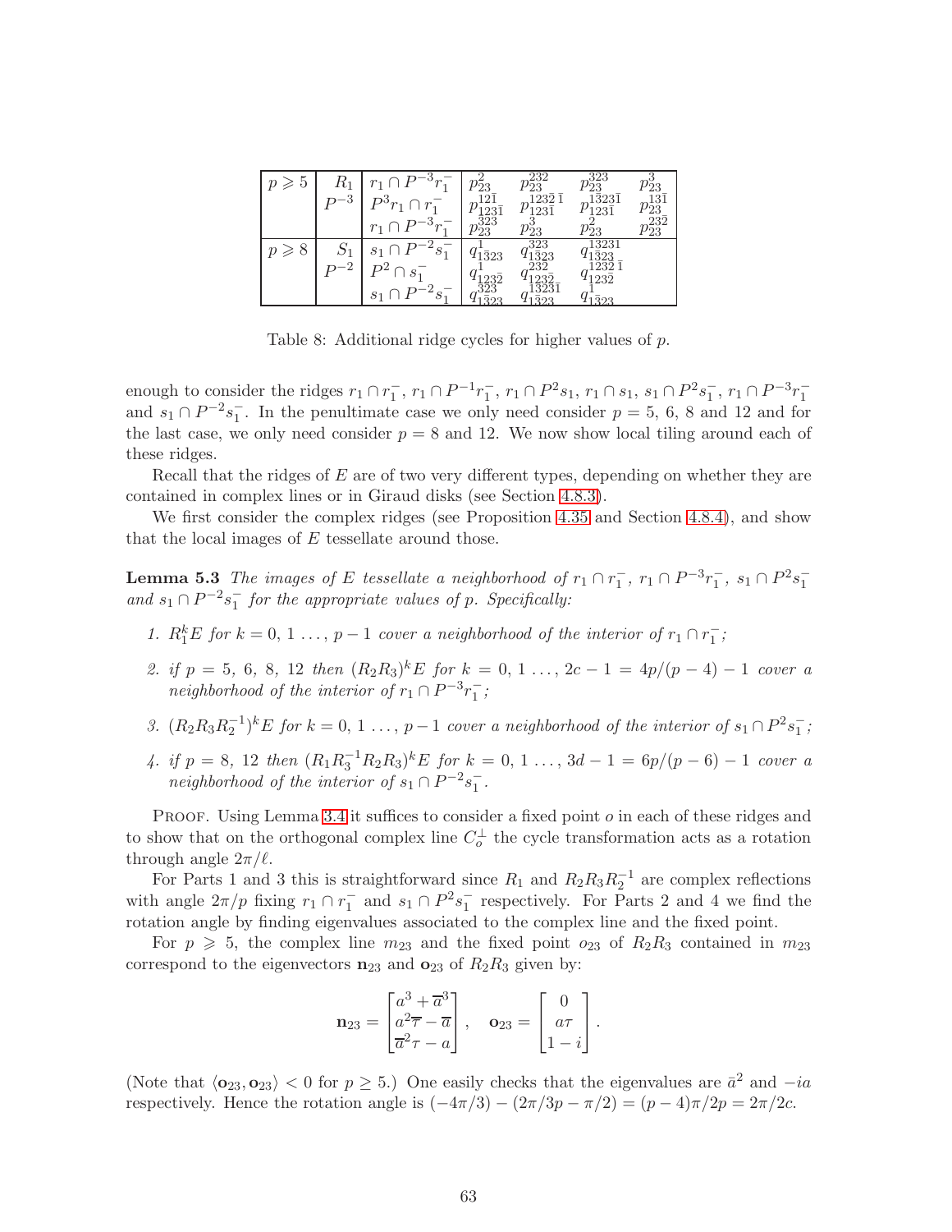| $p \geqslant 5$ | $R_1$ | $r_1 \cap P^{-3} r_1^-$ | $p_{23}^{2}$ | $p_{23}^{232}$ | $p_{23}^{323}$ | $p_{23}^{3}$ |
|---|---|---|---|---|---|---|
| | $P^{-3}$ | $P^3 r_1 \cap r_1^-$ | $p_{123\bar{1}}^{12\bar{1}}$ | $p_{123\bar{1}}^{1232\bar{1}}$ | $p_{123\bar{1}}^{1323\bar{1}}$ | $p_{23}^{13\bar{1}}$ |
| | | $r_1 \cap P^{-3} r_1^-$ | $p_{23}^{323}$ | $p_{23}^{3}$ | $p_{23}^{2}$ | $p_{23}^{232}$ |
| $p \geqslant 8$ | $S_1$ | $s_1 \cap P^{-2} s_1^-$ | $q_{1\bar{3}23}^{1}$ | $q_{1\bar{3}23}^{323}$ | $q_{1\bar{3}23}^{13231}$ | |
| | $P^{-2}$ | $P^2 \cap s_1^-$ | $q_{123\bar{2}}^{1}$ | $q_{123\bar{2}}^{232}$ | $q_{123\bar{2}}^{1232\bar{1}}$ | |
| | | $s_1 \cap P^{-2} s_1^-$ | $q_{1\bar{3}23}^{323}$ | $q_{1\bar{3}23}^{13231}$ | $q_{1\bar{3}23}^{1}$ | |

Table 8: Additional ridge cycles for higher values of $p$.

enough to consider the ridges $r_1 \cap r_1^-$, $r_1 \cap P^{-1} r_1^-$, $r_1 \cap P^2 s_1$, $r_1 \cap s_1$, $s_1 \cap P^2 s_1^-$, $r_1 \cap P^{-3} r_1^-$ and $s_1 \cap P^{-2} s_1^-$. In the penultimate case we only need consider $p = 5$, 6, 8 and 12 and for the last case, we only need consider $p = 8$ and 12. We now show local tiling around each of these ridges.

Recall that the ridges of $E$ are of two very different types, depending on whether they are contained in complex lines or in Giraud disks (see Section 4.8.3).

We first consider the complex ridges (see Proposition 4.35 and Section 4.8.4), and show that the local images of $E$ tessellate around those.

**Lemma 5.3** *The images of $E$ tessellate a neighborhood of $r_1 \cap r_1^-$, $r_1 \cap P^{-3} r_1^-$, $s_1 \cap P^2 s_1^-$ and $s_1 \cap P^{-2} s_1^-$ for the appropriate values of $p$. Specifically:*

1. *$R_1^k E$ for $k = 0, 1 \ldots, p-1$ cover a neighborhood of the interior of $r_1 \cap r_1^-$;*
2. *if $p = 5$, 6, 8, 12 then $(R_2R_3)^k E$ for $k = 0, 1 \ldots, 2c - 1 = 4p/(p-4) - 1$ cover a neighborhood of the interior of $r_1 \cap P^{-3} r_1^-$;*
3. *$(R_2R_3R_2^{-1})^k E$ for $k = 0, 1 \ldots, p-1$ cover a neighborhood of the interior of $s_1 \cap P^2 s_1^-$;*
4. *if $p = 8$, 12 then $(R_1R_3^{-1}R_2R_3)^k E$ for $k = 0, 1 \ldots, 3d - 1 = 6p/(p-6) - 1$ cover a neighborhood of the interior of $s_1 \cap P^{-2} s_1^-$.*

Proof. Using Lemma 3.4 it suffices to consider a fixed point $o$ in each of these ridges and to show that on the orthogonal complex line $C_o^\perp$ the cycle transformation acts as a rotation through angle $2\pi/\ell$.

For Parts 1 and 3 this is straightforward since $R_1$ and $R_2R_3R_2^{-1}$ are complex reflections with angle $2\pi/p$ fixing $r_1 \cap r_1^-$ and $s_1 \cap P^2 s_1^-$ respectively. For Parts 2 and 4 we find the rotation angle by finding eigenvalues associated to the complex line and the fixed point.

For $p \geqslant 5$, the complex line $m_{23}$ and the fixed point $o_{23}$ of $R_2R_3$ contained in $m_{23}$ correspond to the eigenvectors $\mathbf{n}_{23}$ and $\mathbf{o}_{23}$ of $R_2R_3$ given by:

$$\mathbf{n}_{23} = \begin{bmatrix} a^3 + \overline{a}^3 \\ a^2\overline{\tau} - \overline{a} \\ \overline{a}^2\tau - a \end{bmatrix}, \quad \mathbf{o}_{23} = \begin{bmatrix} 0 \\ a\tau \\ 1 - i \end{bmatrix}.$$

(Note that $\langle \mathbf{o}_{23}, \mathbf{o}_{23} \rangle < 0$ for $p \geq 5$.) One easily checks that the eigenvalues are $\bar{a}^2$ and $-ia$ respectively. Hence the rotation angle is $(-4\pi/3) - (2\pi/3p - \pi/2) = (p-4)\pi/2p = 2\pi/2c$.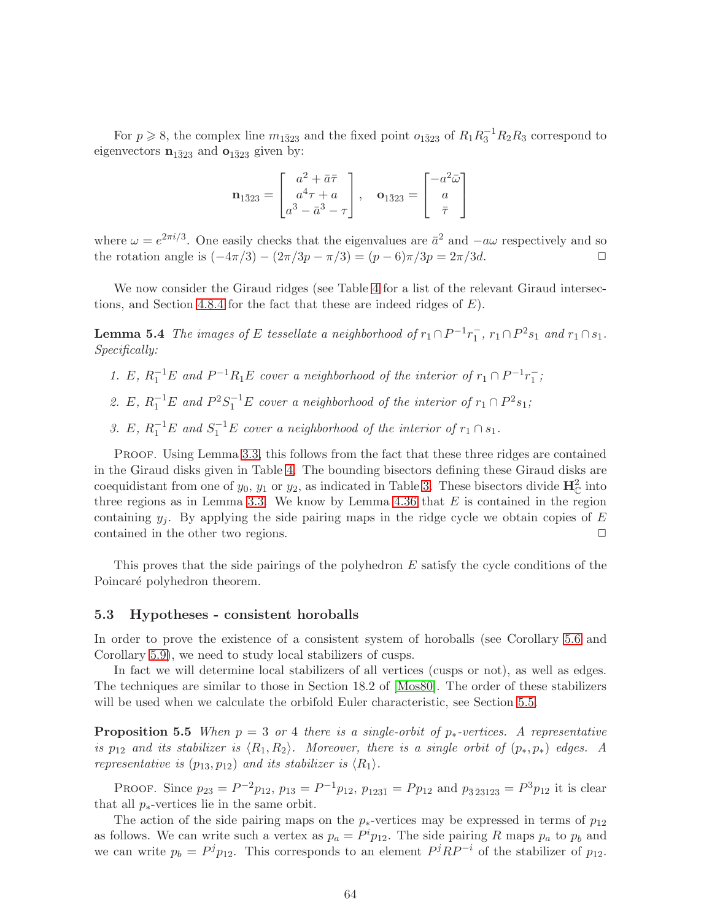For $p \geqslant 8$, the complex line $m_{1\bar{3}23}$ and the fixed point $o_{1\bar{3}23}$ of $R_1R_3^{-1}R_2R_3$ correspond to eigenvectors $\mathbf{n}_{1\bar{3}23}$ and $\mathbf{o}_{1\bar{3}23}$ given by:

$$\mathbf{n}_{1\bar{3}23} = \begin{bmatrix} a^2 + \bar{a}\bar{\tau} \\ a^4\tau + a \\ a^3 - \bar{a}^3 - \tau \end{bmatrix}, \quad \mathbf{o}_{1\bar{3}23} = \begin{bmatrix} -a^2\bar{\omega} \\ a \\ \bar{\tau} \end{bmatrix}$$

where $\omega = e^{2\pi i/3}$. One easily checks that the eigenvalues are $\bar{a}^2$ and $-a\omega$ respectively and so the rotation angle is $(-4\pi/3) - (2\pi/3p - \pi/3) = (p-6)\pi/3p = 2\pi/3d$. □

We now consider the Giraud ridges (see Table 4 for a list of the relevant Giraud intersections, and Section 4.8.4 for the fact that these are indeed ridges of $E$).

**Lemma 5.4** *The images of $E$ tessellate a neighborhood of $r_1 \cap P^{-1}r_1^-$, $r_1 \cap P^2 s_1$ and $r_1 \cap s_1$. Specifically:*

1. *$E$, $R_1^{-1}E$ and $P^{-1}R_1E$ cover a neighborhood of the interior of $r_1 \cap P^{-1}r_1^-$;*
2. *$E$, $R_1^{-1}E$ and $P^2S_1^{-1}E$ cover a neighborhood of the interior of $r_1 \cap P^2 s_1$;*
3. *$E$, $R_1^{-1}E$ and $S_1^{-1}E$ cover a neighborhood of the interior of $r_1 \cap s_1$.*

Proof. Using Lemma 3.3, this follows from the fact that these three ridges are contained in the Giraud disks given in Table 4. The bounding bisectors defining these Giraud disks are coequidistant from one of $y_0$, $y_1$ or $y_2$, as indicated in Table 3. These bisectors divide $\mathbf{H}^2_{\mathbb{C}}$ into three regions as in Lemma 3.3. We know by Lemma 4.36 that $E$ is contained in the region containing $y_j$. By applying the side pairing maps in the ridge cycle we obtain copies of $E$ contained in the other two regions. □

This proves that the side pairings of the polyhedron $E$ satisfy the cycle conditions of the Poincaré polyhedron theorem.

### 5.3 Hypotheses - consistent horoballs

In order to prove the existence of a consistent system of horoballs (see Corollary 5.6 and Corollary 5.9), we need to study local stabilizers of cusps.

In fact we will determine local stabilizers of all vertices (cusps or not), as well as edges. The techniques are similar to those in Section 18.2 of [Mos80]. The order of these stabilizers will be used when we calculate the orbifold Euler characteristic, see Section 5.5.

**Proposition 5.5** *When $p = 3$ or 4 there is a single-orbit of $p_*$-vertices. A representative is $p_{12}$ and its stabilizer is $\langle R_1, R_2 \rangle$. Moreover, there is a single orbit of $(p_*, p_*)$ edges. A representative is $(p_{13}, p_{12})$ and its stabilizer is $\langle R_1 \rangle$.*

Proof. Since $p_{23} = P^{-2}p_{12}$, $p_{13} = P^{-1}p_{12}$, $p_{123\bar{1}} = Pp_{12}$ and $p_{\bar{3}\bar{2}3123} = P^3 p_{12}$ it is clear that all $p_*$-vertices lie in the same orbit.

The action of the side pairing maps on the $p_*$-vertices may be expressed in terms of $p_{12}$ as follows. We can write such a vertex as $p_a = P^i p_{12}$. The side pairing $R$ maps $p_a$ to $p_b$ and we can write $p_b = P^j p_{12}$. This corresponds to an element $P^j R P^{-i}$ of the stabilizer of $p_{12}$.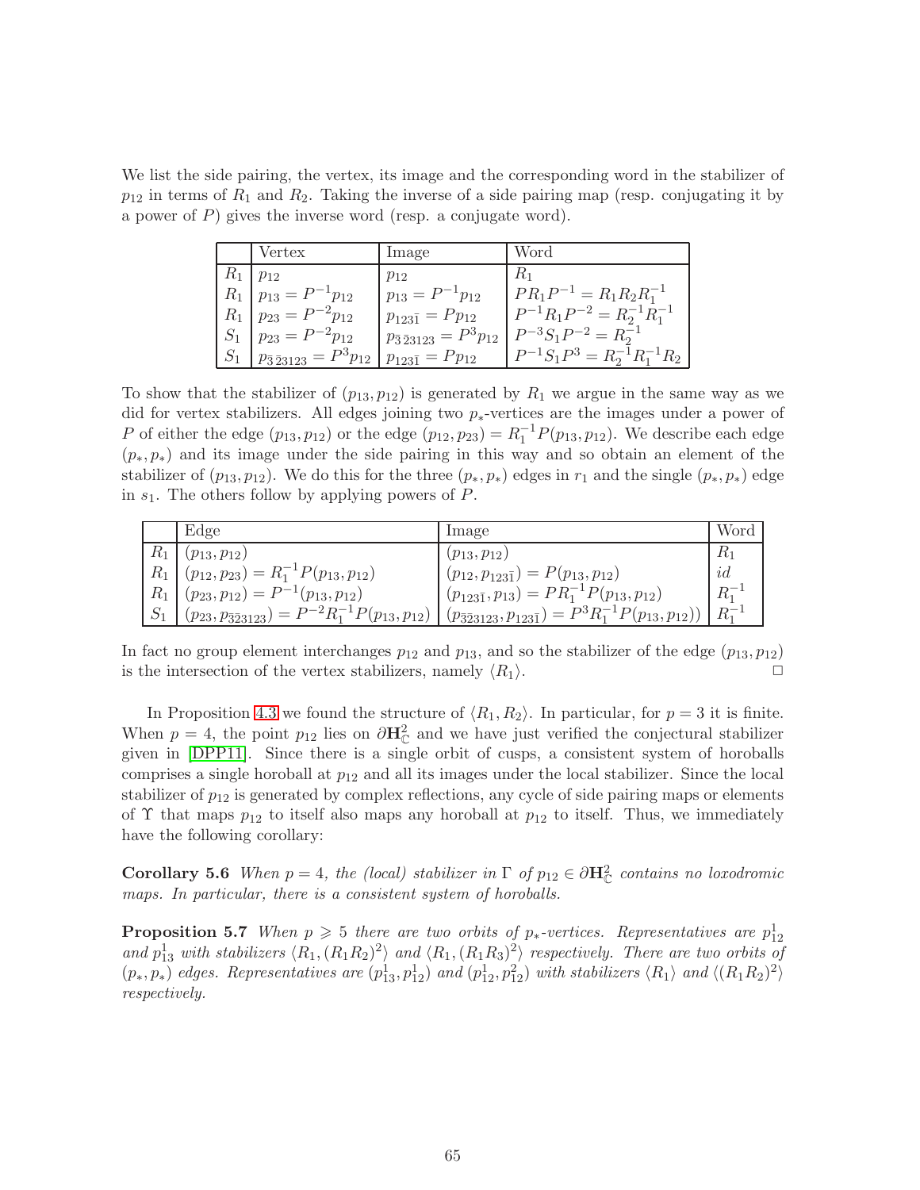We list the side pairing, the vertex, its image and the corresponding word in the stabilizer of $p_{12}$ in terms of $R_1$ and $R_2$. Taking the inverse of a side pairing map (resp. conjugating it by a power of $P$) gives the inverse word (resp. a conjugate word).

| | Vertex | Image | Word |
|---|---|---|---|
| $R_1$ | $p_{12}$ | $p_{12}$ | $R_1$ |
| $R_1$ | $p_{13} = P^{-1}p_{12}$ | $p_{13} = P^{-1}p_{12}$ | $PR_1P^{-1} = R_1R_2R_1^{-1}$ |
| $R_1$ | $p_{23} = P^{-2}p_{12}$ | $p_{123\bar{1}} = Pp_{12}$ | $P^{-1}R_1P^{-2} = R_2^{-1}R_1^{-1}$ |
| $S_1$ | $p_{23} = P^{-2}p_{12}$ | $p_{\bar{3}\,\bar{2}3123} = P^3p_{12}$ | $P^{-3}S_1P^{-2} = R_2^{-1}$ |
| $S_1$ | $p_{\bar{3}\,\bar{2}3123} = P^3p_{12}$ | $p_{123\bar{1}} = Pp_{12}$ | $P^{-1}S_1P^3 = R_2^{-1}R_1^{-1}R_2$ |

To show that the stabilizer of $(p_{13}, p_{12})$ is generated by $R_1$ we argue in the same way as we did for vertex stabilizers. All edges joining two $p_*$-vertices are the images under a power of $P$ of either the edge $(p_{13}, p_{12})$ or the edge $(p_{12}, p_{23}) = R_1^{-1}P(p_{13}, p_{12})$. We describe each edge $(p_*, p_*)$ and its image under the side pairing in this way and so obtain an element of the stabilizer of $(p_{13}, p_{12})$. We do this for the three $(p_*, p_*)$ edges in $r_1$ and the single $(p_*, p_*)$ edge in $s_1$. The others follow by applying powers of $P$.

| | Edge | Image | Word |
|---|---|---|---|
| $R_1$ | $(p_{13}, p_{12})$ | $(p_{13}, p_{12})$ | $R_1$ |
| $R_1$ | $(p_{12}, p_{23}) = R_1^{-1}P(p_{13}, p_{12})$ | $(p_{12}, p_{123\bar{1}}) = P(p_{13}, p_{12})$ | $id$ |
| $R_1$ | $(p_{23}, p_{12}) = P^{-1}(p_{13}, p_{12})$ | $(p_{123\bar{1}}, p_{13}) = PR_1^{-1}P(p_{13}, p_{12})$ | $R_1^{-1}$ |
| $S_1$ | $(p_{23}, p_{\bar{3}\bar{2}3123}) = P^{-2}R_1^{-1}P(p_{13}, p_{12})$ | $(p_{\bar{3}\bar{2}3123}, p_{123\bar{1}}) = P^3R_1^{-1}P(p_{13}, p_{12}))$ | $R_1^{-1}$ |

In fact no group element interchanges $p_{12}$ and $p_{13}$, and so the stabilizer of the edge $(p_{13}, p_{12})$ is the intersection of the vertex stabilizers, namely $\langle R_1 \rangle$. □

In Proposition 4.3 we found the structure of $\langle R_1, R_2 \rangle$. In particular, for $p = 3$ it is finite. When $p = 4$, the point $p_{12}$ lies on $\partial \mathbf{H}^2_{\mathbb{C}}$ and we have just verified the conjectural stabilizer given in [DPP11]. Since there is a single orbit of cusps, a consistent system of horoballs comprises a single horoball at $p_{12}$ and all its images under the local stabilizer. Since the local stabilizer of $p_{12}$ is generated by complex reflections, any cycle of side pairing maps or elements of $\Upsilon$ that maps $p_{12}$ to itself also maps any horoball at $p_{12}$ to itself. Thus, we immediately have the following corollary:

**Corollary 5.6** *When $p = 4$, the (local) stabilizer in $\Gamma$ of $p_{12} \in \partial \mathbf{H}^2_{\mathbb{C}}$ contains no loxodromic maps. In particular, there is a consistent system of horoballs.*

**Proposition 5.7** *When $p \geqslant 5$ there are two orbits of $p_*$-vertices. Representatives are $p^1_{12}$ and $p^1_{13}$ with stabilizers $\langle R_1, (R_1R_2)^2 \rangle$ and $\langle R_1, (R_1R_3)^2 \rangle$ respectively. There are two orbits of $(p_*, p_*)$ edges. Representatives are $(p^1_{13}, p^1_{12})$ and $(p^1_{12}, p^2_{12})$ with stabilizers $\langle R_1 \rangle$ and $\langle (R_1R_2)^2 \rangle$ respectively.*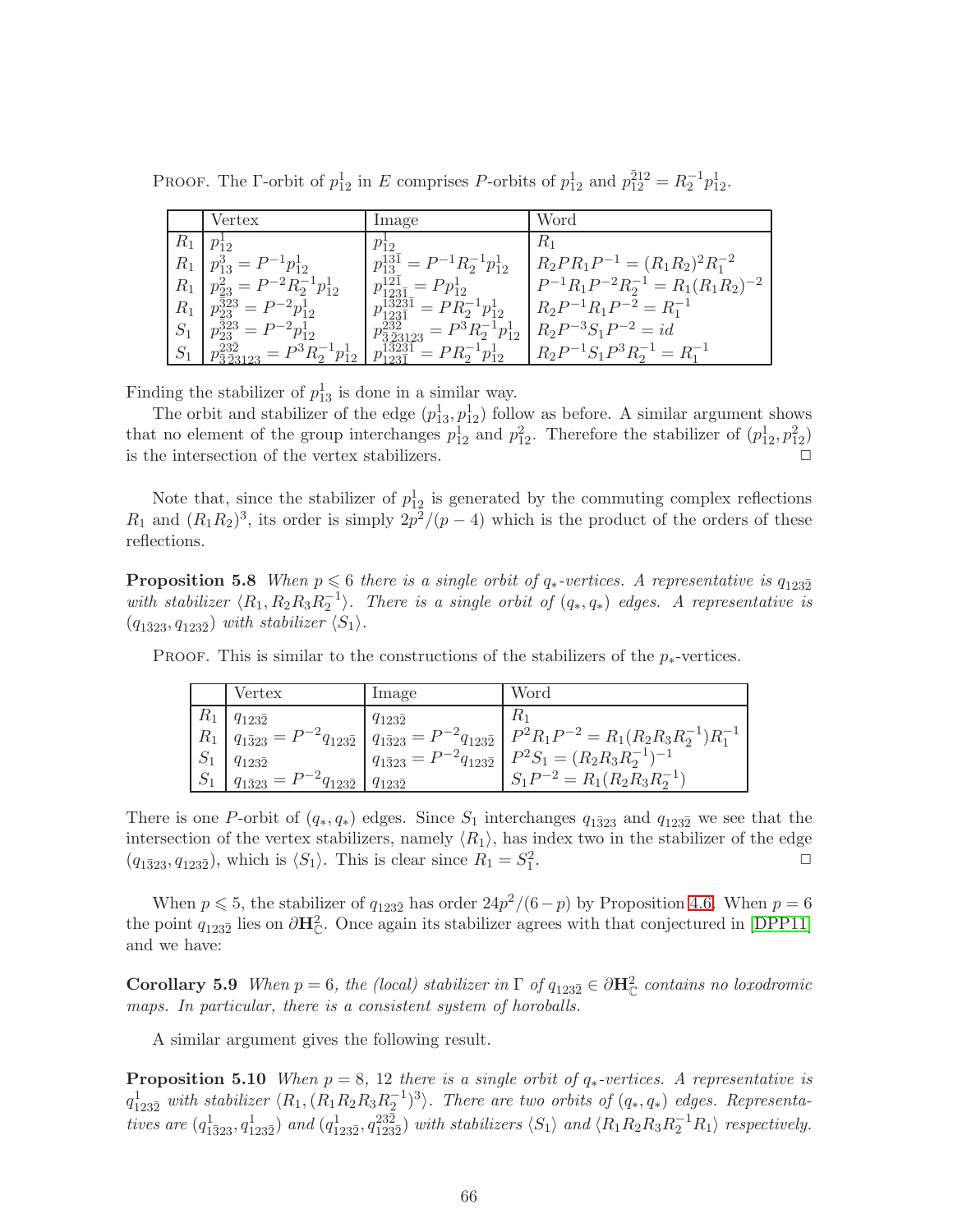PROOF. The $\Gamma$-orbit of $p_{12}^1$ in $E$ comprises $P$-orbits of $p_{12}^1$ and $p_{12}^{\bar{2}12} = R_2^{-1} p_{12}^1$.

| | Vertex | Image | Word |
|---|---|---|---|
| $R_1$ | $p_{12}^1$ | $p_{12}^1$ | $R_1$ |
| $R_1$ | $p_{13}^3 = P^{-1}p_{12}^1$ | $p_{13}^{13\bar{1}} = P^{-1}R_2^{-1}p_{12}^1$ | $R_2PR_1P^{-1} = (R_1R_2)^2R_1^{-2}$ |
| $R_1$ | $p_{23}^2 = P^{-2}R_2^{-1}p_{12}^1$ | $p_{123\bar{1}}^{12\bar{1}} = Pp_{12}^1$ | $P^{-1}R_1P^{-2}R_2^{-1} = R_1(R_1R_2)^{-2}$ |
| $R_1$ | $p_{23}^{\bar{3}23} = P^{-2}p_{12}^1$ | $p_{123\bar{1}}^{1323\bar{1}} = PR_2^{-1}p_{12}^1$ | $R_2P^{-1}R_1P^{-2} = R_1^{-1}$ |
| $S_1$ | $p_{23}^{\bar{3}23} = P^{-2}p_{12}^1$ | $p_{\bar{3}\bar{2}3123}^{23\bar{2}} = P^3R_2^{-1}p_{12}^1$ | $R_2P^{-3}S_1P^{-2} = id$ |
| $S_1$ | $p_{\bar{3}\bar{2}3123}^{23\bar{2}} = P^3R_2^{-1}p_{12}^1$ | $p_{123\bar{1}}^{1323\bar{1}} = PR_2^{-1}p_{12}^1$ | $R_2P^{-1}S_1P^3R_2^{-1} = R_1^{-1}$ |

Finding the stabilizer of $p_{13}^1$ is done in a similar way.

The orbit and stabilizer of the edge $(p_{13}^1, p_{12}^1)$ follow as before. A similar argument shows that no element of the group interchanges $p_{12}^1$ and $p_{12}^2$. Therefore the stabilizer of $(p_{12}^1, p_{12}^2)$ is the intersection of the vertex stabilizers. $\square$

Note that, since the stabilizer of $p_{12}^1$ is generated by the commuting complex reflections $R_1$ and $(R_1R_2)^3$, its order is simply $2p^2/(p-4)$ which is the product of the orders of these reflections.

**Proposition 5.8** *When $p \leqslant 6$ there is a single orbit of $q_*$-vertices. A representative is $q_{123\bar{2}}$ with stabilizer $\langle R_1, R_2R_3R_2^{-1}\rangle$. There is a single orbit of $(q_*, q_*)$ edges. A representative is $(q_{1\bar{3}23}, q_{123\bar{2}})$ with stabilizer $\langle S_1\rangle$.*

PROOF. This is similar to the constructions of the stabilizers of the $p_*$-vertices.

| | Vertex | Image | Word |
|---|---|---|---|
| $R_1$ | $q_{123\bar{2}}$ | $q_{123\bar{2}}$ | $R_1$ |
| $R_1$ | $q_{1\bar{3}23} = P^{-2}q_{123\bar{2}}$ | $q_{1\bar{3}23} = P^{-2}q_{123\bar{2}}$ | $P^2R_1P^{-2} = R_1(R_2R_3R_2^{-1})R_1^{-1}$ |
| $S_1$ | $q_{123\bar{2}}$ | $q_{1\bar{3}23} = P^{-2}q_{123\bar{2}}$ | $P^2S_1 = (R_2R_3R_2^{-1})^{-1}$ |
| $S_1$ | $q_{1\bar{3}23} = P^{-2}q_{123\bar{2}}$ | $q_{123\bar{2}}$ | $S_1P^{-2} = R_1(R_2R_3R_2^{-1})$ |

There is one $P$-orbit of $(q_*, q_*)$ edges. Since $S_1$ interchanges $q_{1\bar{3}23}$ and $q_{123\bar{2}}$ we see that the intersection of the vertex stabilizers, namely $\langle R_1\rangle$, has index two in the stabilizer of the edge $(q_{1\bar{3}23}, q_{123\bar{2}})$, which is $\langle S_1\rangle$. This is clear since $R_1 = S_1^2$. $\square$

When $p \leqslant 5$, the stabilizer of $q_{123\bar{2}}$ has order $24p^2/(6-p)$ by Proposition 4.6. When $p = 6$ the point $q_{123\bar{2}}$ lies on $\partial\mathbf{H}_{\mathbb{C}}^2$. Once again its stabilizer agrees with that conjectured in [DPP11] and we have:

**Corollary 5.9** *When $p = 6$, the (local) stabilizer in $\Gamma$ of $q_{123\bar{2}} \in \partial\mathbf{H}_{\mathbb{C}}^2$ contains no loxodromic maps. In particular, there is a consistent system of horoballs.*

A similar argument gives the following result.

**Proposition 5.10** *When $p = 8$, $12$ there is a single orbit of $q_*$-vertices. A representative is $q_{123\bar{2}}^1$ with stabilizer $\langle R_1, (R_1R_2R_3R_2^{-1})^3\rangle$. There are two orbits of $(q_*, q_*)$ edges. Representatives are $(q_{1\bar{3}23}^1, q_{123\bar{2}}^1)$ and $(q_{123\bar{2}}^1, q_{123\bar{2}}^{23\bar{2}})$ with stabilizers $\langle S_1\rangle$ and $\langle R_1R_2R_3R_2^{-1}R_1\rangle$ respectively.*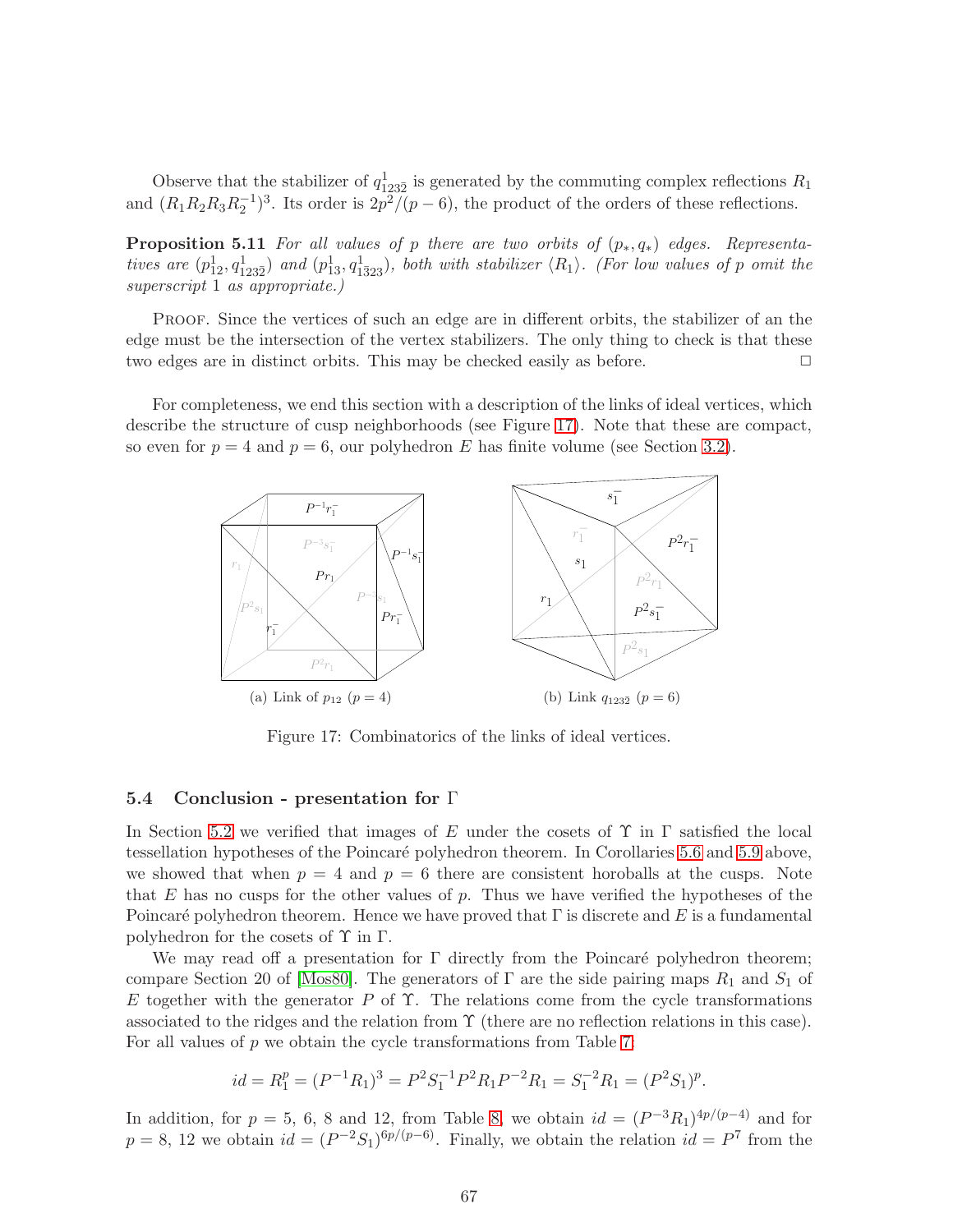Observe that the stabilizer of $q^1_{123\bar{2}}$ is generated by the commuting complex reflections $R_1$ and $(R_1R_2R_3R_2^{-1})^3$. Its order is $2p^2/(p-6)$, the product of the orders of these reflections.

**Proposition 5.11** *For all values of $p$ there are two orbits of $(p_*, q_*)$ edges. Representatives are $(p^1_{12}, q^1_{123\bar{2}})$ and $(p^1_{13}, q^1_{1\bar{3}23})$, both with stabilizer $\langle R_1\rangle$. (For low values of $p$ omit the superscript 1 as appropriate.)*

Proof. Since the vertices of such an edge are in different orbits, the stabilizer of an the edge must be the intersection of the vertex stabilizers. The only thing to check is that these two edges are in distinct orbits. This may be checked easily as before. □

For completeness, we end this section with a description of the links of ideal vertices, which describe the structure of cusp neighborhoods (see Figure 17). Note that these are compact, so even for $p = 4$ and $p = 6$, our polyhedron $E$ has finite volume (see Section 3.2).

(a) Link of $p_{12}$ ($p = 4$)

(b) Link $q_{123\bar{2}}$ ($p = 6$)

Figure 17: Combinatorics of the links of ideal vertices.

### 5.4 Conclusion - presentation for $\Gamma$

In Section 5.2 we verified that images of $E$ under the cosets of $\Upsilon$ in $\Gamma$ satisfied the local tessellation hypotheses of the Poincaré polyhedron theorem. In Corollaries 5.6 and 5.9 above, we showed that when $p = 4$ and $p = 6$ there are consistent horoballs at the cusps. Note that $E$ has no cusps for the other values of $p$. Thus we have verified the hypotheses of the Poincaré polyhedron theorem. Hence we have proved that $\Gamma$ is discrete and $E$ is a fundamental polyhedron for the cosets of $\Upsilon$ in $\Gamma$.

We may read off a presentation for $\Gamma$ directly from the Poincaré polyhedron theorem; compare Section 20 of [Mos80]. The generators of $\Gamma$ are the side pairing maps $R_1$ and $S_1$ of $E$ together with the generator $P$ of $\Upsilon$. The relations come from the cycle transformations associated to the ridges and the relation from $\Upsilon$ (there are no reflection relations in this case). For all values of $p$ we obtain the cycle transformations from Table 7:

$$id = R_1^p = (P^{-1}R_1)^3 = P^2S_1^{-1}P^2R_1P^{-2}R_1 = S_1^{-2}R_1 = (P^2S_1)^p.$$

In addition, for $p = 5$, 6, 8 and 12, from Table 8, we obtain $id = (P^{-3}R_1)^{4p/(p-4)}$ and for $p = 8$, 12 we obtain $id = (P^{-2}S_1)^{6p/(p-6)}$. Finally, we obtain the relation $id = P^7$ from the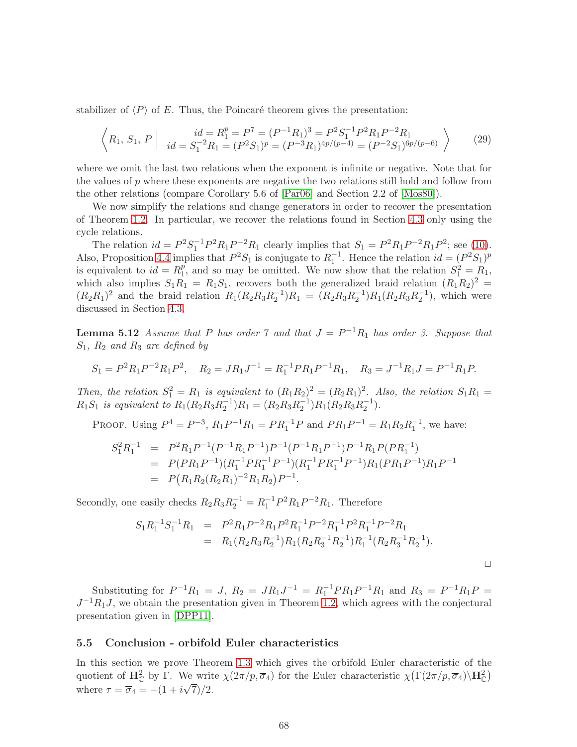stabilizer of $\langle P\rangle$ of $E$. Thus, the Poincaré theorem gives the presentation:

$$\left\langle R_1,\, S_1,\, P \;\middle|\; \begin{array}{c} id = R_1^p = P^7 = (P^{-1}R_1)^3 = P^2S_1^{-1}P^2R_1P^{-2}R_1 \\ id = S_1^{-2}R_1 = (P^2S_1)^p = (P^{-3}R_1)^{4p/(p-4)} = (P^{-2}S_1)^{6p/(p-6)} \end{array} \right\rangle \tag{29}$$

where we omit the last two relations when the exponent is infinite or negative. Note that for the values of $p$ where these exponents are negative the two relations still hold and follow from the other relations (compare Corollary 5.6 of [Par06] and Section 2.2 of [Mos80]).

We now simplify the relations and change generators in order to recover the presentation of Theorem 1.2. In particular, we recover the relations found in Section 4.3 only using the cycle relations.

The relation $id = P^2S_1^{-1}P^2R_1P^{-2}R_1$ clearly implies that $S_1 = P^2R_1P^{-2}R_1P^2$; see (10). Also, Proposition 4.4 implies that $P^2S_1$ is conjugate to $R_1^{-1}$. Hence the relation $id = (P^2S_1)^p$ is equivalent to $id = R_1^p$, and so may be omitted. We now show that the relation $S_1^2 = R_1$, which also implies $S_1R_1 = R_1S_1$, recovers both the generalized braid relation $(R_1R_2)^2 = (R_2R_1)^2$ and the braid relation $R_1(R_2R_3R_2^{-1})R_1 = (R_2R_3R_2^{-1})R_1(R_2R_3R_2^{-1})$, which were discussed in Section 4.3.

**Lemma 5.12** *Assume that $P$ has order 7 and that $J = P^{-1}R_1$ has order 3. Suppose that $S_1$, $R_2$ and $R_3$ are defined by*

$$S_1 = P^2R_1P^{-2}R_1P^2, \quad R_2 = JR_1J^{-1} = R_1^{-1}PR_1P^{-1}R_1, \quad R_3 = J^{-1}R_1J = P^{-1}R_1P.$$

*Then, the relation $S_1^2 = R_1$ is equivalent to $(R_1R_2)^2 = (R_2R_1)^2$. Also, the relation $S_1R_1 = R_1S_1$ is equivalent to $R_1(R_2R_3R_2^{-1})R_1 = (R_2R_3R_2^{-1})R_1(R_2R_3R_2^{-1})$.*

Proof. Using $P^4 = P^{-3}$, $R_1P^{-1}R_1 = PR_1^{-1}P$ and $PR_1P^{-1} = R_1R_2R_1^{-1}$, we have:

$$\begin{aligned} S_1^2R_1^{-1} &= P^2R_1P^{-1}(P^{-1}R_1P^{-1})P^{-1}(P^{-1}R_1P^{-1})P^{-1}R_1P(PR_1^{-1}) \\ &= P(PR_1P^{-1})(R_1^{-1}PR_1^{-1}P^{-1})(R_1^{-1}PR_1^{-1}P^{-1})R_1(PR_1P^{-1})R_1P^{-1} \\ &= P\big(R_1R_2(R_2R_1)^{-2}R_1R_2\big)P^{-1}. \end{aligned}$$

Secondly, one easily checks $R_2R_3R_2^{-1} = R_1^{-1}P^2R_1P^{-2}R_1$. Therefore

$$\begin{aligned} S_1R_1^{-1}S_1^{-1}R_1 &= P^2R_1P^{-2}R_1P^2R_1^{-1}P^{-2}R_1^{-1}P^2R_1^{-1}P^{-2}R_1 \\ &= R_1(R_2R_3R_2^{-1})R_1(R_2R_3^{-1}R_2^{-1})R_1^{-1}(R_2R_3^{-1}R_2^{-1}). \end{aligned}$$

□

Substituting for $P^{-1}R_1 = J$, $R_2 = JR_1J^{-1} = R_1^{-1}PR_1P^{-1}R_1$ and $R_3 = P^{-1}R_1P = J^{-1}R_1J$, we obtain the presentation given in Theorem 1.2, which agrees with the conjectural presentation given in [DPP11].

### 5.5 Conclusion - orbifold Euler characteristics

In this section we prove Theorem 1.3 which gives the orbifold Euler characteristic of the quotient of $\mathbf{H}^2_{\mathbb{C}}$ by $\Gamma$. We write $\chi(2\pi/p, \overline{\sigma}_4)$ for the Euler characteristic $\chi\big(\Gamma(2\pi/p, \overline{\sigma}_4)\backslash\mathbf{H}^2_{\mathbb{C}}\big)$ where $\tau = \overline{\sigma}_4 = -(1+i\sqrt{7})/2$.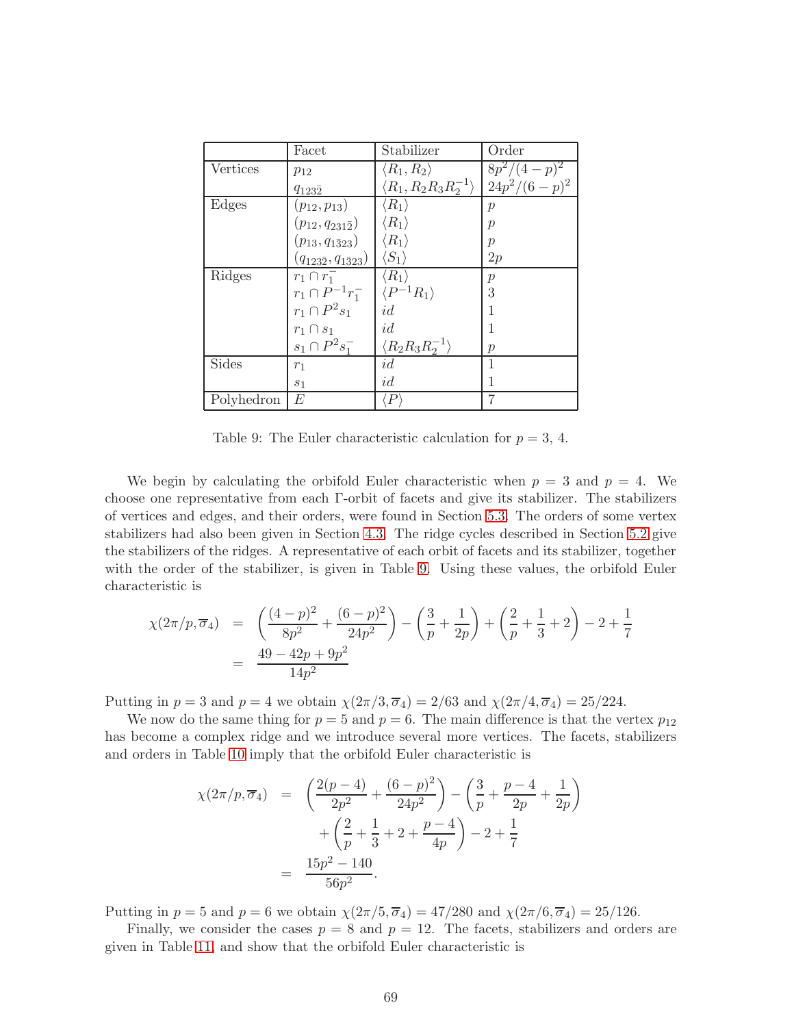|  | Facet | Stabilizer | Order |
| --- | --- | --- | --- |
| Vertices | $p_{12}$ | $\langle R_1, R_2 \rangle$ | $8p^2/(4-p)^2$ |
|  | $q_{123\bar{2}}$ | $\langle R_1, R_2R_3R_2^{-1} \rangle$ | $24p^2/(6-p)^2$ |
| Edges | $(p_{12}, p_{13})$ | $\langle R_1 \rangle$ | $p$ |
|  | $(p_{12}, q_{231\bar{2}})$ | $\langle R_1 \rangle$ | $p$ |
|  | $(p_{13}, q_{1\bar{3}23})$ | $\langle R_1 \rangle$ | $p$ |
|  | $(q_{123\bar{2}}, q_{1\bar{3}23})$ | $\langle S_1 \rangle$ | $2p$ |
| Ridges | $r_1 \cap r_1^-$ | $\langle R_1 \rangle$ | $p$ |
|  | $r_1 \cap P^{-1}r_1^-$ | $\langle P^{-1}R_1 \rangle$ | 3 |
|  | $r_1 \cap P^2 s_1$ | $id$ | 1 |
|  | $r_1 \cap s_1$ | $id$ | 1 |
|  | $s_1 \cap P^2 s_1^-$ | $\langle R_2R_3R_2^{-1} \rangle$ | $p$ |
| Sides | $r_1$ | $id$ | 1 |
|  | $s_1$ | $id$ | 1 |
| Polyhedron | $E$ | $\langle P \rangle$ | 7 |

Table 9: The Euler characteristic calculation for $p = 3$, 4.

We begin by calculating the orbifold Euler characteristic when $p = 3$ and $p = 4$. We choose one representative from each $\Gamma$-orbit of facets and give its stabilizer. The stabilizers of vertices and edges, and their orders, were found in Section 5.3. The orders of some vertex stabilizers had also been given in Section 4.3. The ridge cycles described in Section 5.2 give the stabilizers of the ridges. A representative of each orbit of facets and its stabilizer, together with the order of the stabilizer, is given in Table 9. Using these values, the orbifold Euler characteristic is

$$
\begin{aligned}
\chi(2\pi/p, \overline{\sigma}_4) &= \left(\frac{(4-p)^2}{8p^2} + \frac{(6-p)^2}{24p^2}\right) - \left(\frac{3}{p} + \frac{1}{2p}\right) + \left(\frac{2}{p} + \frac{1}{3} + 2\right) - 2 + \frac{1}{7} \\
&= \frac{49 - 42p + 9p^2}{14p^2}
\end{aligned}
$$

Putting in $p = 3$ and $p = 4$ we obtain $\chi(2\pi/3, \overline{\sigma}_4) = 2/63$ and $\chi(2\pi/4, \overline{\sigma}_4) = 25/224$.

We now do the same thing for $p = 5$ and $p = 6$. The main difference is that the vertex $p_{12}$ has become a complex ridge and we introduce several more vertices. The facets, stabilizers and orders in Table 10 imply that the orbifold Euler characteristic is

$$
\begin{aligned}
\chi(2\pi/p, \overline{\sigma}_4) &= \left(\frac{2(p-4)}{2p^2} + \frac{(6-p)^2}{24p^2}\right) - \left(\frac{3}{p} + \frac{p-4}{2p} + \frac{1}{2p}\right) \\
&\quad + \left(\frac{2}{p} + \frac{1}{3} + 2 + \frac{p-4}{4p}\right) - 2 + \frac{1}{7} \\
&= \frac{15p^2 - 140}{56p^2}.
\end{aligned}
$$

Putting in $p = 5$ and $p = 6$ we obtain $\chi(2\pi/5, \overline{\sigma}_4) = 47/280$ and $\chi(2\pi/6, \overline{\sigma}_4) = 25/126$.

Finally, we consider the cases $p = 8$ and $p = 12$. The facets, stabilizers and orders are given in Table 11, and show that the orbifold Euler characteristic is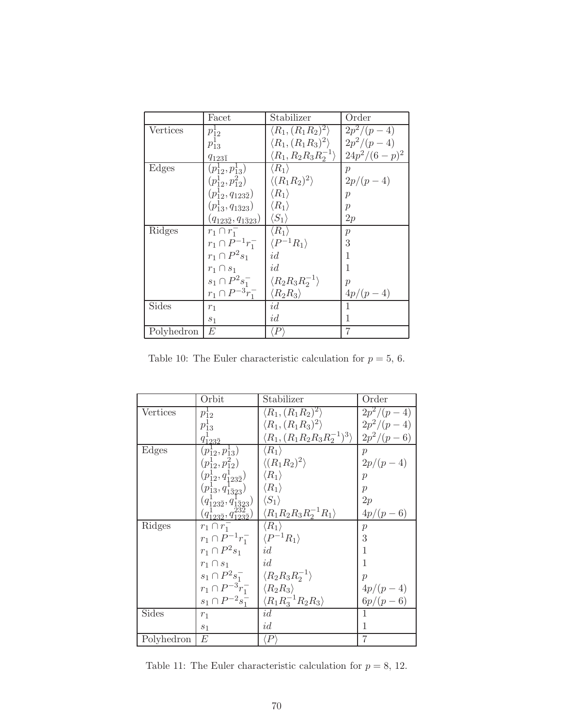| | Facet | Stabilizer | Order |
|---|---|---|---|
| Vertices | $p_{12}^1$ | $\langle R_1, (R_1R_2)^2\rangle$ | $2p^2/(p-4)$ |
| | $p_{13}^1$ | $\langle R_1, (R_1R_3)^2\rangle$ | $2p^2/(p-4)$ |
| | $q_{123\bar{1}}$ | $\langle R_1, R_2R_3R_2^{-1}\rangle$ | $24p^2/(6-p)^2$ |
| Edges | $(p_{12}^1, p_{13}^1)$ | $\langle R_1\rangle$ | $p$ |
| | $(p_{12}^1, p_{12}^2)$ | $\langle (R_1R_2)^2\rangle$ | $2p/(p-4)$ |
| | $(p_{12}^1, q_{123\bar{2}})$ | $\langle R_1\rangle$ | $p$ |
| | $(p_{13}^1, q_{1\bar{3}23})$ | $\langle R_1\rangle$ | $p$ |
| | $(q_{123\bar{2}}, q_{1\bar{3}23})$ | $\langle S_1\rangle$ | $2p$ |
| Ridges | $r_1 \cap r_1^-$ | $\langle R_1\rangle$ | $p$ |
| | $r_1 \cap P^{-1}r_1^-$ | $\langle P^{-1}R_1\rangle$ | 3 |
| | $r_1 \cap P^2 s_1$ | $id$ | 1 |
| | $r_1 \cap s_1$ | $id$ | 1 |
| | $s_1 \cap P^2 s_1^-$ | $\langle R_2R_3R_2^{-1}\rangle$ | $p$ |
| | $r_1 \cap P^{-3}r_1^-$ | $\langle R_2R_3\rangle$ | $4p/(p-4)$ |
| Sides | $r_1$ | $id$ | 1 |
| | $s_1$ | $id$ | 1 |
| Polyhedron | $E$ | $\langle P\rangle$ | 7 |

Table 10: The Euler characteristic calculation for $p = 5,\ 6$.

| | Orbit | Stabilizer | Order |
|---|---|---|---|
| Vertices | $p_{12}^1$ | $\langle R_1, (R_1R_2)^2\rangle$ | $2p^2/(p-4)$ |
| | $p_{13}^1$ | $\langle R_1, (R_1R_3)^2\rangle$ | $2p^2/(p-4)$ |
| | $q_{123\bar{2}}^1$ | $\langle R_1, (R_1R_2R_3R_2^{-1})^3\rangle$ | $2p^2/(p-6)$ |
| Edges | $(p_{12}^1, p_{13}^1)$ | $\langle R_1\rangle$ | $p$ |
| | $(p_{12}^1, p_{12}^2)$ | $\langle (R_1R_2)^2\rangle$ | $2p/(p-4)$ |
| | $(p_{12}^1, q_{123\bar{2}}^1)$ | $\langle R_1\rangle$ | $p$ |
| | $(p_{13}^1, q_{1\bar{3}23}^1)$ | $\langle R_1\rangle$ | $p$ |
| | $(q_{123\bar{2}}^1, q_{1\bar{3}23}^1)$ | $\langle S_1\rangle$ | $2p$ |
| | $(q_{123\bar{2}}^1, q_{123\bar{2}}^{232})$ | $\langle R_1R_2R_3R_2^{-1}R_1\rangle$ | $4p/(p-6)$ |
| Ridges | $r_1 \cap r_1^-$ | $\langle R_1\rangle$ | $p$ |
| | $r_1 \cap P^{-1}r_1^-$ | $\langle P^{-1}R_1\rangle$ | 3 |
| | $r_1 \cap P^2 s_1$ | $id$ | 1 |
| | $r_1 \cap s_1$ | $id$ | 1 |
| | $s_1 \cap P^2 s_1^-$ | $\langle R_2R_3R_2^{-1}\rangle$ | $p$ |
| | $r_1 \cap P^{-3}r_1^-$ | $\langle R_2R_3\rangle$ | $4p/(p-4)$ |
| | $s_1 \cap P^{-2}s_1^-$ | $\langle R_1R_3^{-1}R_2R_3\rangle$ | $6p/(p-6)$ |
| Sides | $r_1$ | $id$ | 1 |
| | $s_1$ | $id$ | 1 |
| Polyhedron | $E$ | $\langle P\rangle$ | 7 |

Table 11: The Euler characteristic calculation for $p = 8,\ 12$.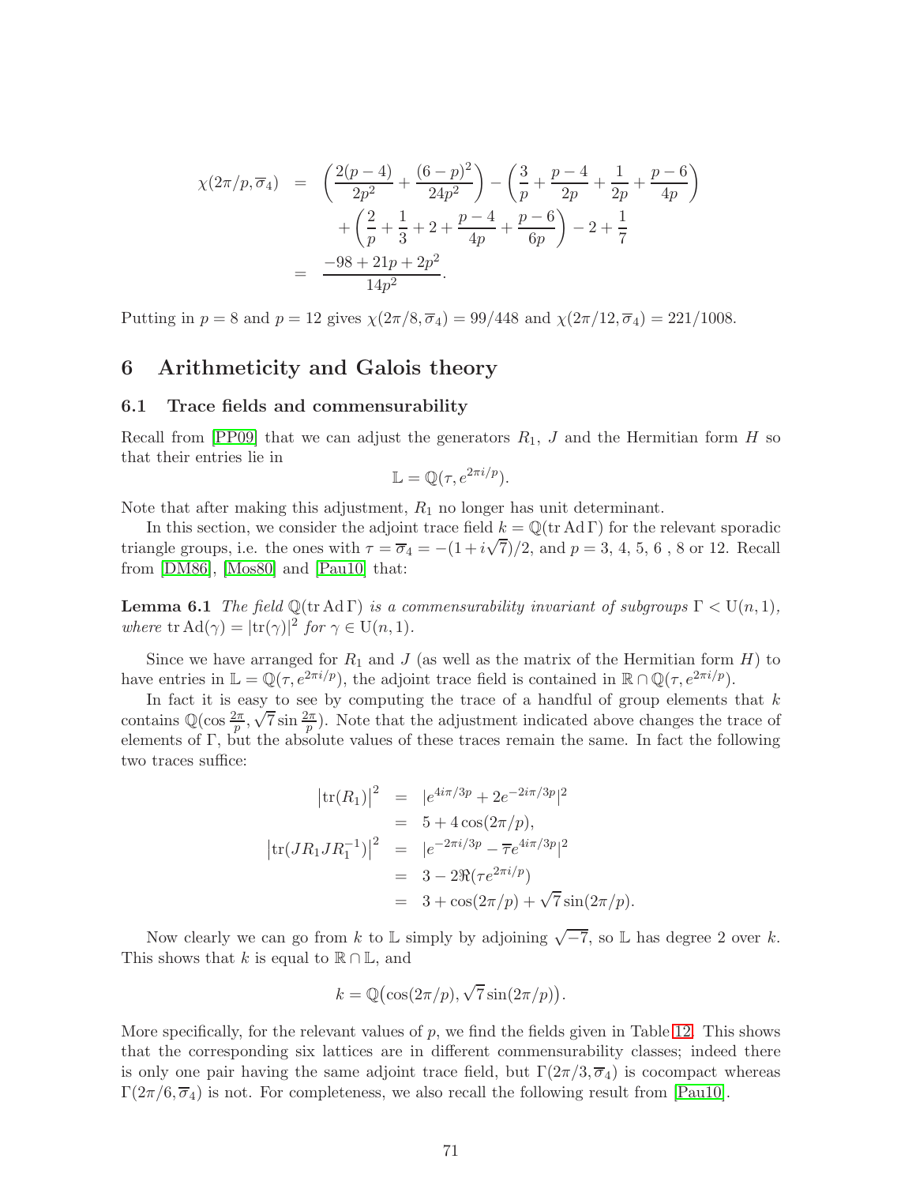$$
\begin{aligned}
\chi(2\pi/p, \overline{\sigma}_4) &= \left(\frac{2(p-4)}{2p^2} + \frac{(6-p)^2}{24p^2}\right) - \left(\frac{3}{p} + \frac{p-4}{2p} + \frac{1}{2p} + \frac{p-6}{4p}\right) \\
&\quad + \left(\frac{2}{p} + \frac{1}{3} + 2 + \frac{p-4}{4p} + \frac{p-6}{6p}\right) - 2 + \frac{1}{7} \\
&= \frac{-98 + 21p + 2p^2}{14p^2}.
\end{aligned}
$$

Putting in $p = 8$ and $p = 12$ gives $\chi(2\pi/8, \overline{\sigma}_4) = 99/448$ and $\chi(2\pi/12, \overline{\sigma}_4) = 221/1008$.

# 6 Arithmeticity and Galois theory

## 6.1 Trace fields and commensurability

Recall from [PP09] that we can adjust the generators $R_1$, $J$ and the Hermitian form $H$ so that their entries lie in

$$\mathbb{L} = \mathbb{Q}(\tau, e^{2\pi i/p}).$$

Note that after making this adjustment, $R_1$ no longer has unit determinant.

In this section, we consider the adjoint trace field $k = \mathbb{Q}(\operatorname{tr} \operatorname{Ad} \Gamma)$ for the relevant sporadic triangle groups, i.e. the ones with $\tau = \overline{\sigma}_4 = -(1 + i\sqrt{7})/2$, and $p = 3$, 4, 5, 6 , 8 or 12. Recall from [DM86], [Mos80] and [Pau10] that:

**Lemma 6.1** *The field $\mathbb{Q}(\operatorname{tr} \operatorname{Ad} \Gamma)$ is a commensurability invariant of subgroups $\Gamma < \mathrm{U}(n, 1)$, where $\operatorname{tr} \operatorname{Ad}(\gamma) = |\operatorname{tr}(\gamma)|^2$ for $\gamma \in \mathrm{U}(n, 1)$.*

Since we have arranged for $R_1$ and $J$ (as well as the matrix of the Hermitian form $H$) to have entries in $\mathbb{L} = \mathbb{Q}(\tau, e^{2\pi i/p})$, the adjoint trace field is contained in $\mathbb{R} \cap \mathbb{Q}(\tau, e^{2\pi i/p})$.

In fact it is easy to see by computing the trace of a handful of group elements that $k$ contains $\mathbb{Q}(\cos \frac{2\pi}{p}, \sqrt{7} \sin \frac{2\pi}{p})$. Note that the adjustment indicated above changes the trace of elements of $\Gamma$, but the absolute values of these traces remain the same. In fact the following two traces suffice:

$$
\begin{aligned}
\left|\operatorname{tr}(R_1)\right|^2 &= |e^{4i\pi/3p} + 2e^{-2i\pi/3p}|^2 \\
&= 5 + 4\cos(2\pi/p), \\
\left|\operatorname{tr}(JR_1JR_1^{-1})\right|^2 &= |e^{-2\pi i/3p} - \overline{\tau} e^{4i\pi/3p}|^2 \\
&= 3 - 2\Re(\tau e^{2\pi i/p}) \\
&= 3 + \cos(2\pi/p) + \sqrt{7}\sin(2\pi/p).
\end{aligned}
$$

Now clearly we can go from $k$ to $\mathbb{L}$ simply by adjoining $\sqrt{-7}$, so $\mathbb{L}$ has degree 2 over $k$. This shows that $k$ is equal to $\mathbb{R} \cap \mathbb{L}$, and

$$k = \mathbb{Q}\big(\cos(2\pi/p), \sqrt{7}\sin(2\pi/p)\big).$$

More specifically, for the relevant values of $p$, we find the fields given in Table 12. This shows that the corresponding six lattices are in different commensurability classes; indeed there is only one pair having the same adjoint trace field, but $\Gamma(2\pi/3, \overline{\sigma}_4)$ is cocompact whereas $\Gamma(2\pi/6, \overline{\sigma}_4)$ is not. For completeness, we also recall the following result from [Pau10].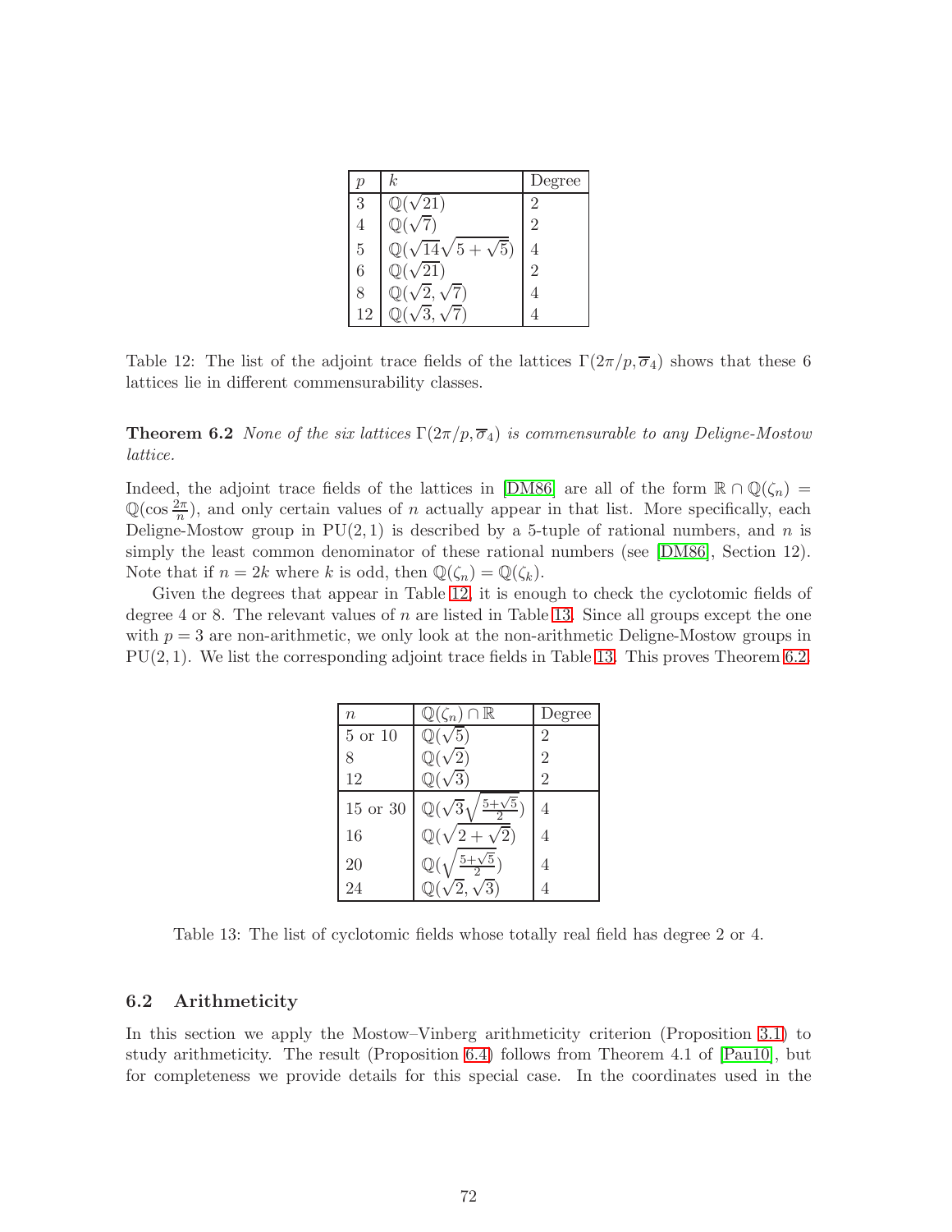| $p$ | $k$ | Degree |
|---|---|---|
| 3 | $\mathbb{Q}(\sqrt{21})$ | 2 |
| 4 | $\mathbb{Q}(\sqrt{7})$ | 2 |
| 5 | $\mathbb{Q}(\sqrt{14}\sqrt{5+\sqrt{5}})$ | 4 |
| 6 | $\mathbb{Q}(\sqrt{21})$ | 2 |
| 8 | $\mathbb{Q}(\sqrt{2}, \sqrt{7})$ | 4 |
| 12 | $\mathbb{Q}(\sqrt{3}, \sqrt{7})$ | 4 |

Table 12: The list of the adjoint trace fields of the lattices $\Gamma(2\pi/p, \overline{\sigma}_4)$ shows that these 6 lattices lie in different commensurability classes.

**Theorem 6.2** *None of the six lattices $\Gamma(2\pi/p, \overline{\sigma}_4)$ is commensurable to any Deligne-Mostow lattice.*

Indeed, the adjoint trace fields of the lattices in [DM86] are all of the form $\mathbb{R} \cap \mathbb{Q}(\zeta_n) = \mathbb{Q}(\cos\frac{2\pi}{n})$, and only certain values of $n$ actually appear in that list. More specifically, each Deligne-Mostow group in $\mathrm{PU}(2,1)$ is described by a 5-tuple of rational numbers, and $n$ is simply the least common denominator of these rational numbers (see [DM86], Section 12). Note that if $n = 2k$ where $k$ is odd, then $\mathbb{Q}(\zeta_n) = \mathbb{Q}(\zeta_k)$.

Given the degrees that appear in Table 12, it is enough to check the cyclotomic fields of degree 4 or 8. The relevant values of $n$ are listed in Table 13. Since all groups except the one with $p = 3$ are non-arithmetic, we only look at the non-arithmetic Deligne-Mostow groups in $\mathrm{PU}(2,1)$. We list the corresponding adjoint trace fields in Table 13. This proves Theorem 6.2.

| $n$ | $\mathbb{Q}(\zeta_n) \cap \mathbb{R}$ | Degree |
|---|---|---|
| 5 or 10 | $\mathbb{Q}(\sqrt{5})$ | 2 |
| 8 | $\mathbb{Q}(\sqrt{2})$ | 2 |
| 12 | $\mathbb{Q}(\sqrt{3})$ | 2 |
| 15 or 30 | $\mathbb{Q}(\sqrt{3}\sqrt{\frac{5+\sqrt{5}}{2}})$ | 4 |
| 16 | $\mathbb{Q}(\sqrt{2+\sqrt{2}})$ | 4 |
| 20 | $\mathbb{Q}(\sqrt{\frac{5+\sqrt{5}}{2}})$ | 4 |
| 24 | $\mathbb{Q}(\sqrt{2}, \sqrt{3})$ | 4 |

Table 13: The list of cyclotomic fields whose totally real field has degree 2 or 4.

### 6.2 Arithmeticity

In this section we apply the Mostow–Vinberg arithmeticity criterion (Proposition 3.1) to study arithmeticity. The result (Proposition 6.4) follows from Theorem 4.1 of [Pau10], but for completeness we provide details for this special case. In the coordinates used in the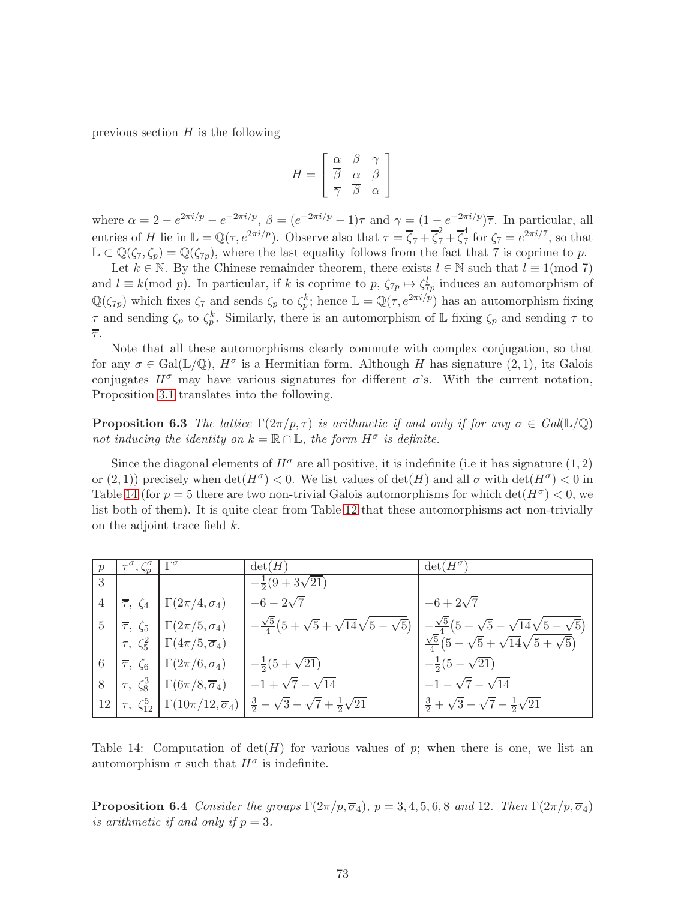previous section $H$ is the following

$$H = \begin{bmatrix} \alpha & \beta & \gamma \\ \overline{\beta} & \alpha & \beta \\ \overline{\gamma} & \overline{\beta} & \alpha \end{bmatrix}$$

where $\alpha = 2 - e^{2\pi i/p} - e^{-2\pi i/p}$, $\beta = (e^{-2\pi i/p} - 1)\tau$ and $\gamma = (1 - e^{-2\pi i/p})\overline{\tau}$. In particular, all entries of $H$ lie in $\mathbb{L} = \mathbb{Q}(\tau, e^{2\pi i/p})$. Observe also that $\tau = \overline{\zeta}_7 + \overline{\zeta}_7^2 + \overline{\zeta}_7^4$ for $\zeta_7 = e^{2\pi i/7}$, so that $\mathbb{L} \subset \mathbb{Q}(\zeta_7, \zeta_p) = \mathbb{Q}(\zeta_{7p})$, where the last equality follows from the fact that 7 is coprime to $p$.

Let $k \in \mathbb{N}$. By the Chinese remainder theorem, there exists $l \in \mathbb{N}$ such that $l \equiv 1 (\text{mod } 7)$ and $l \equiv k (\text{mod } p)$. In particular, if $k$ is coprime to $p$, $\zeta_{7p} \mapsto \zeta_{7p}^l$ induces an automorphism of $\mathbb{Q}(\zeta_{7p})$ which fixes $\zeta_7$ and sends $\zeta_p$ to $\zeta_p^k$; hence $\mathbb{L} = \mathbb{Q}(\tau, e^{2\pi i/p})$ has an automorphism fixing $\tau$ and sending $\zeta_p$ to $\zeta_p^k$. Similarly, there is an automorphism of $\mathbb{L}$ fixing $\zeta_p$ and sending $\tau$ to $\overline{\tau}$.

Note that all these automorphisms clearly commute with complex conjugation, so that for any $\sigma \in \text{Gal}(\mathbb{L}/\mathbb{Q})$, $H^\sigma$ is a Hermitian form. Although $H$ has signature $(2, 1)$, its Galois conjugates $H^\sigma$ may have various signatures for different $\sigma$'s. With the current notation, Proposition 3.1 translates into the following.

**Proposition 6.3** *The lattice $\Gamma(2\pi/p, \tau)$ is arithmetic if and only if for any $\sigma \in Gal(\mathbb{L}/\mathbb{Q})$ not inducing the identity on $k = \mathbb{R} \cap \mathbb{L}$, the form $H^\sigma$ is definite.*

Since the diagonal elements of $H^\sigma$ are all positive, it is indefinite (i.e it has signature $(1, 2)$ or $(2, 1)$) precisely when $\det(H^\sigma) < 0$. We list values of $\det(H)$ and all $\sigma$ with $\det(H^\sigma) < 0$ in Table 14 (for $p = 5$ there are two non-trivial Galois automorphisms for which $\det(H^\sigma) < 0$, we list both of them). It is quite clear from Table 12 that these automorphisms act non-trivially on the adjoint trace field $k$.

| $p$ | $\tau^\sigma, \zeta_p^\sigma$ | $\Gamma^\sigma$ | $\det(H)$ | $\det(H^\sigma)$ |
|---|---|---|---|---|
| 3 | | | $-\frac{1}{2}(9 + 3\sqrt{21})$ | |
| 4 | $\overline{\tau},\ \zeta_4$ | $\Gamma(2\pi/4, \sigma_4)$ | $-6 - 2\sqrt{7}$ | $-6 + 2\sqrt{7}$ |
| 5 | $\overline{\tau},\ \zeta_5$ | $\Gamma(2\pi/5, \sigma_4)$ | $-\frac{\sqrt{5}}{4}(5 + \sqrt{5} + \sqrt{14}\sqrt{5 - \sqrt{5}})$ | $-\frac{\sqrt{5}}{4}(5 + \sqrt{5} - \sqrt{14}\sqrt{5 - \sqrt{5}})$ |
| | $\tau,\ \zeta_5^2$ | $\Gamma(4\pi/5, \overline{\sigma}_4)$ | | $\frac{\sqrt{5}}{4}(5 - \sqrt{5} + \sqrt{14}\sqrt{5 + \sqrt{5}})$ |
| 6 | $\overline{\tau},\ \zeta_6$ | $\Gamma(2\pi/6, \sigma_4)$ | $-\frac{1}{2}(5 + \sqrt{21})$ | $-\frac{1}{2}(5 - \sqrt{21})$ |
| 8 | $\tau,\ \zeta_8^3$ | $\Gamma(6\pi/8, \overline{\sigma}_4)$ | $-1 + \sqrt{7} - \sqrt{14}$ | $-1 - \sqrt{7} - \sqrt{14}$ |
| 12 | $\tau,\ \zeta_{12}^5$ | $\Gamma(10\pi/12, \overline{\sigma}_4)$ | $\frac{3}{2} - \sqrt{3} - \sqrt{7} + \frac{1}{2}\sqrt{21}$ | $\frac{3}{2} + \sqrt{3} - \sqrt{7} - \frac{1}{2}\sqrt{21}$ |

Table 14: Computation of $\det(H)$ for various values of $p$; when there is one, we list an automorphism $\sigma$ such that $H^\sigma$ is indefinite.

**Proposition 6.4** *Consider the groups $\Gamma(2\pi/p, \overline{\sigma}_4)$, $p = 3, 4, 5, 6, 8$ and $12$. Then $\Gamma(2\pi/p, \overline{\sigma}_4)$ is arithmetic if and only if $p = 3$.*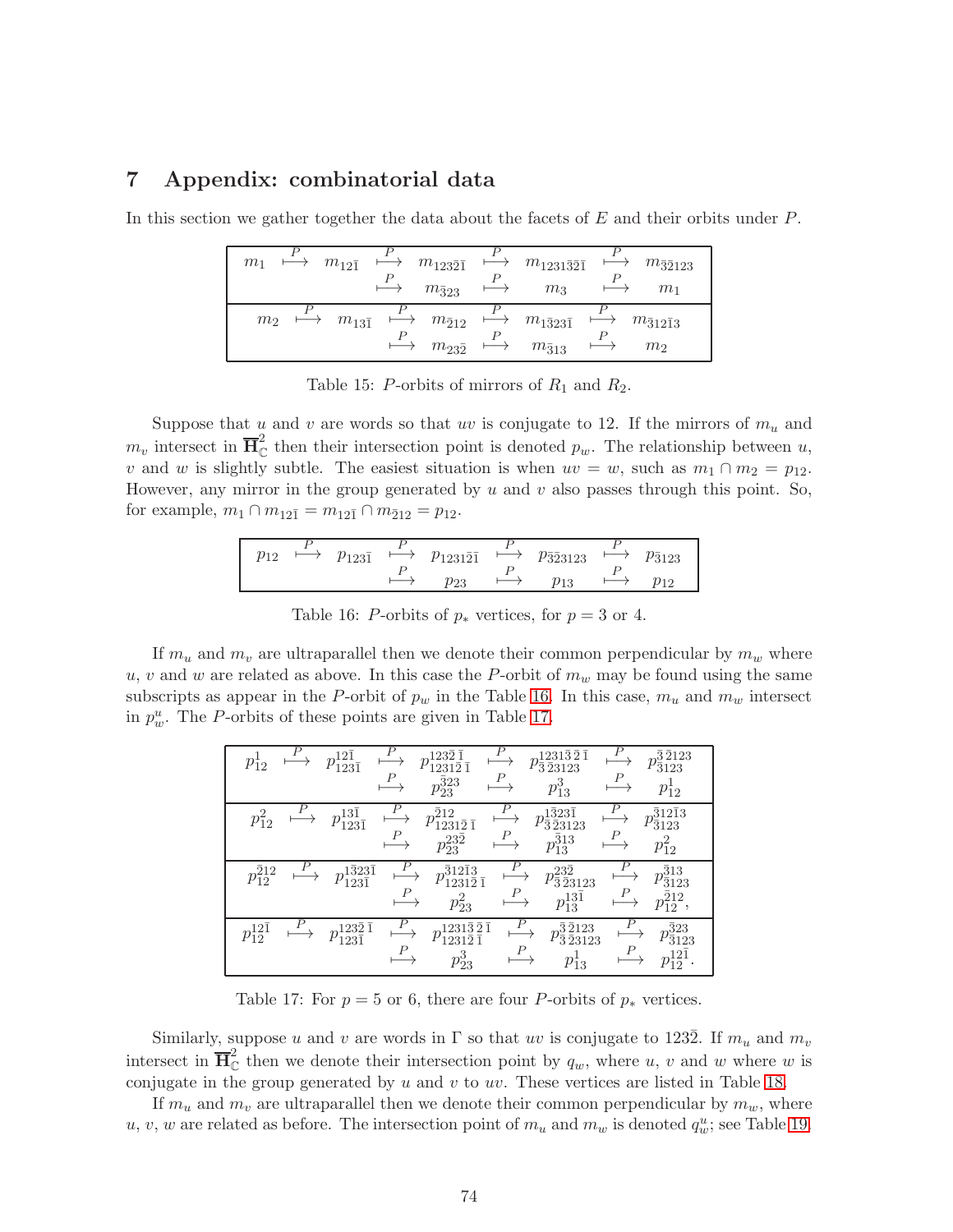# 7 Appendix: combinatorial data

In this section we gather together the data about the facets of $E$ and their orbits under $P$.

| | | | | | | | | | |
|---|---|---|---|---|---|---|---|---|---|
| $m_1$ | $\overset{P}{\longmapsto}$ | $m_{12\bar{1}}$ | $\overset{P}{\longmapsto}$ | $m_{123\bar{2}\bar{1}}$ | $\overset{P}{\longmapsto}$ | $m_{1231\bar{3}\bar{2}\bar{1}}$ | $\overset{P}{\longmapsto}$ | $m_{\bar{3}\bar{2}123}$ |
| | | | $\overset{P}{\longmapsto}$ | $m_{\bar{3}23}$ | $\overset{P}{\longmapsto}$ | $m_3$ | $\overset{P}{\longmapsto}$ | $m_1$ |
| $m_2$ | $\overset{P}{\longmapsto}$ | $m_{13\bar{1}}$ | $\overset{P}{\longmapsto}$ | $m_{\bar{2}12}$ | $\overset{P}{\longmapsto}$ | $m_{1\bar{3}23\bar{1}}$ | $\overset{P}{\longmapsto}$ | $m_{\bar{3}12\bar{1}3}$ |
| | | | $\overset{P}{\longmapsto}$ | $m_{23\bar{2}}$ | $\overset{P}{\longmapsto}$ | $m_{\bar{3}13}$ | $\overset{P}{\longmapsto}$ | $m_2$ |

Table 15: $P$-orbits of mirrors of $R_1$ and $R_2$.

Suppose that $u$ and $v$ are words so that $uv$ is conjugate to 12. If the mirrors of $m_u$ and $m_v$ intersect in $\overline{\mathbf{H}}^2_{\mathbb{C}}$ then their intersection point is denoted $p_w$. The relationship between $u$, $v$ and $w$ is slightly subtle. The easiest situation is when $uv = w$, such as $m_1 \cap m_2 = p_{12}$. However, any mirror in the group generated by $u$ and $v$ also passes through this point. So, for example, $m_1 \cap m_{12\bar{1}} = m_{12\bar{1}} \cap m_{\bar{2}12} = p_{12}$.

| | | | | | | | | |
|---|---|---|---|---|---|---|---|---|
| $p_{12}$ | $\overset{P}{\longmapsto}$ | $p_{123\bar{1}}$ | $\overset{P}{\longmapsto}$ | $p_{12312\bar{2}\bar{1}}$ | $\overset{P}{\longmapsto}$ | $p_{\bar{3}\bar{2}3123}$ | $\overset{P}{\longmapsto}$ | $p_{\bar{3}123}$ |
| | | | $\overset{P}{\longmapsto}$ | $p_{23}$ | $\overset{P}{\longmapsto}$ | $p_{13}$ | $\overset{P}{\longmapsto}$ | $p_{12}$ |

Table 16: $P$-orbits of $p_*$ vertices, for $p = 3$ or 4.

If $m_u$ and $m_v$ are ultraparallel then we denote their common perpendicular by $m_w$ where $u$, $v$ and $w$ are related as above. In this case the $P$-orbit of $m_w$ may be found using the same subscripts as appear in the $P$-orbit of $p_w$ in the Table 16. In this case, $m_u$ and $m_w$ intersect in $p^u_w$. The $P$-orbits of these points are given in Table 17.

| | | | | | | | | |
|---|---|---|---|---|---|---|---|---|
| $p^1_{12}$ | $\overset{P}{\longmapsto}$ | $p^{12\bar{1}}_{123\bar{1}}$ | $\overset{P}{\longmapsto}$ | $p^{123\bar{2}\bar{1}}_{12312\bar{2}\bar{1}}$ | $\overset{P}{\longmapsto}$ | $p^{1231\bar{3}\bar{2}\bar{1}}_{\bar{3}\bar{2}3123}$ | $\overset{P}{\longmapsto}$ | $p^{\bar{3}\bar{2}123}_{\bar{3}123}$ |
| | | | $\overset{P}{\longmapsto}$ | $p^{\bar{3}23}_{23}$ | $\overset{P}{\longmapsto}$ | $p^3_{13}$ | $\overset{P}{\longmapsto}$ | $p^1_{12}$ |
| $p^2_{12}$ | $\overset{P}{\longmapsto}$ | $p^{13\bar{1}}_{123\bar{1}}$ | $\overset{P}{\longmapsto}$ | $p^{\bar{2}12}_{12312\bar{2}\bar{1}}$ | $\overset{P}{\longmapsto}$ | $p^{1\bar{3}23\bar{1}}_{\bar{3}\bar{2}3123}$ | $\overset{P}{\longmapsto}$ | $p^{\bar{3}12\bar{1}3}_{\bar{3}123}$ |
| | | | $\overset{P}{\longmapsto}$ | $p^{23\bar{2}}_{23}$ | $\overset{P}{\longmapsto}$ | $p^{\bar{3}13}_{13}$ | $\overset{P}{\longmapsto}$ | $p^2_{12}$ |
| $p^{\bar{2}12}_{12}$ | $\overset{P}{\longmapsto}$ | $p^{1\bar{3}23\bar{1}}_{123\bar{1}}$ | $\overset{P}{\longmapsto}$ | $p^{\bar{3}12\bar{1}3}_{12312\bar{2}\bar{1}}$ | $\overset{P}{\longmapsto}$ | $p^{23\bar{2}}_{\bar{3}\bar{2}3123}$ | $\overset{P}{\longmapsto}$ | $p^{\bar{3}13}_{\bar{3}123}$ |
| | | | $\overset{P}{\longmapsto}$ | $p^2_{23}$ | $\overset{P}{\longmapsto}$ | $p^{13\bar{1}}_{13}$ | $\overset{P}{\longmapsto}$ | $p^{\bar{2}12}_{12}$, |
| $p^{12\bar{1}}_{12}$ | $\overset{P}{\longmapsto}$ | $p^{123\bar{2}\bar{1}}_{123\bar{1}}$ | $\overset{P}{\longmapsto}$ | $p^{1231\bar{3}\bar{2}\bar{1}}_{12312\bar{2}\bar{1}}$ | $\overset{P}{\longmapsto}$ | $p^{\bar{3}\bar{2}123}_{\bar{3}\bar{2}3123}$ | $\overset{P}{\longmapsto}$ | $p^{\bar{3}23}_{\bar{3}123}$ |
| | | | $\overset{P}{\longmapsto}$ | $p^3_{23}$ | $\overset{P}{\longmapsto}$ | $p^1_{13}$ | $\overset{P}{\longmapsto}$ | $p^{12\bar{1}}_{12}$. |

Table 17: For $p = 5$ or 6, there are four $P$-orbits of $p_*$ vertices.

Similarly, suppose $u$ and $v$ are words in $\Gamma$ so that $uv$ is conjugate to $123\bar{2}$. If $m_u$ and $m_v$ intersect in $\overline{\mathbf{H}}^2_{\mathbb{C}}$ then we denote their intersection point by $q_w$, where $u$, $v$ and $w$ where $w$ is conjugate in the group generated by $u$ and $v$ to $uv$. These vertices are listed in Table 18.

If $m_u$ and $m_v$ are ultraparallel then we denote their common perpendicular by $m_w$, where $u$, $v$, $w$ are related as before. The intersection point of $m_u$ and $m_w$ is denoted $q^u_w$; see Table 19.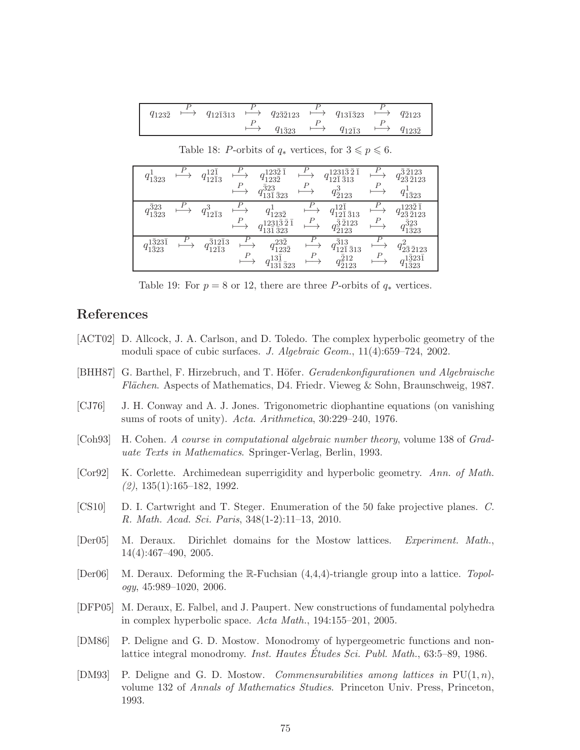| | | | | | | | | | |
|---|---|---|---|---|---|---|---|---|---|
| $q_{123\bar{2}}$ | $\overset{P}{\longmapsto}$ | $q_{12\bar{1}\bar{3}13}$ | $\overset{P}{\longmapsto}$ | $q_{2\bar{3}\bar{2}123}$ | $\overset{P}{\longmapsto}$ | $q_{13\bar{1}\bar{3}23}$ | $\overset{P}{\longmapsto}$ | $q_{\bar{2}123}$ |
| | | | $\overset{P}{\longmapsto}$ | $q_{1\bar{3}23}$ | $\overset{P}{\longmapsto}$ | $q_{12\bar{1}3}$ | $\overset{P}{\longmapsto}$ | $q_{123\bar{2}}$ |

Table 18: $P$-orbits of $q_*$ vertices, for $3 \leqslant p \leqslant 6$.

| | | | | | | | | | |
|---|---|---|---|---|---|---|---|---|---|
| $q^{1}_{1\bar{3}23}$ | $\overset{P}{\longmapsto}$ | $q^{12\bar{1}}_{12\bar{1}3}$ | $\overset{P}{\longmapsto}$ | $q^{123\bar{2}\,\bar{1}}_{123\bar{2}}$ | $\overset{P}{\longmapsto}$ | $q^{1231\bar{3}\,\bar{2}\,\bar{1}}_{12\bar{1}\,\bar{3}13}$ | $\overset{P}{\longmapsto}$ | $q^{\bar{3}\,\bar{2}123}_{2\bar{3}\,\bar{2}123}$ |
| | | | $\overset{P}{\longmapsto}$ | $q^{\bar{3}23}_{13\bar{1}\,\bar{3}23}$ | $\overset{P}{\longmapsto}$ | $q^{3}_{\bar{2}123}$ | $\overset{P}{\longmapsto}$ | $q^{1}_{1\bar{3}23}$ |
| $q^{\bar{3}23}_{1\bar{3}23}$ | $\overset{P}{\longmapsto}$ | $q^{3}_{12\bar{1}3}$ | $\overset{P}{\longmapsto}$ | $q^{1}_{123\bar{2}}$ | $\overset{P}{\longmapsto}$ | $q^{12\bar{1}}_{12\bar{1}\,\bar{3}13}$ | $\overset{P}{\longmapsto}$ | $q^{123\bar{2}\,\bar{1}}_{2\bar{3}\,\bar{2}123}$ |
| | | | $\overset{P}{\longmapsto}$ | $q^{1231\bar{3}\,\bar{2}\,\bar{1}}_{13\bar{1}\,\bar{3}23}$ | $\overset{P}{\longmapsto}$ | $q^{\bar{3}\,\bar{2}123}_{\bar{2}123}$ | $\overset{P}{\longmapsto}$ | $q^{\bar{3}23}_{1\bar{3}23}$ |
| $q^{1\bar{3}23\bar{1}}_{1\bar{3}23}$ | $\overset{P}{\longmapsto}$ | $q^{\bar{3}12\bar{1}3}_{12\bar{1}3}$ | $\overset{P}{\longmapsto}$ | $q^{23\bar{2}}_{123\bar{2}}$ | $\overset{P}{\longmapsto}$ | $q^{\bar{3}13}_{12\bar{1}\,\bar{3}13}$ | $\overset{P}{\longmapsto}$ | $q^{2}_{2\bar{3}\,\bar{2}123}$ |
| | | | $\overset{P}{\longmapsto}$ | $q^{13\bar{1}}_{13\bar{1}\,\bar{3}23}$ | $\overset{P}{\longmapsto}$ | $q^{\bar{2}12}_{\bar{2}123}$ | $\overset{P}{\longmapsto}$ | $q^{1\bar{3}23\bar{1}}_{1\bar{3}23}$ |

Table 19: For $p = 8$ or $12$, there are three $P$-orbits of $q_*$ vertices.

# References

[ACT02] D. Allcock, J. A. Carlson, and D. Toledo. The complex hyperbolic geometry of the moduli space of cubic surfaces. *J. Algebraic Geom.*, 11(4):659–724, 2002.

[BHH87] G. Barthel, F. Hirzebruch, and T. Höfer. *Geradenkonfigurationen und Algebraische Flächen*. Aspects of Mathematics, D4. Friedr. Vieweg & Sohn, Braunschweig, 1987.

[CJ76] J. H. Conway and A. J. Jones. Trigonometric diophantine equations (on vanishing sums of roots of unity). *Acta. Arithmetica*, 30:229–240, 1976.

[Coh93] H. Cohen. *A course in computational algebraic number theory*, volume 138 of *Graduate Texts in Mathematics*. Springer-Verlag, Berlin, 1993.

[Cor92] K. Corlette. Archimedean superrigidity and hyperbolic geometry. *Ann. of Math. (2)*, 135(1):165–182, 1992.

[CS10] D. I. Cartwright and T. Steger. Enumeration of the 50 fake projective planes. *C. R. Math. Acad. Sci. Paris*, 348(1-2):11–13, 2010.

[Der05] M. Deraux. Dirichlet domains for the Mostow lattices. *Experiment. Math.*, 14(4):467–490, 2005.

[Der06] M. Deraux. Deforming the $\mathbb{R}$-Fuchsian (4,4,4)-triangle group into a lattice. *Topology*, 45:989–1020, 2006.

[DFP05] M. Deraux, E. Falbel, and J. Paupert. New constructions of fundamental polyhedra in complex hyperbolic space. *Acta Math.*, 194:155–201, 2005.

[DM86] P. Deligne and G. D. Mostow. Monodromy of hypergeometric functions and non-lattice integral monodromy. *Inst. Hautes Études Sci. Publ. Math.*, 63:5–89, 1986.

[DM93] P. Deligne and G. D. Mostow. *Commensurabilities among lattices in* $\mathrm{PU}(1,n)$, volume 132 of *Annals of Mathematics Studies*. Princeton Univ. Press, Princeton, 1993.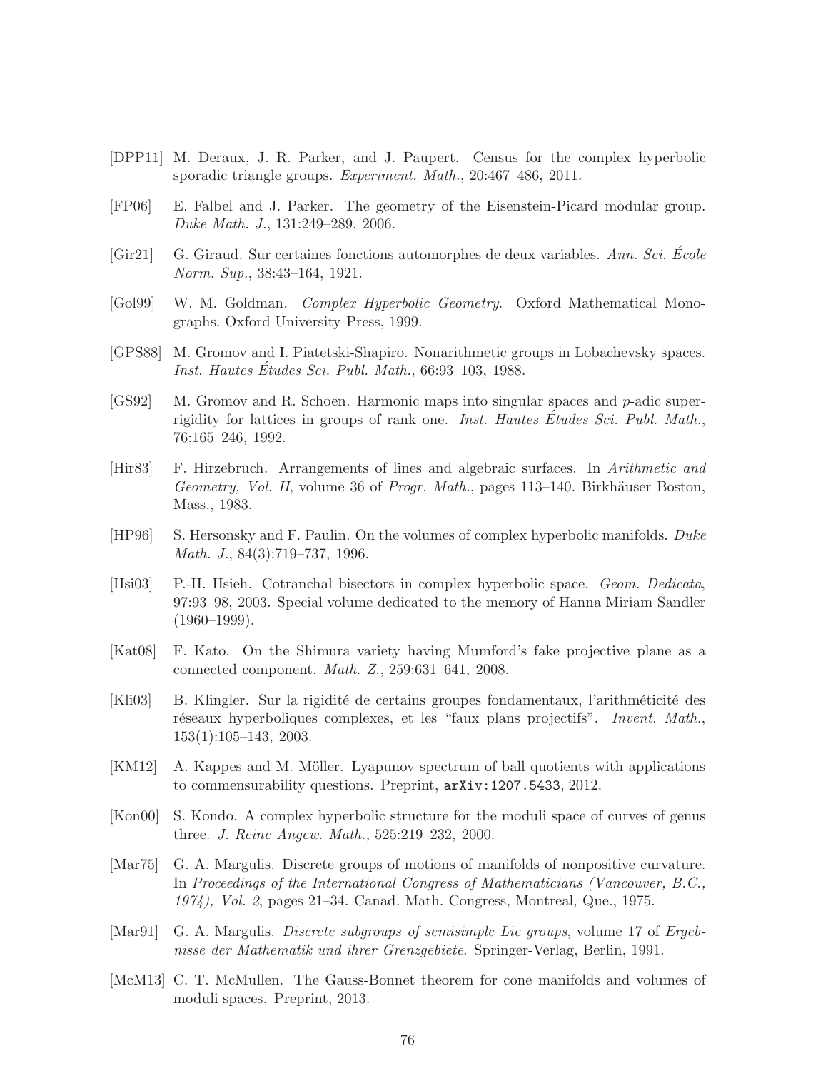[DPP11] M. Deraux, J. R. Parker, and J. Paupert. Census for the complex hyperbolic sporadic triangle groups. *Experiment. Math.*, 20:467–486, 2011.

[FP06] E. Falbel and J. Parker. The geometry of the Eisenstein-Picard modular group. *Duke Math. J.*, 131:249–289, 2006.

[Gir21] G. Giraud. Sur certaines fonctions automorphes de deux variables. *Ann. Sci. École Norm. Sup.*, 38:43–164, 1921.

[Gol99] W. M. Goldman. *Complex Hyperbolic Geometry*. Oxford Mathematical Monographs. Oxford University Press, 1999.

[GPS88] M. Gromov and I. Piatetski-Shapiro. Nonarithmetic groups in Lobachevsky spaces. *Inst. Hautes Études Sci. Publ. Math.*, 66:93–103, 1988.

[GS92] M. Gromov and R. Schoen. Harmonic maps into singular spaces and $p$-adic superrigidity for lattices in groups of rank one. *Inst. Hautes Études Sci. Publ. Math.*, 76:165–246, 1992.

[Hir83] F. Hirzebruch. Arrangements of lines and algebraic surfaces. In *Arithmetic and Geometry, Vol. II*, volume 36 of *Progr. Math.*, pages 113–140. Birkhäuser Boston, Mass., 1983.

[HP96] S. Hersonsky and F. Paulin. On the volumes of complex hyperbolic manifolds. *Duke Math. J.*, 84(3):719–737, 1996.

[Hsi03] P.-H. Hsieh. Cotranchal bisectors in complex hyperbolic space. *Geom. Dedicata*, 97:93–98, 2003. Special volume dedicated to the memory of Hanna Miriam Sandler (1960–1999).

[Kat08] F. Kato. On the Shimura variety having Mumford's fake projective plane as a connected component. *Math. Z.*, 259:631–641, 2008.

[Kli03] B. Klingler. Sur la rigidité de certains groupes fondamentaux, l'arithméticité des réseaux hyperboliques complexes, et les "faux plans projectifs". *Invent. Math.*, 153(1):105–143, 2003.

[KM12] A. Kappes and M. Möller. Lyapunov spectrum of ball quotients with applications to commensurability questions. Preprint, `arXiv:1207.5433`, 2012.

[Kon00] S. Kondo. A complex hyperbolic structure for the moduli space of curves of genus three. *J. Reine Angew. Math.*, 525:219–232, 2000.

[Mar75] G. A. Margulis. Discrete groups of motions of manifolds of nonpositive curvature. In *Proceedings of the International Congress of Mathematicians (Vancouver, B.C., 1974), Vol. 2*, pages 21–34. Canad. Math. Congress, Montreal, Que., 1975.

[Mar91] G. A. Margulis. *Discrete subgroups of semisimple Lie groups*, volume 17 of *Ergebnisse der Mathematik und ihrer Grenzgebiete*. Springer-Verlag, Berlin, 1991.

[McM13] C. T. McMullen. The Gauss-Bonnet theorem for cone manifolds and volumes of moduli spaces. Preprint, 2013.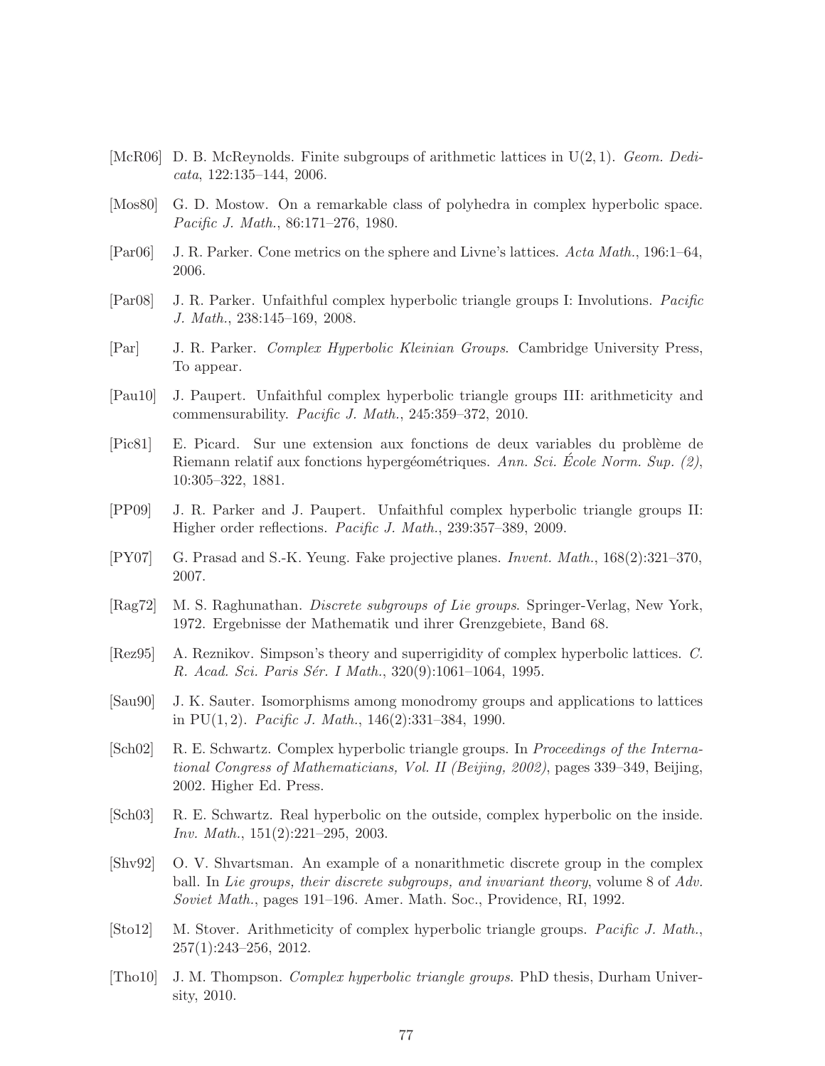[McR06] D. B. McReynolds. Finite subgroups of arithmetic lattices in $U(2,1)$. *Geom. Dedicata*, 122:135–144, 2006.

[Mos80] G. D. Mostow. On a remarkable class of polyhedra in complex hyperbolic space. *Pacific J. Math.*, 86:171–276, 1980.

[Par06] J. R. Parker. Cone metrics on the sphere and Livne's lattices. *Acta Math.*, 196:1–64, 2006.

[Par08] J. R. Parker. Unfaithful complex hyperbolic triangle groups I: Involutions. *Pacific J. Math.*, 238:145–169, 2008.

[Par] J. R. Parker. *Complex Hyperbolic Kleinian Groups*. Cambridge University Press, To appear.

[Pau10] J. Paupert. Unfaithful complex hyperbolic triangle groups III: arithmeticity and commensurability. *Pacific J. Math.*, 245:359–372, 2010.

[Pic81] E. Picard. Sur une extension aux fonctions de deux variables du problème de Riemann relatif aux fonctions hypergéométriques. *Ann. Sci. École Norm. Sup. (2)*, 10:305–322, 1881.

[PP09] J. R. Parker and J. Paupert. Unfaithful complex hyperbolic triangle groups II: Higher order reflections. *Pacific J. Math.*, 239:357–389, 2009.

[PY07] G. Prasad and S.-K. Yeung. Fake projective planes. *Invent. Math.*, 168(2):321–370, 2007.

[Rag72] M. S. Raghunathan. *Discrete subgroups of Lie groups*. Springer-Verlag, New York, 1972. Ergebnisse der Mathematik und ihrer Grenzgebiete, Band 68.

[Rez95] A. Reznikov. Simpson's theory and superrigidity of complex hyperbolic lattices. *C. R. Acad. Sci. Paris Sér. I Math.*, 320(9):1061–1064, 1995.

[Sau90] J. K. Sauter. Isomorphisms among monodromy groups and applications to lattices in $PU(1,2)$. *Pacific J. Math.*, 146(2):331–384, 1990.

[Sch02] R. E. Schwartz. Complex hyperbolic triangle groups. In *Proceedings of the International Congress of Mathematicians, Vol. II (Beijing, 2002)*, pages 339–349, Beijing, 2002. Higher Ed. Press.

[Sch03] R. E. Schwartz. Real hyperbolic on the outside, complex hyperbolic on the inside. *Inv. Math.*, 151(2):221–295, 2003.

[Shv92] O. V. Shvartsman. An example of a nonarithmetic discrete group in the complex ball. In *Lie groups, their discrete subgroups, and invariant theory*, volume 8 of *Adv. Soviet Math.*, pages 191–196. Amer. Math. Soc., Providence, RI, 1992.

[Sto12] M. Stover. Arithmeticity of complex hyperbolic triangle groups. *Pacific J. Math.*, 257(1):243–256, 2012.

[Tho10] J. M. Thompson. *Complex hyperbolic triangle groups*. PhD thesis, Durham University, 2010.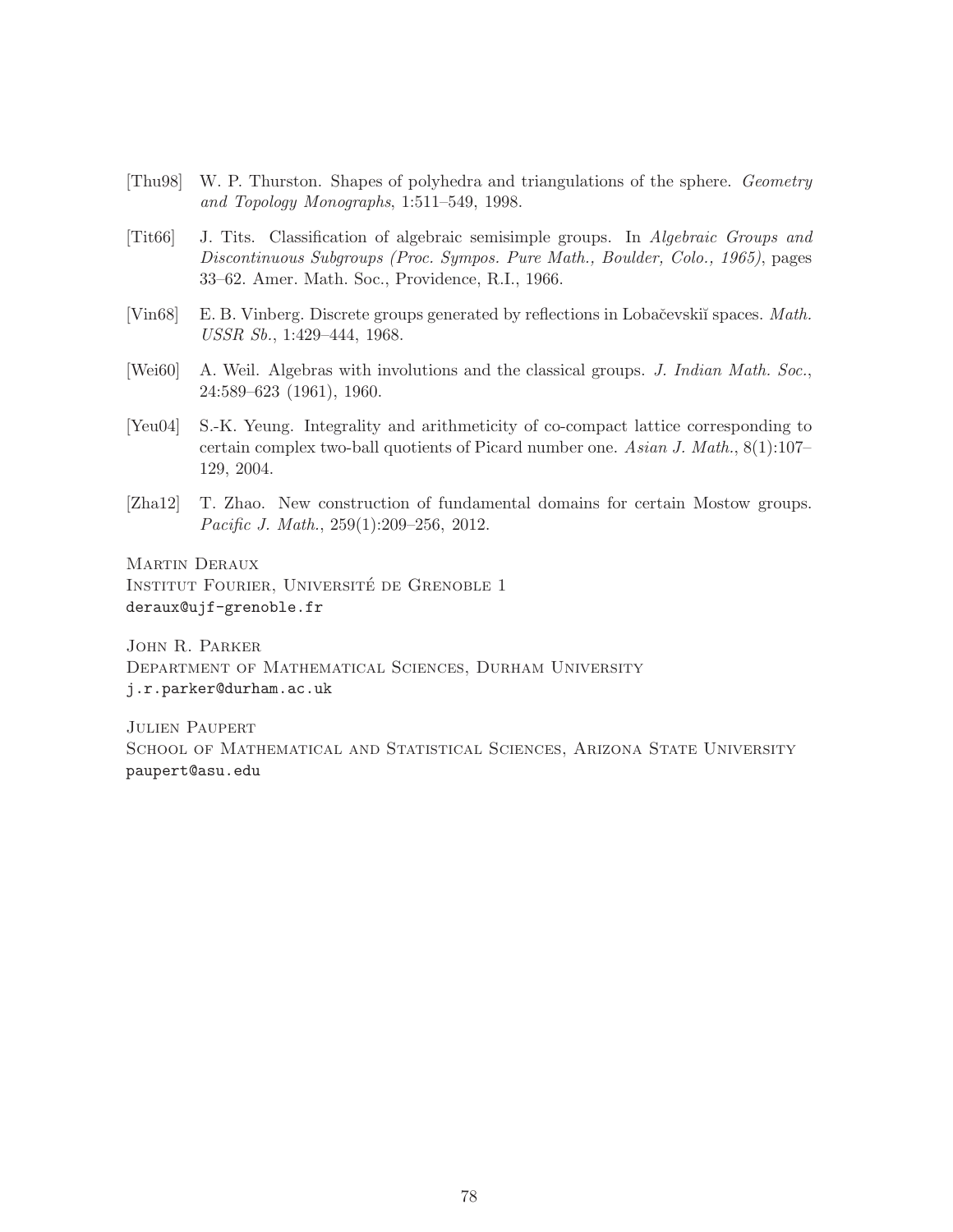[Thu98] W. P. Thurston. Shapes of polyhedra and triangulations of the sphere. *Geometry and Topology Monographs*, 1:511–549, 1998.

[Tit66] J. Tits. Classification of algebraic semisimple groups. In *Algebraic Groups and Discontinuous Subgroups (Proc. Sympos. Pure Math., Boulder, Colo., 1965)*, pages 33–62. Amer. Math. Soc., Providence, R.I., 1966.

[Vin68] E. B. Vinberg. Discrete groups generated by reflections in Lobačevskiĭ spaces. *Math. USSR Sb.*, 1:429–444, 1968.

[Wei60] A. Weil. Algebras with involutions and the classical groups. *J. Indian Math. Soc.*, 24:589–623 (1961), 1960.

[Yeu04] S.-K. Yeung. Integrality and arithmeticity of co-compact lattice corresponding to certain complex two-ball quotients of Picard number one. *Asian J. Math.*, 8(1):107–129, 2004.

[Zha12] T. Zhao. New construction of fundamental domains for certain Mostow groups. *Pacific J. Math.*, 259(1):209–256, 2012.

Martin Deraux
Institut Fourier, Université de Grenoble 1
deraux@ujf-grenoble.fr

John R. Parker
Department of Mathematical Sciences, Durham University
j.r.parker@durham.ac.uk

Julien Paupert
School of Mathematical and Statistical Sciences, Arizona State University
paupert@asu.edu